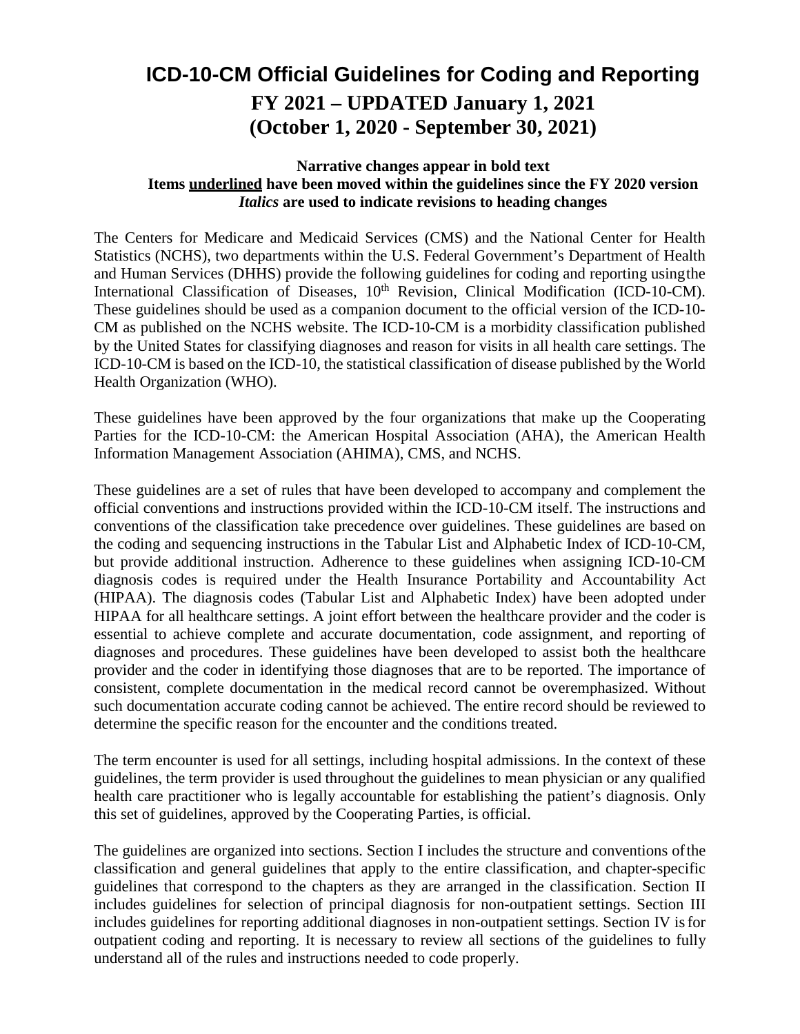# ICD-10-CM Official Guidelines for Coding and Reporting

## FY 2021 – UPDATED January 1, 2021
## (October 1, 2020 - September 30, 2021)

**Narrative changes appear in bold text**
**Items <u>underlined</u> have been moved within the guidelines since the FY 2020 version**
***Italics* are used to indicate revisions to heading changes**

The Centers for Medicare and Medicaid Services (CMS) and the National Center for Health Statistics (NCHS), two departments within the U.S. Federal Government's Department of Health and Human Services (DHHS) provide the following guidelines for coding and reporting using the International Classification of Diseases, 10th Revision, Clinical Modification (ICD-10-CM). These guidelines should be used as a companion document to the official version of the ICD-10-CM as published on the NCHS website. The ICD-10-CM is a morbidity classification published by the United States for classifying diagnoses and reason for visits in all health care settings. The ICD-10-CM is based on the ICD-10, the statistical classification of disease published by the World Health Organization (WHO).

These guidelines have been approved by the four organizations that make up the Cooperating Parties for the ICD-10-CM: the American Hospital Association (AHA), the American Health Information Management Association (AHIMA), CMS, and NCHS.

These guidelines are a set of rules that have been developed to accompany and complement the official conventions and instructions provided within the ICD-10-CM itself. The instructions and conventions of the classification take precedence over guidelines. These guidelines are based on the coding and sequencing instructions in the Tabular List and Alphabetic Index of ICD-10-CM, but provide additional instruction. Adherence to these guidelines when assigning ICD-10-CM diagnosis codes is required under the Health Insurance Portability and Accountability Act (HIPAA). The diagnosis codes (Tabular List and Alphabetic Index) have been adopted under HIPAA for all healthcare settings. A joint effort between the healthcare provider and the coder is essential to achieve complete and accurate documentation, code assignment, and reporting of diagnoses and procedures. These guidelines have been developed to assist both the healthcare provider and the coder in identifying those diagnoses that are to be reported. The importance of consistent, complete documentation in the medical record cannot be overemphasized. Without such documentation accurate coding cannot be achieved. The entire record should be reviewed to determine the specific reason for the encounter and the conditions treated.

The term encounter is used for all settings, including hospital admissions. In the context of these guidelines, the term provider is used throughout the guidelines to mean physician or any qualified health care practitioner who is legally accountable for establishing the patient's diagnosis. Only this set of guidelines, approved by the Cooperating Parties, is official.

The guidelines are organized into sections. Section I includes the structure and conventions of the classification and general guidelines that apply to the entire classification, and chapter-specific guidelines that correspond to the chapters as they are arranged in the classification. Section II includes guidelines for selection of principal diagnosis for non-outpatient settings. Section III includes guidelines for reporting additional diagnoses in non-outpatient settings. Section IV is for outpatient coding and reporting. It is necessary to review all sections of the guidelines to fully understand all of the rules and instructions needed to code properly.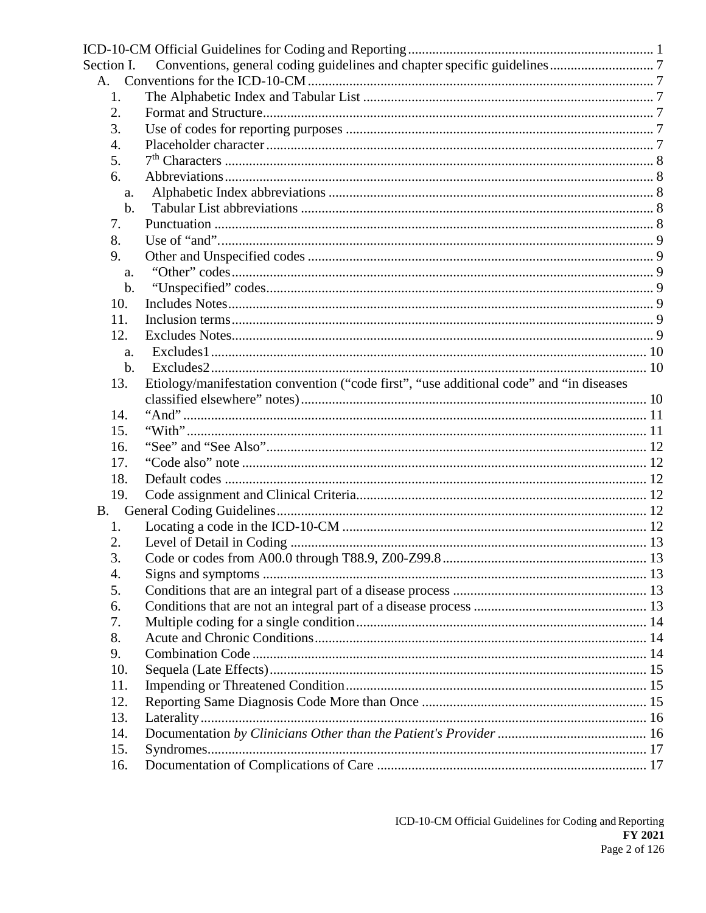ICD-10-CM Official Guidelines for Coding and Reporting ...................................................................... 1

Section I. Conventions, general coding guidelines and chapter specific guidelines ............................. 7

- A. Conventions for the ICD-10-CM ................................................................................................... 7
  - 1. The Alphabetic Index and Tabular List .................................................................................... 7
  - 2. Format and Structure ................................................................................................................ 7
  - 3. Use of codes for reporting purposes ........................................................................................ 7
  - 4. Placeholder character ............................................................................................................... 7
  - 5. 7[th] Characters ............................................................................................................................ 8
  - 6. Abbreviations ........................................................................................................................... 8
    - a. Alphabetic Index abbreviations ............................................................................................. 8
    - b. Tabular List abbreviations ..................................................................................................... 8
  - 7. Punctuation .............................................................................................................................. 8
  - 8. Use of "and" ............................................................................................................................. 9
  - 9. Other and Unspecified codes ................................................................................................... 9
    - a. "Other" codes ........................................................................................................................ 9
    - b. "Unspecified" codes .............................................................................................................. 9
  - 10. Includes Notes ......................................................................................................................... 9
  - 11. Inclusion terms ......................................................................................................................... 9
  - 12. Excludes Notes ......................................................................................................................... 9
    - a. Excludes1 ............................................................................................................................. 10
    - b. Excludes2 ............................................................................................................................. 10
  - 13. Etiology/manifestation convention ("code first", "use additional code" and "in diseases classified elsewhere" notes) ................................................................................................... 10
  - 14. "And" ..................................................................................................................................... 11
  - 15. "With" .................................................................................................................................... 11
  - 16. "See" and "See Also" ............................................................................................................. 12
  - 17. "Code also" note .................................................................................................................... 12
  - 18. Default codes ......................................................................................................................... 12
  - 19. Code assignment and Clinical Criteria ................................................................................... 12
- B. General Coding Guidelines .......................................................................................................... 12
  - 1. Locating a code in the ICD-10-CM ....................................................................................... 12
  - 2. Level of Detail in Coding ...................................................................................................... 13
  - 3. Code or codes from A00.0 through T88.9, Z00-Z99.8 ........................................................... 13
  - 4. Signs and symptoms .............................................................................................................. 13
  - 5. Conditions that are an integral part of a disease process ....................................................... 13
  - 6. Conditions that are not an integral part of a disease process ................................................. 13
  - 7. Multiple coding for a single condition ................................................................................... 14
  - 8. Acute and Chronic Conditions ............................................................................................... 14
  - 9. Combination Code ................................................................................................................. 14
  - 10. Sequela (Late Effects) ............................................................................................................ 15
  - 11. Impending or Threatened Condition ....................................................................................... 15
  - 12. Reporting Same Diagnosis Code More than Once ................................................................. 15
  - 13. Laterality ................................................................................................................................ 16
  - 14. Documentation *by Clinicians Other than the Patient's Provider* ........................................... 16
  - 15. Syndromes .............................................................................................................................. 17
  - 16. Documentation of Complications of Care ............................................................................. 17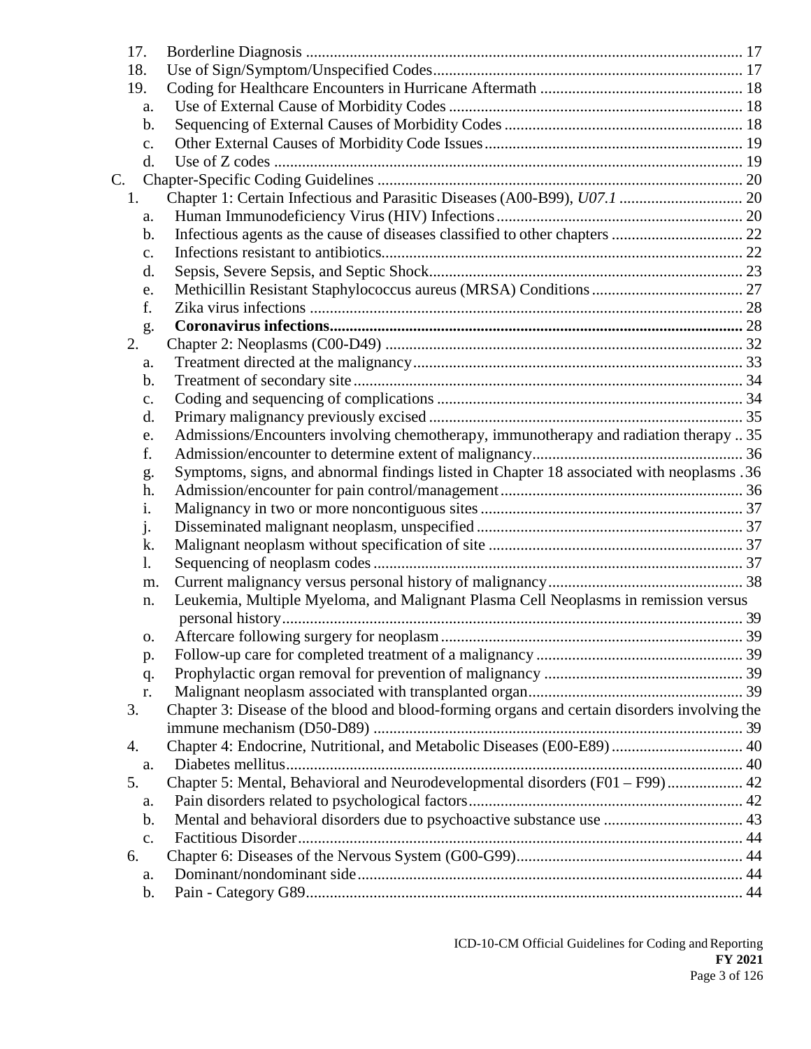17. Borderline Diagnosis ............................................................................................................ 17
18. Use of Sign/Symptom/Unspecified Codes............................................................................ 17
19. Coding for Healthcare Encounters in Hurricane Aftermath .................................................. 18
    a. Use of External Cause of Morbidity Codes ......................................................................... 18
    b. Sequencing of External Causes of Morbidity Codes ........................................................... 18
    c. Other External Causes of Morbidity Code Issues................................................................ 19
    d. Use of Z codes ..................................................................................................................... 19

C. Chapter-Specific Coding Guidelines ........................................................................................... 20
1. Chapter 1: Certain Infectious and Parasitic Diseases (A00-B99), *U07.1* ............................... 20
    a. Human Immunodeficiency Virus (HIV) Infections............................................................. 20
    b. Infectious agents as the cause of diseases classified to other chapters ................................ 22
    c. Infections resistant to antibiotics.......................................................................................... 22
    d. Sepsis, Severe Sepsis, and Septic Shock.............................................................................. 23
    e. Methicillin Resistant Staphylococcus aureus (MRSA) Conditions...................................... 27
    f. Zika virus infections ............................................................................................................ 28
    g. **Coronavirus infections.......................................................................................................... 28**
2. Chapter 2: Neoplasms (C00-D49) ......................................................................................... 32
    a. Treatment directed at the malignancy.................................................................................. 33
    b. Treatment of secondary site ................................................................................................. 34
    c. Coding and sequencing of complications ............................................................................ 34
    d. Primary malignancy previously excised .............................................................................. 35
    e. Admissions/Encounters involving chemotherapy, immunotherapy and radiation therapy .. 35
    f. Admission/encounter to determine extent of malignancy.................................................... 36
    g. Symptoms, signs, and abnormal findings listed in Chapter 18 associated with neoplasms . 36
    h. Admission/encounter for pain control/management............................................................ 36
    i. Malignancy in two or more noncontiguous sites ................................................................. 37
    j. Disseminated malignant neoplasm, unspecified .................................................................. 37
    k. Malignant neoplasm without specification of site ............................................................... 37
    l. Sequencing of neoplasm codes ............................................................................................ 37
    m. Current malignancy versus personal history of malignancy................................................. 38
    n. Leukemia, Multiple Myeloma, and Malignant Plasma Cell Neoplasms in remission versus personal history.................................................................................................................. 39
    o. Aftercare following surgery for neoplasm........................................................................... 39
    p. Follow-up care for completed treatment of a malignancy ................................................... 39
    q. Prophylactic organ removal for prevention of malignancy ................................................. 39
    r. Malignant neoplasm associated with transplanted organ...................................................... 39
3. Chapter 3: Disease of the blood and blood-forming organs and certain disorders involving the immune mechanism (D50-D89) ............................................................................................ 39
4. Chapter 4: Endocrine, Nutritional, and Metabolic Diseases (E00-E89)................................. 40
    a. Diabetes mellitus.................................................................................................................. 40
5. Chapter 5: Mental, Behavioral and Neurodevelopmental disorders (F01 – F99).................. 42
    a. Pain disorders related to psychological factors.................................................................... 42
    b. Mental and behavioral disorders due to psychoactive substance use .................................. 43
    c. Factitious Disorder............................................................................................................... 44
6. Chapter 6: Diseases of the Nervous System (G00-G99)........................................................ 44
    a. Dominant/nondominant side................................................................................................ 44
    b. Pain - Category G89............................................................................................................. 44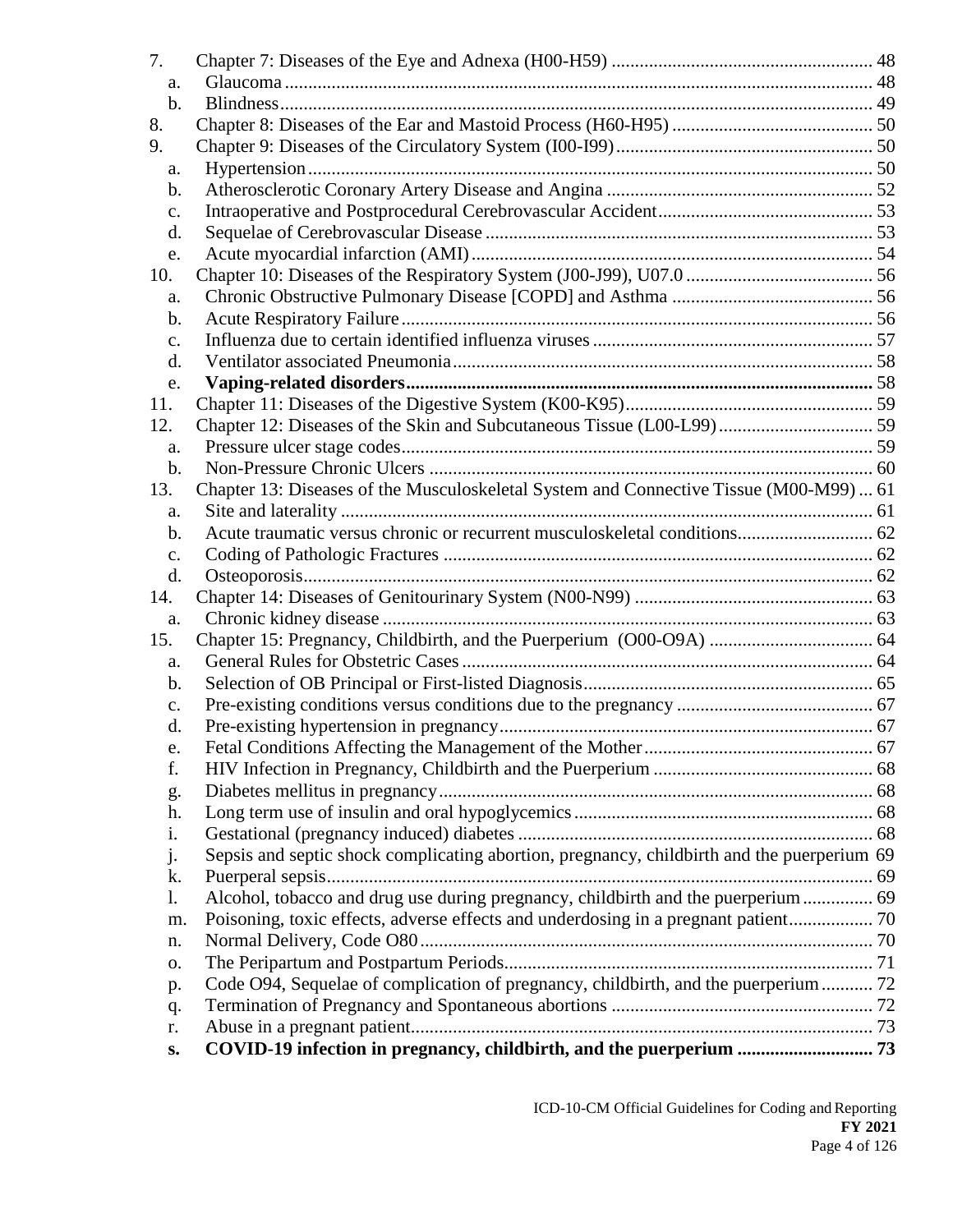7. Chapter 7: Diseases of the Eye and Adnexa (H00-H59) ........................................................ 48
   a. Glaucoma ............................................................................................................................ 48
   b. Blindness............................................................................................................................. 49
8. Chapter 8: Diseases of the Ear and Mastoid Process (H60-H95) ........................................... 50
9. Chapter 9: Diseases of the Circulatory System (I00-I99)....................................................... 50
   a. Hypertension ........................................................................................................................ 50
   b. Atherosclerotic Coronary Artery Disease and Angina ......................................................... 52
   c. Intraoperative and Postprocedural Cerebrovascular Accident............................................. 53
   d. Sequelae of Cerebrovascular Disease .................................................................................. 53
   e. Acute myocardial infarction (AMI)..................................................................................... 54
10. Chapter 10: Diseases of the Respiratory System (J00-J99), U07.0 ........................................ 56
    a. Chronic Obstructive Pulmonary Disease [COPD] and Asthma ........................................... 56
    b. Acute Respiratory Failure .................................................................................................... 56
    c. Influenza due to certain identified influenza viruses ............................................................ 57
    d. Ventilator associated Pneumonia ......................................................................................... 58
    e. **Vaping-related disorders ................................................................................................... 58**
11. Chapter 11: Diseases of the Digestive System (K00-K95)..................................................... 59
12. Chapter 12: Diseases of the Skin and Subcutaneous Tissue (L00-L99)................................. 59
    a. Pressure ulcer stage codes .................................................................................................... 59
    b. Non-Pressure Chronic Ulcers .............................................................................................. 60
13. Chapter 13: Diseases of the Musculoskeletal System and Connective Tissue (M00-M99) ... 61
    a. Site and laterality ................................................................................................................. 61
    b. Acute traumatic versus chronic or recurrent musculoskeletal conditions............................. 62
    c. Coding of Pathologic Fractures ........................................................................................... 62
    d. Osteoporosis ........................................................................................................................ 62
14. Chapter 14: Diseases of Genitourinary System (N00-N99) ................................................... 63
    a. Chronic kidney disease ........................................................................................................ 63
15. Chapter 15: Pregnancy, Childbirth, and the Puerperium (O00-O9A) ................................... 64
    a. General Rules for Obstetric Cases ....................................................................................... 64
    b. Selection of OB Principal or First-listed Diagnosis.............................................................. 65
    c. Pre-existing conditions versus conditions due to the pregnancy .......................................... 67
    d. Pre-existing hypertension in pregnancy ............................................................................... 67
    e. Fetal Conditions Affecting the Management of the Mother ................................................ 67
    f. HIV Infection in Pregnancy, Childbirth and the Puerperium ............................................... 68
    g. Diabetes mellitus in pregnancy ............................................................................................ 68
    h. Long term use of insulin and oral hypoglycemics ................................................................ 68
    i. Gestational (pregnancy induced) diabetes ............................................................................ 68
    j. Sepsis and septic shock complicating abortion, pregnancy, childbirth and the puerperium 69
    k. Puerperal sepsis .................................................................................................................... 69
    l. Alcohol, tobacco and drug use during pregnancy, childbirth and the puerperium ............... 69
    m. Poisoning, toxic effects, adverse effects and underdosing in a pregnant patient.................. 70
    n. Normal Delivery, Code O80 ................................................................................................ 70
    o. The Peripartum and Postpartum Periods............................................................................... 71
    p. Code O94, Sequelae of complication of pregnancy, childbirth, and the puerperium ........... 72
    q. Termination of Pregnancy and Spontaneous abortions ........................................................ 72
    r. Abuse in a pregnant patient................................................................................................... 73
    s. **COVID-19 infection in pregnancy, childbirth, and the puerperium ............................. 73**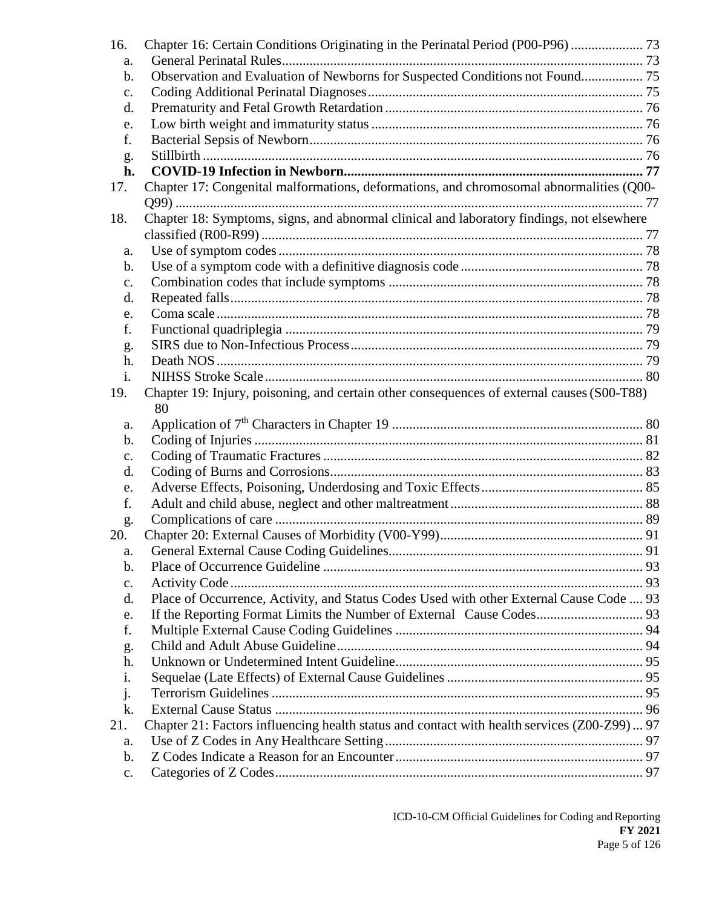16. Chapter 16: Certain Conditions Originating in the Perinatal Period (P00-P96) ..................... 73
    a. General Perinatal Rules........................................................................................................ 73
    b. Observation and Evaluation of Newborns for Suspected Conditions not Found.................. 75
    c. Coding Additional Perinatal Diagnoses............................................................................... 75
    d. Prematurity and Fetal Growth Retardation .......................................................................... 76
    e. Low birth weight and immaturity status .............................................................................. 76
    f. Bacterial Sepsis of Newborn................................................................................................ 76
    g. Stillbirth ............................................................................................................................... 76
    **h. COVID-19 Infection in Newborn....................................................................................... 77**
17. Chapter 17: Congenital malformations, deformations, and chromosomal abnormalities (Q00-Q99) ...................................................................................................................................... 77
18. Chapter 18: Symptoms, signs, and abnormal clinical and laboratory findings, not elsewhere classified (R00-R99) .............................................................................................................. 77
    a. Use of symptom codes......................................................................................................... 78
    b. Use of a symptom code with a definitive diagnosis code .................................................... 78
    c. Combination codes that include symptoms ......................................................................... 78
    d. Repeated falls...................................................................................................................... 78
    e. Coma scale .......................................................................................................................... 78
    f. Functional quadriplegia ....................................................................................................... 79
    g. SIRS due to Non-Infectious Process.................................................................................... 79
    h. Death NOS........................................................................................................................... 79
    i. NIHSS Stroke Scale............................................................................................................. 80
19. Chapter 19: Injury, poisoning, and certain other consequences of external causes (S00-T88) 80
    a. Application of 7th Characters in Chapter 19 ........................................................................ 80
    b. Coding of Injuries ................................................................................................................ 81
    c. Coding of Traumatic Fractures ............................................................................................ 82
    d. Coding of Burns and Corrosions.......................................................................................... 83
    e. Adverse Effects, Poisoning, Underdosing and Toxic Effects............................................... 85
    f. Adult and child abuse, neglect and other maltreatment........................................................ 88
    g. Complications of care .......................................................................................................... 89
20. Chapter 20: External Causes of Morbidity (V00-Y99).......................................................... 91
    a. General External Cause Coding Guidelines......................................................................... 91
    b. Place of Occurrence Guideline ............................................................................................ 93
    c. Activity Code ....................................................................................................................... 93
    d. Place of Occurrence, Activity, and Status Codes Used with other External Cause Code .... 93
    e. If the Reporting Format Limits the Number of External Cause Codes............................... 93
    f. Multiple External Cause Coding Guidelines ....................................................................... 94
    g. Child and Adult Abuse Guideline........................................................................................ 94
    h. Unknown or Undetermined Intent Guideline....................................................................... 95
    i. Sequelae (Late Effects) of External Cause Guidelines ......................................................... 95
    j. Terrorism Guidelines ........................................................................................................... 95
    k. External Cause Status .......................................................................................................... 96
21. Chapter 21: Factors influencing health status and contact with health services (Z00-Z99) ... 97
    a. Use of Z Codes in Any Healthcare Setting........................................................................... 97
    b. Z Codes Indicate a Reason for an Encounter....................................................................... 97
    c. Categories of Z Codes.......................................................................................................... 97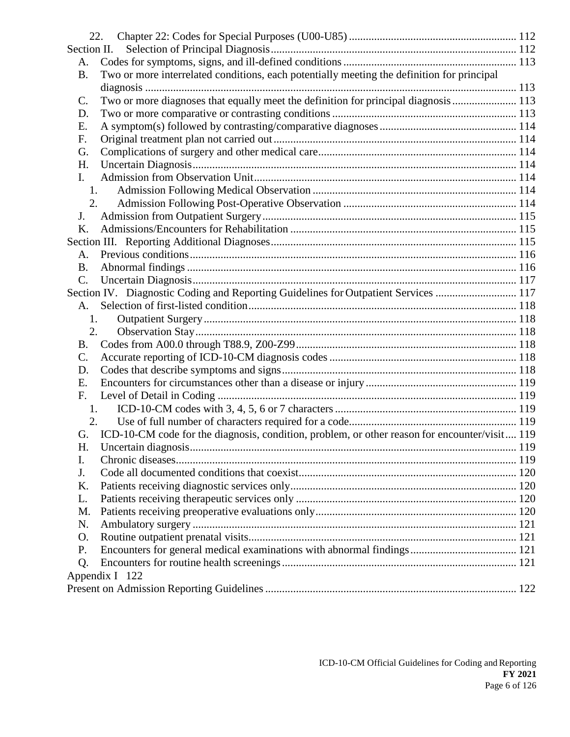22. Chapter 22: Codes for Special Purposes (U00-U85) ... 112
Section II. Selection of Principal Diagnosis ... 112
A. Codes for symptoms, signs, and ill-defined conditions ... 113
B. Two or more interrelated conditions, each potentially meeting the definition for principal diagnosis ... 113
C. Two or more diagnoses that equally meet the definition for principal diagnosis ... 113
D. Two or more comparative or contrasting conditions ... 113
E. A symptom(s) followed by contrasting/comparative diagnoses ... 114
F. Original treatment plan not carried out ... 114
G. Complications of surgery and other medical care ... 114
H. Uncertain Diagnosis ... 114
I. Admission from Observation Unit ... 114
1. Admission Following Medical Observation ... 114
2. Admission Following Post-Operative Observation ... 114
J. Admission from Outpatient Surgery ... 115
K. Admissions/Encounters for Rehabilitation ... 115
Section III. Reporting Additional Diagnoses ... 115
A. Previous conditions ... 116
B. Abnormal findings ... 116
C. Uncertain Diagnosis ... 117
Section IV. Diagnostic Coding and Reporting Guidelines for Outpatient Services ... 117
A. Selection of first-listed condition ... 118
1. Outpatient Surgery ... 118
2. Observation Stay ... 118
B. Codes from A00.0 through T88.9, Z00-Z99 ... 118
C. Accurate reporting of ICD-10-CM diagnosis codes ... 118
D. Codes that describe symptoms and signs ... 118
E. Encounters for circumstances other than a disease or injury ... 119
F. Level of Detail in Coding ... 119
1. ICD-10-CM codes with 3, 4, 5, 6 or 7 characters ... 119
2. Use of full number of characters required for a code ... 119
G. ICD-10-CM code for the diagnosis, condition, problem, or other reason for encounter/visit ... 119
H. Uncertain diagnosis ... 119
I. Chronic diseases ... 119
J. Code all documented conditions that coexist ... 120
K. Patients receiving diagnostic services only ... 120
L. Patients receiving therapeutic services only ... 120
M. Patients receiving preoperative evaluations only ... 120
N. Ambulatory surgery ... 121
O. Routine outpatient prenatal visits ... 121
P. Encounters for general medical examinations with abnormal findings ... 121
Q. Encounters for routine health screenings ... 121
Appendix I 122
Present on Admission Reporting Guidelines ... 122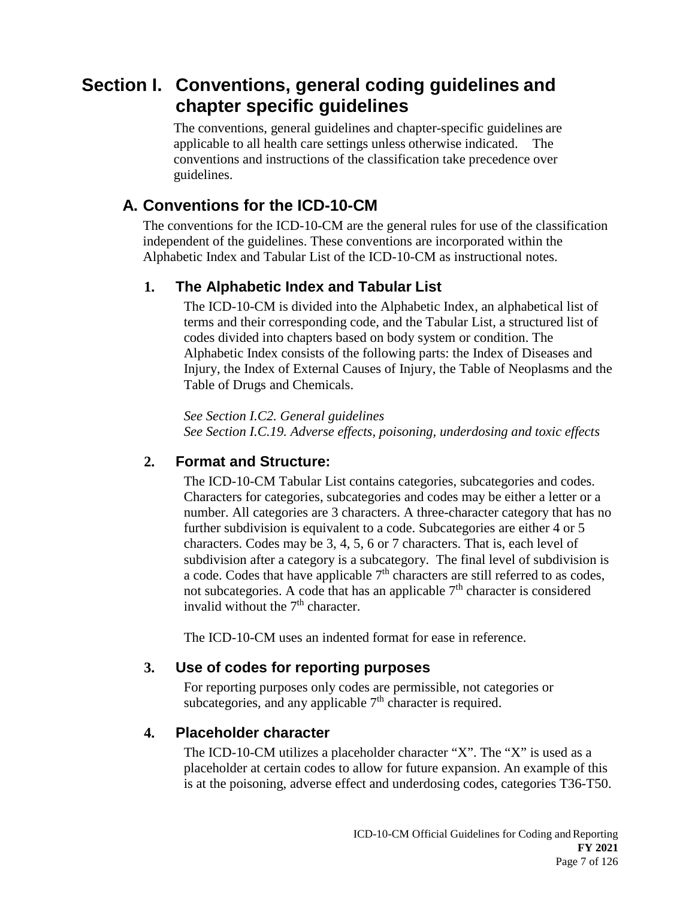# Section I. Conventions, general coding guidelines and chapter specific guidelines

The conventions, general guidelines and chapter-specific guidelines are applicable to all health care settings unless otherwise indicated. The conventions and instructions of the classification take precedence over guidelines.

## A. Conventions for the ICD-10-CM

The conventions for the ICD-10-CM are the general rules for use of the classification independent of the guidelines. These conventions are incorporated within the Alphabetic Index and Tabular List of the ICD-10-CM as instructional notes.

### 1. The Alphabetic Index and Tabular List

The ICD-10-CM is divided into the Alphabetic Index, an alphabetical list of terms and their corresponding code, and the Tabular List, a structured list of codes divided into chapters based on body system or condition. The Alphabetic Index consists of the following parts: the Index of Diseases and Injury, the Index of External Causes of Injury, the Table of Neoplasms and the Table of Drugs and Chemicals.

*See Section I.C2. General guidelines*
*See Section I.C.19. Adverse effects, poisoning, underdosing and toxic effects*

### 2. Format and Structure:

The ICD-10-CM Tabular List contains categories, subcategories and codes. Characters for categories, subcategories and codes may be either a letter or a number. All categories are 3 characters. A three-character category that has no further subdivision is equivalent to a code. Subcategories are either 4 or 5 characters. Codes may be 3, 4, 5, 6 or 7 characters. That is, each level of subdivision after a category is a subcategory. The final level of subdivision is a code. Codes that have applicable $7^{th}$ characters are still referred to as codes, not subcategories. A code that has an applicable $7^{th}$ character is considered invalid without the $7^{th}$ character.

The ICD-10-CM uses an indented format for ease in reference.

### 3. Use of codes for reporting purposes

For reporting purposes only codes are permissible, not categories or subcategories, and any applicable $7^{th}$ character is required.

### 4. Placeholder character

The ICD-10-CM utilizes a placeholder character "X". The "X" is used as a placeholder at certain codes to allow for future expansion. An example of this is at the poisoning, adverse effect and underdosing codes, categories T36-T50.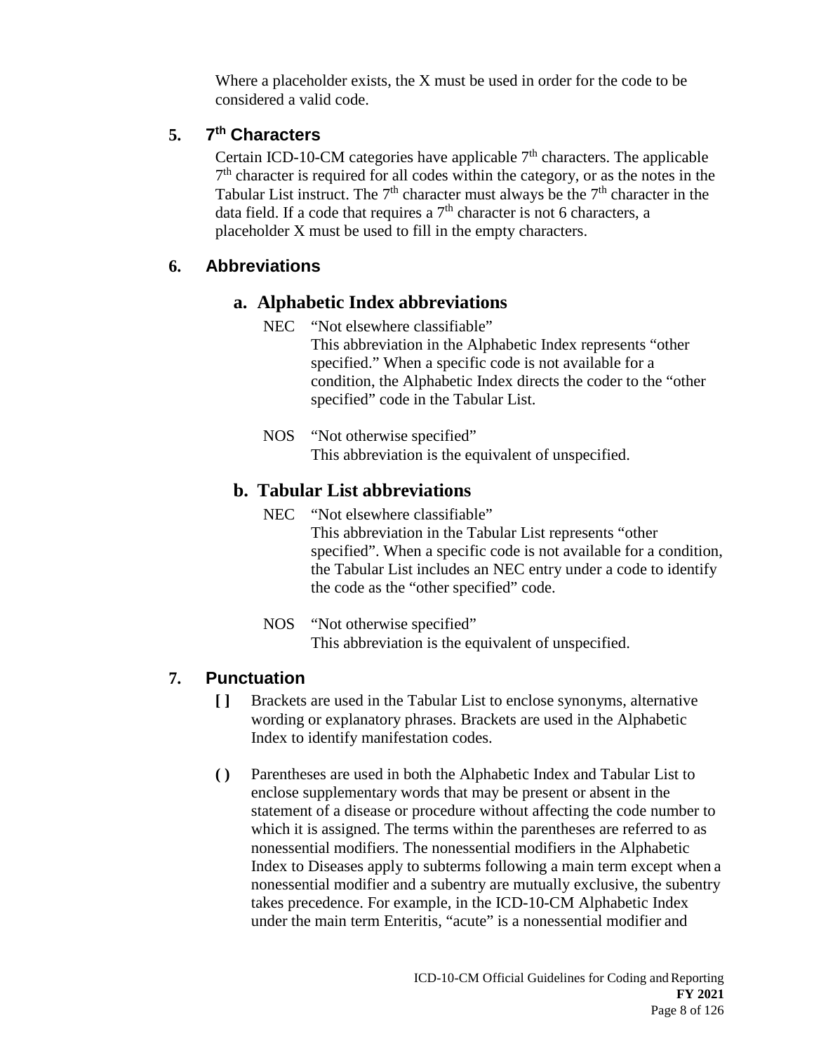Where a placeholder exists, the X must be used in order for the code to be considered a valid code.

### 5. 7th Characters

Certain ICD-10-CM categories have applicable 7th characters. The applicable 7th character is required for all codes within the category, or as the notes in the Tabular List instruct. The 7th character must always be the 7th character in the data field. If a code that requires a 7th character is not 6 characters, a placeholder X must be used to fill in the empty characters.

### 6. Abbreviations

#### a. Alphabetic Index abbreviations

NEC "Not elsewhere classifiable"
This abbreviation in the Alphabetic Index represents "other specified." When a specific code is not available for a condition, the Alphabetic Index directs the coder to the "other specified" code in the Tabular List.

NOS "Not otherwise specified"
This abbreviation is the equivalent of unspecified.

#### b. Tabular List abbreviations

NEC "Not elsewhere classifiable"
This abbreviation in the Tabular List represents "other specified". When a specific code is not available for a condition, the Tabular List includes an NEC entry under a code to identify the code as the "other specified" code.

NOS "Not otherwise specified"
This abbreviation is the equivalent of unspecified.

### 7. Punctuation

**[ ]** Brackets are used in the Tabular List to enclose synonyms, alternative wording or explanatory phrases. Brackets are used in the Alphabetic Index to identify manifestation codes.

**( )** Parentheses are used in both the Alphabetic Index and Tabular List to enclose supplementary words that may be present or absent in the statement of a disease or procedure without affecting the code number to which it is assigned. The terms within the parentheses are referred to as nonessential modifiers. The nonessential modifiers in the Alphabetic Index to Diseases apply to subterms following a main term except when a nonessential modifier and a subentry are mutually exclusive, the subentry takes precedence. For example, in the ICD-10-CM Alphabetic Index under the main term Enteritis, "acute" is a nonessential modifier and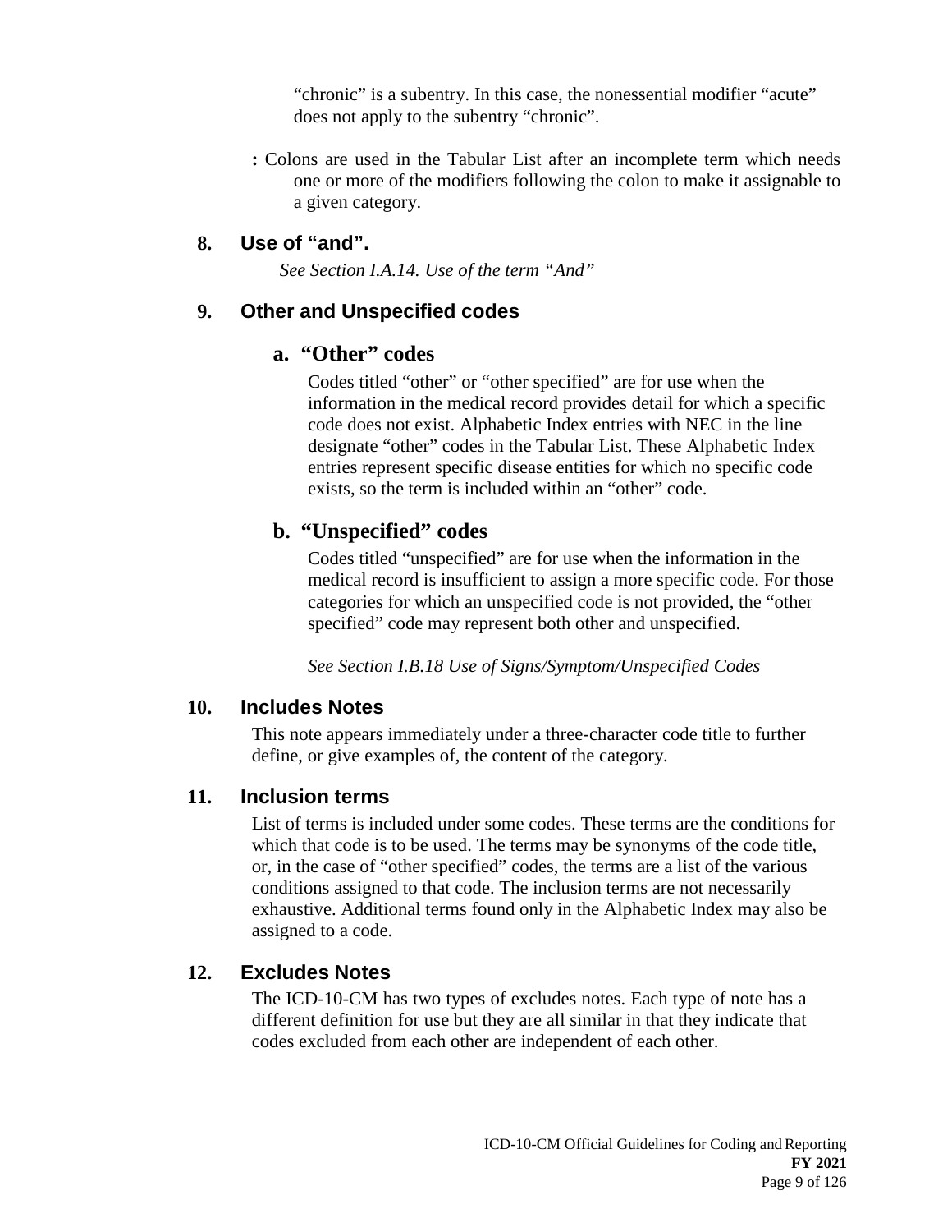"chronic" is a subentry. In this case, the nonessential modifier "acute" does not apply to the subentry "chronic".

**:** Colons are used in the Tabular List after an incomplete term which needs one or more of the modifiers following the colon to make it assignable to a given category.

### 8. Use of "and".

*See Section I.A.14. Use of the term "And"*

### 9. Other and Unspecified codes

#### a. "Other" codes

Codes titled "other" or "other specified" are for use when the information in the medical record provides detail for which a specific code does not exist. Alphabetic Index entries with NEC in the line designate "other" codes in the Tabular List. These Alphabetic Index entries represent specific disease entities for which no specific code exists, so the term is included within an "other" code.

#### b. "Unspecified" codes

Codes titled "unspecified" are for use when the information in the medical record is insufficient to assign a more specific code. For those categories for which an unspecified code is not provided, the "other specified" code may represent both other and unspecified.

*See Section I.B.18 Use of Signs/Symptom/Unspecified Codes*

### 10. Includes Notes

This note appears immediately under a three-character code title to further define, or give examples of, the content of the category.

### 11. Inclusion terms

List of terms is included under some codes. These terms are the conditions for which that code is to be used. The terms may be synonyms of the code title, or, in the case of "other specified" codes, the terms are a list of the various conditions assigned to that code. The inclusion terms are not necessarily exhaustive. Additional terms found only in the Alphabetic Index may also be assigned to a code.

### 12. Excludes Notes

The ICD-10-CM has two types of excludes notes. Each type of note has a different definition for use but they are all similar in that they indicate that codes excluded from each other are independent of each other.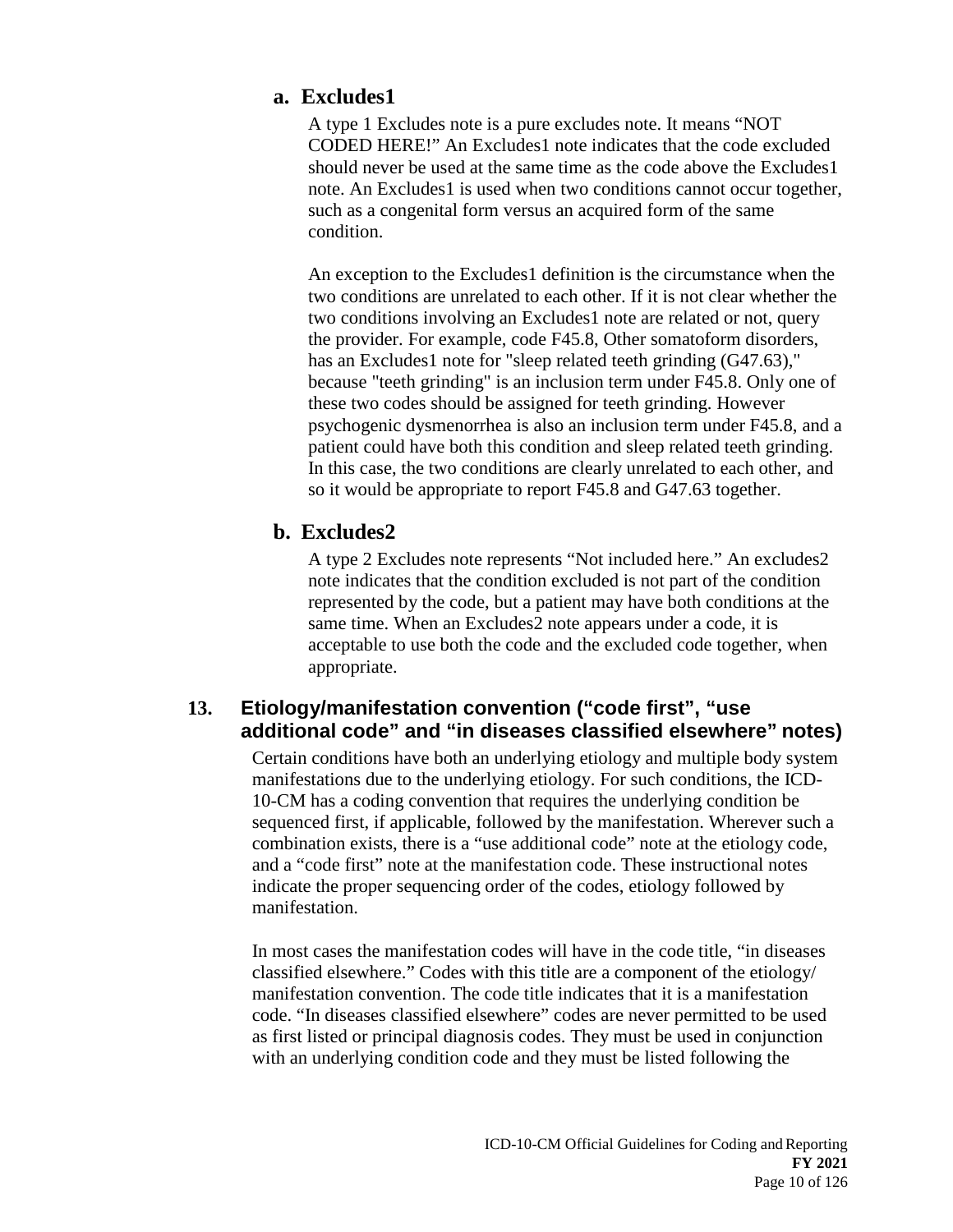### a. Excludes1

A type 1 Excludes note is a pure excludes note. It means "NOT CODED HERE!" An Excludes1 note indicates that the code excluded should never be used at the same time as the code above the Excludes1 note. An Excludes1 is used when two conditions cannot occur together, such as a congenital form versus an acquired form of the same condition.

An exception to the Excludes1 definition is the circumstance when the two conditions are unrelated to each other. If it is not clear whether the two conditions involving an Excludes1 note are related or not, query the provider. For example, code F45.8, Other somatoform disorders, has an Excludes1 note for "sleep related teeth grinding (G47.63)," because "teeth grinding" is an inclusion term under F45.8. Only one of these two codes should be assigned for teeth grinding. However psychogenic dysmenorrhea is also an inclusion term under F45.8, and a patient could have both this condition and sleep related teeth grinding. In this case, the two conditions are clearly unrelated to each other, and so it would be appropriate to report F45.8 and G47.63 together.

### b. Excludes2

A type 2 Excludes note represents "Not included here." An excludes2 note indicates that the condition excluded is not part of the condition represented by the code, but a patient may have both conditions at the same time. When an Excludes2 note appears under a code, it is acceptable to use both the code and the excluded code together, when appropriate.

## 13. Etiology/manifestation convention ("code first", "use additional code" and "in diseases classified elsewhere" notes)

Certain conditions have both an underlying etiology and multiple body system manifestations due to the underlying etiology. For such conditions, the ICD-10-CM has a coding convention that requires the underlying condition be sequenced first, if applicable, followed by the manifestation. Wherever such a combination exists, there is a "use additional code" note at the etiology code, and a "code first" note at the manifestation code. These instructional notes indicate the proper sequencing order of the codes, etiology followed by manifestation.

In most cases the manifestation codes will have in the code title, "in diseases classified elsewhere." Codes with this title are a component of the etiology/ manifestation convention. The code title indicates that it is a manifestation code. "In diseases classified elsewhere" codes are never permitted to be used as first listed or principal diagnosis codes. They must be used in conjunction with an underlying condition code and they must be listed following the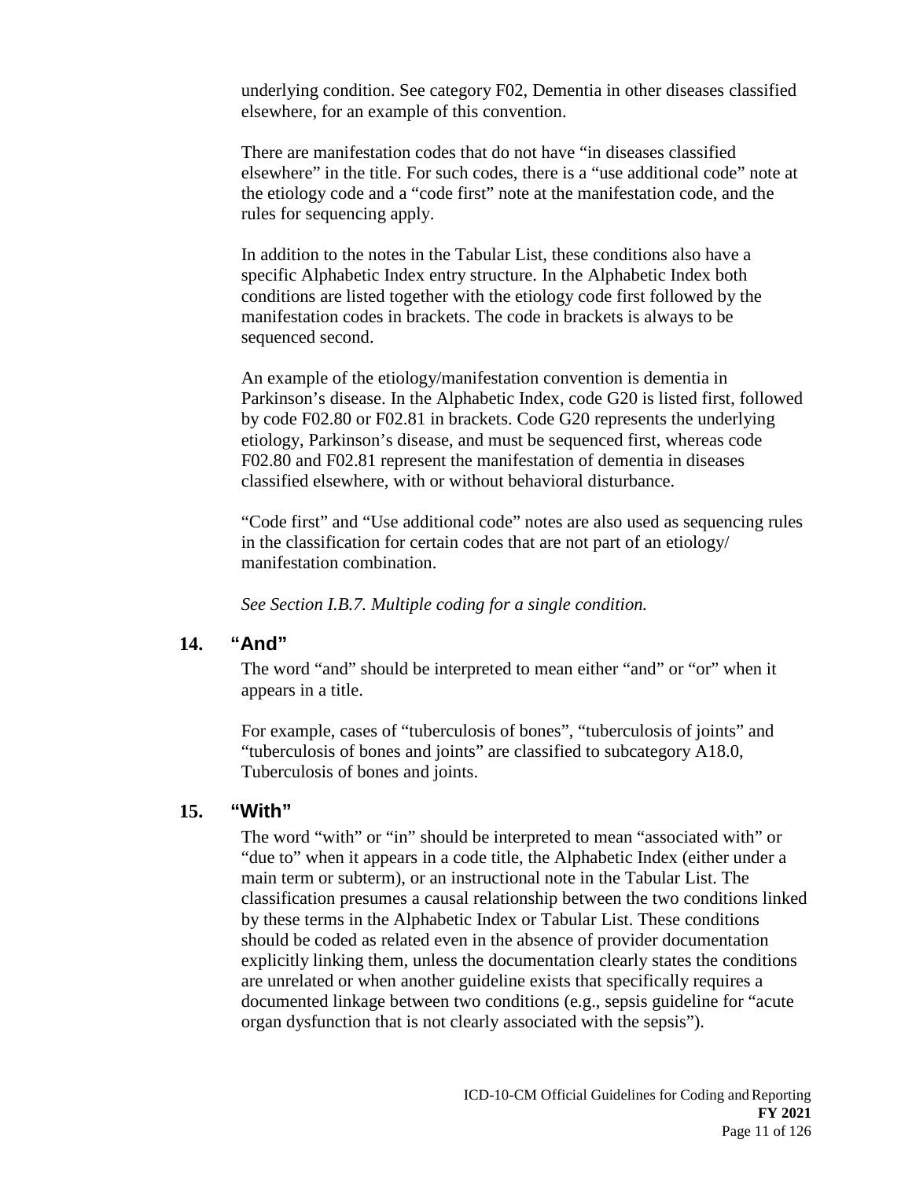underlying condition. See category F02, Dementia in other diseases classified elsewhere, for an example of this convention.

There are manifestation codes that do not have "in diseases classified elsewhere" in the title. For such codes, there is a "use additional code" note at the etiology code and a "code first" note at the manifestation code, and the rules for sequencing apply.

In addition to the notes in the Tabular List, these conditions also have a specific Alphabetic Index entry structure. In the Alphabetic Index both conditions are listed together with the etiology code first followed by the manifestation codes in brackets. The code in brackets is always to be sequenced second.

An example of the etiology/manifestation convention is dementia in Parkinson's disease. In the Alphabetic Index, code G20 is listed first, followed by code F02.80 or F02.81 in brackets. Code G20 represents the underlying etiology, Parkinson's disease, and must be sequenced first, whereas code F02.80 and F02.81 represent the manifestation of dementia in diseases classified elsewhere, with or without behavioral disturbance.

"Code first" and "Use additional code" notes are also used as sequencing rules in the classification for certain codes that are not part of an etiology/ manifestation combination.

*See Section I.B.7. Multiple coding for a single condition.*

### 14. "And"

The word "and" should be interpreted to mean either "and" or "or" when it appears in a title.

For example, cases of "tuberculosis of bones", "tuberculosis of joints" and "tuberculosis of bones and joints" are classified to subcategory A18.0, Tuberculosis of bones and joints.

### 15. "With"

The word "with" or "in" should be interpreted to mean "associated with" or "due to" when it appears in a code title, the Alphabetic Index (either under a main term or subterm), or an instructional note in the Tabular List. The classification presumes a causal relationship between the two conditions linked by these terms in the Alphabetic Index or Tabular List. These conditions should be coded as related even in the absence of provider documentation explicitly linking them, unless the documentation clearly states the conditions are unrelated or when another guideline exists that specifically requires a documented linkage between two conditions (e.g., sepsis guideline for "acute organ dysfunction that is not clearly associated with the sepsis").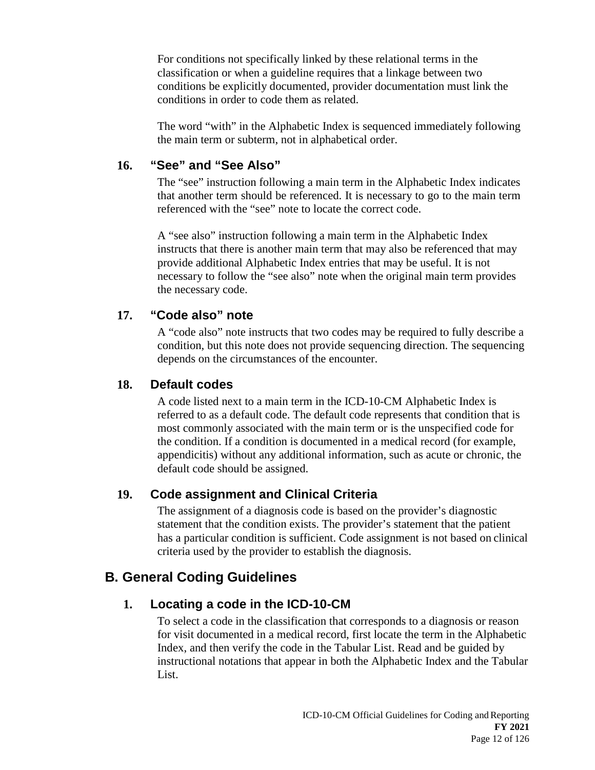For conditions not specifically linked by these relational terms in the classification or when a guideline requires that a linkage between two conditions be explicitly documented, provider documentation must link the conditions in order to code them as related.

The word "with" in the Alphabetic Index is sequenced immediately following the main term or subterm, not in alphabetical order.

### 16. "See" and "See Also"

The "see" instruction following a main term in the Alphabetic Index indicates that another term should be referenced. It is necessary to go to the main term referenced with the "see" note to locate the correct code.

A "see also" instruction following a main term in the Alphabetic Index instructs that there is another main term that may also be referenced that may provide additional Alphabetic Index entries that may be useful. It is not necessary to follow the "see also" note when the original main term provides the necessary code.

### 17. "Code also" note

A "code also" note instructs that two codes may be required to fully describe a condition, but this note does not provide sequencing direction. The sequencing depends on the circumstances of the encounter.

### 18. Default codes

A code listed next to a main term in the ICD-10-CM Alphabetic Index is referred to as a default code. The default code represents that condition that is most commonly associated with the main term or is the unspecified code for the condition. If a condition is documented in a medical record (for example, appendicitis) without any additional information, such as acute or chronic, the default code should be assigned.

### 19. Code assignment and Clinical Criteria

The assignment of a diagnosis code is based on the provider's diagnostic statement that the condition exists. The provider's statement that the patient has a particular condition is sufficient. Code assignment is not based on clinical criteria used by the provider to establish the diagnosis.

## B. General Coding Guidelines

### 1. Locating a code in the ICD-10-CM

To select a code in the classification that corresponds to a diagnosis or reason for visit documented in a medical record, first locate the term in the Alphabetic Index, and then verify the code in the Tabular List. Read and be guided by instructional notations that appear in both the Alphabetic Index and the Tabular List.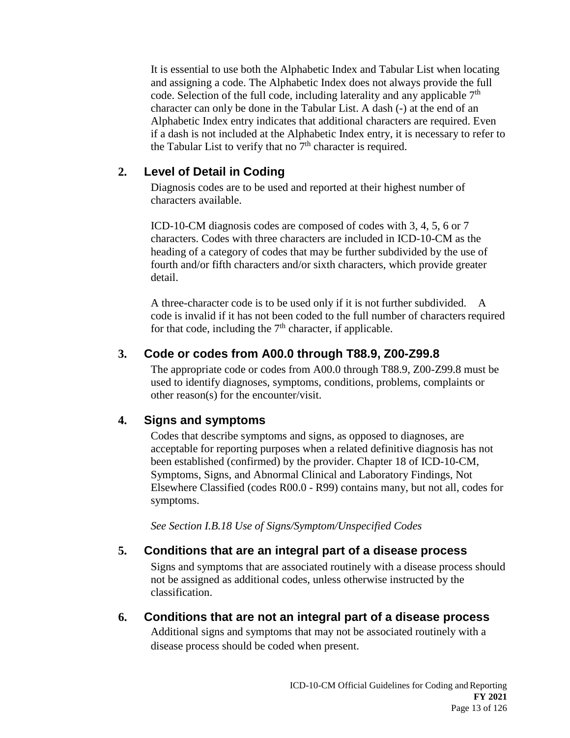It is essential to use both the Alphabetic Index and Tabular List when locating and assigning a code. The Alphabetic Index does not always provide the full code. Selection of the full code, including laterality and any applicable 7th character can only be done in the Tabular List. A dash (-) at the end of an Alphabetic Index entry indicates that additional characters are required. Even if a dash is not included at the Alphabetic Index entry, it is necessary to refer to the Tabular List to verify that no 7th character is required.

### 2. Level of Detail in Coding

Diagnosis codes are to be used and reported at their highest number of characters available.

ICD-10-CM diagnosis codes are composed of codes with 3, 4, 5, 6 or 7 characters. Codes with three characters are included in ICD-10-CM as the heading of a category of codes that may be further subdivided by the use of fourth and/or fifth characters and/or sixth characters, which provide greater detail.

A three-character code is to be used only if it is not further subdivided. A code is invalid if it has not been coded to the full number of characters required for that code, including the 7th character, if applicable.

### 3. Code or codes from A00.0 through T88.9, Z00-Z99.8

The appropriate code or codes from A00.0 through T88.9, Z00-Z99.8 must be used to identify diagnoses, symptoms, conditions, problems, complaints or other reason(s) for the encounter/visit.

### 4. Signs and symptoms

Codes that describe symptoms and signs, as opposed to diagnoses, are acceptable for reporting purposes when a related definitive diagnosis has not been established (confirmed) by the provider. Chapter 18 of ICD-10-CM, Symptoms, Signs, and Abnormal Clinical and Laboratory Findings, Not Elsewhere Classified (codes R00.0 - R99) contains many, but not all, codes for symptoms.

*See Section I.B.18 Use of Signs/Symptom/Unspecified Codes*

### 5. Conditions that are an integral part of a disease process

Signs and symptoms that are associated routinely with a disease process should not be assigned as additional codes, unless otherwise instructed by the classification.

### 6. Conditions that are not an integral part of a disease process

Additional signs and symptoms that may not be associated routinely with a disease process should be coded when present.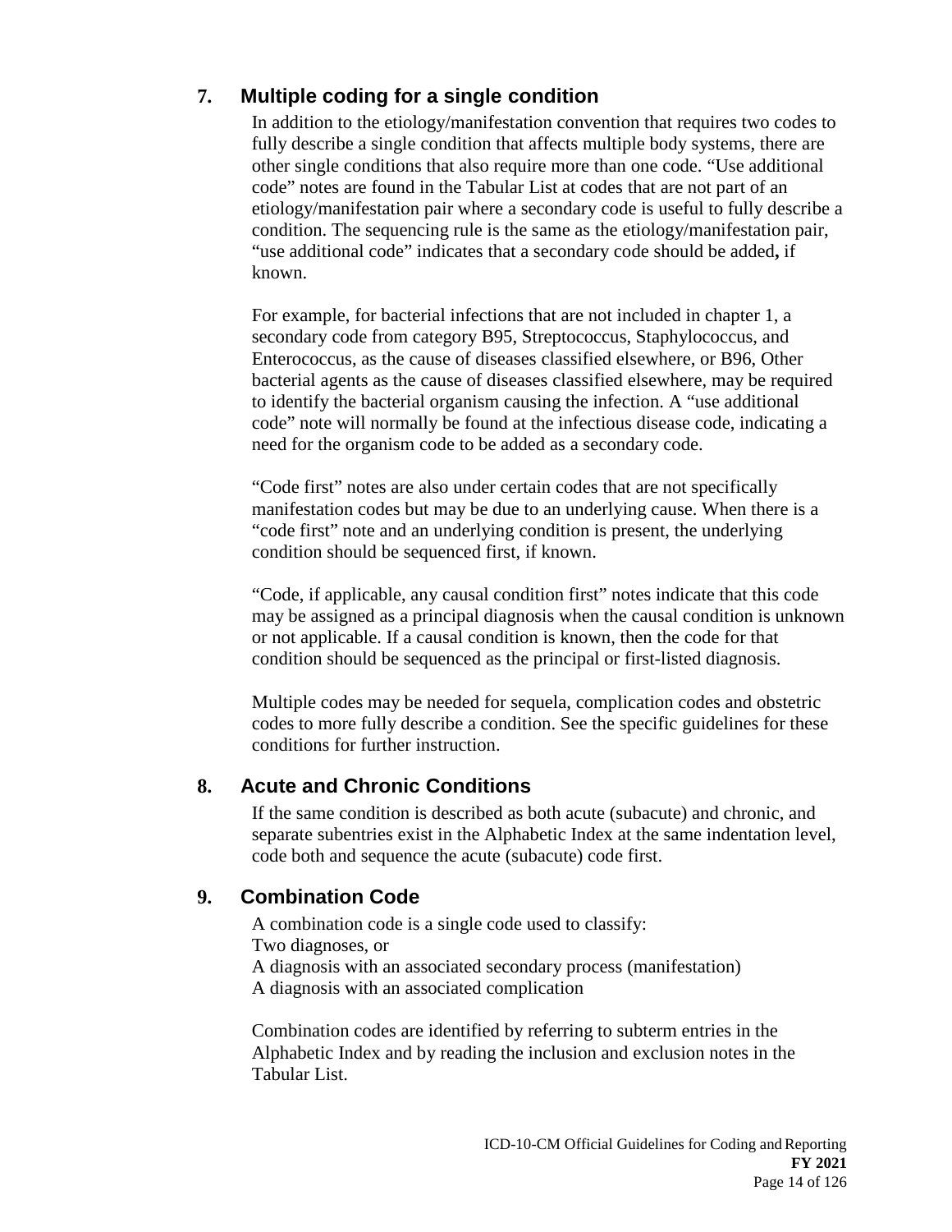### 7. Multiple coding for a single condition

In addition to the etiology/manifestation convention that requires two codes to fully describe a single condition that affects multiple body systems, there are other single conditions that also require more than one code. "Use additional code" notes are found in the Tabular List at codes that are not part of an etiology/manifestation pair where a secondary code is useful to fully describe a condition. The sequencing rule is the same as the etiology/manifestation pair, "use additional code" indicates that a secondary code should be added**,** if known.

For example, for bacterial infections that are not included in chapter 1, a secondary code from category B95, Streptococcus, Staphylococcus, and Enterococcus, as the cause of diseases classified elsewhere, or B96, Other bacterial agents as the cause of diseases classified elsewhere, may be required to identify the bacterial organism causing the infection. A "use additional code" note will normally be found at the infectious disease code, indicating a need for the organism code to be added as a secondary code.

"Code first" notes are also under certain codes that are not specifically manifestation codes but may be due to an underlying cause. When there is a "code first" note and an underlying condition is present, the underlying condition should be sequenced first, if known.

"Code, if applicable, any causal condition first" notes indicate that this code may be assigned as a principal diagnosis when the causal condition is unknown or not applicable. If a causal condition is known, then the code for that condition should be sequenced as the principal or first-listed diagnosis.

Multiple codes may be needed for sequela, complication codes and obstetric codes to more fully describe a condition. See the specific guidelines for these conditions for further instruction.

### 8. Acute and Chronic Conditions

If the same condition is described as both acute (subacute) and chronic, and separate subentries exist in the Alphabetic Index at the same indentation level, code both and sequence the acute (subacute) code first.

### 9. Combination Code

A combination code is a single code used to classify:
Two diagnoses, or
A diagnosis with an associated secondary process (manifestation)
A diagnosis with an associated complication

Combination codes are identified by referring to subterm entries in the Alphabetic Index and by reading the inclusion and exclusion notes in the Tabular List.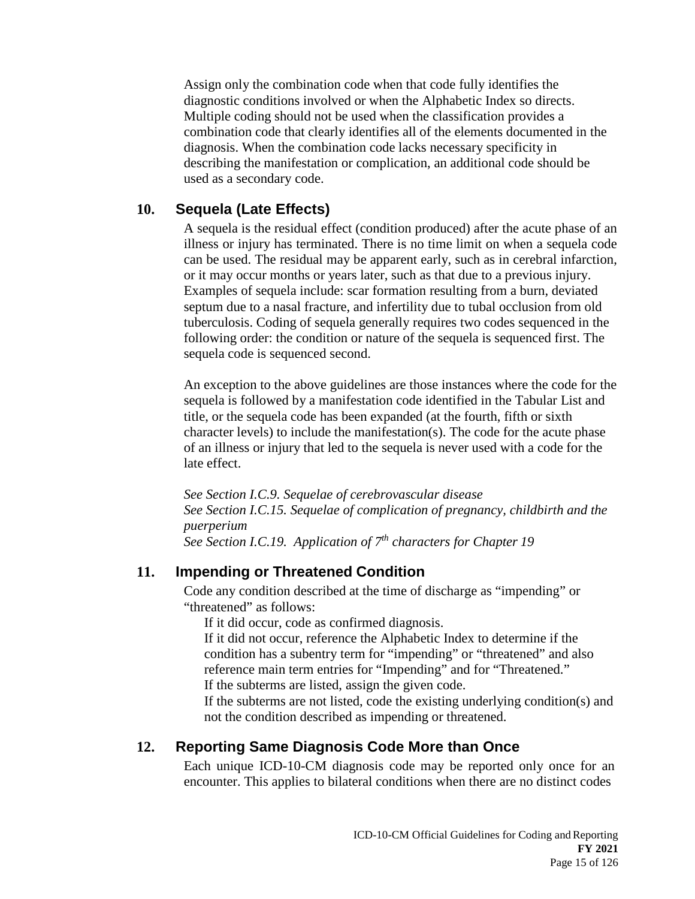Assign only the combination code when that code fully identifies the diagnostic conditions involved or when the Alphabetic Index so directs. Multiple coding should not be used when the classification provides a combination code that clearly identifies all of the elements documented in the diagnosis. When the combination code lacks necessary specificity in describing the manifestation or complication, an additional code should be used as a secondary code.

## 10. Sequela (Late Effects)

A sequela is the residual effect (condition produced) after the acute phase of an illness or injury has terminated. There is no time limit on when a sequela code can be used. The residual may be apparent early, such as in cerebral infarction, or it may occur months or years later, such as that due to a previous injury. Examples of sequela include: scar formation resulting from a burn, deviated septum due to a nasal fracture, and infertility due to tubal occlusion from old tuberculosis. Coding of sequela generally requires two codes sequenced in the following order: the condition or nature of the sequela is sequenced first. The sequela code is sequenced second.

An exception to the above guidelines are those instances where the code for the sequela is followed by a manifestation code identified in the Tabular List and title, or the sequela code has been expanded (at the fourth, fifth or sixth character levels) to include the manifestation(s). The code for the acute phase of an illness or injury that led to the sequela is never used with a code for the late effect.

*See Section I.C.9. Sequelae of cerebrovascular disease*
*See Section I.C.15. Sequelae of complication of pregnancy, childbirth and the puerperium*
*See Section I.C.19. Application of 7th characters for Chapter 19*

## 11. Impending or Threatened Condition

Code any condition described at the time of discharge as "impending" or "threatened" as follows:

If it did occur, code as confirmed diagnosis.
If it did not occur, reference the Alphabetic Index to determine if the condition has a subentry term for "impending" or "threatened" and also reference main term entries for "Impending" and for "Threatened."
If the subterms are listed, assign the given code.
If the subterms are not listed, code the existing underlying condition(s) and not the condition described as impending or threatened.

## 12. Reporting Same Diagnosis Code More than Once

Each unique ICD-10-CM diagnosis code may be reported only once for an encounter. This applies to bilateral conditions when there are no distinct codes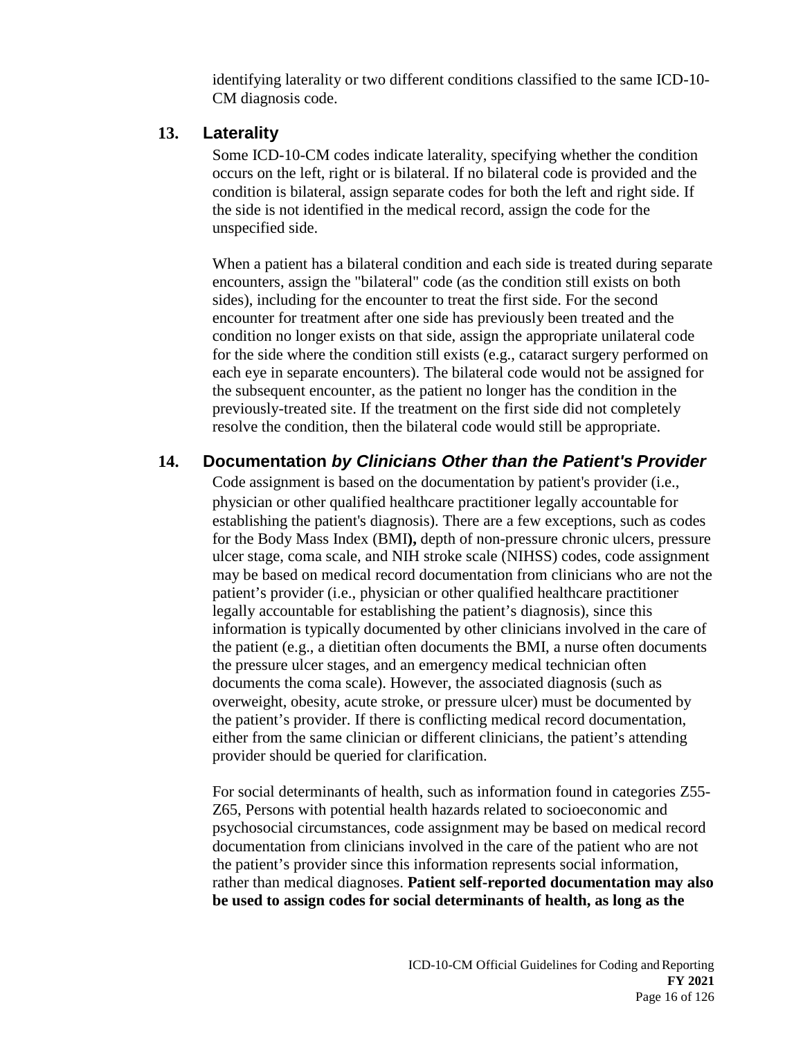identifying laterality or two different conditions classified to the same ICD-10-CM diagnosis code.

### 13. Laterality

Some ICD-10-CM codes indicate laterality, specifying whether the condition occurs on the left, right or is bilateral. If no bilateral code is provided and the condition is bilateral, assign separate codes for both the left and right side. If the side is not identified in the medical record, assign the code for the unspecified side.

When a patient has a bilateral condition and each side is treated during separate encounters, assign the "bilateral" code (as the condition still exists on both sides), including for the encounter to treat the first side. For the second encounter for treatment after one side has previously been treated and the condition no longer exists on that side, assign the appropriate unilateral code for the side where the condition still exists (e.g., cataract surgery performed on each eye in separate encounters). The bilateral code would not be assigned for the subsequent encounter, as the patient no longer has the condition in the previously-treated site. If the treatment on the first side did not completely resolve the condition, then the bilateral code would still be appropriate.

### 14. Documentation *by Clinicians Other than the Patient's Provider*

Code assignment is based on the documentation by patient's provider (i.e., physician or other qualified healthcare practitioner legally accountable for establishing the patient's diagnosis). There are a few exceptions, such as codes for the Body Mass Index (BMI**),** depth of non-pressure chronic ulcers, pressure ulcer stage, coma scale, and NIH stroke scale (NIHSS) codes, code assignment may be based on medical record documentation from clinicians who are not the patient's provider (i.e., physician or other qualified healthcare practitioner legally accountable for establishing the patient's diagnosis), since this information is typically documented by other clinicians involved in the care of the patient (e.g., a dietitian often documents the BMI, a nurse often documents the pressure ulcer stages, and an emergency medical technician often documents the coma scale). However, the associated diagnosis (such as overweight, obesity, acute stroke, or pressure ulcer) must be documented by the patient's provider. If there is conflicting medical record documentation, either from the same clinician or different clinicians, the patient's attending provider should be queried for clarification.

For social determinants of health, such as information found in categories Z55-Z65, Persons with potential health hazards related to socioeconomic and psychosocial circumstances, code assignment may be based on medical record documentation from clinicians involved in the care of the patient who are not the patient's provider since this information represents social information, rather than medical diagnoses. **Patient self-reported documentation may also be used to assign codes for social determinants of health, as long as the**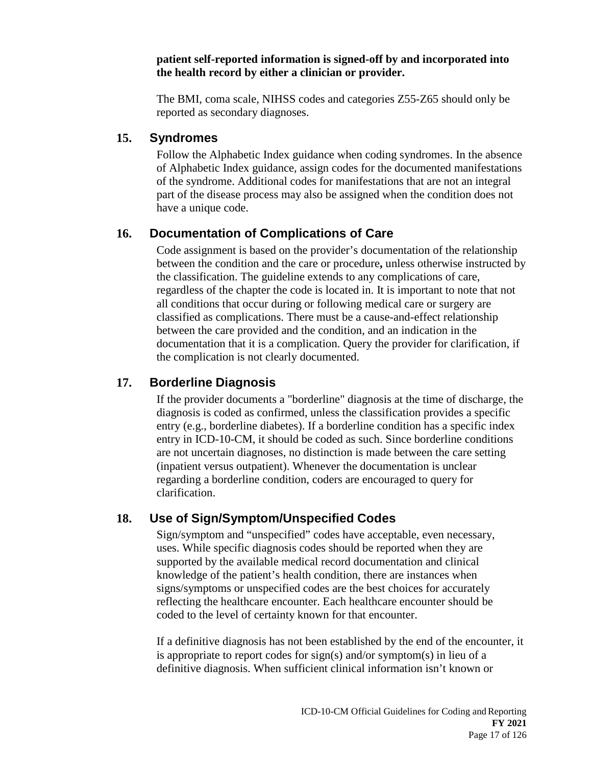**patient self-reported information is signed-off by and incorporated into the health record by either a clinician or provider.**

The BMI, coma scale, NIHSS codes and categories Z55-Z65 should only be reported as secondary diagnoses.

### 15. Syndromes

Follow the Alphabetic Index guidance when coding syndromes. In the absence of Alphabetic Index guidance, assign codes for the documented manifestations of the syndrome. Additional codes for manifestations that are not an integral part of the disease process may also be assigned when the condition does not have a unique code.

### 16. Documentation of Complications of Care

Code assignment is based on the provider's documentation of the relationship between the condition and the care or procedure**,** unless otherwise instructed by the classification. The guideline extends to any complications of care, regardless of the chapter the code is located in. It is important to note that not all conditions that occur during or following medical care or surgery are classified as complications. There must be a cause-and-effect relationship between the care provided and the condition, and an indication in the documentation that it is a complication. Query the provider for clarification, if the complication is not clearly documented.

### 17. Borderline Diagnosis

If the provider documents a "borderline" diagnosis at the time of discharge, the diagnosis is coded as confirmed, unless the classification provides a specific entry (e.g., borderline diabetes). If a borderline condition has a specific index entry in ICD-10-CM, it should be coded as such. Since borderline conditions are not uncertain diagnoses, no distinction is made between the care setting (inpatient versus outpatient). Whenever the documentation is unclear regarding a borderline condition, coders are encouraged to query for clarification.

### 18. Use of Sign/Symptom/Unspecified Codes

Sign/symptom and "unspecified" codes have acceptable, even necessary, uses. While specific diagnosis codes should be reported when they are supported by the available medical record documentation and clinical knowledge of the patient's health condition, there are instances when signs/symptoms or unspecified codes are the best choices for accurately reflecting the healthcare encounter. Each healthcare encounter should be coded to the level of certainty known for that encounter.

If a definitive diagnosis has not been established by the end of the encounter, it is appropriate to report codes for sign(s) and/or symptom(s) in lieu of a definitive diagnosis. When sufficient clinical information isn't known or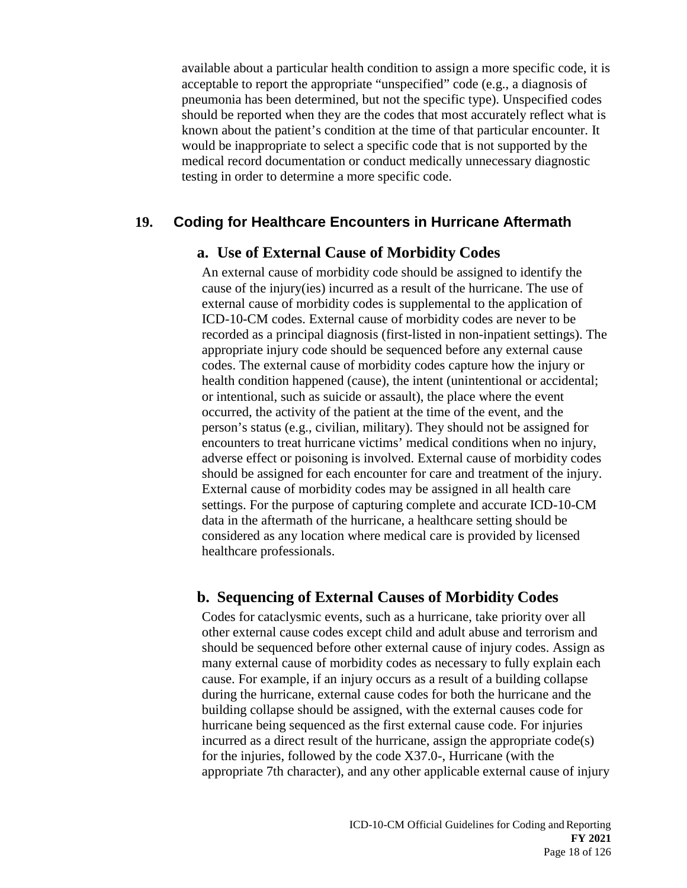available about a particular health condition to assign a more specific code, it is acceptable to report the appropriate "unspecified" code (e.g., a diagnosis of pneumonia has been determined, but not the specific type). Unspecified codes should be reported when they are the codes that most accurately reflect what is known about the patient's condition at the time of that particular encounter. It would be inappropriate to select a specific code that is not supported by the medical record documentation or conduct medically unnecessary diagnostic testing in order to determine a more specific code.

## 19. Coding for Healthcare Encounters in Hurricane Aftermath

### a. Use of External Cause of Morbidity Codes

An external cause of morbidity code should be assigned to identify the cause of the injury(ies) incurred as a result of the hurricane. The use of external cause of morbidity codes is supplemental to the application of ICD-10-CM codes. External cause of morbidity codes are never to be recorded as a principal diagnosis (first-listed in non-inpatient settings). The appropriate injury code should be sequenced before any external cause codes. The external cause of morbidity codes capture how the injury or health condition happened (cause), the intent (unintentional or accidental; or intentional, such as suicide or assault), the place where the event occurred, the activity of the patient at the time of the event, and the person's status (e.g., civilian, military). They should not be assigned for encounters to treat hurricane victims' medical conditions when no injury, adverse effect or poisoning is involved. External cause of morbidity codes should be assigned for each encounter for care and treatment of the injury. External cause of morbidity codes may be assigned in all health care settings. For the purpose of capturing complete and accurate ICD-10-CM data in the aftermath of the hurricane, a healthcare setting should be considered as any location where medical care is provided by licensed healthcare professionals.

### b. Sequencing of External Causes of Morbidity Codes

Codes for cataclysmic events, such as a hurricane, take priority over all other external cause codes except child and adult abuse and terrorism and should be sequenced before other external cause of injury codes. Assign as many external cause of morbidity codes as necessary to fully explain each cause. For example, if an injury occurs as a result of a building collapse during the hurricane, external cause codes for both the hurricane and the building collapse should be assigned, with the external causes code for hurricane being sequenced as the first external cause code. For injuries incurred as a direct result of the hurricane, assign the appropriate code(s) for the injuries, followed by the code X37.0-, Hurricane (with the appropriate 7th character), and any other applicable external cause of injury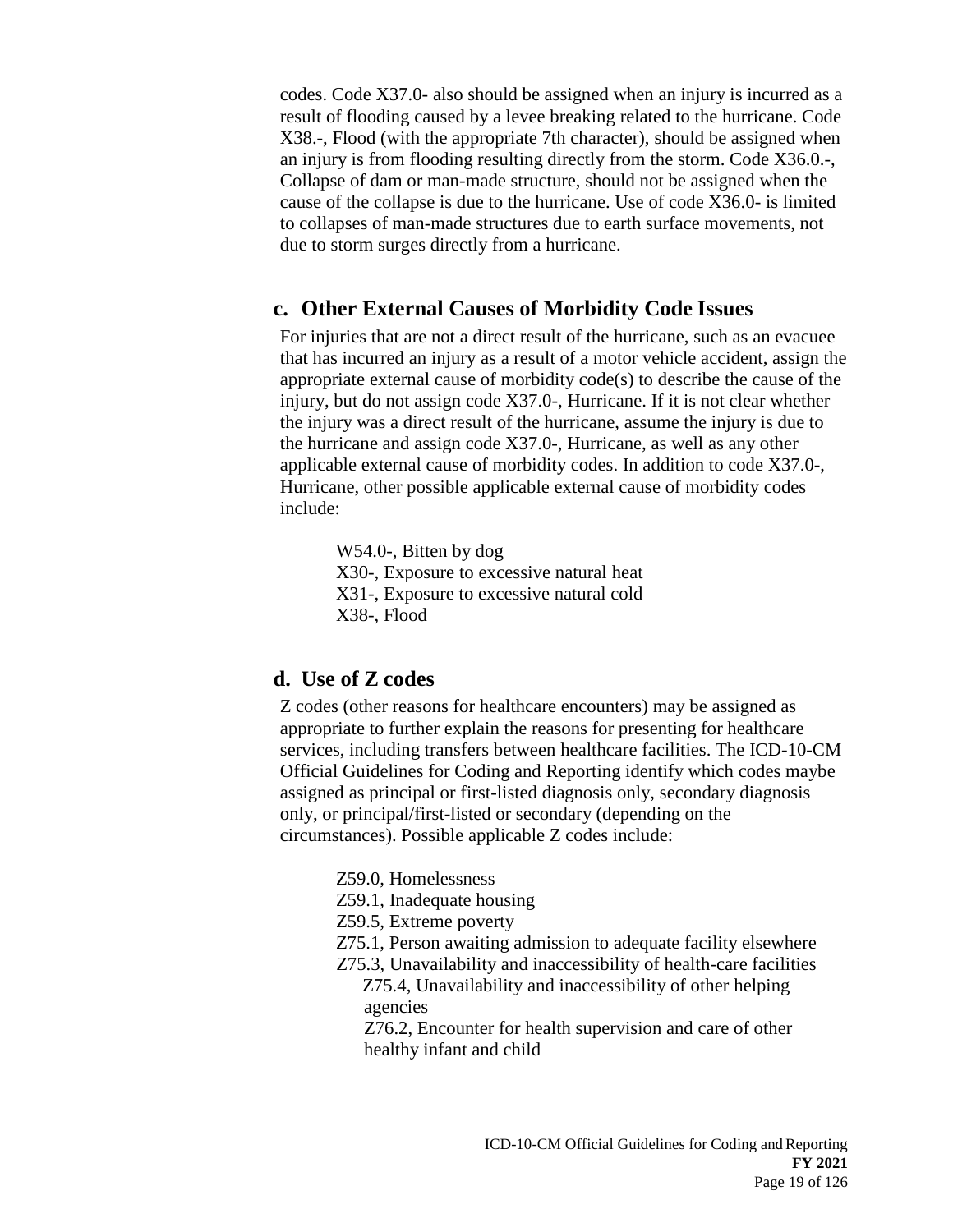codes. Code X37.0- also should be assigned when an injury is incurred as a result of flooding caused by a levee breaking related to the hurricane. Code X38.-, Flood (with the appropriate 7th character), should be assigned when an injury is from flooding resulting directly from the storm. Code X36.0.-, Collapse of dam or man-made structure, should not be assigned when the cause of the collapse is due to the hurricane. Use of code X36.0- is limited to collapses of man-made structures due to earth surface movements, not due to storm surges directly from a hurricane.

### c. Other External Causes of Morbidity Code Issues

For injuries that are not a direct result of the hurricane, such as an evacuee that has incurred an injury as a result of a motor vehicle accident, assign the appropriate external cause of morbidity code(s) to describe the cause of the injury, but do not assign code X37.0-, Hurricane. If it is not clear whether the injury was a direct result of the hurricane, assume the injury is due to the hurricane and assign code X37.0-, Hurricane, as well as any other applicable external cause of morbidity codes. In addition to code X37.0-, Hurricane, other possible applicable external cause of morbidity codes include:

W54.0-, Bitten by dog
X30-, Exposure to excessive natural heat
X31-, Exposure to excessive natural cold
X38-, Flood

### d. Use of Z codes

Z codes (other reasons for healthcare encounters) may be assigned as appropriate to further explain the reasons for presenting for healthcare services, including transfers between healthcare facilities. The ICD-10-CM Official Guidelines for Coding and Reporting identify which codes maybe assigned as principal or first-listed diagnosis only, secondary diagnosis only, or principal/first-listed or secondary (depending on the circumstances). Possible applicable Z codes include:

Z59.0, Homelessness
Z59.1, Inadequate housing
Z59.5, Extreme poverty
Z75.1, Person awaiting admission to adequate facility elsewhere
Z75.3, Unavailability and inaccessibility of health-care facilities
Z75.4, Unavailability and inaccessibility of other helping agencies
Z76.2, Encounter for health supervision and care of other healthy infant and child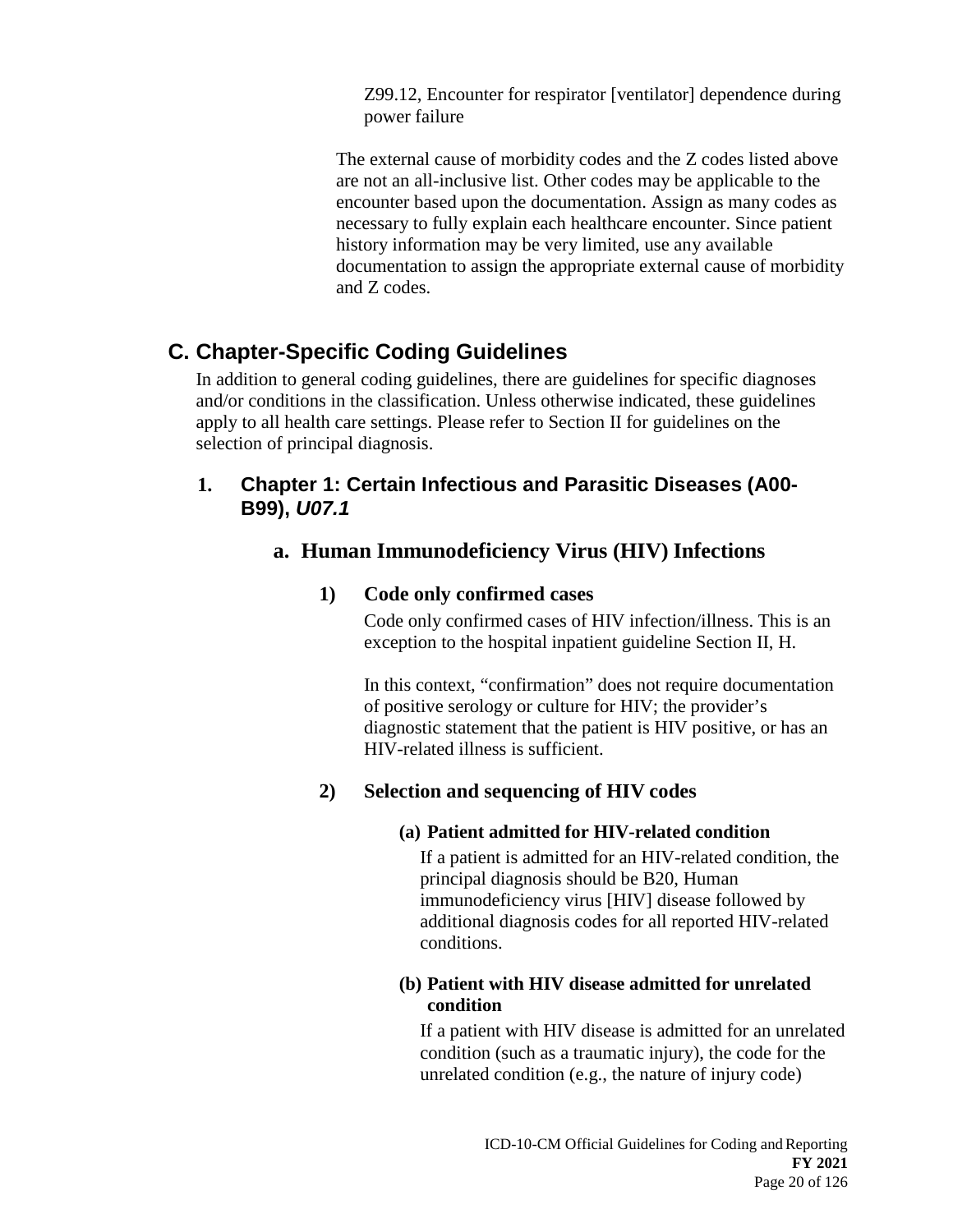Z99.12, Encounter for respirator [ventilator] dependence during power failure

The external cause of morbidity codes and the Z codes listed above are not an all-inclusive list. Other codes may be applicable to the encounter based upon the documentation. Assign as many codes as necessary to fully explain each healthcare encounter. Since patient history information may be very limited, use any available documentation to assign the appropriate external cause of morbidity and Z codes.

## C. Chapter-Specific Coding Guidelines

In addition to general coding guidelines, there are guidelines for specific diagnoses and/or conditions in the classification. Unless otherwise indicated, these guidelines apply to all health care settings. Please refer to Section II for guidelines on the selection of principal diagnosis.

### 1. Chapter 1: Certain Infectious and Parasitic Diseases (A00-B99), *U07.1*

#### a. Human Immunodeficiency Virus (HIV) Infections

##### 1) Code only confirmed cases

Code only confirmed cases of HIV infection/illness. This is an exception to the hospital inpatient guideline Section II, H.

In this context, "confirmation" does not require documentation of positive serology or culture for HIV; the provider's diagnostic statement that the patient is HIV positive, or has an HIV-related illness is sufficient.

##### 2) Selection and sequencing of HIV codes

**(a) Patient admitted for HIV-related condition**

If a patient is admitted for an HIV-related condition, the principal diagnosis should be B20, Human immunodeficiency virus [HIV] disease followed by additional diagnosis codes for all reported HIV-related conditions.

**(b) Patient with HIV disease admitted for unrelated condition**

If a patient with HIV disease is admitted for an unrelated condition (such as a traumatic injury), the code for the unrelated condition (e.g., the nature of injury code)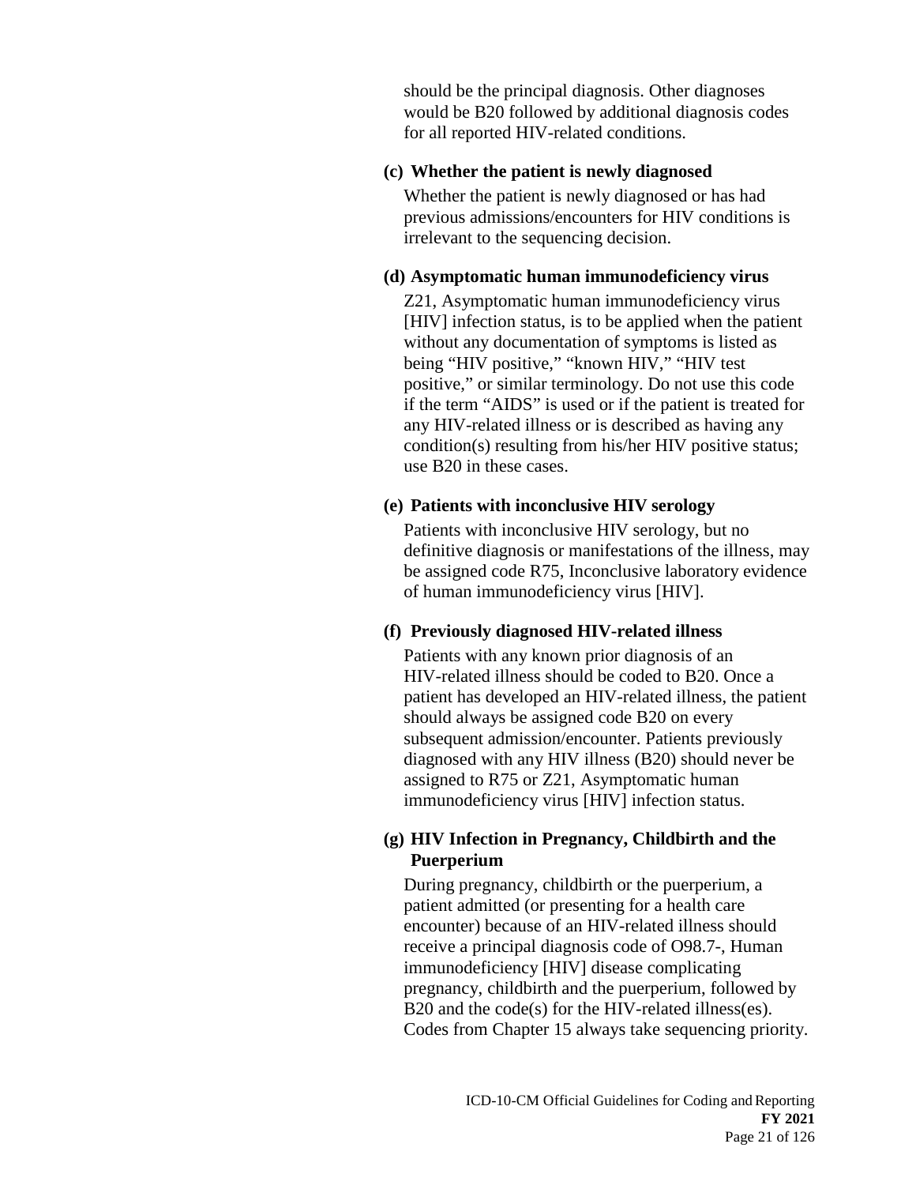should be the principal diagnosis. Other diagnoses would be B20 followed by additional diagnosis codes for all reported HIV-related conditions.

**(c) Whether the patient is newly diagnosed**

Whether the patient is newly diagnosed or has had previous admissions/encounters for HIV conditions is irrelevant to the sequencing decision.

**(d) Asymptomatic human immunodeficiency virus**

Z21, Asymptomatic human immunodeficiency virus [HIV] infection status, is to be applied when the patient without any documentation of symptoms is listed as being "HIV positive," "known HIV," "HIV test positive," or similar terminology. Do not use this code if the term "AIDS" is used or if the patient is treated for any HIV-related illness or is described as having any condition(s) resulting from his/her HIV positive status; use B20 in these cases.

**(e) Patients with inconclusive HIV serology**

Patients with inconclusive HIV serology, but no definitive diagnosis or manifestations of the illness, may be assigned code R75, Inconclusive laboratory evidence of human immunodeficiency virus [HIV].

**(f) Previously diagnosed HIV-related illness**

Patients with any known prior diagnosis of an HIV-related illness should be coded to B20. Once a patient has developed an HIV-related illness, the patient should always be assigned code B20 on every subsequent admission/encounter. Patients previously diagnosed with any HIV illness (B20) should never be assigned to R75 or Z21, Asymptomatic human immunodeficiency virus [HIV] infection status.

**(g) HIV Infection in Pregnancy, Childbirth and the Puerperium**

During pregnancy, childbirth or the puerperium, a patient admitted (or presenting for a health care encounter) because of an HIV-related illness should receive a principal diagnosis code of O98.7-, Human immunodeficiency [HIV] disease complicating pregnancy, childbirth and the puerperium, followed by B20 and the code(s) for the HIV-related illness(es). Codes from Chapter 15 always take sequencing priority.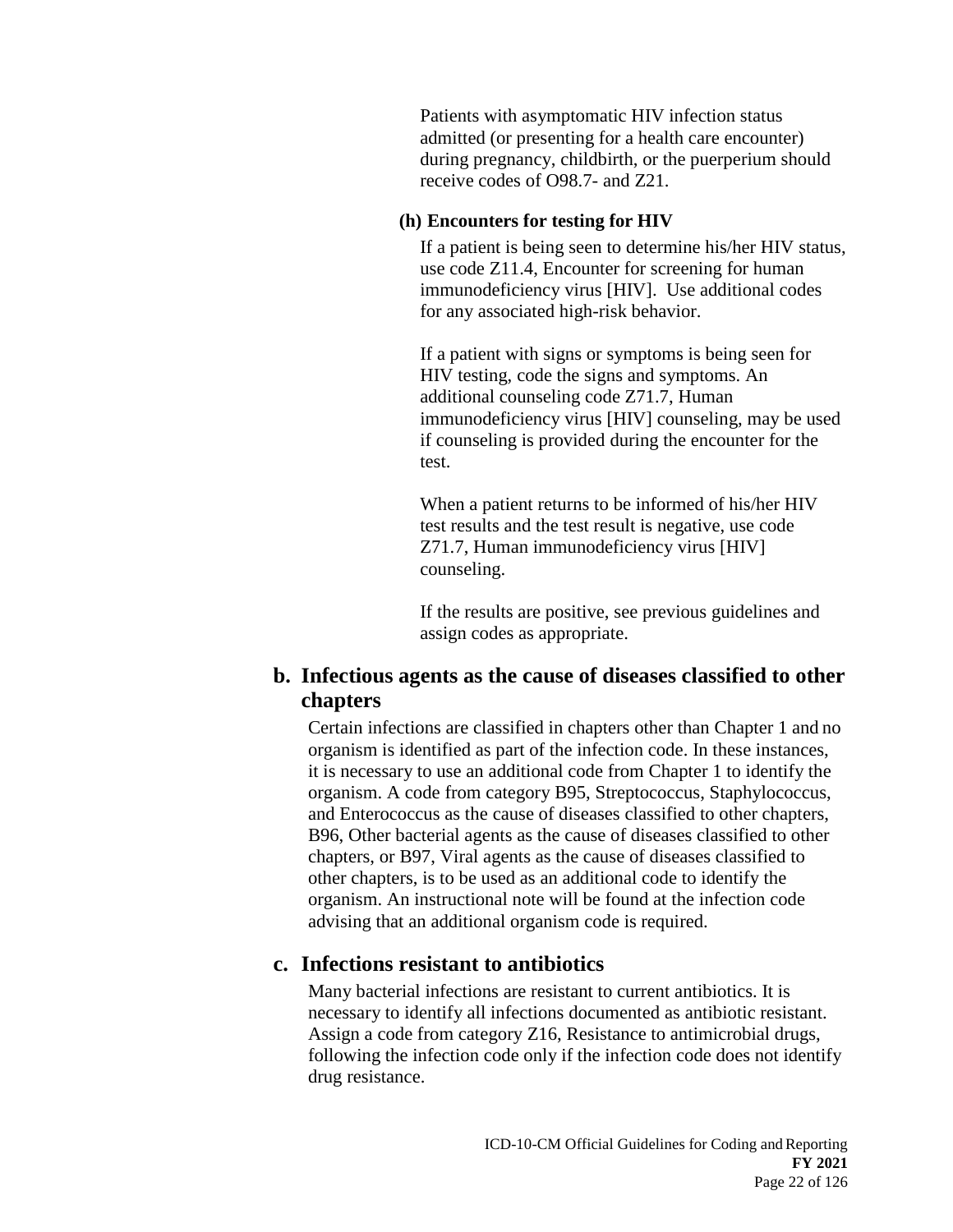Patients with asymptomatic HIV infection status admitted (or presenting for a health care encounter) during pregnancy, childbirth, or the puerperium should receive codes of O98.7- and Z21.

**(h) Encounters for testing for HIV**

If a patient is being seen to determine his/her HIV status, use code Z11.4, Encounter for screening for human immunodeficiency virus [HIV]. Use additional codes for any associated high-risk behavior.

If a patient with signs or symptoms is being seen for HIV testing, code the signs and symptoms. An additional counseling code Z71.7, Human immunodeficiency virus [HIV] counseling, may be used if counseling is provided during the encounter for the test.

When a patient returns to be informed of his/her HIV test results and the test result is negative, use code Z71.7, Human immunodeficiency virus [HIV] counseling.

If the results are positive, see previous guidelines and assign codes as appropriate.

## b. Infectious agents as the cause of diseases classified to other chapters

Certain infections are classified in chapters other than Chapter 1 and no organism is identified as part of the infection code. In these instances, it is necessary to use an additional code from Chapter 1 to identify the organism. A code from category B95, Streptococcus, Staphylococcus, and Enterococcus as the cause of diseases classified to other chapters, B96, Other bacterial agents as the cause of diseases classified to other chapters, or B97, Viral agents as the cause of diseases classified to other chapters, is to be used as an additional code to identify the organism. An instructional note will be found at the infection code advising that an additional organism code is required.

## c. Infections resistant to antibiotics

Many bacterial infections are resistant to current antibiotics. It is necessary to identify all infections documented as antibiotic resistant. Assign a code from category Z16, Resistance to antimicrobial drugs, following the infection code only if the infection code does not identify drug resistance.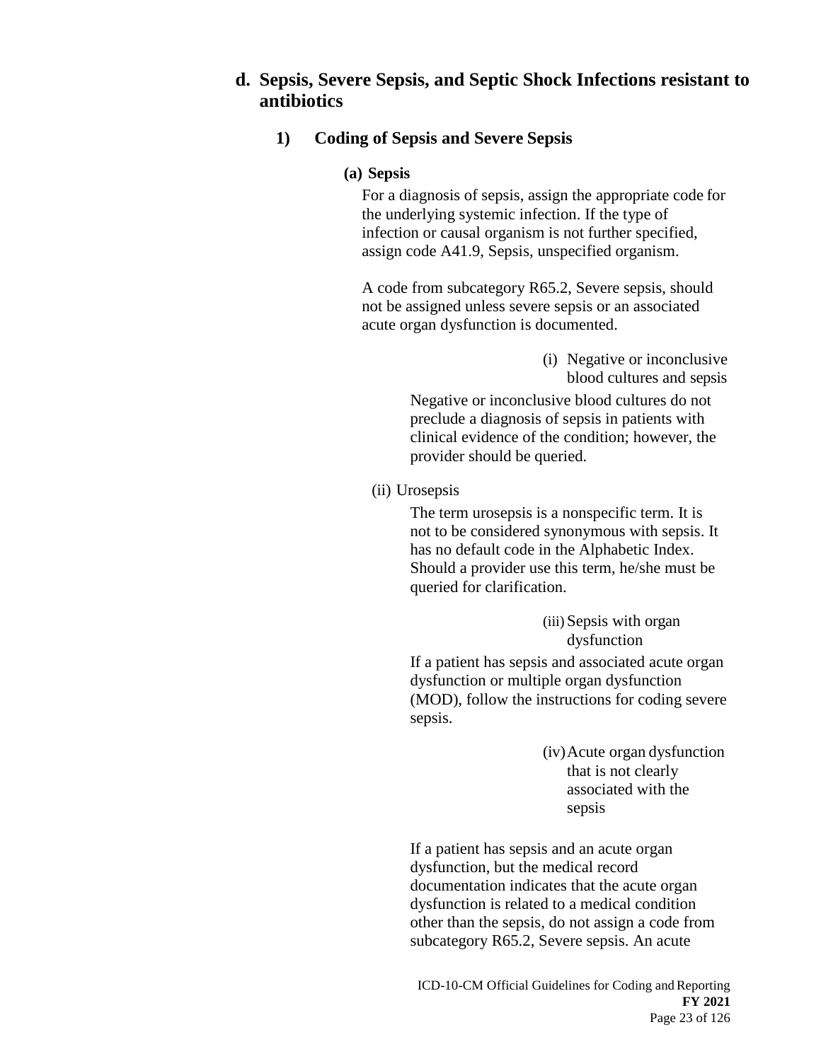## d. Sepsis, Severe Sepsis, and Septic Shock Infections resistant to antibiotics

### 1) Coding of Sepsis and Severe Sepsis

#### (a) Sepsis

For a diagnosis of sepsis, assign the appropriate code for the underlying systemic infection. If the type of infection or causal organism is not further specified, assign code A41.9, Sepsis, unspecified organism.

A code from subcategory R65.2, Severe sepsis, should not be assigned unless severe sepsis or an associated acute organ dysfunction is documented.

(i) Negative or inconclusive blood cultures and sepsis

Negative or inconclusive blood cultures do not preclude a diagnosis of sepsis in patients with clinical evidence of the condition; however, the provider should be queried.

(ii) Urosepsis

The term urosepsis is a nonspecific term. It is not to be considered synonymous with sepsis. It has no default code in the Alphabetic Index. Should a provider use this term, he/she must be queried for clarification.

(iii) Sepsis with organ dysfunction

If a patient has sepsis and associated acute organ dysfunction or multiple organ dysfunction (MOD), follow the instructions for coding severe sepsis.

(iv) Acute organ dysfunction that is not clearly associated with the sepsis

If a patient has sepsis and an acute organ dysfunction, but the medical record documentation indicates that the acute organ dysfunction is related to a medical condition other than the sepsis, do not assign a code from subcategory R65.2, Severe sepsis. An acute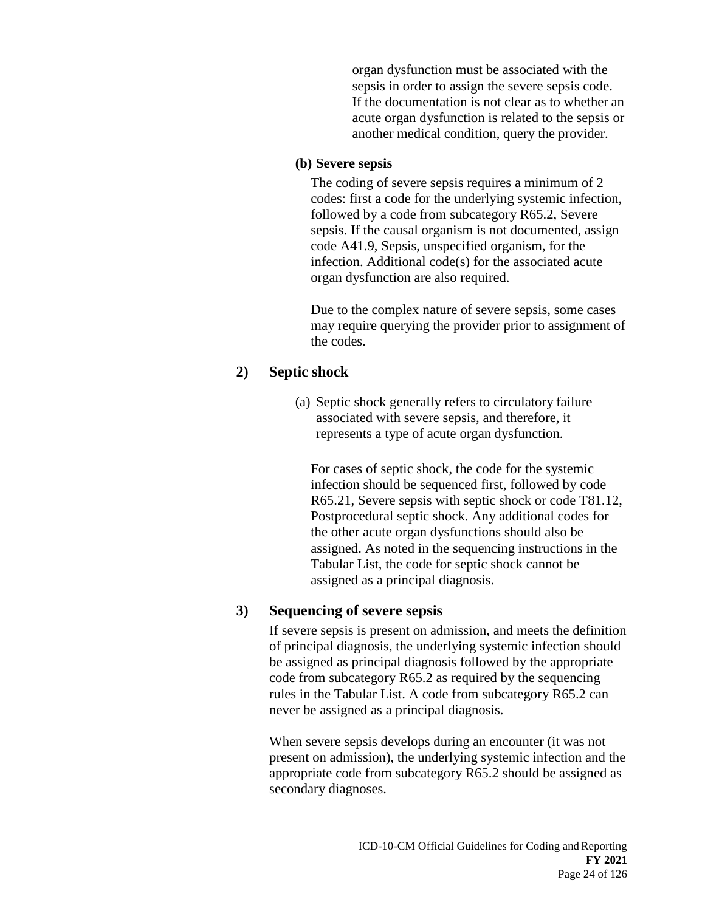organ dysfunction must be associated with the sepsis in order to assign the severe sepsis code. If the documentation is not clear as to whether an acute organ dysfunction is related to the sepsis or another medical condition, query the provider.

**(b) Severe sepsis**

The coding of severe sepsis requires a minimum of 2 codes: first a code for the underlying systemic infection, followed by a code from subcategory R65.2, Severe sepsis. If the causal organism is not documented, assign code A41.9, Sepsis, unspecified organism, for the infection. Additional code(s) for the associated acute organ dysfunction are also required.

Due to the complex nature of severe sepsis, some cases may require querying the provider prior to assignment of the codes.

### 2) Septic shock

(a) Septic shock generally refers to circulatory failure associated with severe sepsis, and therefore, it represents a type of acute organ dysfunction.

For cases of septic shock, the code for the systemic infection should be sequenced first, followed by code R65.21, Severe sepsis with septic shock or code T81.12, Postprocedural septic shock. Any additional codes for the other acute organ dysfunctions should also be assigned. As noted in the sequencing instructions in the Tabular List, the code for septic shock cannot be assigned as a principal diagnosis.

### 3) Sequencing of severe sepsis

If severe sepsis is present on admission, and meets the definition of principal diagnosis, the underlying systemic infection should be assigned as principal diagnosis followed by the appropriate code from subcategory R65.2 as required by the sequencing rules in the Tabular List. A code from subcategory R65.2 can never be assigned as a principal diagnosis.

When severe sepsis develops during an encounter (it was not present on admission), the underlying systemic infection and the appropriate code from subcategory R65.2 should be assigned as secondary diagnoses.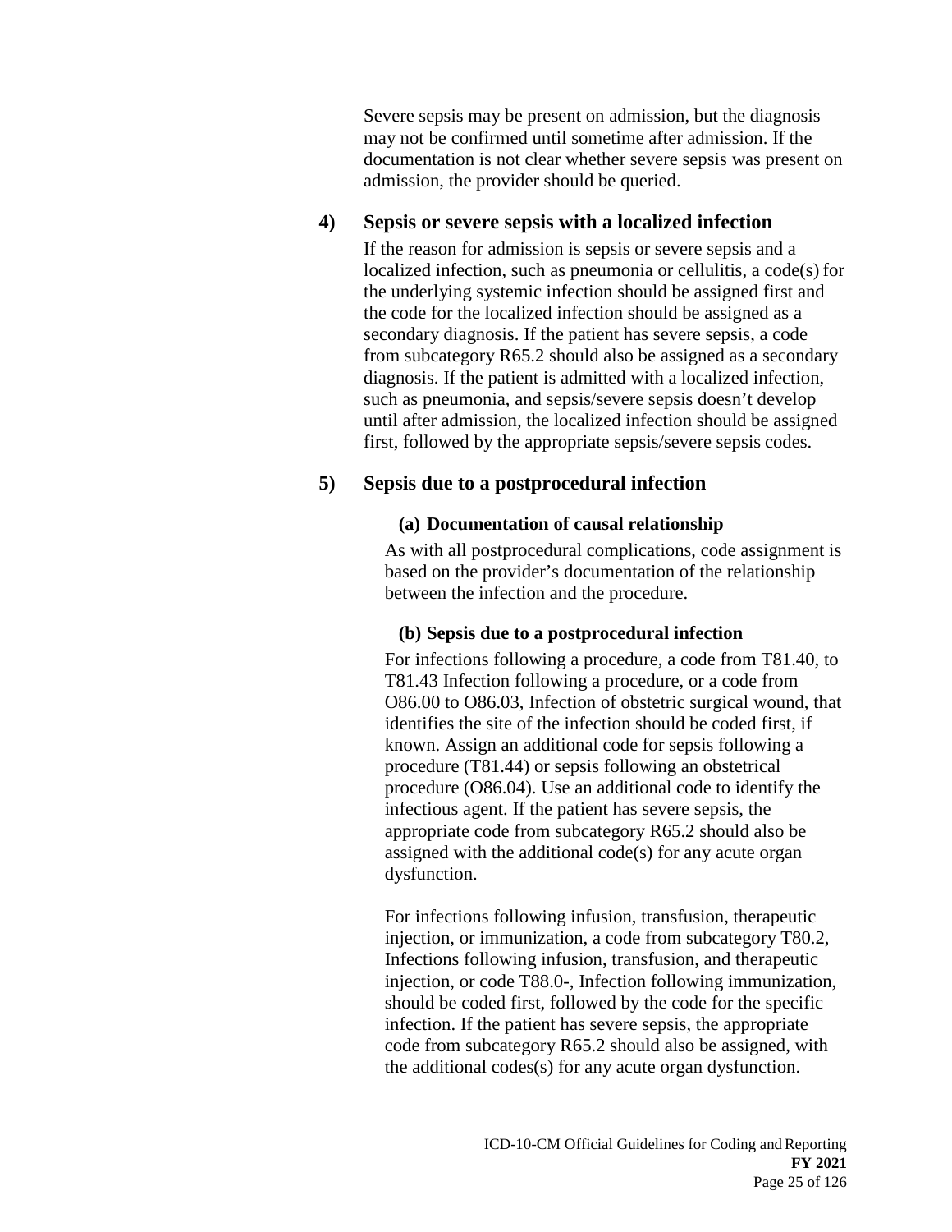Severe sepsis may be present on admission, but the diagnosis may not be confirmed until sometime after admission. If the documentation is not clear whether severe sepsis was present on admission, the provider should be queried.

### 4) Sepsis or severe sepsis with a localized infection

If the reason for admission is sepsis or severe sepsis and a localized infection, such as pneumonia or cellulitis, a code(s) for the underlying systemic infection should be assigned first and the code for the localized infection should be assigned as a secondary diagnosis. If the patient has severe sepsis, a code from subcategory R65.2 should also be assigned as a secondary diagnosis. If the patient is admitted with a localized infection, such as pneumonia, and sepsis/severe sepsis doesn't develop until after admission, the localized infection should be assigned first, followed by the appropriate sepsis/severe sepsis codes.

### 5) Sepsis due to a postprocedural infection

#### (a) Documentation of causal relationship

As with all postprocedural complications, code assignment is based on the provider's documentation of the relationship between the infection and the procedure.

#### (b) Sepsis due to a postprocedural infection

For infections following a procedure, a code from T81.40, to T81.43 Infection following a procedure, or a code from O86.00 to O86.03, Infection of obstetric surgical wound, that identifies the site of the infection should be coded first, if known. Assign an additional code for sepsis following a procedure (T81.44) or sepsis following an obstetrical procedure (O86.04). Use an additional code to identify the infectious agent. If the patient has severe sepsis, the appropriate code from subcategory R65.2 should also be assigned with the additional code(s) for any acute organ dysfunction.

For infections following infusion, transfusion, therapeutic injection, or immunization, a code from subcategory T80.2, Infections following infusion, transfusion, and therapeutic injection, or code T88.0-, Infection following immunization, should be coded first, followed by the code for the specific infection. If the patient has severe sepsis, the appropriate code from subcategory R65.2 should also be assigned, with the additional codes(s) for any acute organ dysfunction.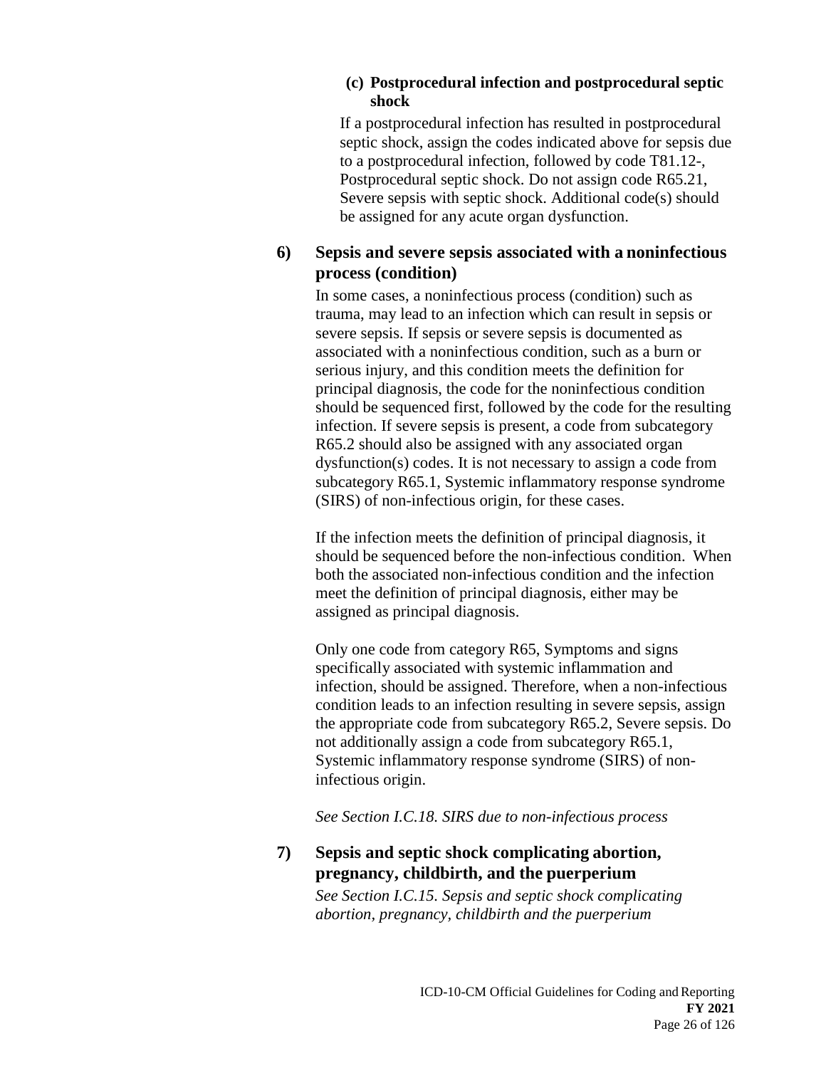**(c) Postprocedural infection and postprocedural septic shock**

If a postprocedural infection has resulted in postprocedural septic shock, assign the codes indicated above for sepsis due to a postprocedural infection, followed by code T81.12-, Postprocedural septic shock. Do not assign code R65.21, Severe sepsis with septic shock. Additional code(s) should be assigned for any acute organ dysfunction.

**6) Sepsis and severe sepsis associated with a noninfectious process (condition)**

In some cases, a noninfectious process (condition) such as trauma, may lead to an infection which can result in sepsis or severe sepsis. If sepsis or severe sepsis is documented as associated with a noninfectious condition, such as a burn or serious injury, and this condition meets the definition for principal diagnosis, the code for the noninfectious condition should be sequenced first, followed by the code for the resulting infection. If severe sepsis is present, a code from subcategory R65.2 should also be assigned with any associated organ dysfunction(s) codes. It is not necessary to assign a code from subcategory R65.1, Systemic inflammatory response syndrome (SIRS) of non-infectious origin, for these cases.

If the infection meets the definition of principal diagnosis, it should be sequenced before the non-infectious condition. When both the associated non-infectious condition and the infection meet the definition of principal diagnosis, either may be assigned as principal diagnosis.

Only one code from category R65, Symptoms and signs specifically associated with systemic inflammation and infection, should be assigned. Therefore, when a non-infectious condition leads to an infection resulting in severe sepsis, assign the appropriate code from subcategory R65.2, Severe sepsis. Do not additionally assign a code from subcategory R65.1, Systemic inflammatory response syndrome (SIRS) of non-infectious origin.

*See Section I.C.18. SIRS due to non-infectious process*

**7) Sepsis and septic shock complicating abortion, pregnancy, childbirth, and the puerperium**

*See Section I.C.15. Sepsis and septic shock complicating abortion, pregnancy, childbirth and the puerperium*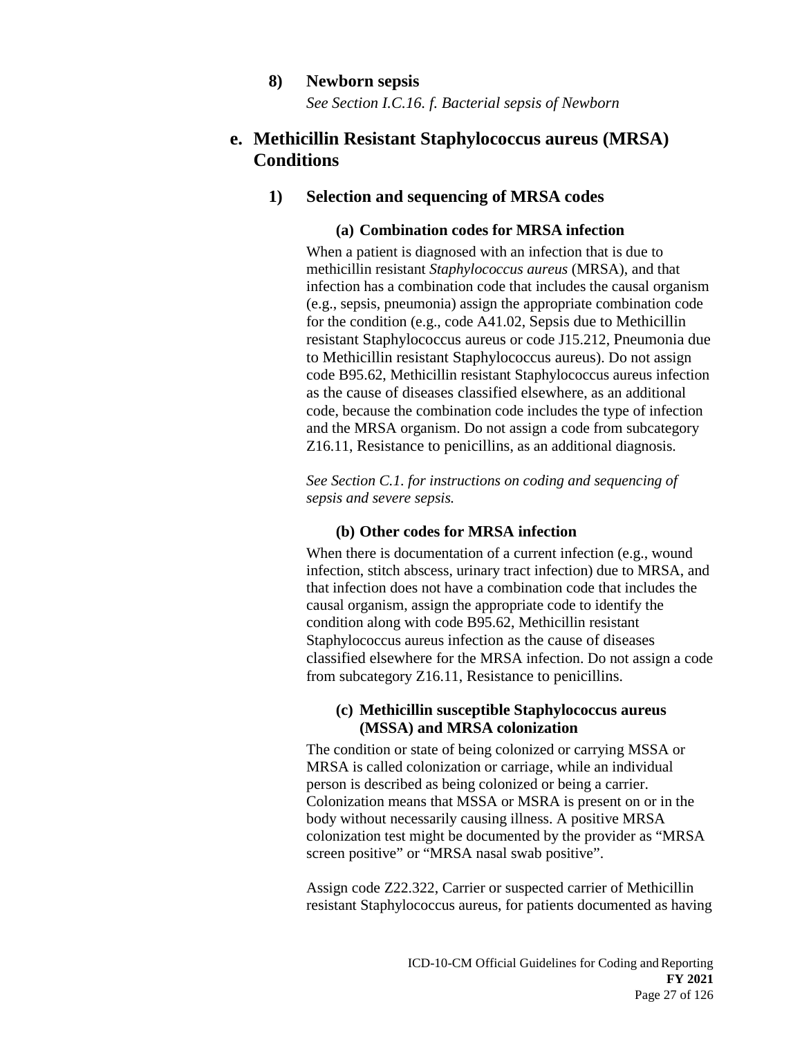#### 8) Newborn sepsis

*See Section I.C.16. f. Bacterial sepsis of Newborn*

### e. Methicillin Resistant Staphylococcus aureus (MRSA) Conditions

#### 1) Selection and sequencing of MRSA codes

##### (a) Combination codes for MRSA infection

When a patient is diagnosed with an infection that is due to methicillin resistant *Staphylococcus aureus* (MRSA), and that infection has a combination code that includes the causal organism (e.g., sepsis, pneumonia) assign the appropriate combination code for the condition (e.g., code A41.02, Sepsis due to Methicillin resistant Staphylococcus aureus or code J15.212, Pneumonia due to Methicillin resistant Staphylococcus aureus). Do not assign code B95.62, Methicillin resistant Staphylococcus aureus infection as the cause of diseases classified elsewhere, as an additional code, because the combination code includes the type of infection and the MRSA organism. Do not assign a code from subcategory Z16.11, Resistance to penicillins, as an additional diagnosis.

*See Section C.1. for instructions on coding and sequencing of sepsis and severe sepsis.*

##### (b) Other codes for MRSA infection

When there is documentation of a current infection (e.g., wound infection, stitch abscess, urinary tract infection) due to MRSA, and that infection does not have a combination code that includes the causal organism, assign the appropriate code to identify the condition along with code B95.62, Methicillin resistant Staphylococcus aureus infection as the cause of diseases classified elsewhere for the MRSA infection. Do not assign a code from subcategory Z16.11, Resistance to penicillins.

##### (c) Methicillin susceptible Staphylococcus aureus (MSSA) and MRSA colonization

The condition or state of being colonized or carrying MSSA or MRSA is called colonization or carriage, while an individual person is described as being colonized or being a carrier. Colonization means that MSSA or MSRA is present on or in the body without necessarily causing illness. A positive MRSA colonization test might be documented by the provider as "MRSA screen positive" or "MRSA nasal swab positive".

Assign code Z22.322, Carrier or suspected carrier of Methicillin resistant Staphylococcus aureus, for patients documented as having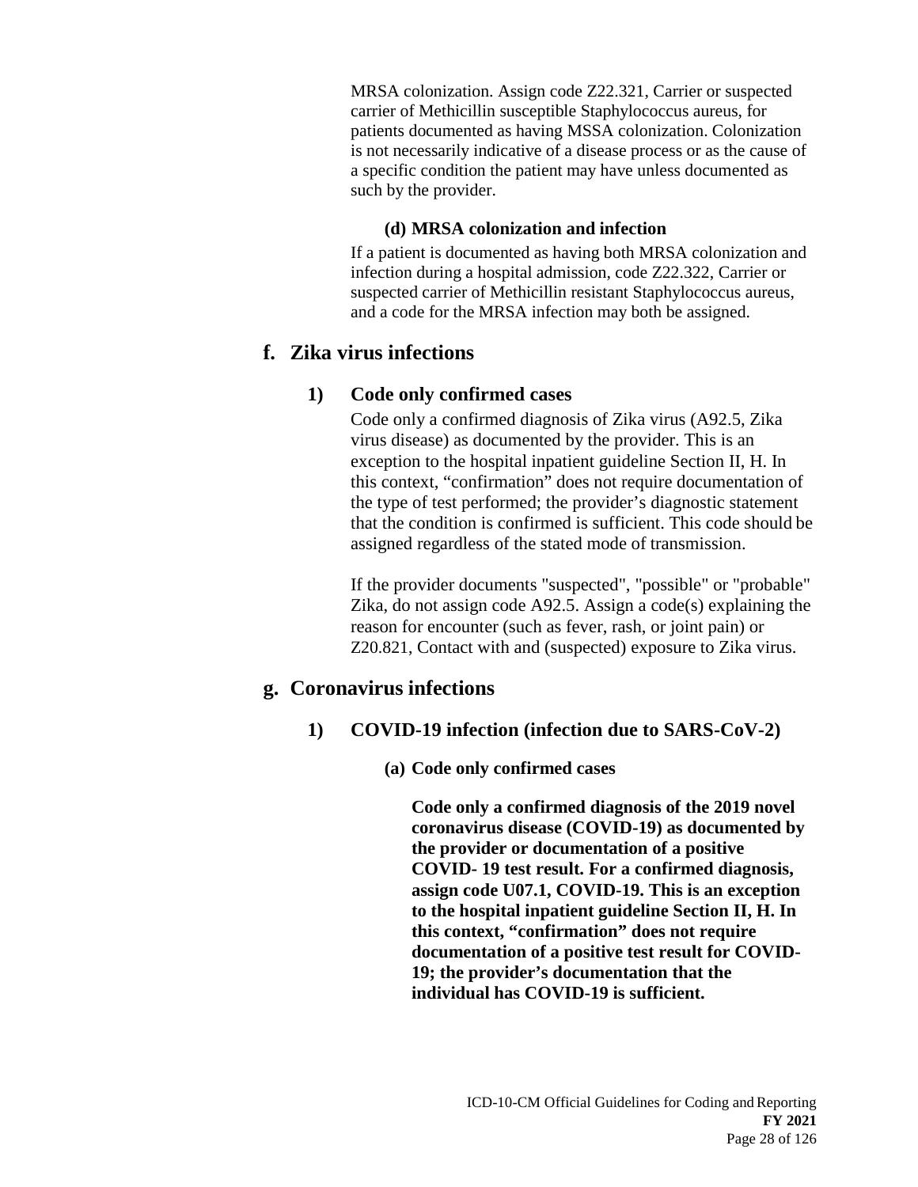MRSA colonization. Assign code Z22.321, Carrier or suspected carrier of Methicillin susceptible Staphylococcus aureus, for patients documented as having MSSA colonization. Colonization is not necessarily indicative of a disease process or as the cause of a specific condition the patient may have unless documented as such by the provider.

**(d) MRSA colonization and infection**

If a patient is documented as having both MRSA colonization and infection during a hospital admission, code Z22.322, Carrier or suspected carrier of Methicillin resistant Staphylococcus aureus, and a code for the MRSA infection may both be assigned.

## f. Zika virus infections

### 1) Code only confirmed cases

Code only a confirmed diagnosis of Zika virus (A92.5, Zika virus disease) as documented by the provider. This is an exception to the hospital inpatient guideline Section II, H. In this context, “confirmation” does not require documentation of the type of test performed; the provider’s diagnostic statement that the condition is confirmed is sufficient. This code should be assigned regardless of the stated mode of transmission.

If the provider documents "suspected", "possible" or "probable" Zika, do not assign code A92.5. Assign a code(s) explaining the reason for encounter (such as fever, rash, or joint pain) or Z20.821, Contact with and (suspected) exposure to Zika virus.

## g. Coronavirus infections

### 1) COVID-19 infection (infection due to SARS-CoV-2)

**(a) Code only confirmed cases**

**Code only a confirmed diagnosis of the 2019 novel coronavirus disease (COVID-19) as documented by the provider or documentation of a positive COVID- 19 test result. For a confirmed diagnosis, assign code U07.1, COVID-19. This is an exception to the hospital inpatient guideline Section II, H. In this context, “confirmation” does not require documentation of a positive test result for COVID-19; the provider’s documentation that the individual has COVID-19 is sufficient.**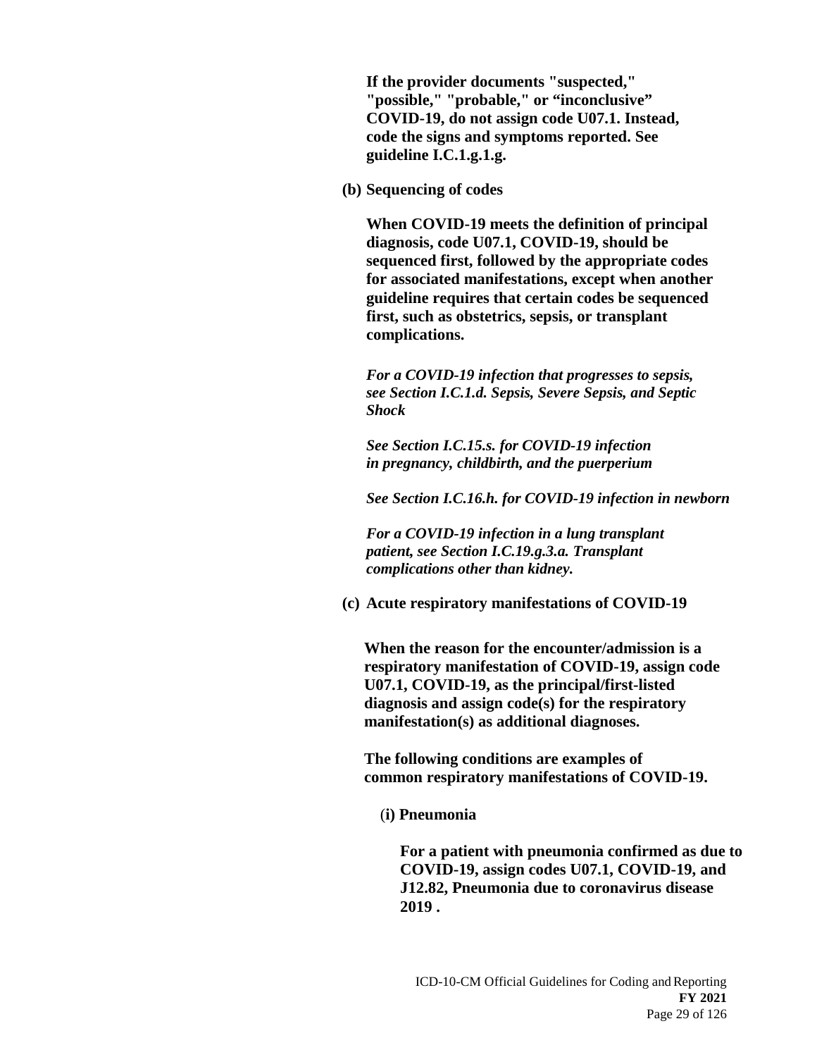**If the provider documents "suspected," "possible," "probable," or "inconclusive" COVID-19, do not assign code U07.1. Instead, code the signs and symptoms reported. See guideline I.C.1.g.1.g.**

**(b) Sequencing of codes**

**When COVID-19 meets the definition of principal diagnosis, code U07.1, COVID-19, should be sequenced first, followed by the appropriate codes for associated manifestations, except when another guideline requires that certain codes be sequenced first, such as obstetrics, sepsis, or transplant complications.**

***For a COVID-19 infection that progresses to sepsis, see Section I.C.1.d. Sepsis, Severe Sepsis, and Septic Shock***

***See Section I.C.15.s. for COVID-19 infection in pregnancy, childbirth, and the puerperium***

***See Section I.C.16.h. for COVID-19 infection in newborn***

***For a COVID-19 infection in a lung transplant patient, see Section I.C.19.g.3.a. Transplant complications other than kidney.***

**(c) Acute respiratory manifestations of COVID-19**

**When the reason for the encounter/admission is a respiratory manifestation of COVID-19, assign code U07.1, COVID-19, as the principal/first-listed diagnosis and assign code(s) for the respiratory manifestation(s) as additional diagnoses.**

**The following conditions are examples of common respiratory manifestations of COVID-19.**

**(i) Pneumonia**

**For a patient with pneumonia confirmed as due to COVID-19, assign codes U07.1, COVID-19, and J12.82, Pneumonia due to coronavirus disease 2019 .**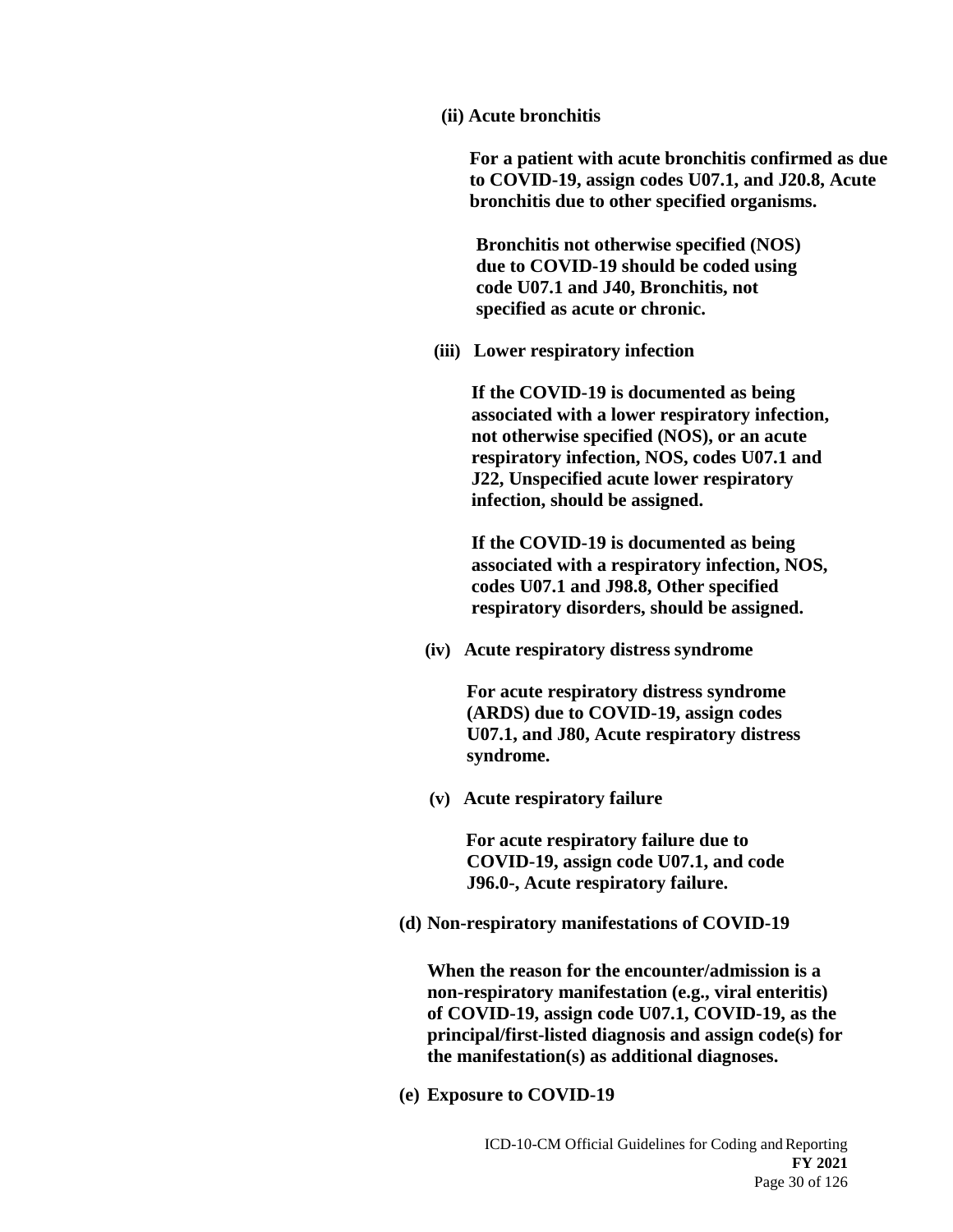**(ii) Acute bronchitis**

**For a patient with acute bronchitis confirmed as due to COVID-19, assign codes U07.1, and J20.8, Acute bronchitis due to other specified organisms.**

**Bronchitis not otherwise specified (NOS) due to COVID-19 should be coded using code U07.1 and J40, Bronchitis, not specified as acute or chronic.**

**(iii) Lower respiratory infection**

**If the COVID-19 is documented as being associated with a lower respiratory infection, not otherwise specified (NOS), or an acute respiratory infection, NOS, codes U07.1 and J22, Unspecified acute lower respiratory infection, should be assigned.**

**If the COVID-19 is documented as being associated with a respiratory infection, NOS, codes U07.1 and J98.8, Other specified respiratory disorders, should be assigned.**

**(iv) Acute respiratory distress syndrome**

**For acute respiratory distress syndrome (ARDS) due to COVID-19, assign codes U07.1, and J80, Acute respiratory distress syndrome.**

**(v) Acute respiratory failure**

**For acute respiratory failure due to COVID-19, assign code U07.1, and code J96.0-, Acute respiratory failure.**

**(d) Non-respiratory manifestations of COVID-19**

**When the reason for the encounter/admission is a non-respiratory manifestation (e.g., viral enteritis) of COVID-19, assign code U07.1, COVID-19, as the principal/first-listed diagnosis and assign code(s) for the manifestation(s) as additional diagnoses.**

**(e) Exposure to COVID-19**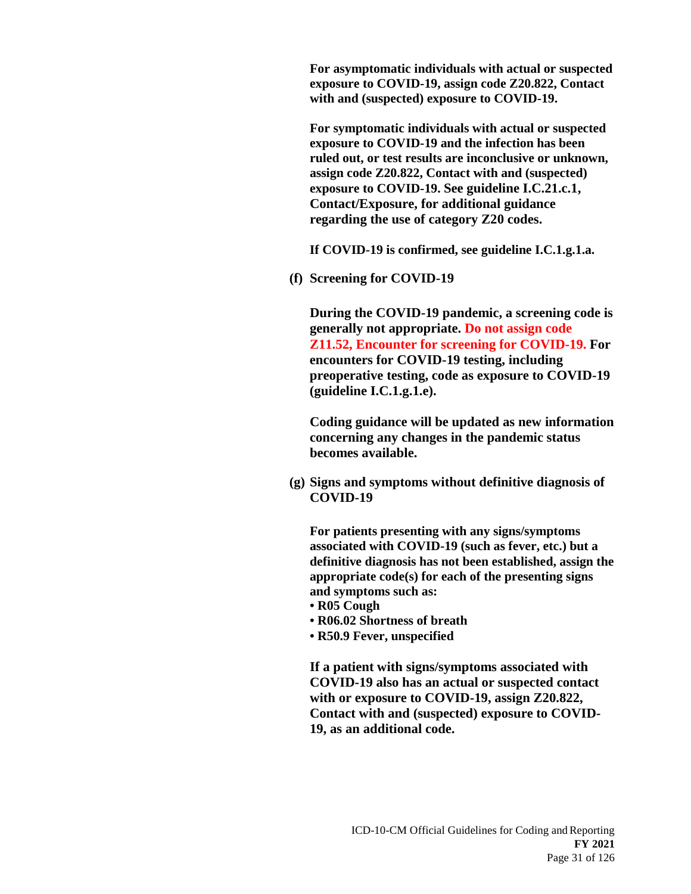**For asymptomatic individuals with actual or suspected exposure to COVID-19, assign code Z20.822, Contact with and (suspected) exposure to COVID-19.**

**For symptomatic individuals with actual or suspected exposure to COVID-19 and the infection has been ruled out, or test results are inconclusive or unknown, assign code Z20.822, Contact with and (suspected) exposure to COVID-19. See guideline I.C.21.c.1, Contact/Exposure, for additional guidance regarding the use of category Z20 codes.**

**If COVID-19 is confirmed, see guideline I.C.1.g.1.a.**

**(f) Screening for COVID-19**

**During the COVID-19 pandemic, a screening code is generally not appropriate. Do not assign code Z11.52, Encounter for screening for COVID-19. For encounters for COVID-19 testing, including preoperative testing, code as exposure to COVID-19 (guideline I.C.1.g.1.e).**

**Coding guidance will be updated as new information concerning any changes in the pandemic status becomes available.**

**(g) Signs and symptoms without definitive diagnosis of COVID-19**

**For patients presenting with any signs/symptoms associated with COVID-19 (such as fever, etc.) but a definitive diagnosis has not been established, assign the appropriate code(s) for each of the presenting signs and symptoms such as:**

- **R05 Cough**
- **R06.02 Shortness of breath**
- **R50.9 Fever, unspecified**

**If a patient with signs/symptoms associated with COVID-19 also has an actual or suspected contact with or exposure to COVID-19, assign Z20.822, Contact with and (suspected) exposure to COVID-19, as an additional code.**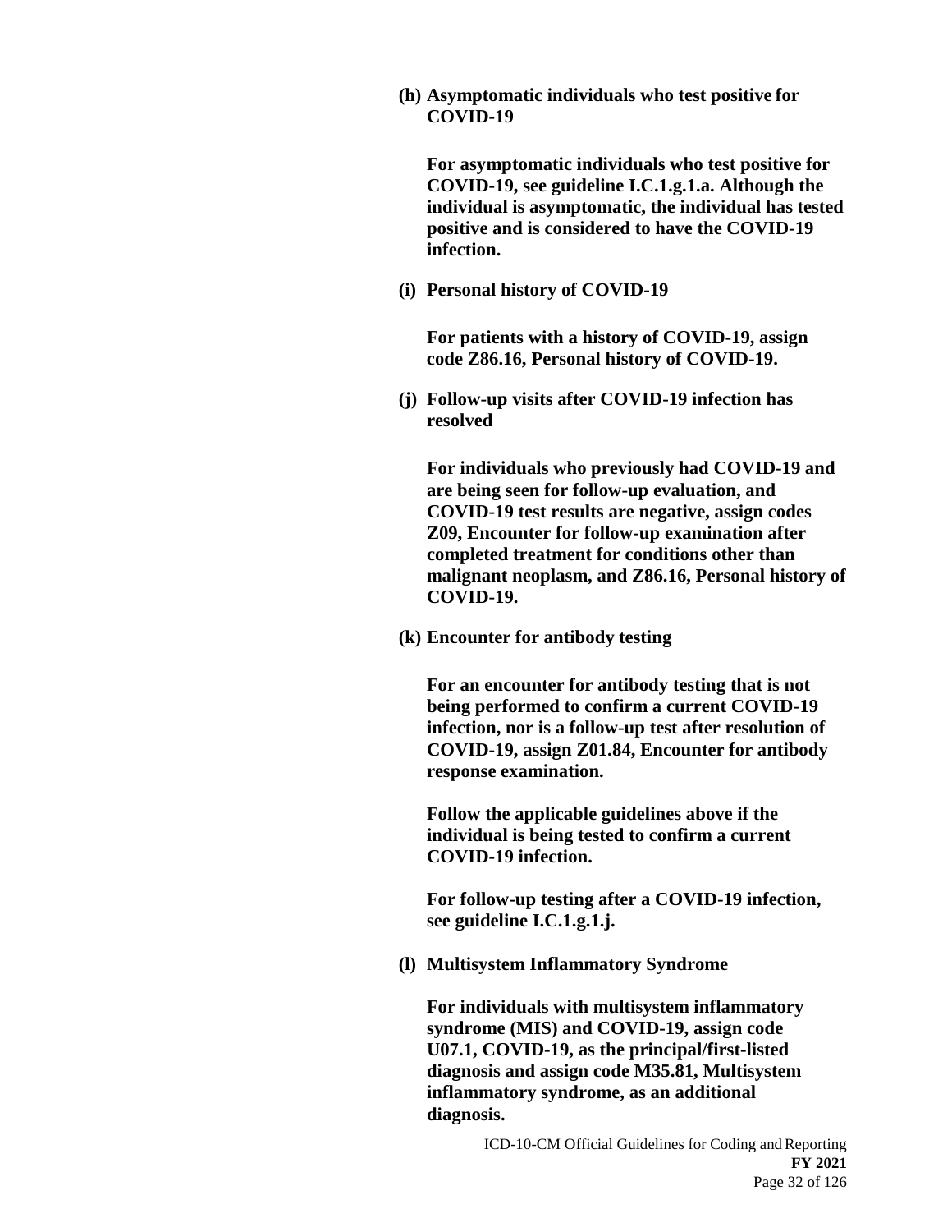**(h) Asymptomatic individuals who test positive for COVID-19**

**For asymptomatic individuals who test positive for COVID-19, see guideline I.C.1.g.1.a. Although the individual is asymptomatic, the individual has tested positive and is considered to have the COVID-19 infection.**

**(i) Personal history of COVID-19**

**For patients with a history of COVID-19, assign code Z86.16, Personal history of COVID-19.**

**(j) Follow-up visits after COVID-19 infection has resolved**

**For individuals who previously had COVID-19 and are being seen for follow-up evaluation, and COVID-19 test results are negative, assign codes Z09, Encounter for follow-up examination after completed treatment for conditions other than malignant neoplasm, and Z86.16, Personal history of COVID-19.**

**(k) Encounter for antibody testing**

**For an encounter for antibody testing that is not being performed to confirm a current COVID-19 infection, nor is a follow-up test after resolution of COVID-19, assign Z01.84, Encounter for antibody response examination.**

**Follow the applicable guidelines above if the individual is being tested to confirm a current COVID-19 infection.**

**For follow-up testing after a COVID-19 infection, see guideline I.C.1.g.1.j.**

**(l) Multisystem Inflammatory Syndrome**

**For individuals with multisystem inflammatory syndrome (MIS) and COVID-19, assign code U07.1, COVID-19, as the principal/first-listed diagnosis and assign code M35.81, Multisystem inflammatory syndrome, as an additional diagnosis.**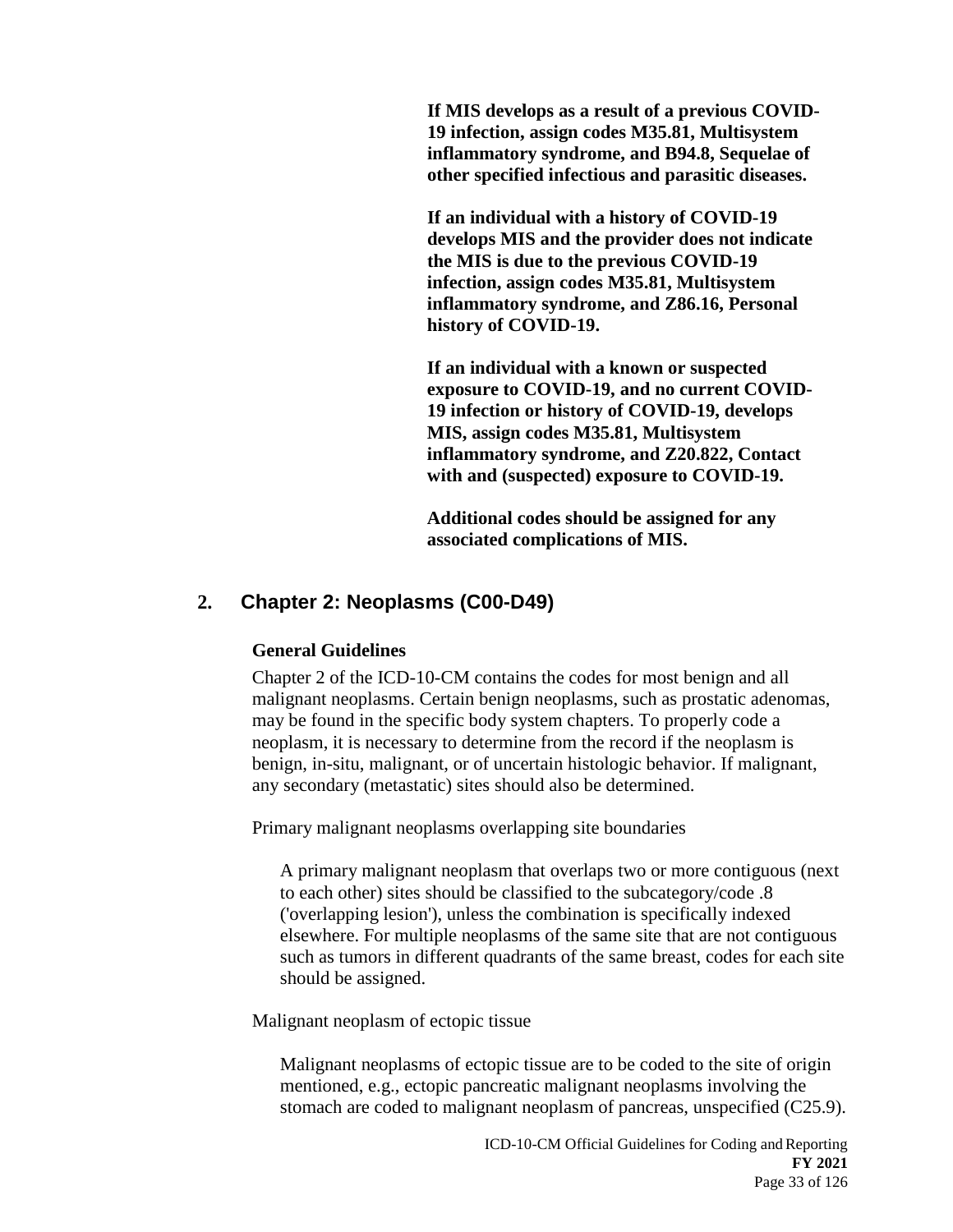**If MIS develops as a result of a previous COVID-19 infection, assign codes M35.81, Multisystem inflammatory syndrome, and B94.8, Sequelae of other specified infectious and parasitic diseases.**

**If an individual with a history of COVID-19 develops MIS and the provider does not indicate the MIS is due to the previous COVID-19 infection, assign codes M35.81, Multisystem inflammatory syndrome, and Z86.16, Personal history of COVID-19.**

**If an individual with a known or suspected exposure to COVID-19, and no current COVID-19 infection or history of COVID-19, develops MIS, assign codes M35.81, Multisystem inflammatory syndrome, and Z20.822, Contact with and (suspected) exposure to COVID-19.**

**Additional codes should be assigned for any associated complications of MIS.**

## 2. Chapter 2: Neoplasms (C00-D49)

**General Guidelines**

Chapter 2 of the ICD-10-CM contains the codes for most benign and all malignant neoplasms. Certain benign neoplasms, such as prostatic adenomas, may be found in the specific body system chapters. To properly code a neoplasm, it is necessary to determine from the record if the neoplasm is benign, in-situ, malignant, or of uncertain histologic behavior. If malignant, any secondary (metastatic) sites should also be determined.

Primary malignant neoplasms overlapping site boundaries

A primary malignant neoplasm that overlaps two or more contiguous (next to each other) sites should be classified to the subcategory/code .8 ('overlapping lesion'), unless the combination is specifically indexed elsewhere. For multiple neoplasms of the same site that are not contiguous such as tumors in different quadrants of the same breast, codes for each site should be assigned.

Malignant neoplasm of ectopic tissue

Malignant neoplasms of ectopic tissue are to be coded to the site of origin mentioned, e.g., ectopic pancreatic malignant neoplasms involving the stomach are coded to malignant neoplasm of pancreas, unspecified (C25.9).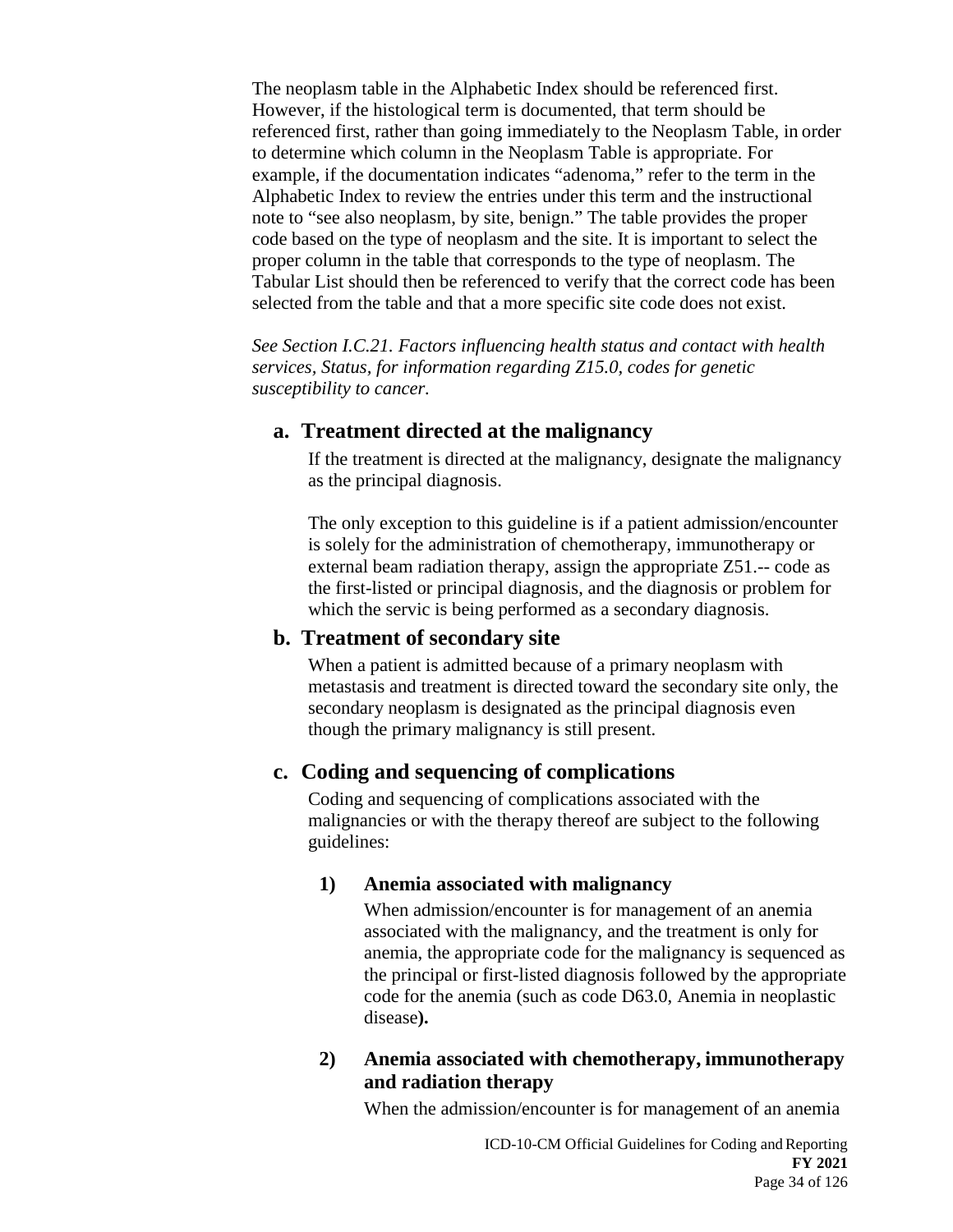The neoplasm table in the Alphabetic Index should be referenced first. However, if the histological term is documented, that term should be referenced first, rather than going immediately to the Neoplasm Table, in order to determine which column in the Neoplasm Table is appropriate. For example, if the documentation indicates "adenoma," refer to the term in the Alphabetic Index to review the entries under this term and the instructional note to "see also neoplasm, by site, benign." The table provides the proper code based on the type of neoplasm and the site. It is important to select the proper column in the table that corresponds to the type of neoplasm. The Tabular List should then be referenced to verify that the correct code has been selected from the table and that a more specific site code does not exist.

*See Section I.C.21. Factors influencing health status and contact with health services, Status, for information regarding Z15.0, codes for genetic susceptibility to cancer.*

## a. Treatment directed at the malignancy

If the treatment is directed at the malignancy, designate the malignancy as the principal diagnosis.

The only exception to this guideline is if a patient admission/encounter is solely for the administration of chemotherapy, immunotherapy or external beam radiation therapy, assign the appropriate Z51.-- code as the first-listed or principal diagnosis, and the diagnosis or problem for which the servic is being performed as a secondary diagnosis.

## b. Treatment of secondary site

When a patient is admitted because of a primary neoplasm with metastasis and treatment is directed toward the secondary site only, the secondary neoplasm is designated as the principal diagnosis even though the primary malignancy is still present.

## c. Coding and sequencing of complications

Coding and sequencing of complications associated with the malignancies or with the therapy thereof are subject to the following guidelines:

### 1) Anemia associated with malignancy

When admission/encounter is for management of an anemia associated with the malignancy, and the treatment is only for anemia, the appropriate code for the malignancy is sequenced as the principal or first-listed diagnosis followed by the appropriate code for the anemia (such as code D63.0, Anemia in neoplastic disease**).**

### 2) Anemia associated with chemotherapy, immunotherapy and radiation therapy

When the admission/encounter is for management of an anemia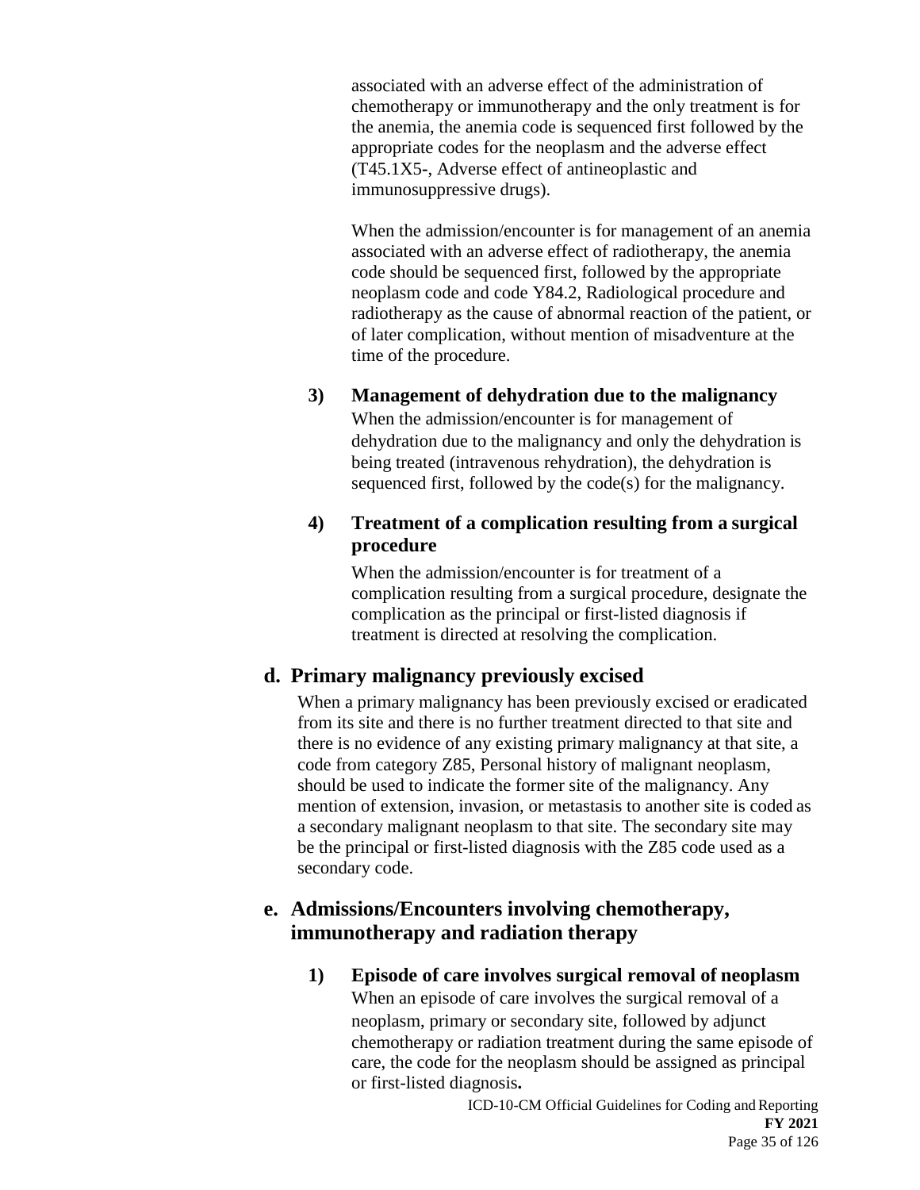associated with an adverse effect of the administration of chemotherapy or immunotherapy and the only treatment is for the anemia, the anemia code is sequenced first followed by the appropriate codes for the neoplasm and the adverse effect (T45.1X5-, Adverse effect of antineoplastic and immunosuppressive drugs).

When the admission/encounter is for management of an anemia associated with an adverse effect of radiotherapy, the anemia code should be sequenced first, followed by the appropriate neoplasm code and code Y84.2, Radiological procedure and radiotherapy as the cause of abnormal reaction of the patient, or of later complication, without mention of misadventure at the time of the procedure.

**3) Management of dehydration due to the malignancy**

When the admission/encounter is for management of dehydration due to the malignancy and only the dehydration is being treated (intravenous rehydration), the dehydration is sequenced first, followed by the code(s) for the malignancy.

**4) Treatment of a complication resulting from a surgical procedure**

When the admission/encounter is for treatment of a complication resulting from a surgical procedure, designate the complication as the principal or first-listed diagnosis if treatment is directed at resolving the complication.

## d. Primary malignancy previously excised

When a primary malignancy has been previously excised or eradicated from its site and there is no further treatment directed to that site and there is no evidence of any existing primary malignancy at that site, a code from category Z85, Personal history of malignant neoplasm, should be used to indicate the former site of the malignancy. Any mention of extension, invasion, or metastasis to another site is coded as a secondary malignant neoplasm to that site. The secondary site may be the principal or first-listed diagnosis with the Z85 code used as a secondary code.

## e. Admissions/Encounters involving chemotherapy, immunotherapy and radiation therapy

**1) Episode of care involves surgical removal of neoplasm**

When an episode of care involves the surgical removal of a neoplasm, primary or secondary site, followed by adjunct chemotherapy or radiation treatment during the same episode of care, the code for the neoplasm should be assigned as principal or first-listed diagnosis**.**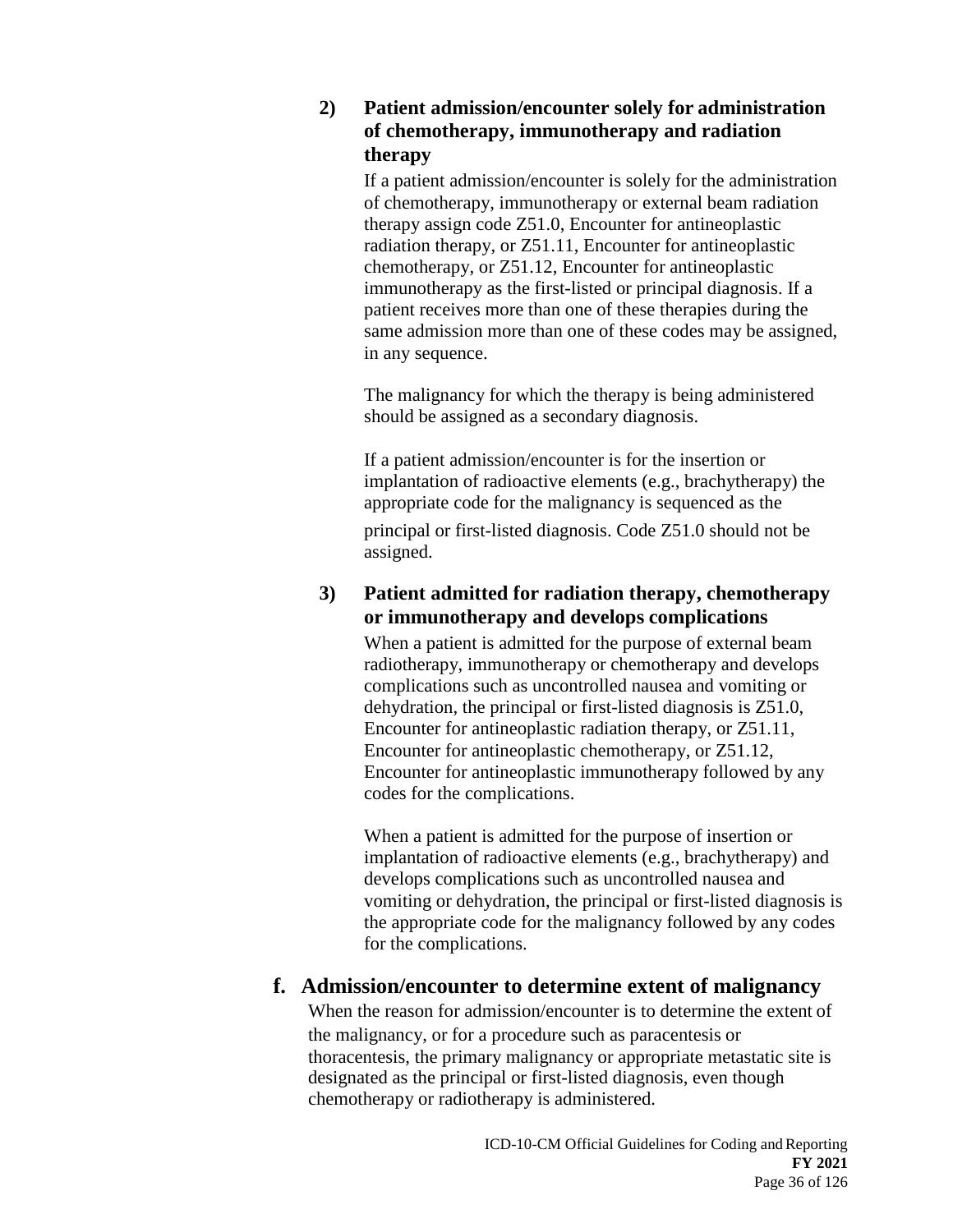#### 2) Patient admission/encounter solely for administration of chemotherapy, immunotherapy and radiation therapy

If a patient admission/encounter is solely for the administration of chemotherapy, immunotherapy or external beam radiation therapy assign code Z51.0, Encounter for antineoplastic radiation therapy, or Z51.11, Encounter for antineoplastic chemotherapy, or Z51.12, Encounter for antineoplastic immunotherapy as the first-listed or principal diagnosis. If a patient receives more than one of these therapies during the same admission more than one of these codes may be assigned, in any sequence.

The malignancy for which the therapy is being administered should be assigned as a secondary diagnosis.

If a patient admission/encounter is for the insertion or implantation of radioactive elements (e.g., brachytherapy) the appropriate code for the malignancy is sequenced as the principal or first-listed diagnosis. Code Z51.0 should not be assigned.

#### 3) Patient admitted for radiation therapy, chemotherapy or immunotherapy and develops complications

When a patient is admitted for the purpose of external beam radiotherapy, immunotherapy or chemotherapy and develops complications such as uncontrolled nausea and vomiting or dehydration, the principal or first-listed diagnosis is Z51.0, Encounter for antineoplastic radiation therapy, or Z51.11, Encounter for antineoplastic chemotherapy, or Z51.12, Encounter for antineoplastic immunotherapy followed by any codes for the complications.

When a patient is admitted for the purpose of insertion or implantation of radioactive elements (e.g., brachytherapy) and develops complications such as uncontrolled nausea and vomiting or dehydration, the principal or first-listed diagnosis is the appropriate code for the malignancy followed by any codes for the complications.

### f. Admission/encounter to determine extent of malignancy

When the reason for admission/encounter is to determine the extent of the malignancy, or for a procedure such as paracentesis or thoracentesis, the primary malignancy or appropriate metastatic site is designated as the principal or first-listed diagnosis, even though chemotherapy or radiotherapy is administered.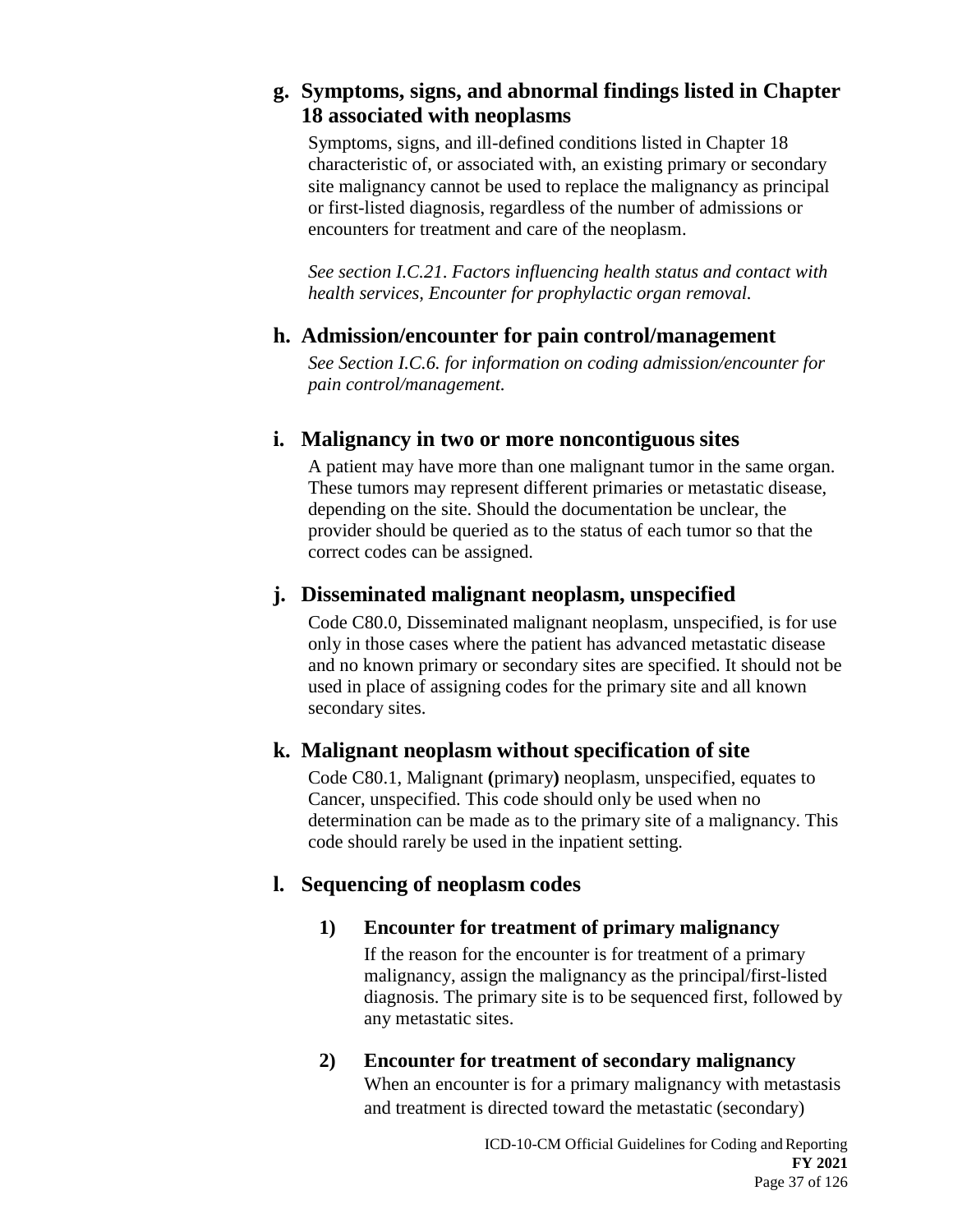### g. Symptoms, signs, and abnormal findings listed in Chapter 18 associated with neoplasms

Symptoms, signs, and ill-defined conditions listed in Chapter 18 characteristic of, or associated with, an existing primary or secondary site malignancy cannot be used to replace the malignancy as principal or first-listed diagnosis, regardless of the number of admissions or encounters for treatment and care of the neoplasm.

*See section I.C.21. Factors influencing health status and contact with health services, Encounter for prophylactic organ removal.*

### h. Admission/encounter for pain control/management

*See Section I.C.6. for information on coding admission/encounter for pain control/management.*

### i. Malignancy in two or more noncontiguous sites

A patient may have more than one malignant tumor in the same organ. These tumors may represent different primaries or metastatic disease, depending on the site. Should the documentation be unclear, the provider should be queried as to the status of each tumor so that the correct codes can be assigned.

### j. Disseminated malignant neoplasm, unspecified

Code C80.0, Disseminated malignant neoplasm, unspecified, is for use only in those cases where the patient has advanced metastatic disease and no known primary or secondary sites are specified. It should not be used in place of assigning codes for the primary site and all known secondary sites.

### k. Malignant neoplasm without specification of site

Code C80.1, Malignant **(**primary**)** neoplasm, unspecified, equates to Cancer, unspecified. This code should only be used when no determination can be made as to the primary site of a malignancy. This code should rarely be used in the inpatient setting.

### l. Sequencing of neoplasm codes

#### 1) Encounter for treatment of primary malignancy

If the reason for the encounter is for treatment of a primary malignancy, assign the malignancy as the principal/first-listed diagnosis. The primary site is to be sequenced first, followed by any metastatic sites.

#### 2) Encounter for treatment of secondary malignancy

When an encounter is for a primary malignancy with metastasis and treatment is directed toward the metastatic (secondary)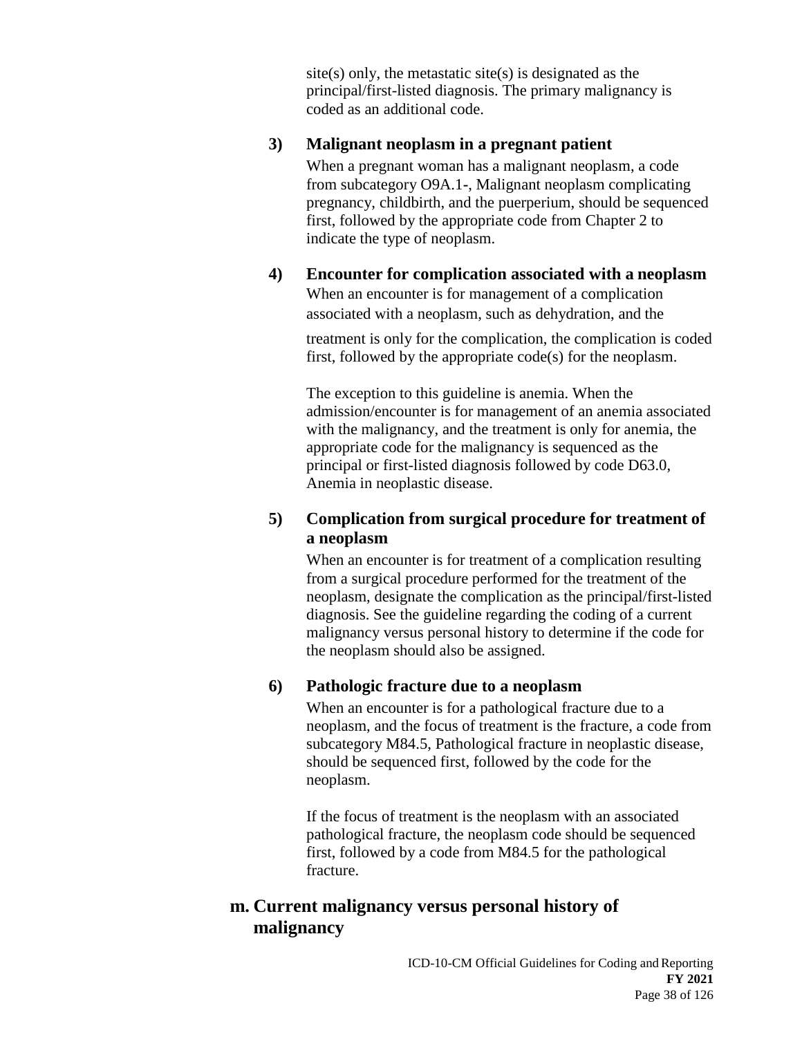site(s) only, the metastatic site(s) is designated as the principal/first-listed diagnosis. The primary malignancy is coded as an additional code.

#### 3) Malignant neoplasm in a pregnant patient

When a pregnant woman has a malignant neoplasm, a code from subcategory O9A.1-, Malignant neoplasm complicating pregnancy, childbirth, and the puerperium, should be sequenced first, followed by the appropriate code from Chapter 2 to indicate the type of neoplasm.

#### 4) Encounter for complication associated with a neoplasm

When an encounter is for management of a complication associated with a neoplasm, such as dehydration, and the treatment is only for the complication, the complication is coded first, followed by the appropriate code(s) for the neoplasm.

The exception to this guideline is anemia. When the admission/encounter is for management of an anemia associated with the malignancy, and the treatment is only for anemia, the appropriate code for the malignancy is sequenced as the principal or first-listed diagnosis followed by code D63.0, Anemia in neoplastic disease.

#### 5) Complication from surgical procedure for treatment of a neoplasm

When an encounter is for treatment of a complication resulting from a surgical procedure performed for the treatment of the neoplasm, designate the complication as the principal/first-listed diagnosis. See the guideline regarding the coding of a current malignancy versus personal history to determine if the code for the neoplasm should also be assigned.

#### 6) Pathologic fracture due to a neoplasm

When an encounter is for a pathological fracture due to a neoplasm, and the focus of treatment is the fracture, a code from subcategory M84.5, Pathological fracture in neoplastic disease, should be sequenced first, followed by the code for the neoplasm.

If the focus of treatment is the neoplasm with an associated pathological fracture, the neoplasm code should be sequenced first, followed by a code from M84.5 for the pathological fracture.

### m. Current malignancy versus personal history of malignancy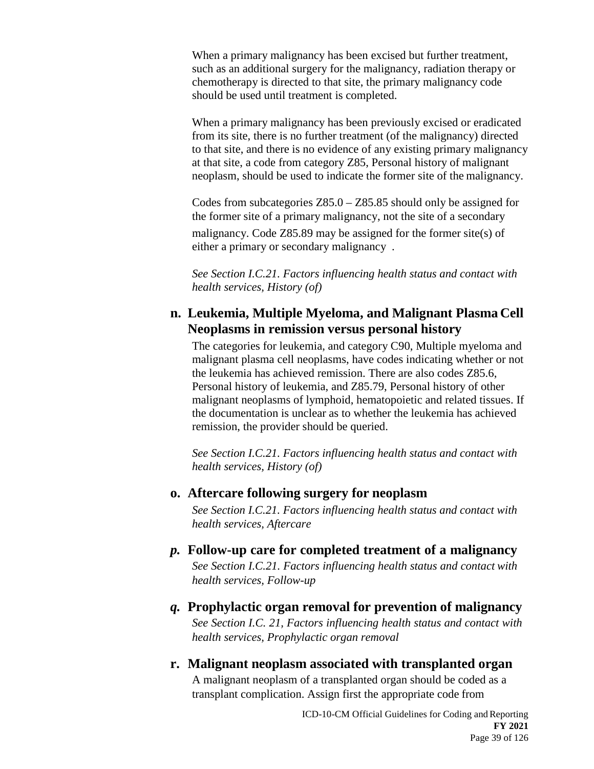When a primary malignancy has been excised but further treatment, such as an additional surgery for the malignancy, radiation therapy or chemotherapy is directed to that site, the primary malignancy code should be used until treatment is completed.

When a primary malignancy has been previously excised or eradicated from its site, there is no further treatment (of the malignancy) directed to that site, and there is no evidence of any existing primary malignancy at that site, a code from category Z85, Personal history of malignant neoplasm, should be used to indicate the former site of the malignancy.

Codes from subcategories Z85.0 – Z85.85 should only be assigned for the former site of a primary malignancy, not the site of a secondary malignancy. Code Z85.89 may be assigned for the former site(s) of either a primary or secondary malignancy .

*See Section I.C.21. Factors influencing health status and contact with health services, History (of)*

### n. Leukemia, Multiple Myeloma, and Malignant Plasma Cell Neoplasms in remission versus personal history

The categories for leukemia, and category C90, Multiple myeloma and malignant plasma cell neoplasms, have codes indicating whether or not the leukemia has achieved remission. There are also codes Z85.6, Personal history of leukemia, and Z85.79, Personal history of other malignant neoplasms of lymphoid, hematopoietic and related tissues. If the documentation is unclear as to whether the leukemia has achieved remission, the provider should be queried.

*See Section I.C.21. Factors influencing health status and contact with health services, History (of)*

### o. Aftercare following surgery for neoplasm

*See Section I.C.21. Factors influencing health status and contact with health services, Aftercare*

### *p.* Follow-up care for completed treatment of a malignancy

*See Section I.C.21. Factors influencing health status and contact with health services, Follow-up*

### *q.* Prophylactic organ removal for prevention of malignancy

*See Section I.C. 21, Factors influencing health status and contact with health services, Prophylactic organ removal*

### r. Malignant neoplasm associated with transplanted organ

A malignant neoplasm of a transplanted organ should be coded as a transplant complication. Assign first the appropriate code from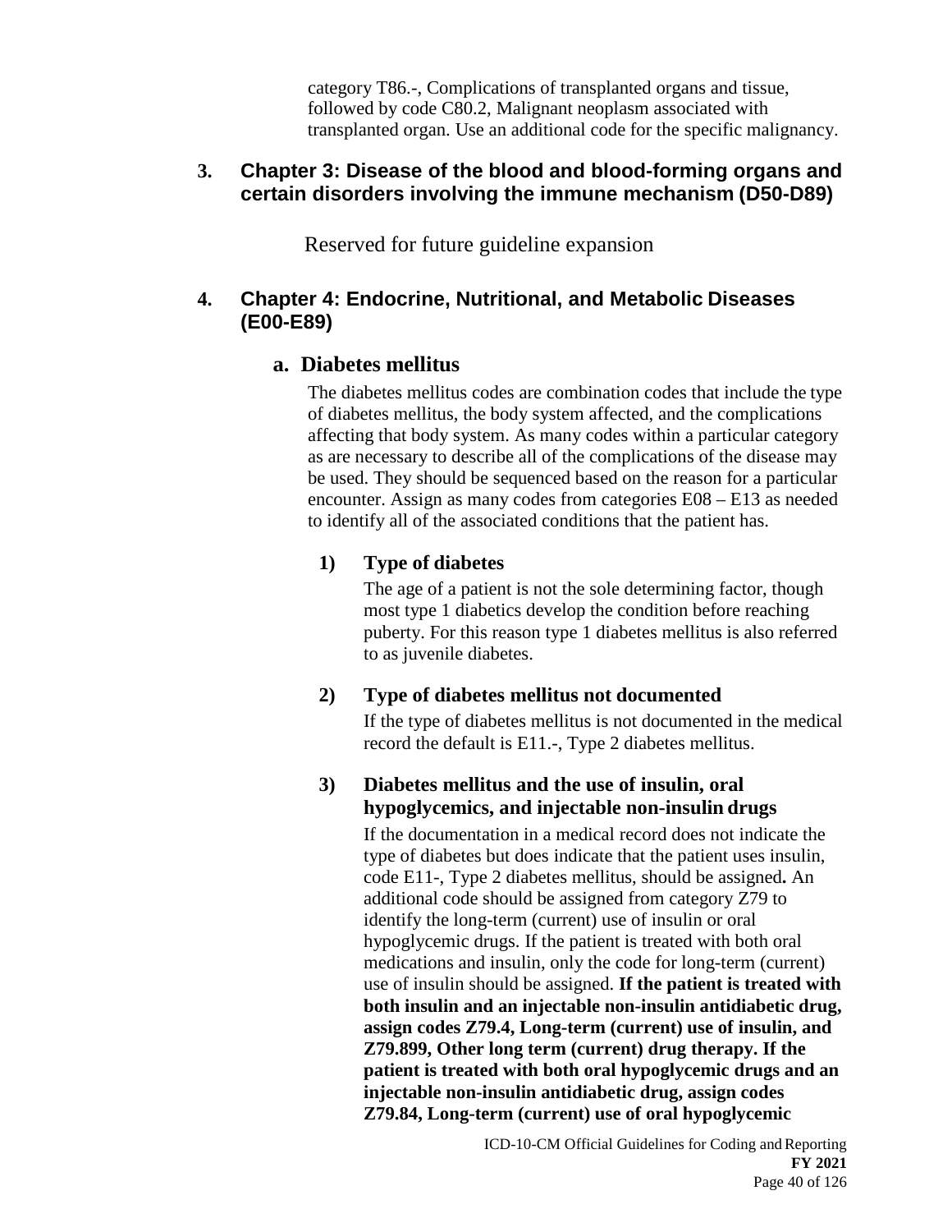category T86.-, Complications of transplanted organs and tissue, followed by code C80.2, Malignant neoplasm associated with transplanted organ. Use an additional code for the specific malignancy.

## 3. Chapter 3: Disease of the blood and blood-forming organs and certain disorders involving the immune mechanism (D50-D89)

Reserved for future guideline expansion

## 4. Chapter 4: Endocrine, Nutritional, and Metabolic Diseases (E00-E89)

### a. Diabetes mellitus

The diabetes mellitus codes are combination codes that include the type of diabetes mellitus, the body system affected, and the complications affecting that body system. As many codes within a particular category as are necessary to describe all of the complications of the disease may be used. They should be sequenced based on the reason for a particular encounter. Assign as many codes from categories E08 – E13 as needed to identify all of the associated conditions that the patient has.

#### 1) Type of diabetes

The age of a patient is not the sole determining factor, though most type 1 diabetics develop the condition before reaching puberty. For this reason type 1 diabetes mellitus is also referred to as juvenile diabetes.

#### 2) Type of diabetes mellitus not documented

If the type of diabetes mellitus is not documented in the medical record the default is E11.-, Type 2 diabetes mellitus.

#### 3) Diabetes mellitus and the use of insulin, oral hypoglycemics, and injectable non-insulin drugs

If the documentation in a medical record does not indicate the type of diabetes but does indicate that the patient uses insulin, code E11-, Type 2 diabetes mellitus, should be assigned**.** An additional code should be assigned from category Z79 to identify the long-term (current) use of insulin or oral hypoglycemic drugs. If the patient is treated with both oral medications and insulin, only the code for long-term (current) use of insulin should be assigned. **If the patient is treated with both insulin and an injectable non-insulin antidiabetic drug, assign codes Z79.4, Long-term (current) use of insulin, and Z79.899, Other long term (current) drug therapy. If the patient is treated with both oral hypoglycemic drugs and an injectable non-insulin antidiabetic drug, assign codes Z79.84, Long-term (current) use of oral hypoglycemic**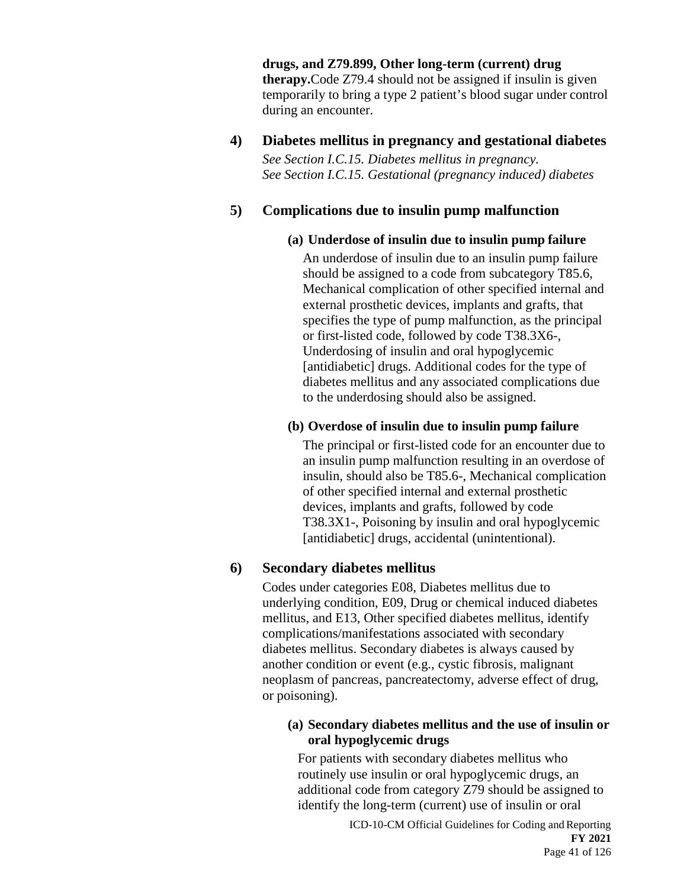**drugs, and Z79.899, Other long-term (current) drug therapy.**Code Z79.4 should not be assigned if insulin is given temporarily to bring a type 2 patient's blood sugar under control during an encounter.

### 4) Diabetes mellitus in pregnancy and gestational diabetes

*See Section I.C.15. Diabetes mellitus in pregnancy.*
*See Section I.C.15. Gestational (pregnancy induced) diabetes*

### 5) Complications due to insulin pump malfunction

**(a) Underdose of insulin due to insulin pump failure**

An underdose of insulin due to an insulin pump failure should be assigned to a code from subcategory T85.6, Mechanical complication of other specified internal and external prosthetic devices, implants and grafts, that specifies the type of pump malfunction, as the principal or first-listed code, followed by code T38.3X6-, Underdosing of insulin and oral hypoglycemic [antidiabetic] drugs. Additional codes for the type of diabetes mellitus and any associated complications due to the underdosing should also be assigned.

**(b) Overdose of insulin due to insulin pump failure**

The principal or first-listed code for an encounter due to an insulin pump malfunction resulting in an overdose of insulin, should also be T85.6-, Mechanical complication of other specified internal and external prosthetic devices, implants and grafts, followed by code T38.3X1-, Poisoning by insulin and oral hypoglycemic [antidiabetic] drugs, accidental (unintentional).

### 6) Secondary diabetes mellitus

Codes under categories E08, Diabetes mellitus due to underlying condition, E09, Drug or chemical induced diabetes mellitus, and E13, Other specified diabetes mellitus, identify complications/manifestations associated with secondary diabetes mellitus. Secondary diabetes is always caused by another condition or event (e.g., cystic fibrosis, malignant neoplasm of pancreas, pancreatectomy, adverse effect of drug, or poisoning).

**(a) Secondary diabetes mellitus and the use of insulin or oral hypoglycemic drugs**

For patients with secondary diabetes mellitus who routinely use insulin or oral hypoglycemic drugs, an additional code from category Z79 should be assigned to identify the long-term (current) use of insulin or oral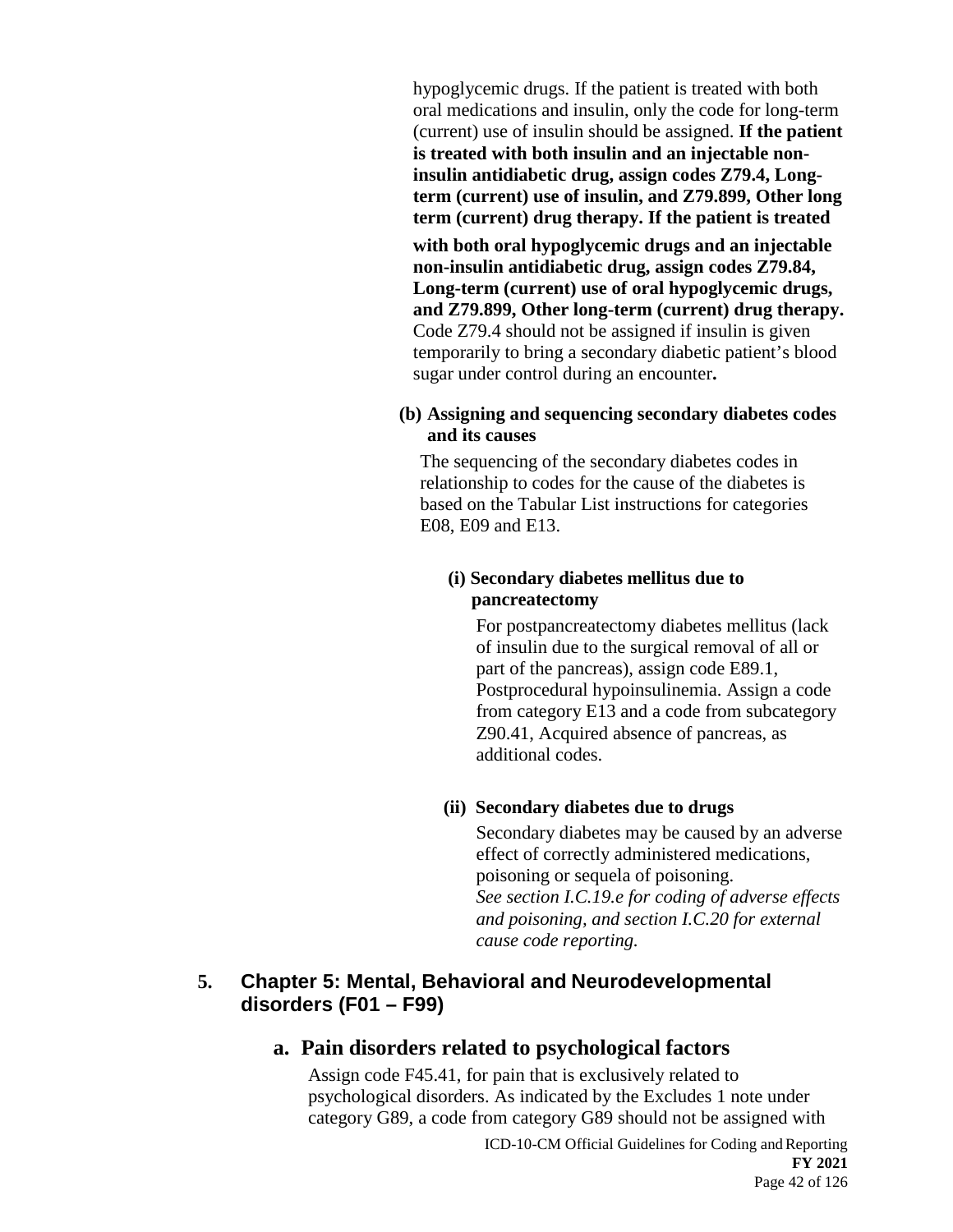hypoglycemic drugs. If the patient is treated with both oral medications and insulin, only the code for long-term (current) use of insulin should be assigned. **If the patient is treated with both insulin and an injectable non-insulin antidiabetic drug, assign codes Z79.4, Long-term (current) use of insulin, and Z79.899, Other long term (current) drug therapy. If the patient is treated with both oral hypoglycemic drugs and an injectable non-insulin antidiabetic drug, assign codes Z79.84, Long-term (current) use of oral hypoglycemic drugs, and Z79.899, Other long-term (current) drug therapy.** Code Z79.4 should not be assigned if insulin is given temporarily to bring a secondary diabetic patient's blood sugar under control during an encounter**.**

**(b) Assigning and sequencing secondary diabetes codes and its causes**

The sequencing of the secondary diabetes codes in relationship to codes for the cause of the diabetes is based on the Tabular List instructions for categories E08, E09 and E13.

**(i) Secondary diabetes mellitus due to pancreatectomy**

For postpancreatectomy diabetes mellitus (lack of insulin due to the surgical removal of all or part of the pancreas), assign code E89.1, Postprocedural hypoinsulinemia. Assign a code from category E13 and a code from subcategory Z90.41, Acquired absence of pancreas, as additional codes.

**(ii) Secondary diabetes due to drugs**

Secondary diabetes may be caused by an adverse effect of correctly administered medications, poisoning or sequela of poisoning.
*See section I.C.19.e for coding of adverse effects and poisoning, and section I.C.20 for external cause code reporting.*

## 5. Chapter 5: Mental, Behavioral and Neurodevelopmental disorders (F01 – F99)

### a. Pain disorders related to psychological factors

Assign code F45.41, for pain that is exclusively related to psychological disorders. As indicated by the Excludes 1 note under category G89, a code from category G89 should not be assigned with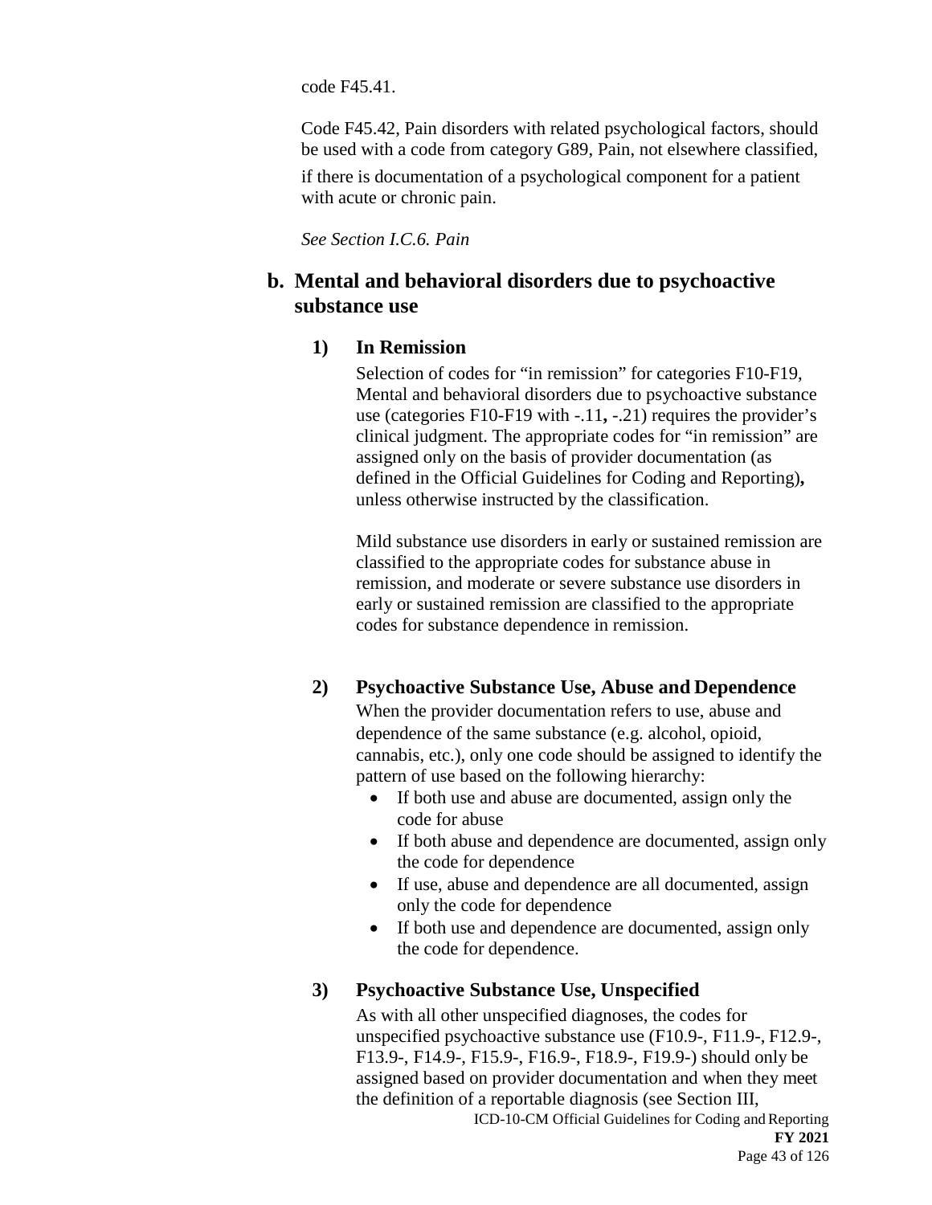code F45.41.

Code F45.42, Pain disorders with related psychological factors, should be used with a code from category G89, Pain, not elsewhere classified, if there is documentation of a psychological component for a patient with acute or chronic pain.

*See Section I.C.6. Pain*

## b. Mental and behavioral disorders due to psychoactive substance use

### 1) In Remission

Selection of codes for "in remission" for categories F10-F19, Mental and behavioral disorders due to psychoactive substance use (categories F10-F19 with -.11**,** -.21) requires the provider's clinical judgment. The appropriate codes for "in remission" are assigned only on the basis of provider documentation (as defined in the Official Guidelines for Coding and Reporting)**,** unless otherwise instructed by the classification.

Mild substance use disorders in early or sustained remission are classified to the appropriate codes for substance abuse in remission, and moderate or severe substance use disorders in early or sustained remission are classified to the appropriate codes for substance dependence in remission.

### 2) Psychoactive Substance Use, Abuse and Dependence

When the provider documentation refers to use, abuse and dependence of the same substance (e.g. alcohol, opioid, cannabis, etc.), only one code should be assigned to identify the pattern of use based on the following hierarchy:

- If both use and abuse are documented, assign only the code for abuse
- If both abuse and dependence are documented, assign only the code for dependence
- If use, abuse and dependence are all documented, assign only the code for dependence
- If both use and dependence are documented, assign only the code for dependence.

### 3) Psychoactive Substance Use, Unspecified

As with all other unspecified diagnoses, the codes for unspecified psychoactive substance use (F10.9-, F11.9-, F12.9-, F13.9-, F14.9-, F15.9-, F16.9-, F18.9-, F19.9-) should only be assigned based on provider documentation and when they meet the definition of a reportable diagnosis (see Section III,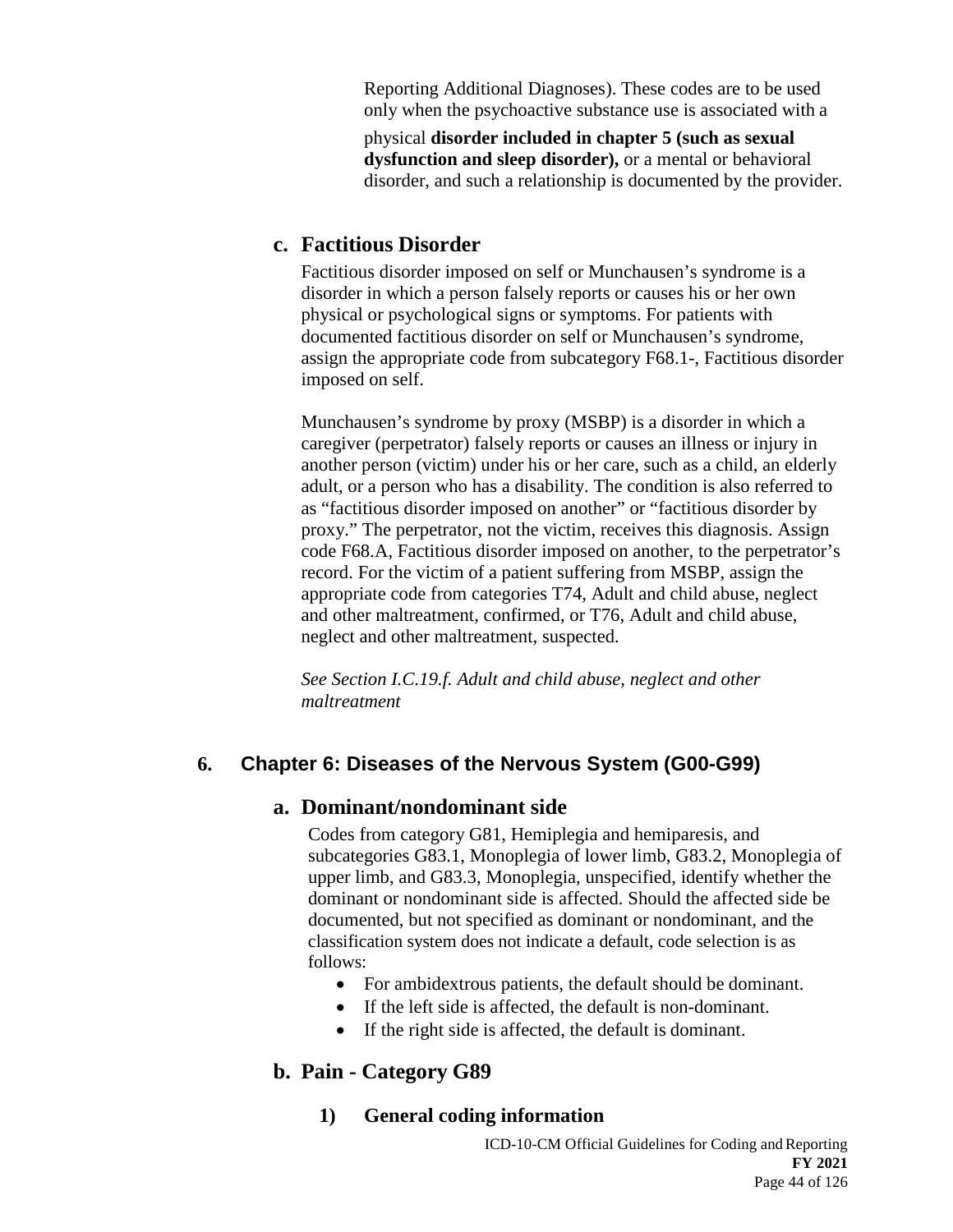Reporting Additional Diagnoses). These codes are to be used only when the psychoactive substance use is associated with a physical **disorder included in chapter 5 (such as sexual dysfunction and sleep disorder),** or a mental or behavioral disorder, and such a relationship is documented by the provider.

### c. Factitious Disorder

Factitious disorder imposed on self or Munchausen's syndrome is a disorder in which a person falsely reports or causes his or her own physical or psychological signs or symptoms. For patients with documented factitious disorder on self or Munchausen's syndrome, assign the appropriate code from subcategory F68.1-, Factitious disorder imposed on self.

Munchausen's syndrome by proxy (MSBP) is a disorder in which a caregiver (perpetrator) falsely reports or causes an illness or injury in another person (victim) under his or her care, such as a child, an elderly adult, or a person who has a disability. The condition is also referred to as "factitious disorder imposed on another" or "factitious disorder by proxy." The perpetrator, not the victim, receives this diagnosis. Assign code F68.A, Factitious disorder imposed on another, to the perpetrator's record. For the victim of a patient suffering from MSBP, assign the appropriate code from categories T74, Adult and child abuse, neglect and other maltreatment, confirmed, or T76, Adult and child abuse, neglect and other maltreatment, suspected.

*See Section I.C.19.f. Adult and child abuse, neglect and other maltreatment*

## 6. Chapter 6: Diseases of the Nervous System (G00-G99)

### a. Dominant/nondominant side

Codes from category G81, Hemiplegia and hemiparesis, and subcategories G83.1, Monoplegia of lower limb, G83.2, Monoplegia of upper limb, and G83.3, Monoplegia, unspecified, identify whether the dominant or nondominant side is affected. Should the affected side be documented, but not specified as dominant or nondominant, and the classification system does not indicate a default, code selection is as follows:

- For ambidextrous patients, the default should be dominant.
- If the left side is affected, the default is non-dominant.
- If the right side is affected, the default is dominant.

### b. Pain - Category G89

#### 1) General coding information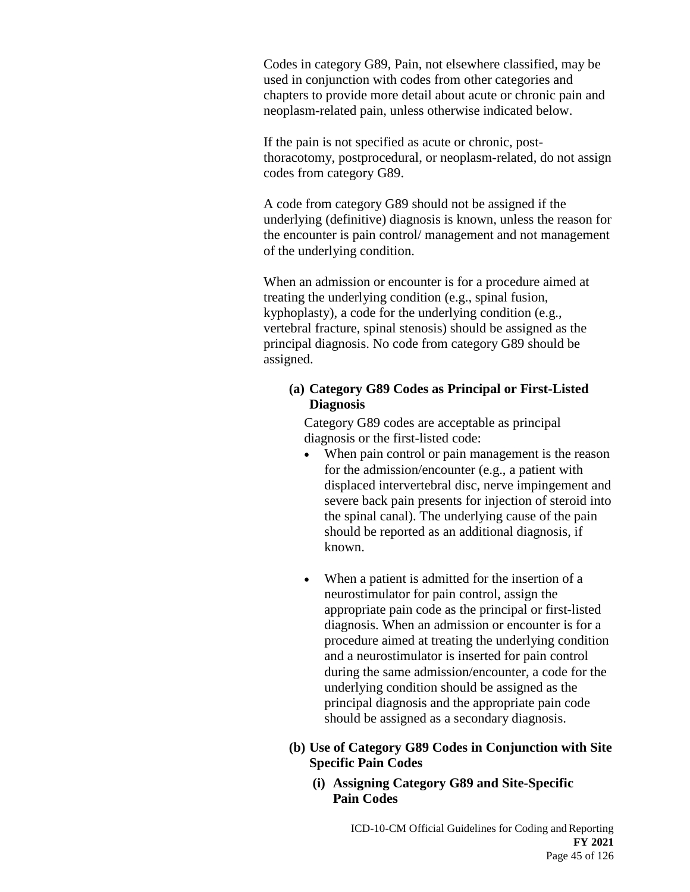Codes in category G89, Pain, not elsewhere classified, may be used in conjunction with codes from other categories and chapters to provide more detail about acute or chronic pain and neoplasm-related pain, unless otherwise indicated below.

If the pain is not specified as acute or chronic, post-thoracotomy, postprocedural, or neoplasm-related, do not assign codes from category G89.

A code from category G89 should not be assigned if the underlying (definitive) diagnosis is known, unless the reason for the encounter is pain control/ management and not management of the underlying condition.

When an admission or encounter is for a procedure aimed at treating the underlying condition (e.g., spinal fusion, kyphoplasty), a code for the underlying condition (e.g., vertebral fracture, spinal stenosis) should be assigned as the principal diagnosis. No code from category G89 should be assigned.

**(a) Category G89 Codes as Principal or First-Listed Diagnosis**

Category G89 codes are acceptable as principal diagnosis or the first-listed code:

- When pain control or pain management is the reason for the admission/encounter (e.g., a patient with displaced intervertebral disc, nerve impingement and severe back pain presents for injection of steroid into the spinal canal). The underlying cause of the pain should be reported as an additional diagnosis, if known.

- When a patient is admitted for the insertion of a neurostimulator for pain control, assign the appropriate pain code as the principal or first-listed diagnosis. When an admission or encounter is for a procedure aimed at treating the underlying condition and a neurostimulator is inserted for pain control during the same admission/encounter, a code for the underlying condition should be assigned as the principal diagnosis and the appropriate pain code should be assigned as a secondary diagnosis.

**(b) Use of Category G89 Codes in Conjunction with Site Specific Pain Codes**

**(i) Assigning Category G89 and Site-Specific Pain Codes**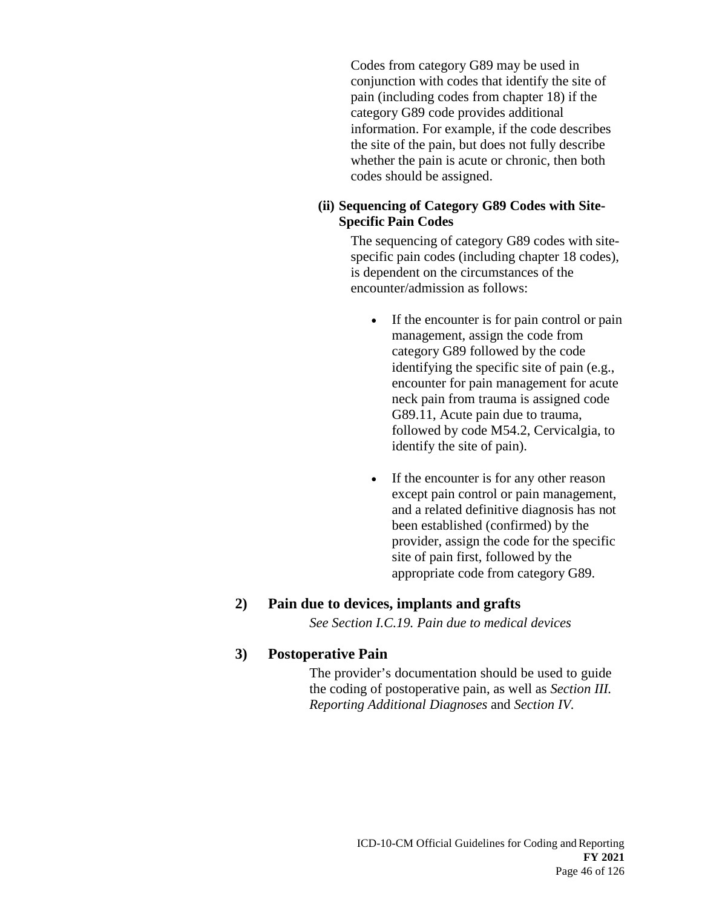Codes from category G89 may be used in conjunction with codes that identify the site of pain (including codes from chapter 18) if the category G89 code provides additional information. For example, if the code describes the site of the pain, but does not fully describe whether the pain is acute or chronic, then both codes should be assigned.

**(ii) Sequencing of Category G89 Codes with Site-Specific Pain Codes**

The sequencing of category G89 codes with site-specific pain codes (including chapter 18 codes), is dependent on the circumstances of the encounter/admission as follows:

- If the encounter is for pain control or pain management, assign the code from category G89 followed by the code identifying the specific site of pain (e.g., encounter for pain management for acute neck pain from trauma is assigned code G89.11, Acute pain due to trauma, followed by code M54.2, Cervicalgia, to identify the site of pain).
- If the encounter is for any other reason except pain control or pain management, and a related definitive diagnosis has not been established (confirmed) by the provider, assign the code for the specific site of pain first, followed by the appropriate code from category G89.

### 2) Pain due to devices, implants and grafts

*See Section I.C.19. Pain due to medical devices*

### 3) Postoperative Pain

The provider's documentation should be used to guide the coding of postoperative pain, as well as *Section III. Reporting Additional Diagnoses* and *Section IV.*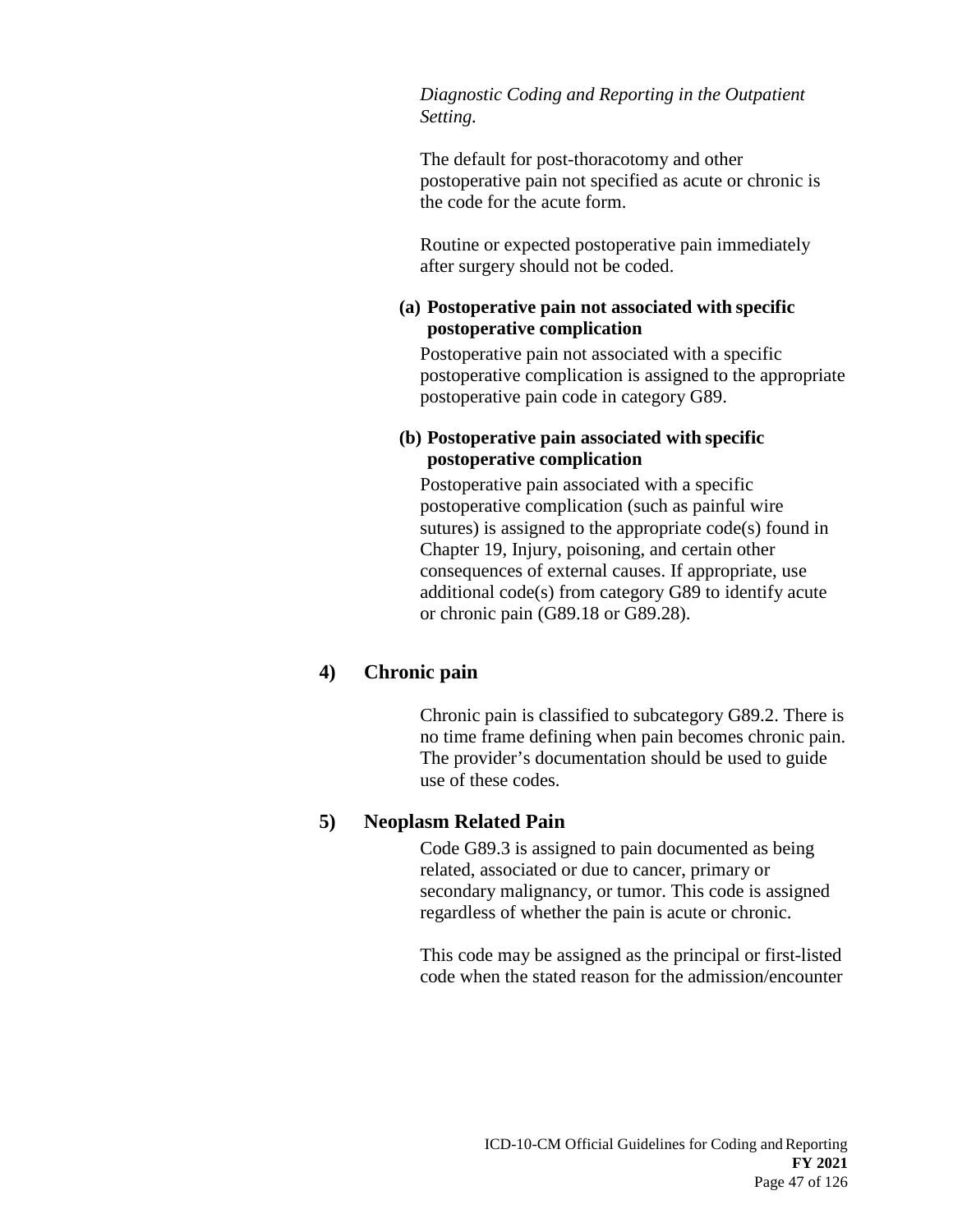*Diagnostic Coding and Reporting in the Outpatient Setting.*

The default for post-thoracotomy and other postoperative pain not specified as acute or chronic is the code for the acute form.

Routine or expected postoperative pain immediately after surgery should not be coded.

**(a) Postoperative pain not associated with specific postoperative complication**

Postoperative pain not associated with a specific postoperative complication is assigned to the appropriate postoperative pain code in category G89.

**(b) Postoperative pain associated with specific postoperative complication**

Postoperative pain associated with a specific postoperative complication (such as painful wire sutures) is assigned to the appropriate code(s) found in Chapter 19, Injury, poisoning, and certain other consequences of external causes. If appropriate, use additional code(s) from category G89 to identify acute or chronic pain (G89.18 or G89.28).

#### 4) Chronic pain

Chronic pain is classified to subcategory G89.2. There is no time frame defining when pain becomes chronic pain. The provider's documentation should be used to guide use of these codes.

#### 5) Neoplasm Related Pain

Code G89.3 is assigned to pain documented as being related, associated or due to cancer, primary or secondary malignancy, or tumor. This code is assigned regardless of whether the pain is acute or chronic.

This code may be assigned as the principal or first-listed code when the stated reason for the admission/encounter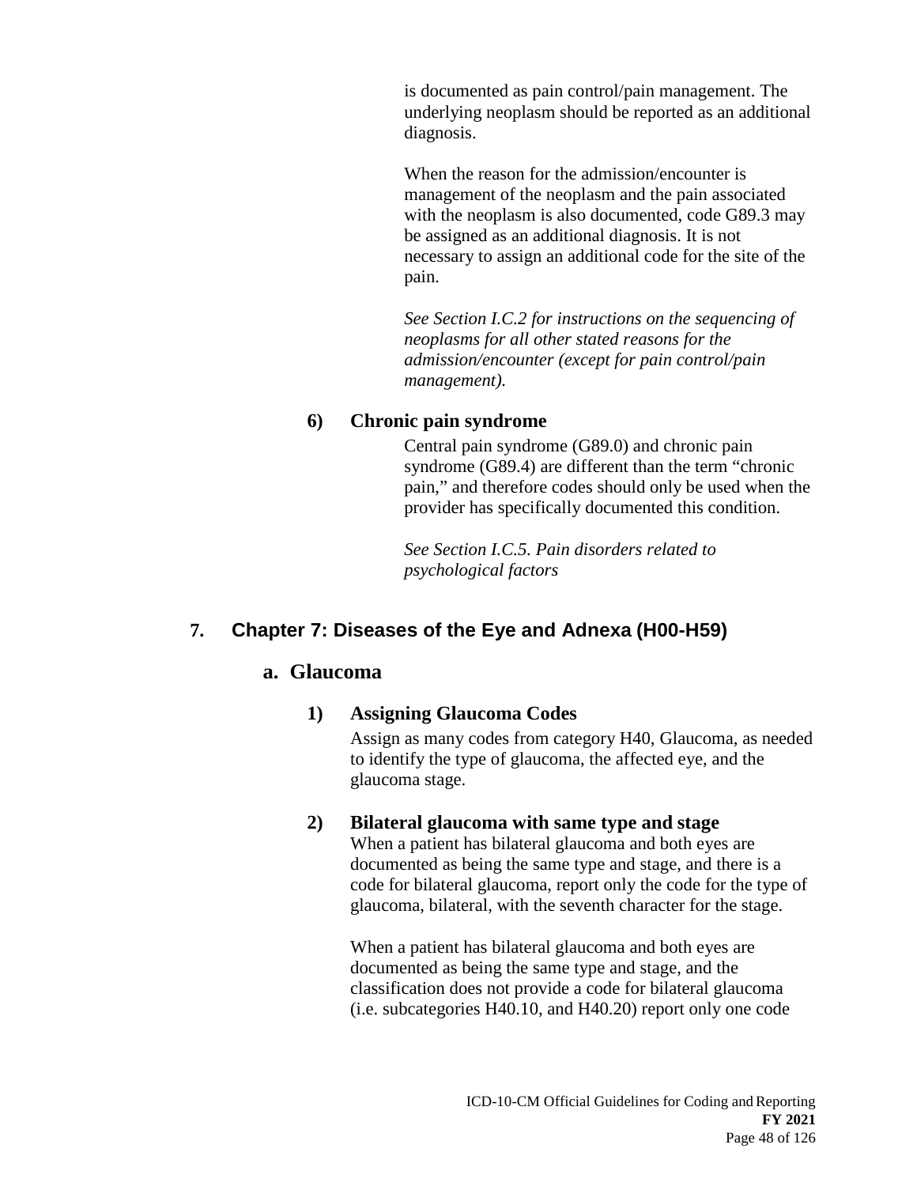is documented as pain control/pain management. The underlying neoplasm should be reported as an additional diagnosis.

When the reason for the admission/encounter is management of the neoplasm and the pain associated with the neoplasm is also documented, code G89.3 may be assigned as an additional diagnosis. It is not necessary to assign an additional code for the site of the pain.

*See Section I.C.2 for instructions on the sequencing of neoplasms for all other stated reasons for the admission/encounter (except for pain control/pain management).*

**6) Chronic pain syndrome**

Central pain syndrome (G89.0) and chronic pain syndrome (G89.4) are different than the term "chronic pain," and therefore codes should only be used when the provider has specifically documented this condition.

*See Section I.C.5. Pain disorders related to psychological factors*

## 7. Chapter 7: Diseases of the Eye and Adnexa (H00-H59)

### a. Glaucoma

**1) Assigning Glaucoma Codes**

Assign as many codes from category H40, Glaucoma, as needed to identify the type of glaucoma, the affected eye, and the glaucoma stage.

**2) Bilateral glaucoma with same type and stage**

When a patient has bilateral glaucoma and both eyes are documented as being the same type and stage, and there is a code for bilateral glaucoma, report only the code for the type of glaucoma, bilateral, with the seventh character for the stage.

When a patient has bilateral glaucoma and both eyes are documented as being the same type and stage, and the classification does not provide a code for bilateral glaucoma (i.e. subcategories H40.10, and H40.20) report only one code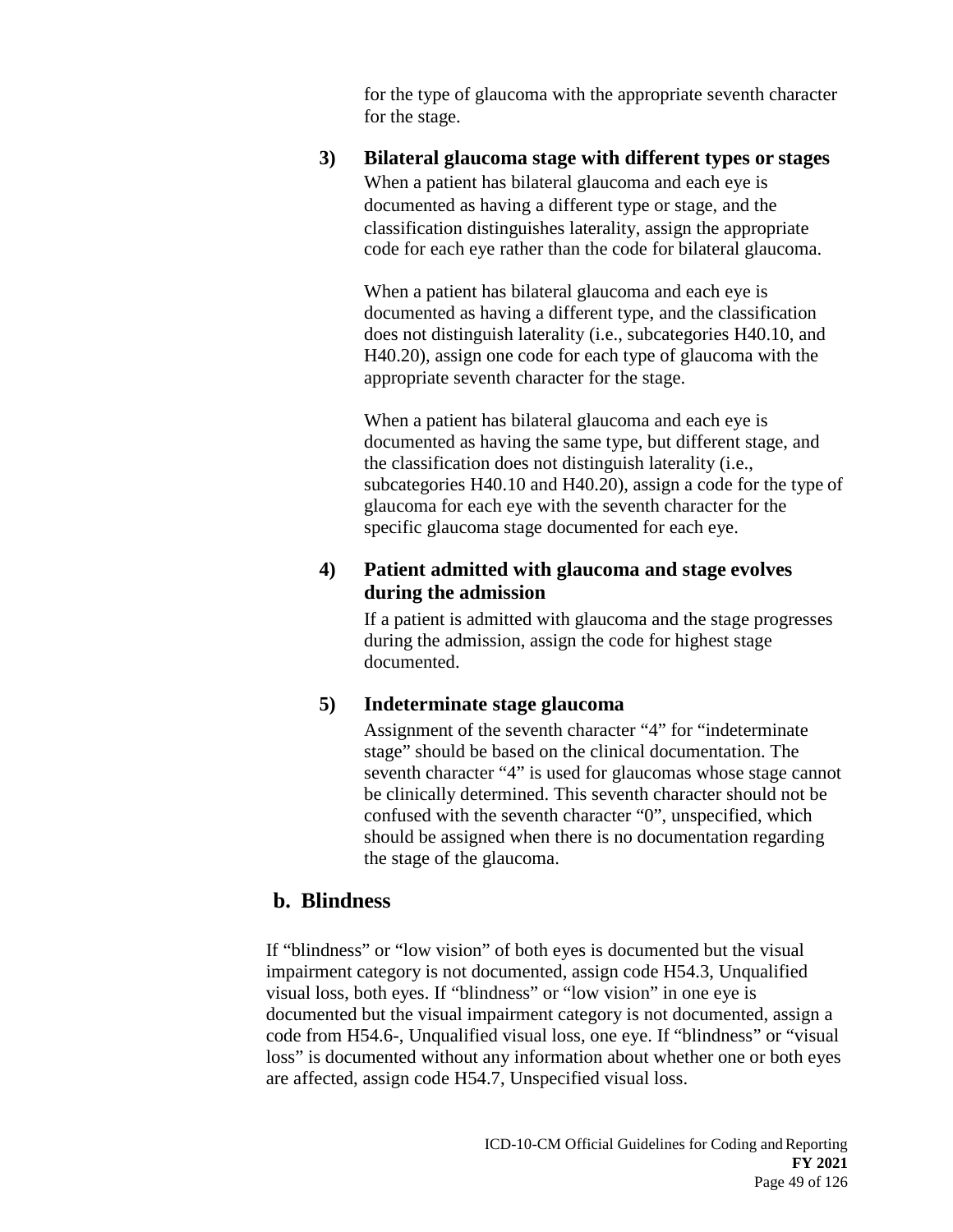for the type of glaucoma with the appropriate seventh character for the stage.

#### 3) Bilateral glaucoma stage with different types or stages

When a patient has bilateral glaucoma and each eye is documented as having a different type or stage, and the classification distinguishes laterality, assign the appropriate code for each eye rather than the code for bilateral glaucoma.

When a patient has bilateral glaucoma and each eye is documented as having a different type, and the classification does not distinguish laterality (i.e., subcategories H40.10, and H40.20), assign one code for each type of glaucoma with the appropriate seventh character for the stage.

When a patient has bilateral glaucoma and each eye is documented as having the same type, but different stage, and the classification does not distinguish laterality (i.e., subcategories H40.10 and H40.20), assign a code for the type of glaucoma for each eye with the seventh character for the specific glaucoma stage documented for each eye.

#### 4) Patient admitted with glaucoma and stage evolves during the admission

If a patient is admitted with glaucoma and the stage progresses during the admission, assign the code for highest stage documented.

#### 5) Indeterminate stage glaucoma

Assignment of the seventh character “4” for “indeterminate stage” should be based on the clinical documentation. The seventh character “4” is used for glaucomas whose stage cannot be clinically determined. This seventh character should not be confused with the seventh character “0”, unspecified, which should be assigned when there is no documentation regarding the stage of the glaucoma.

## b. Blindness

If “blindness” or “low vision” of both eyes is documented but the visual impairment category is not documented, assign code H54.3, Unqualified visual loss, both eyes. If “blindness” or “low vision” in one eye is documented but the visual impairment category is not documented, assign a code from H54.6-, Unqualified visual loss, one eye. If “blindness” or “visual loss” is documented without any information about whether one or both eyes are affected, assign code H54.7, Unspecified visual loss.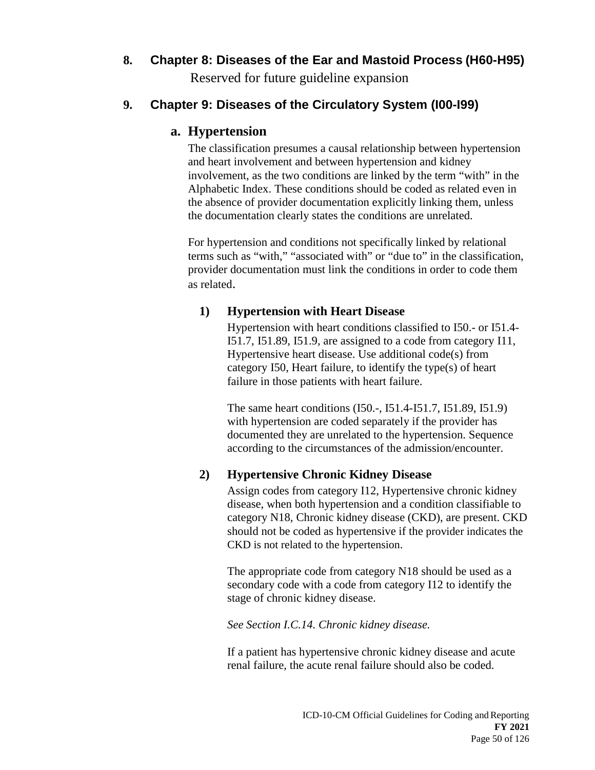## 8. Chapter 8: Diseases of the Ear and Mastoid Process (H60-H95)

Reserved for future guideline expansion

## 9. Chapter 9: Diseases of the Circulatory System (I00-I99)

### a. Hypertension

The classification presumes a causal relationship between hypertension and heart involvement and between hypertension and kidney involvement, as the two conditions are linked by the term "with" in the Alphabetic Index. These conditions should be coded as related even in the absence of provider documentation explicitly linking them, unless the documentation clearly states the conditions are unrelated.

For hypertension and conditions not specifically linked by relational terms such as "with," "associated with" or "due to" in the classification, provider documentation must link the conditions in order to code them as related.

#### 1) Hypertension with Heart Disease

Hypertension with heart conditions classified to I50.- or I51.4-I51.7, I51.89, I51.9, are assigned to a code from category I11, Hypertensive heart disease. Use additional code(s) from category I50, Heart failure, to identify the type(s) of heart failure in those patients with heart failure.

The same heart conditions (I50.-, I51.4-I51.7, I51.89, I51.9) with hypertension are coded separately if the provider has documented they are unrelated to the hypertension. Sequence according to the circumstances of the admission/encounter.

#### 2) Hypertensive Chronic Kidney Disease

Assign codes from category I12, Hypertensive chronic kidney disease, when both hypertension and a condition classifiable to category N18, Chronic kidney disease (CKD), are present. CKD should not be coded as hypertensive if the provider indicates the CKD is not related to the hypertension.

The appropriate code from category N18 should be used as a secondary code with a code from category I12 to identify the stage of chronic kidney disease.

*See Section I.C.14. Chronic kidney disease.*

If a patient has hypertensive chronic kidney disease and acute renal failure, the acute renal failure should also be coded.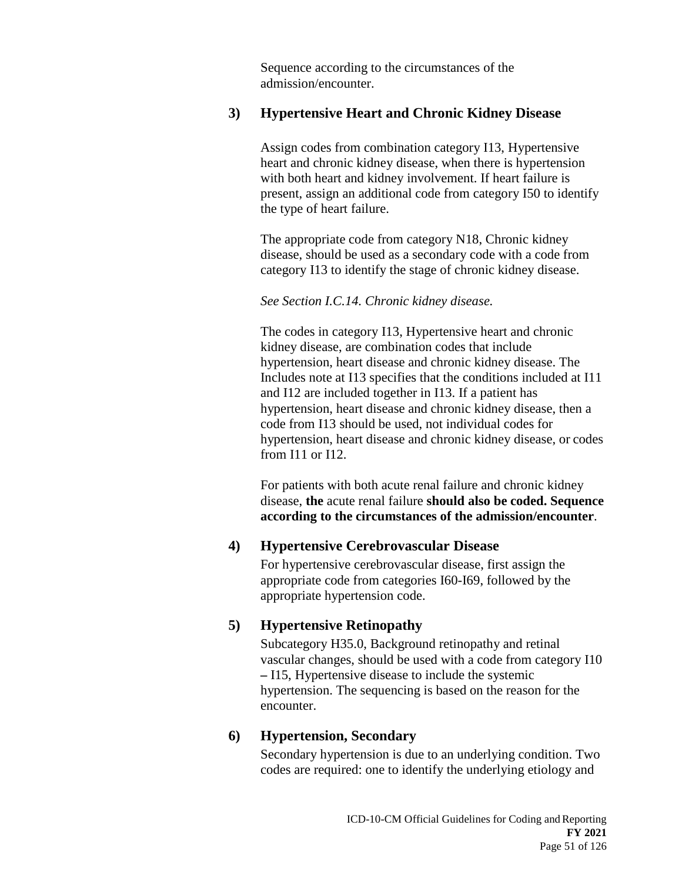Sequence according to the circumstances of the admission/encounter.

### 3) Hypertensive Heart and Chronic Kidney Disease

Assign codes from combination category I13, Hypertensive heart and chronic kidney disease, when there is hypertension with both heart and kidney involvement. If heart failure is present, assign an additional code from category I50 to identify the type of heart failure.

The appropriate code from category N18, Chronic kidney disease, should be used as a secondary code with a code from category I13 to identify the stage of chronic kidney disease.

*See Section I.C.14. Chronic kidney disease.*

The codes in category I13, Hypertensive heart and chronic kidney disease, are combination codes that include hypertension, heart disease and chronic kidney disease. The Includes note at I13 specifies that the conditions included at I11 and I12 are included together in I13. If a patient has hypertension, heart disease and chronic kidney disease, then a code from I13 should be used, not individual codes for hypertension, heart disease and chronic kidney disease, or codes from I11 or I12.

For patients with both acute renal failure and chronic kidney disease, **the** acute renal failure **should also be coded. Sequence according to the circumstances of the admission/encounter**.

### 4) Hypertensive Cerebrovascular Disease

For hypertensive cerebrovascular disease, first assign the appropriate code from categories I60-I69, followed by the appropriate hypertension code.

### 5) Hypertensive Retinopathy

Subcategory H35.0, Background retinopathy and retinal vascular changes, should be used with a code from category I10 – I15, Hypertensive disease to include the systemic hypertension. The sequencing is based on the reason for the encounter.

### 6) Hypertension, Secondary

Secondary hypertension is due to an underlying condition. Two codes are required: one to identify the underlying etiology and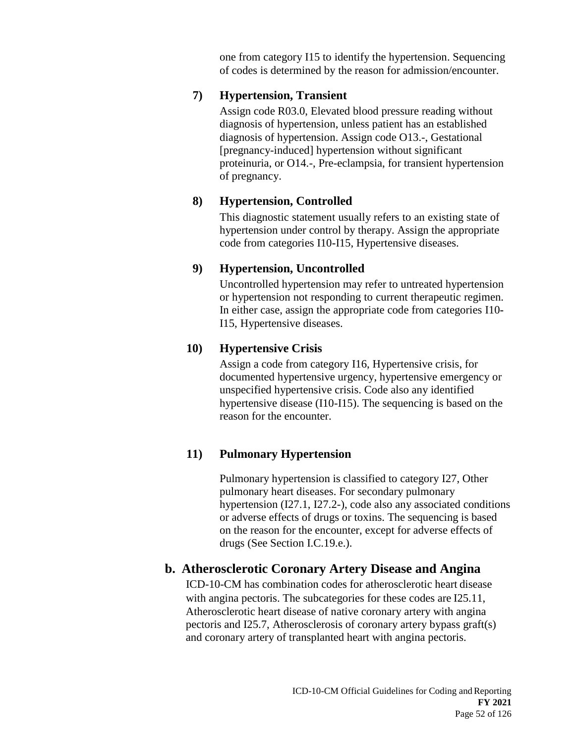one from category I15 to identify the hypertension. Sequencing of codes is determined by the reason for admission/encounter.

#### 7) Hypertension, Transient

Assign code R03.0, Elevated blood pressure reading without diagnosis of hypertension, unless patient has an established diagnosis of hypertension. Assign code O13.-, Gestational [pregnancy-induced] hypertension without significant proteinuria, or O14.-, Pre-eclampsia, for transient hypertension of pregnancy.

#### 8) Hypertension, Controlled

This diagnostic statement usually refers to an existing state of hypertension under control by therapy. Assign the appropriate code from categories I10-I15, Hypertensive diseases.

#### 9) Hypertension, Uncontrolled

Uncontrolled hypertension may refer to untreated hypertension or hypertension not responding to current therapeutic regimen. In either case, assign the appropriate code from categories I10-I15, Hypertensive diseases.

#### 10) Hypertensive Crisis

Assign a code from category I16, Hypertensive crisis, for documented hypertensive urgency, hypertensive emergency or unspecified hypertensive crisis. Code also any identified hypertensive disease (I10-I15). The sequencing is based on the reason for the encounter.

#### 11) Pulmonary Hypertension

Pulmonary hypertension is classified to category I27, Other pulmonary heart diseases. For secondary pulmonary hypertension (I27.1, I27.2-), code also any associated conditions or adverse effects of drugs or toxins. The sequencing is based on the reason for the encounter, except for adverse effects of drugs (See Section I.C.19.e.).

### b. Atherosclerotic Coronary Artery Disease and Angina

ICD-10-CM has combination codes for atherosclerotic heart disease with angina pectoris. The subcategories for these codes are I25.11, Atherosclerotic heart disease of native coronary artery with angina pectoris and I25.7, Atherosclerosis of coronary artery bypass graft(s) and coronary artery of transplanted heart with angina pectoris.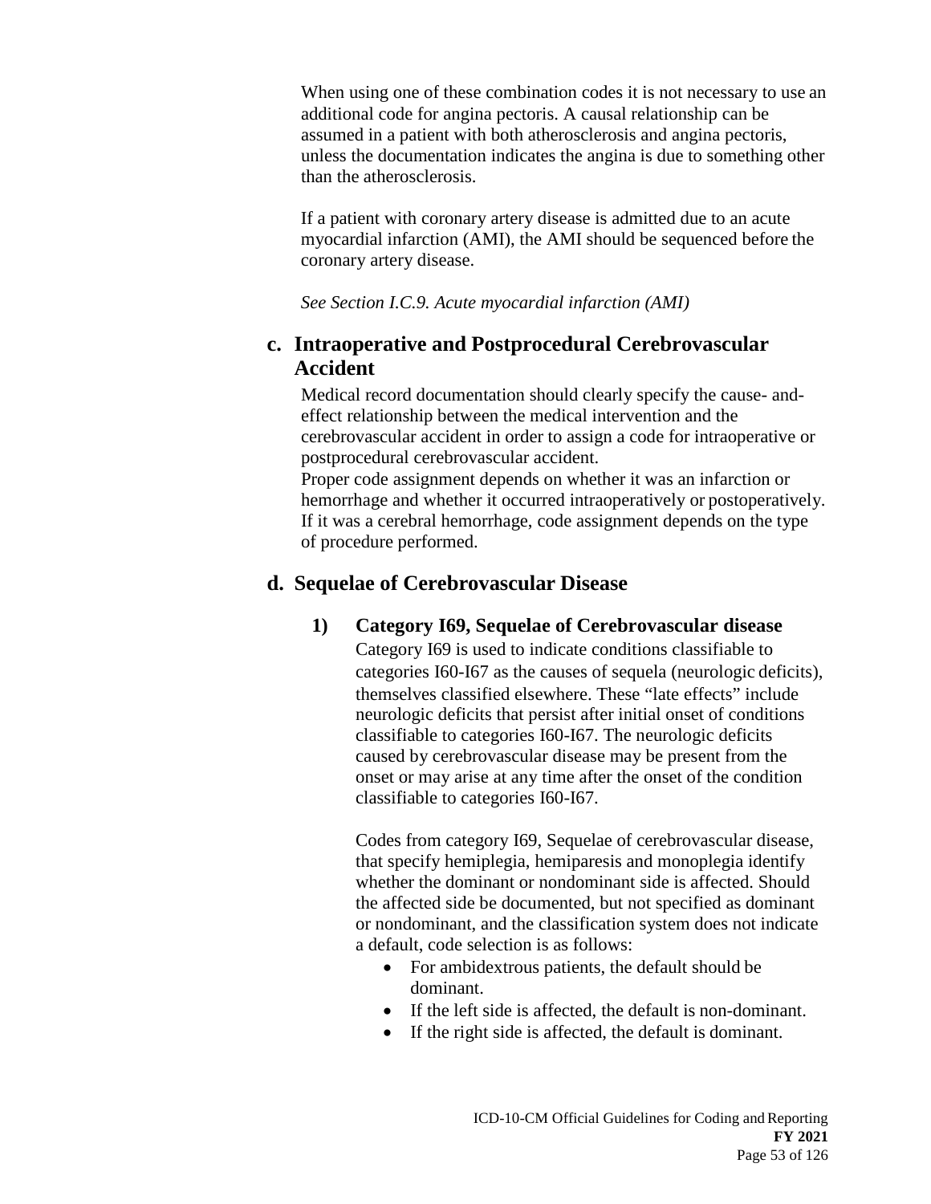When using one of these combination codes it is not necessary to use an additional code for angina pectoris. A causal relationship can be assumed in a patient with both atherosclerosis and angina pectoris, unless the documentation indicates the angina is due to something other than the atherosclerosis.

If a patient with coronary artery disease is admitted due to an acute myocardial infarction (AMI), the AMI should be sequenced before the coronary artery disease.

*See Section I.C.9. Acute myocardial infarction (AMI)*

## c. Intraoperative and Postprocedural Cerebrovascular Accident

Medical record documentation should clearly specify the cause- and-effect relationship between the medical intervention and the cerebrovascular accident in order to assign a code for intraoperative or postprocedural cerebrovascular accident.
Proper code assignment depends on whether it was an infarction or hemorrhage and whether it occurred intraoperatively or postoperatively. If it was a cerebral hemorrhage, code assignment depends on the type of procedure performed.

## d. Sequelae of Cerebrovascular Disease

### 1) Category I69, Sequelae of Cerebrovascular disease

Category I69 is used to indicate conditions classifiable to categories I60-I67 as the causes of sequela (neurologic deficits), themselves classified elsewhere. These "late effects" include neurologic deficits that persist after initial onset of conditions classifiable to categories I60-I67. The neurologic deficits caused by cerebrovascular disease may be present from the onset or may arise at any time after the onset of the condition classifiable to categories I60-I67.

Codes from category I69, Sequelae of cerebrovascular disease, that specify hemiplegia, hemiparesis and monoplegia identify whether the dominant or nondominant side is affected. Should the affected side be documented, but not specified as dominant or nondominant, and the classification system does not indicate a default, code selection is as follows:

- For ambidextrous patients, the default should be dominant.
- If the left side is affected, the default is non-dominant.
- If the right side is affected, the default is dominant.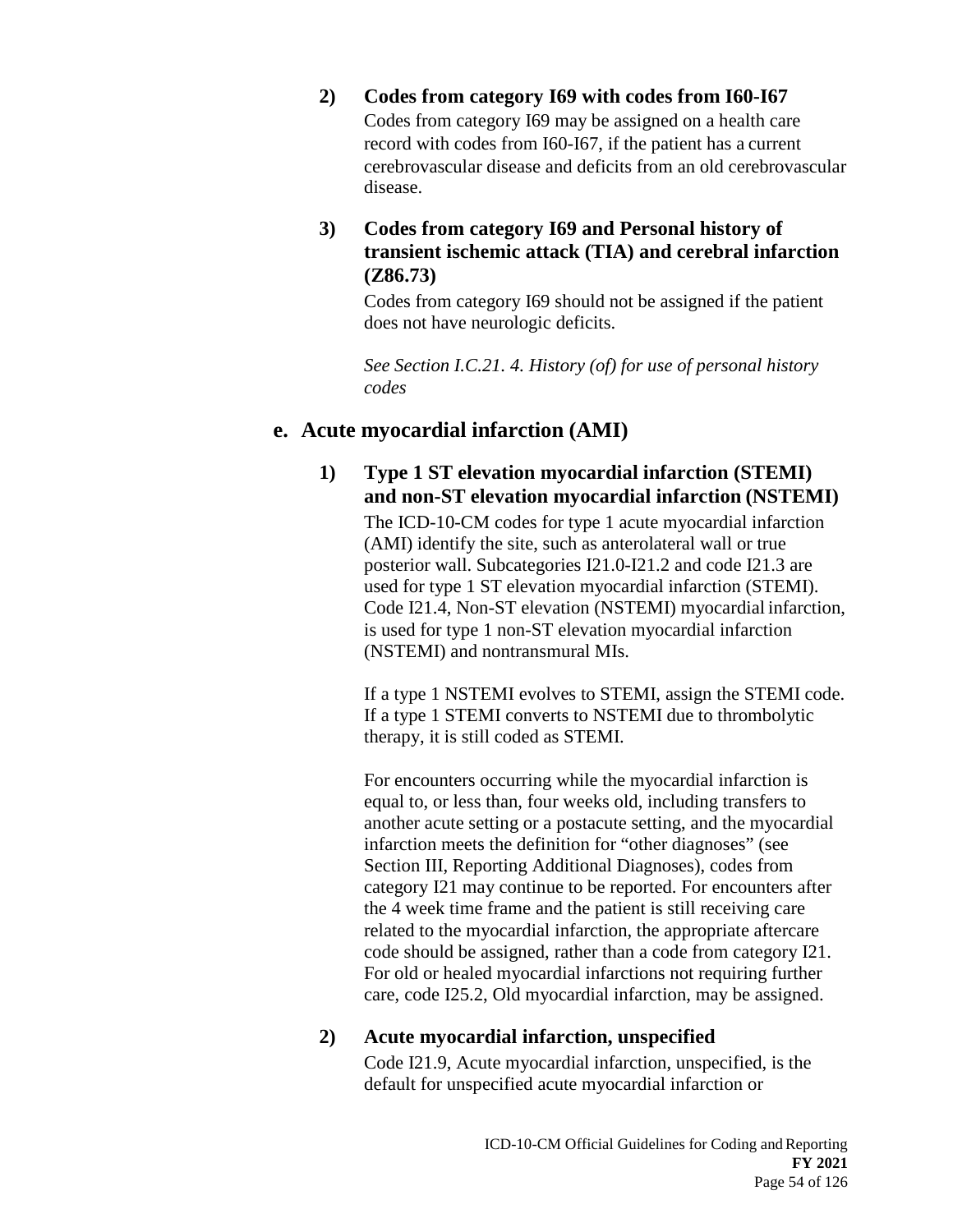**2) Codes from category I69 with codes from I60-I67**

Codes from category I69 may be assigned on a health care record with codes from I60-I67, if the patient has a current cerebrovascular disease and deficits from an old cerebrovascular disease.

**3) Codes from category I69 and Personal history of transient ischemic attack (TIA) and cerebral infarction (Z86.73)**

Codes from category I69 should not be assigned if the patient does not have neurologic deficits.

*See Section I.C.21. 4. History (of) for use of personal history codes*

## e. Acute myocardial infarction (AMI)

**1) Type 1 ST elevation myocardial infarction (STEMI) and non-ST elevation myocardial infarction (NSTEMI)**

The ICD-10-CM codes for type 1 acute myocardial infarction (AMI) identify the site, such as anterolateral wall or true posterior wall. Subcategories I21.0-I21.2 and code I21.3 are used for type 1 ST elevation myocardial infarction (STEMI). Code I21.4, Non-ST elevation (NSTEMI) myocardial infarction, is used for type 1 non-ST elevation myocardial infarction (NSTEMI) and nontransmural MIs.

If a type 1 NSTEMI evolves to STEMI, assign the STEMI code. If a type 1 STEMI converts to NSTEMI due to thrombolytic therapy, it is still coded as STEMI.

For encounters occurring while the myocardial infarction is equal to, or less than, four weeks old, including transfers to another acute setting or a postacute setting, and the myocardial infarction meets the definition for "other diagnoses" (see Section III, Reporting Additional Diagnoses), codes from category I21 may continue to be reported. For encounters after the 4 week time frame and the patient is still receiving care related to the myocardial infarction, the appropriate aftercare code should be assigned, rather than a code from category I21. For old or healed myocardial infarctions not requiring further care, code I25.2, Old myocardial infarction, may be assigned.

**2) Acute myocardial infarction, unspecified**

Code I21.9, Acute myocardial infarction, unspecified, is the default for unspecified acute myocardial infarction or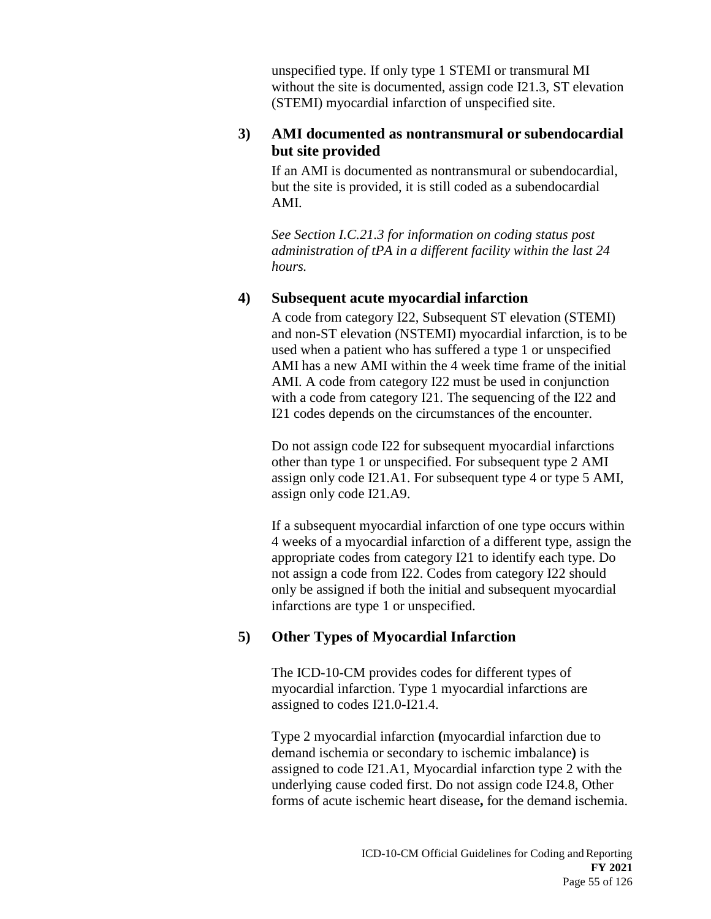unspecified type. If only type 1 STEMI or transmural MI without the site is documented, assign code I21.3, ST elevation (STEMI) myocardial infarction of unspecified site.

**3) AMI documented as nontransmural or subendocardial but site provided**

If an AMI is documented as nontransmural or subendocardial, but the site is provided, it is still coded as a subendocardial AMI.

*See Section I.C.21.3 for information on coding status post administration of tPA in a different facility within the last 24 hours.*

**4) Subsequent acute myocardial infarction**

A code from category I22, Subsequent ST elevation (STEMI) and non-ST elevation (NSTEMI) myocardial infarction, is to be used when a patient who has suffered a type 1 or unspecified AMI has a new AMI within the 4 week time frame of the initial AMI. A code from category I22 must be used in conjunction with a code from category I21. The sequencing of the I22 and I21 codes depends on the circumstances of the encounter.

Do not assign code I22 for subsequent myocardial infarctions other than type 1 or unspecified. For subsequent type 2 AMI assign only code I21.A1. For subsequent type 4 or type 5 AMI, assign only code I21.A9.

If a subsequent myocardial infarction of one type occurs within 4 weeks of a myocardial infarction of a different type, assign the appropriate codes from category I21 to identify each type. Do not assign a code from I22. Codes from category I22 should only be assigned if both the initial and subsequent myocardial infarctions are type 1 or unspecified.

**5) Other Types of Myocardial Infarction**

The ICD-10-CM provides codes for different types of myocardial infarction. Type 1 myocardial infarctions are assigned to codes I21.0-I21.4.

Type 2 myocardial infarction **(**myocardial infarction due to demand ischemia or secondary to ischemic imbalance**)** is assigned to code I21.A1, Myocardial infarction type 2 with the underlying cause coded first. Do not assign code I24.8, Other forms of acute ischemic heart disease**,** for the demand ischemia.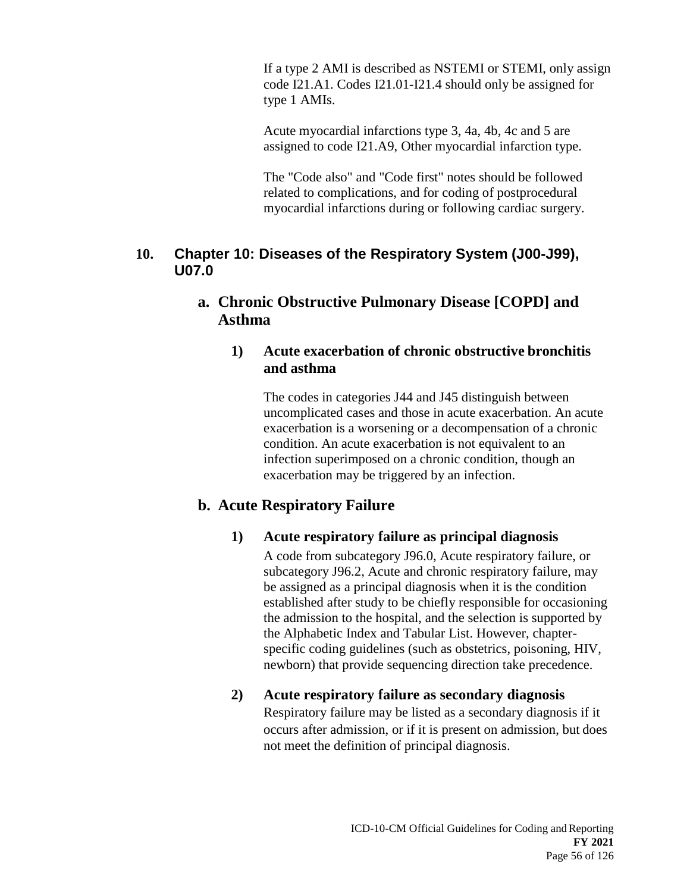If a type 2 AMI is described as NSTEMI or STEMI, only assign code I21.A1. Codes I21.01-I21.4 should only be assigned for type 1 AMIs.

Acute myocardial infarctions type 3, 4a, 4b, 4c and 5 are assigned to code I21.A9, Other myocardial infarction type.

The "Code also" and "Code first" notes should be followed related to complications, and for coding of postprocedural myocardial infarctions during or following cardiac surgery.

## 10. Chapter 10: Diseases of the Respiratory System (J00-J99), U07.0

### a. Chronic Obstructive Pulmonary Disease [COPD] and Asthma

#### 1) Acute exacerbation of chronic obstructive bronchitis and asthma

The codes in categories J44 and J45 distinguish between uncomplicated cases and those in acute exacerbation. An acute exacerbation is a worsening or a decompensation of a chronic condition. An acute exacerbation is not equivalent to an infection superimposed on a chronic condition, though an exacerbation may be triggered by an infection.

### b. Acute Respiratory Failure

#### 1) Acute respiratory failure as principal diagnosis

A code from subcategory J96.0, Acute respiratory failure, or subcategory J96.2, Acute and chronic respiratory failure, may be assigned as a principal diagnosis when it is the condition established after study to be chiefly responsible for occasioning the admission to the hospital, and the selection is supported by the Alphabetic Index and Tabular List. However, chapter-specific coding guidelines (such as obstetrics, poisoning, HIV, newborn) that provide sequencing direction take precedence.

#### 2) Acute respiratory failure as secondary diagnosis

Respiratory failure may be listed as a secondary diagnosis if it occurs after admission, or if it is present on admission, but does not meet the definition of principal diagnosis.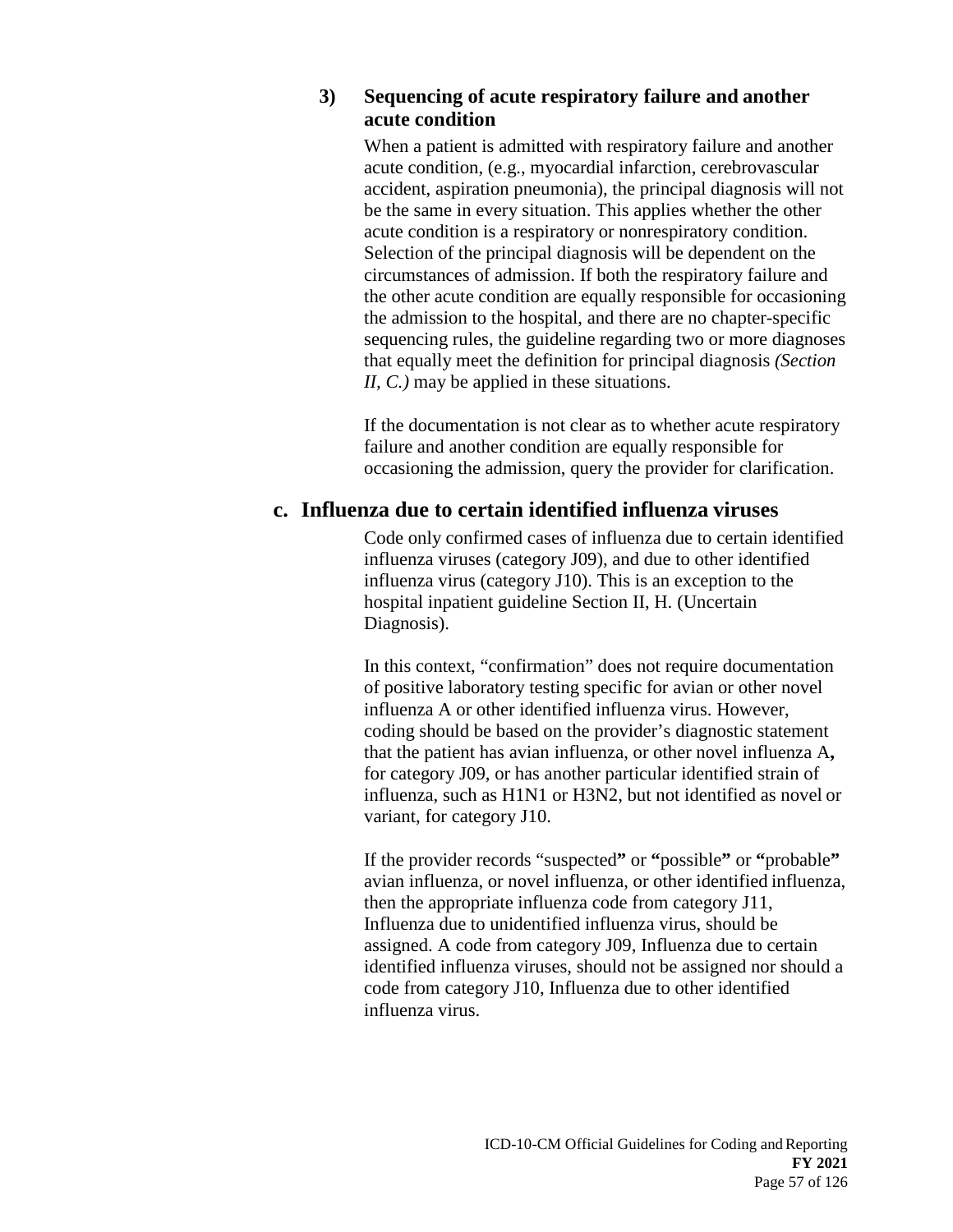#### 3) Sequencing of acute respiratory failure and another acute condition

When a patient is admitted with respiratory failure and another acute condition, (e.g., myocardial infarction, cerebrovascular accident, aspiration pneumonia), the principal diagnosis will not be the same in every situation. This applies whether the other acute condition is a respiratory or nonrespiratory condition. Selection of the principal diagnosis will be dependent on the circumstances of admission. If both the respiratory failure and the other acute condition are equally responsible for occasioning the admission to the hospital, and there are no chapter-specific sequencing rules, the guideline regarding two or more diagnoses that equally meet the definition for principal diagnosis *(Section II, C.)* may be applied in these situations.

If the documentation is not clear as to whether acute respiratory failure and another condition are equally responsible for occasioning the admission, query the provider for clarification.

### c. Influenza due to certain identified influenza viruses

Code only confirmed cases of influenza due to certain identified influenza viruses (category J09), and due to other identified influenza virus (category J10). This is an exception to the hospital inpatient guideline Section II, H. (Uncertain Diagnosis).

In this context, "confirmation" does not require documentation of positive laboratory testing specific for avian or other novel influenza A or other identified influenza virus. However, coding should be based on the provider's diagnostic statement that the patient has avian influenza, or other novel influenza A**,** for category J09, or has another particular identified strain of influenza, such as H1N1 or H3N2, but not identified as novel or variant, for category J10.

If the provider records "suspected**"** or **"**possible**"** or **"**probable**"** avian influenza, or novel influenza, or other identified influenza, then the appropriate influenza code from category J11, Influenza due to unidentified influenza virus, should be assigned. A code from category J09, Influenza due to certain identified influenza viruses, should not be assigned nor should a code from category J10, Influenza due to other identified influenza virus.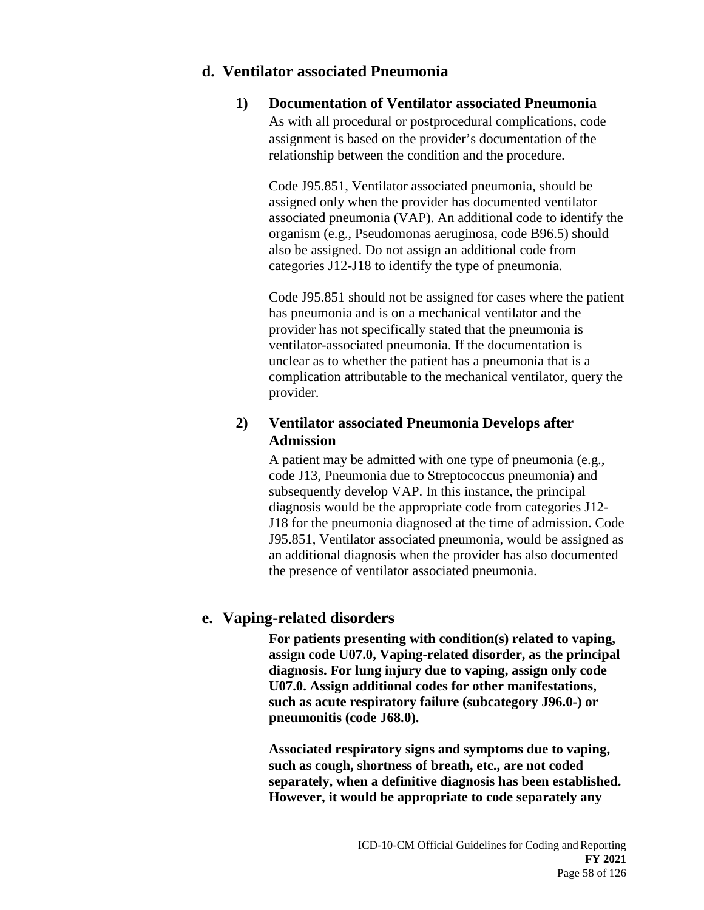## d. Ventilator associated Pneumonia

### 1) Documentation of Ventilator associated Pneumonia

As with all procedural or postprocedural complications, code assignment is based on the provider's documentation of the relationship between the condition and the procedure.

Code J95.851, Ventilator associated pneumonia, should be assigned only when the provider has documented ventilator associated pneumonia (VAP). An additional code to identify the organism (e.g., Pseudomonas aeruginosa, code B96.5) should also be assigned. Do not assign an additional code from categories J12-J18 to identify the type of pneumonia.

Code J95.851 should not be assigned for cases where the patient has pneumonia and is on a mechanical ventilator and the provider has not specifically stated that the pneumonia is ventilator-associated pneumonia. If the documentation is unclear as to whether the patient has a pneumonia that is a complication attributable to the mechanical ventilator, query the provider.

### 2) Ventilator associated Pneumonia Develops after Admission

A patient may be admitted with one type of pneumonia (e.g., code J13, Pneumonia due to Streptococcus pneumonia) and subsequently develop VAP. In this instance, the principal diagnosis would be the appropriate code from categories J12-J18 for the pneumonia diagnosed at the time of admission. Code J95.851, Ventilator associated pneumonia, would be assigned as an additional diagnosis when the provider has also documented the presence of ventilator associated pneumonia.

## e. Vaping-related disorders

**For patients presenting with condition(s) related to vaping, assign code U07.0, Vaping-related disorder, as the principal diagnosis. For lung injury due to vaping, assign only code U07.0. Assign additional codes for other manifestations, such as acute respiratory failure (subcategory J96.0-) or pneumonitis (code J68.0).**

**Associated respiratory signs and symptoms due to vaping, such as cough, shortness of breath, etc., are not coded separately, when a definitive diagnosis has been established. However, it would be appropriate to code separately any**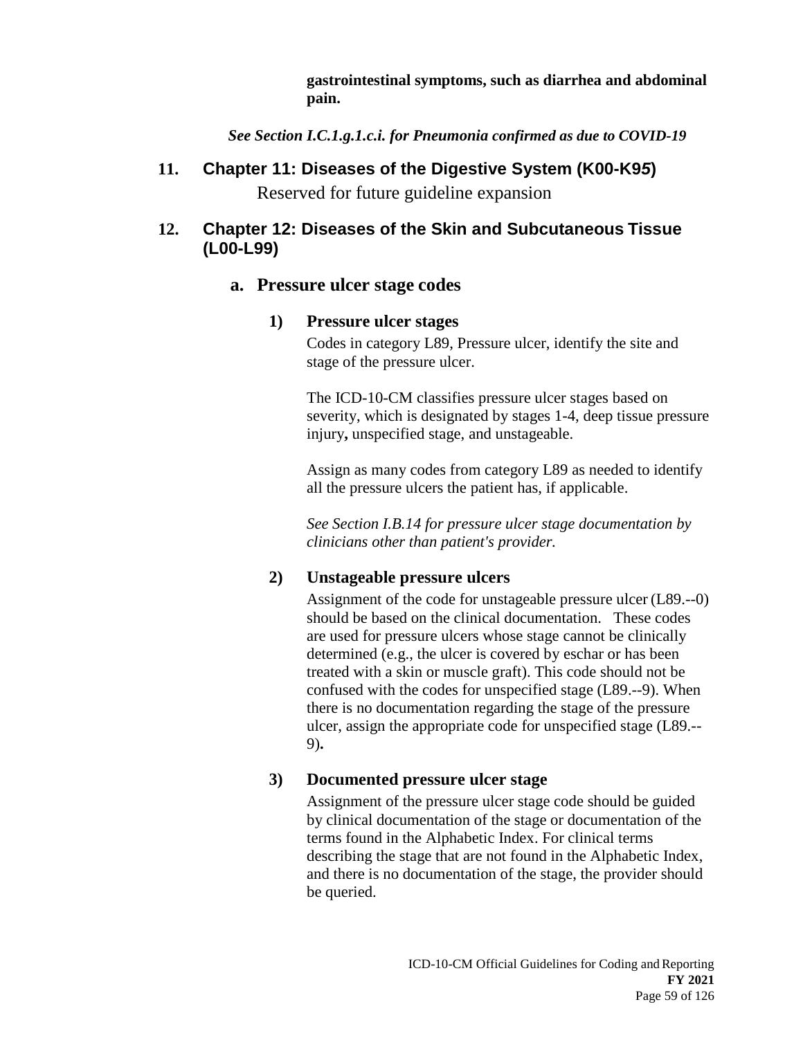**gastrointestinal symptoms, such as diarrhea and abdominal pain.**

***See Section I.C.1.g.1.c.i. for Pneumonia confirmed as due to COVID-19***

## 11. Chapter 11: Diseases of the Digestive System (K00-K95)

Reserved for future guideline expansion

## 12. Chapter 12: Diseases of the Skin and Subcutaneous Tissue (L00-L99)

### a. Pressure ulcer stage codes

#### 1) Pressure ulcer stages

Codes in category L89, Pressure ulcer, identify the site and stage of the pressure ulcer.

The ICD-10-CM classifies pressure ulcer stages based on severity, which is designated by stages 1-4, deep tissue pressure injury**,** unspecified stage, and unstageable.

Assign as many codes from category L89 as needed to identify all the pressure ulcers the patient has, if applicable.

*See Section I.B.14 for pressure ulcer stage documentation by clinicians other than patient's provider.*

#### 2) Unstageable pressure ulcers

Assignment of the code for unstageable pressure ulcer (L89.--0) should be based on the clinical documentation. These codes are used for pressure ulcers whose stage cannot be clinically determined (e.g., the ulcer is covered by eschar or has been treated with a skin or muscle graft). This code should not be confused with the codes for unspecified stage (L89.--9). When there is no documentation regarding the stage of the pressure ulcer, assign the appropriate code for unspecified stage (L89.--9)**.**

#### 3) Documented pressure ulcer stage

Assignment of the pressure ulcer stage code should be guided by clinical documentation of the stage or documentation of the terms found in the Alphabetic Index. For clinical terms describing the stage that are not found in the Alphabetic Index, and there is no documentation of the stage, the provider should be queried.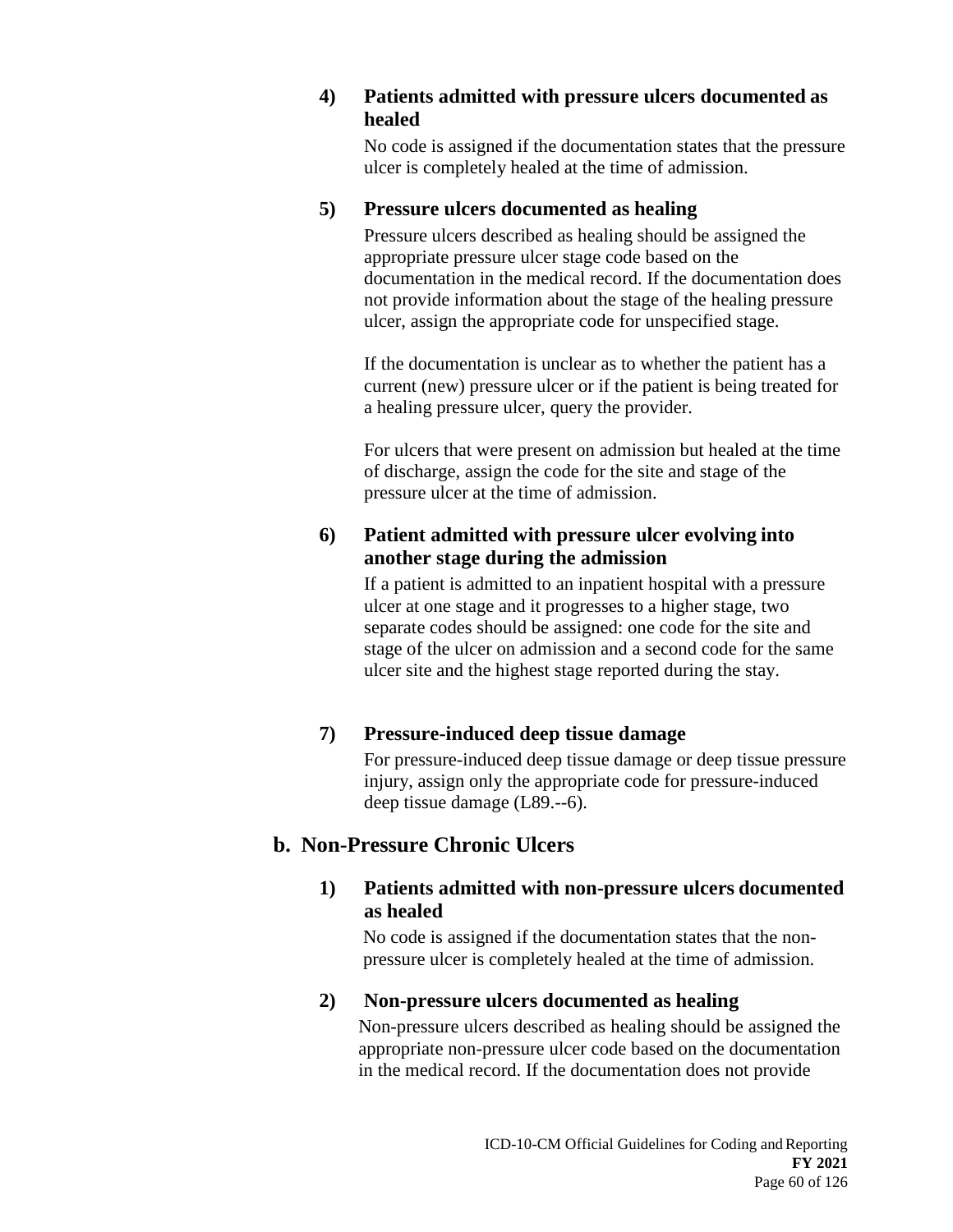#### 4) Patients admitted with pressure ulcers documented as healed

No code is assigned if the documentation states that the pressure ulcer is completely healed at the time of admission.

#### 5) Pressure ulcers documented as healing

Pressure ulcers described as healing should be assigned the appropriate pressure ulcer stage code based on the documentation in the medical record. If the documentation does not provide information about the stage of the healing pressure ulcer, assign the appropriate code for unspecified stage.

If the documentation is unclear as to whether the patient has a current (new) pressure ulcer or if the patient is being treated for a healing pressure ulcer, query the provider.

For ulcers that were present on admission but healed at the time of discharge, assign the code for the site and stage of the pressure ulcer at the time of admission.

#### 6) Patient admitted with pressure ulcer evolving into another stage during the admission

If a patient is admitted to an inpatient hospital with a pressure ulcer at one stage and it progresses to a higher stage, two separate codes should be assigned: one code for the site and stage of the ulcer on admission and a second code for the same ulcer site and the highest stage reported during the stay.

#### 7) Pressure-induced deep tissue damage

For pressure-induced deep tissue damage or deep tissue pressure injury, assign only the appropriate code for pressure-induced deep tissue damage (L89.--6).

### b. Non-Pressure Chronic Ulcers

#### 1) Patients admitted with non-pressure ulcers documented as healed

No code is assigned if the documentation states that the non-pressure ulcer is completely healed at the time of admission.

#### 2) Non-pressure ulcers documented as healing

Non-pressure ulcers described as healing should be assigned the appropriate non-pressure ulcer code based on the documentation in the medical record. If the documentation does not provide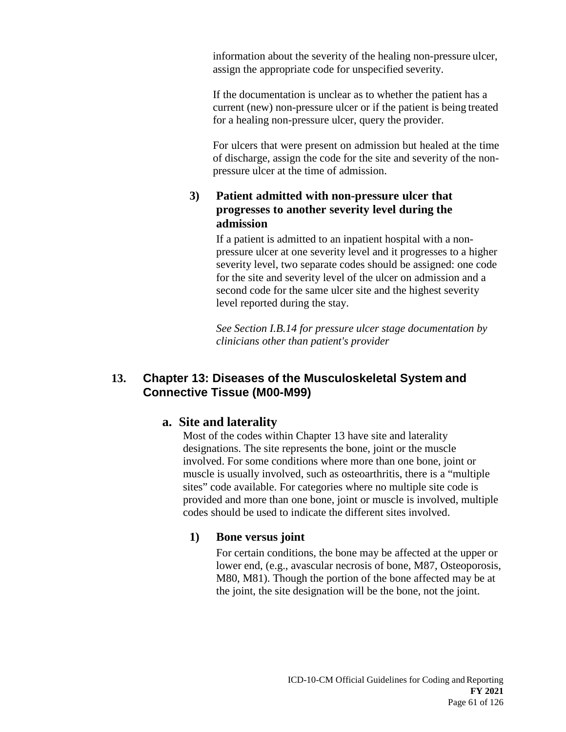information about the severity of the healing non-pressure ulcer, assign the appropriate code for unspecified severity.

If the documentation is unclear as to whether the patient has a current (new) non-pressure ulcer or if the patient is being treated for a healing non-pressure ulcer, query the provider.

For ulcers that were present on admission but healed at the time of discharge, assign the code for the site and severity of the non-pressure ulcer at the time of admission.

#### 3) Patient admitted with non-pressure ulcer that progresses to another severity level during the admission

If a patient is admitted to an inpatient hospital with a non-pressure ulcer at one severity level and it progresses to a higher severity level, two separate codes should be assigned: one code for the site and severity level of the ulcer on admission and a second code for the same ulcer site and the highest severity level reported during the stay.

*See Section I.B.14 for pressure ulcer stage documentation by clinicians other than patient's provider*

## 13. Chapter 13: Diseases of the Musculoskeletal System and Connective Tissue (M00-M99)

### a. Site and laterality

Most of the codes within Chapter 13 have site and laterality designations. The site represents the bone, joint or the muscle involved. For some conditions where more than one bone, joint or muscle is usually involved, such as osteoarthritis, there is a "multiple sites" code available. For categories where no multiple site code is provided and more than one bone, joint or muscle is involved, multiple codes should be used to indicate the different sites involved.

#### 1) Bone versus joint

For certain conditions, the bone may be affected at the upper or lower end, (e.g., avascular necrosis of bone, M87, Osteoporosis, M80, M81). Though the portion of the bone affected may be at the joint, the site designation will be the bone, not the joint.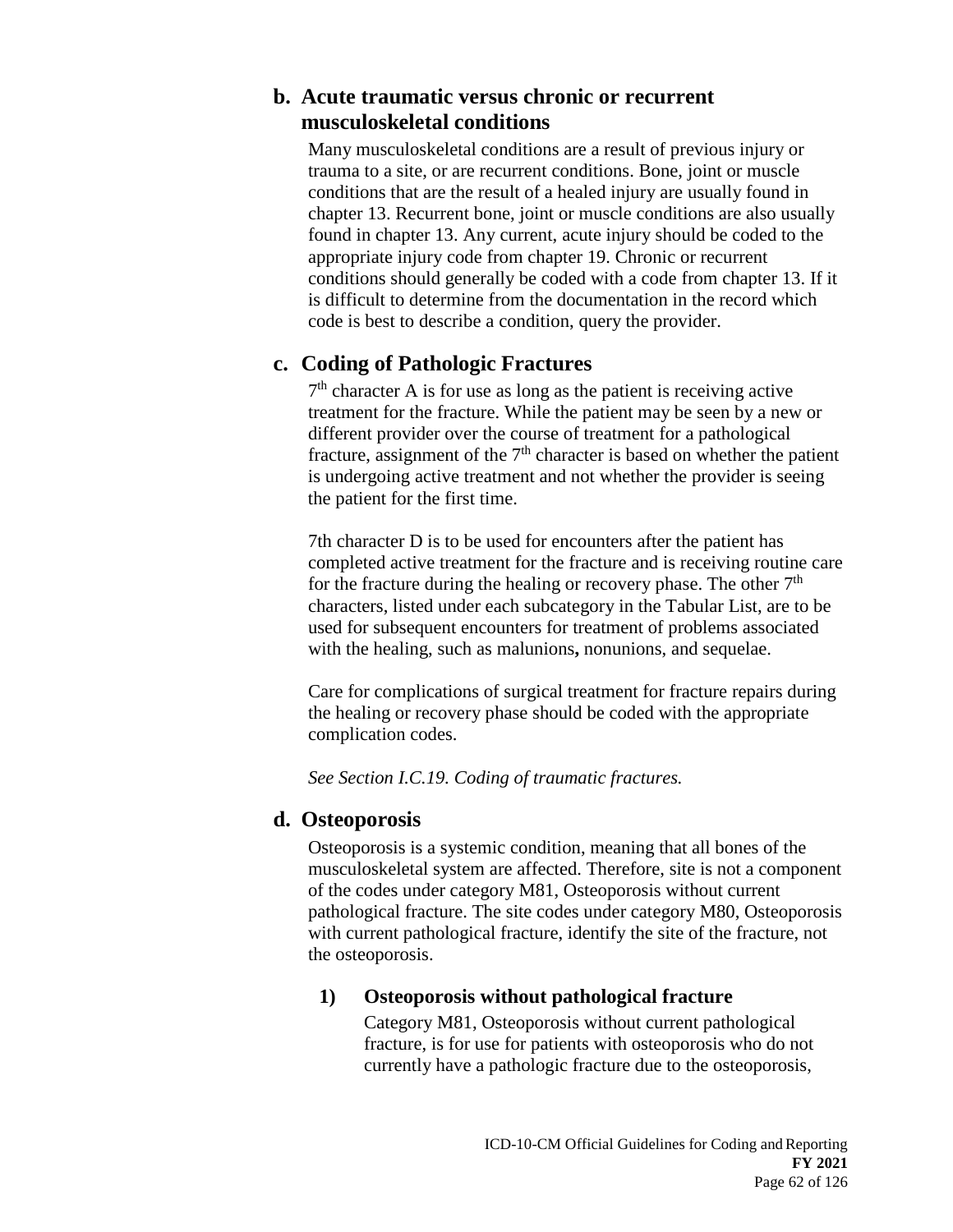## b. Acute traumatic versus chronic or recurrent musculoskeletal conditions

Many musculoskeletal conditions are a result of previous injury or trauma to a site, or are recurrent conditions. Bone, joint or muscle conditions that are the result of a healed injury are usually found in chapter 13. Recurrent bone, joint or muscle conditions are also usually found in chapter 13. Any current, acute injury should be coded to the appropriate injury code from chapter 19. Chronic or recurrent conditions should generally be coded with a code from chapter 13. If it is difficult to determine from the documentation in the record which code is best to describe a condition, query the provider.

## c. Coding of Pathologic Fractures

7th character A is for use as long as the patient is receiving active treatment for the fracture. While the patient may be seen by a new or different provider over the course of treatment for a pathological fracture, assignment of the 7th character is based on whether the patient is undergoing active treatment and not whether the provider is seeing the patient for the first time.

7th character D is to be used for encounters after the patient has completed active treatment for the fracture and is receiving routine care for the fracture during the healing or recovery phase. The other 7th characters, listed under each subcategory in the Tabular List, are to be used for subsequent encounters for treatment of problems associated with the healing, such as malunions**,** nonunions, and sequelae.

Care for complications of surgical treatment for fracture repairs during the healing or recovery phase should be coded with the appropriate complication codes.

*See Section I.C.19. Coding of traumatic fractures.*

## d. Osteoporosis

Osteoporosis is a systemic condition, meaning that all bones of the musculoskeletal system are affected. Therefore, site is not a component of the codes under category M81, Osteoporosis without current pathological fracture. The site codes under category M80, Osteoporosis with current pathological fracture, identify the site of the fracture, not the osteoporosis.

### 1) Osteoporosis without pathological fracture

Category M81, Osteoporosis without current pathological fracture, is for use for patients with osteoporosis who do not currently have a pathologic fracture due to the osteoporosis,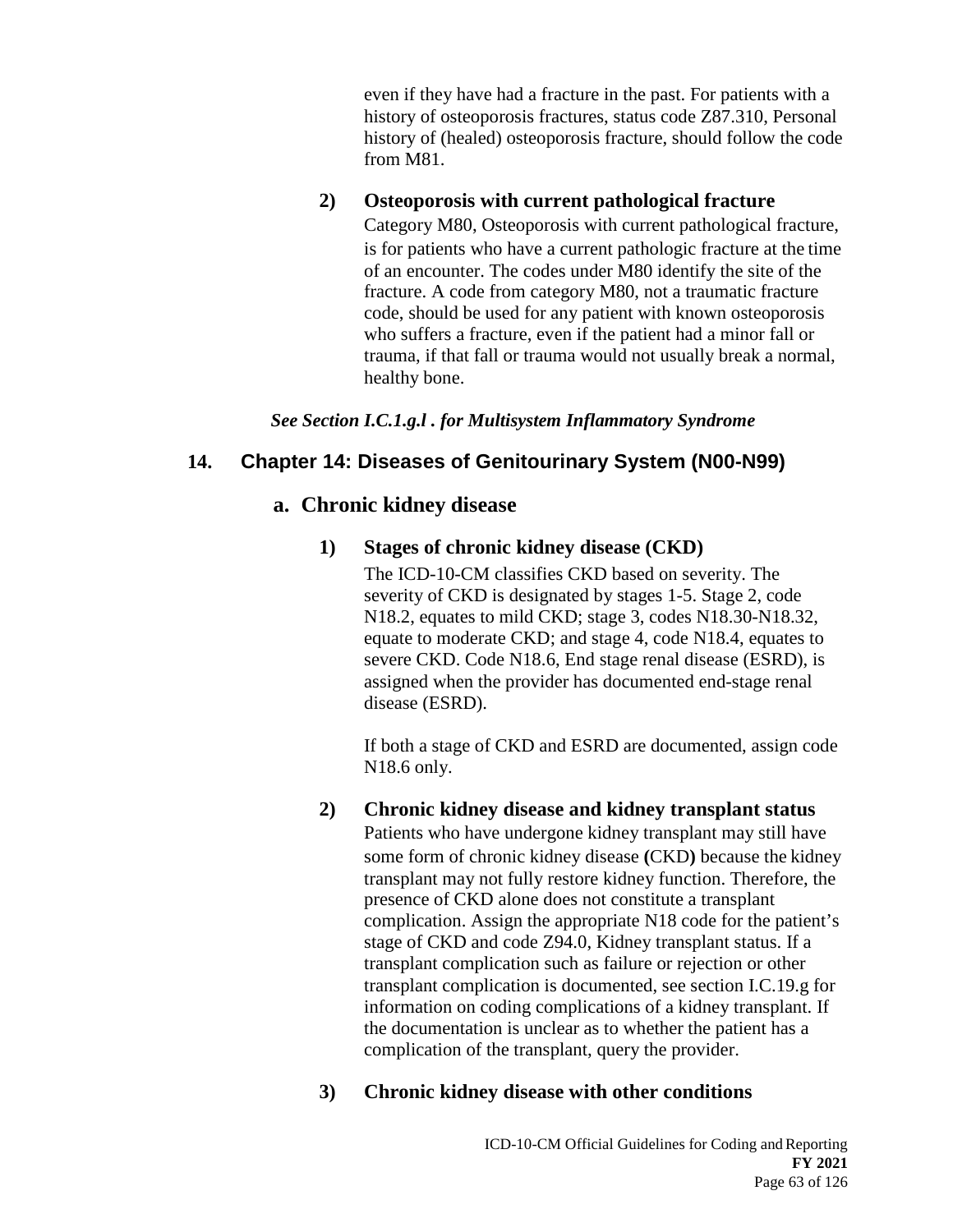even if they have had a fracture in the past. For patients with a history of osteoporosis fractures, status code Z87.310, Personal history of (healed) osteoporosis fracture, should follow the code from M81.

**2) Osteoporosis with current pathological fracture**

Category M80, Osteoporosis with current pathological fracture, is for patients who have a current pathologic fracture at the time of an encounter. The codes under M80 identify the site of the fracture. A code from category M80, not a traumatic fracture code, should be used for any patient with known osteoporosis who suffers a fracture, even if the patient had a minor fall or trauma, if that fall or trauma would not usually break a normal, healthy bone.

***See Section I.C.1.g.l . for Multisystem Inflammatory Syndrome***

## 14. Chapter 14: Diseases of Genitourinary System (N00-N99)

### a. Chronic kidney disease

**1) Stages of chronic kidney disease (CKD)**

The ICD-10-CM classifies CKD based on severity. The severity of CKD is designated by stages 1-5. Stage 2, code N18.2, equates to mild CKD; stage 3, codes N18.30-N18.32, equate to moderate CKD; and stage 4, code N18.4, equates to severe CKD. Code N18.6, End stage renal disease (ESRD), is assigned when the provider has documented end-stage renal disease (ESRD).

If both a stage of CKD and ESRD are documented, assign code N18.6 only.

**2) Chronic kidney disease and kidney transplant status**

Patients who have undergone kidney transplant may still have some form of chronic kidney disease (CKD) because the kidney transplant may not fully restore kidney function. Therefore, the presence of CKD alone does not constitute a transplant complication. Assign the appropriate N18 code for the patient's stage of CKD and code Z94.0, Kidney transplant status. If a transplant complication such as failure or rejection or other transplant complication is documented, see section I.C.19.g for information on coding complications of a kidney transplant. If the documentation is unclear as to whether the patient has a complication of the transplant, query the provider.

**3) Chronic kidney disease with other conditions**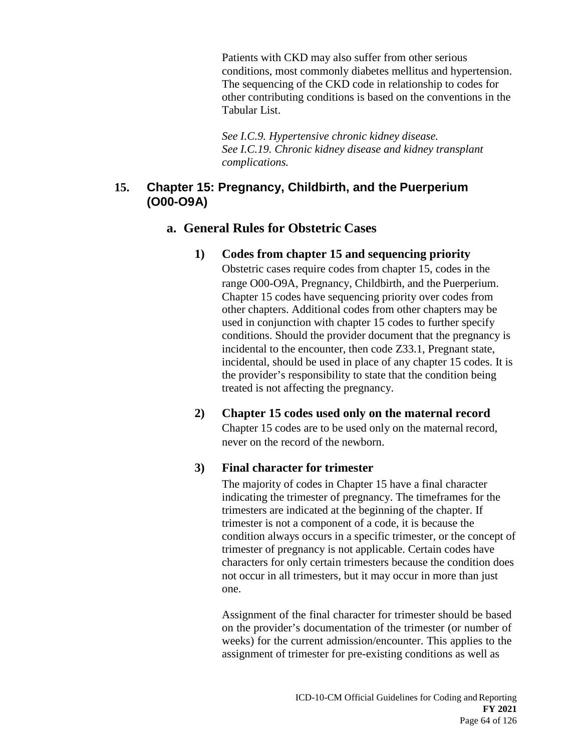Patients with CKD may also suffer from other serious conditions, most commonly diabetes mellitus and hypertension. The sequencing of the CKD code in relationship to codes for other contributing conditions is based on the conventions in the Tabular List.

*See I.C.9. Hypertensive chronic kidney disease.*
*See I.C.19. Chronic kidney disease and kidney transplant complications.*

## 15. Chapter 15: Pregnancy, Childbirth, and the Puerperium (O00-O9A)

### a. General Rules for Obstetric Cases

#### 1) Codes from chapter 15 and sequencing priority

Obstetric cases require codes from chapter 15, codes in the range O00-O9A, Pregnancy, Childbirth, and the Puerperium. Chapter 15 codes have sequencing priority over codes from other chapters. Additional codes from other chapters may be used in conjunction with chapter 15 codes to further specify conditions. Should the provider document that the pregnancy is incidental to the encounter, then code Z33.1, Pregnant state, incidental, should be used in place of any chapter 15 codes. It is the provider's responsibility to state that the condition being treated is not affecting the pregnancy.

#### 2) Chapter 15 codes used only on the maternal record

Chapter 15 codes are to be used only on the maternal record, never on the record of the newborn.

#### 3) Final character for trimester

The majority of codes in Chapter 15 have a final character indicating the trimester of pregnancy. The timeframes for the trimesters are indicated at the beginning of the chapter. If trimester is not a component of a code, it is because the condition always occurs in a specific trimester, or the concept of trimester of pregnancy is not applicable. Certain codes have characters for only certain trimesters because the condition does not occur in all trimesters, but it may occur in more than just one.

Assignment of the final character for trimester should be based on the provider's documentation of the trimester (or number of weeks) for the current admission/encounter. This applies to the assignment of trimester for pre-existing conditions as well as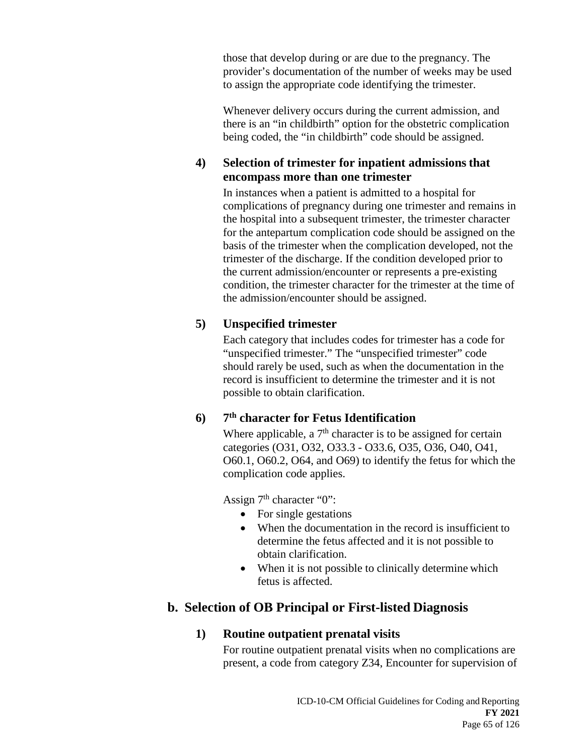those that develop during or are due to the pregnancy. The provider's documentation of the number of weeks may be used to assign the appropriate code identifying the trimester.

Whenever delivery occurs during the current admission, and there is an "in childbirth" option for the obstetric complication being coded, the "in childbirth" code should be assigned.

#### 4) Selection of trimester for inpatient admissions that encompass more than one trimester

In instances when a patient is admitted to a hospital for complications of pregnancy during one trimester and remains in the hospital into a subsequent trimester, the trimester character for the antepartum complication code should be assigned on the basis of the trimester when the complication developed, not the trimester of the discharge. If the condition developed prior to the current admission/encounter or represents a pre-existing condition, the trimester character for the trimester at the time of the admission/encounter should be assigned.

#### 5) Unspecified trimester

Each category that includes codes for trimester has a code for "unspecified trimester." The "unspecified trimester" code should rarely be used, such as when the documentation in the record is insufficient to determine the trimester and it is not possible to obtain clarification.

#### 6) 7th character for Fetus Identification

Where applicable, a 7th character is to be assigned for certain categories (O31, O32, O33.3 - O33.6, O35, O36, O40, O41, O60.1, O60.2, O64, and O69) to identify the fetus for which the complication code applies.

Assign 7th character "0":

- For single gestations
- When the documentation in the record is insufficient to determine the fetus affected and it is not possible to obtain clarification.
- When it is not possible to clinically determine which fetus is affected.

### b. Selection of OB Principal or First-listed Diagnosis

#### 1) Routine outpatient prenatal visits

For routine outpatient prenatal visits when no complications are present, a code from category Z34, Encounter for supervision of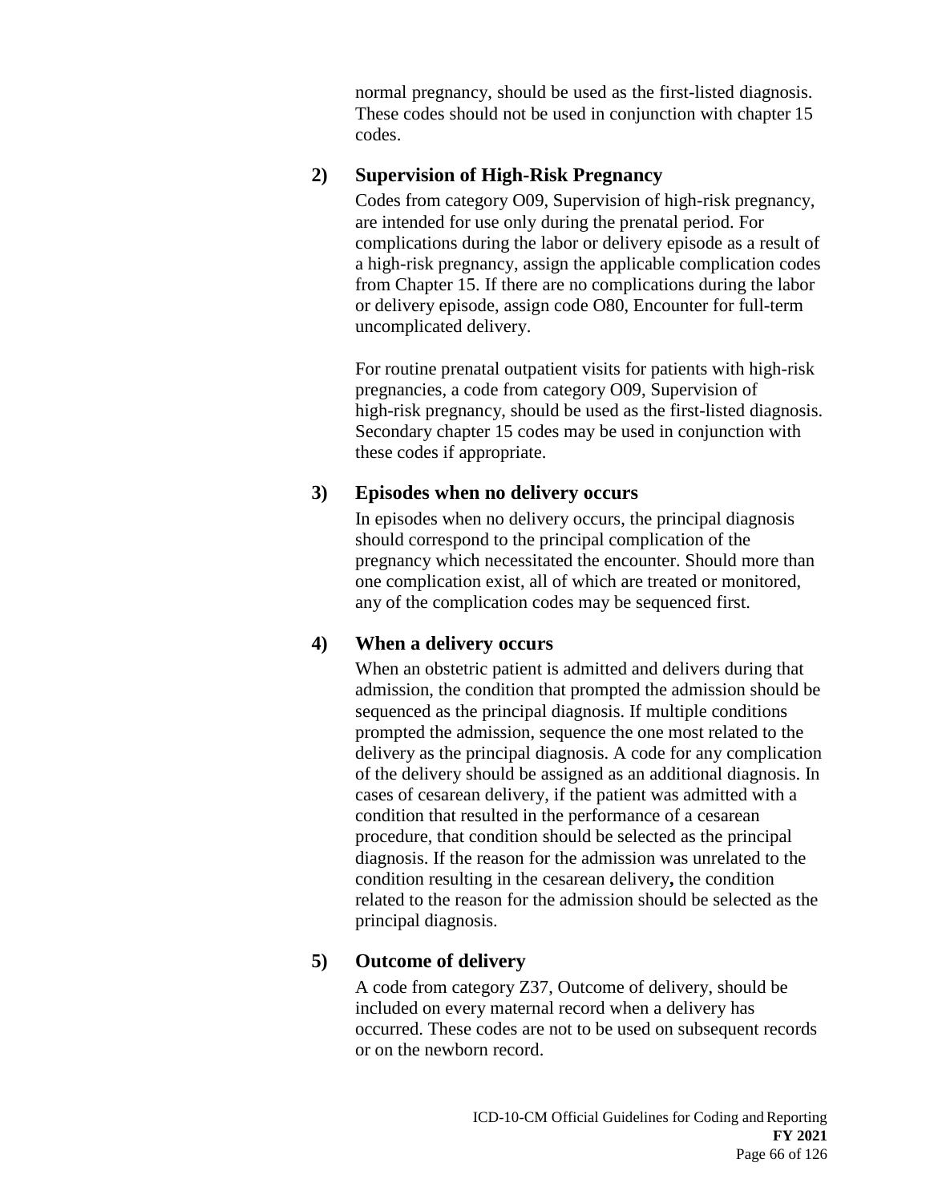normal pregnancy, should be used as the first-listed diagnosis. These codes should not be used in conjunction with chapter 15 codes.

**2) Supervision of High-Risk Pregnancy**

Codes from category O09, Supervision of high-risk pregnancy, are intended for use only during the prenatal period. For complications during the labor or delivery episode as a result of a high-risk pregnancy, assign the applicable complication codes from Chapter 15. If there are no complications during the labor or delivery episode, assign code O80, Encounter for full-term uncomplicated delivery.

For routine prenatal outpatient visits for patients with high-risk pregnancies, a code from category O09, Supervision of high-risk pregnancy, should be used as the first-listed diagnosis. Secondary chapter 15 codes may be used in conjunction with these codes if appropriate.

**3) Episodes when no delivery occurs**

In episodes when no delivery occurs, the principal diagnosis should correspond to the principal complication of the pregnancy which necessitated the encounter. Should more than one complication exist, all of which are treated or monitored, any of the complication codes may be sequenced first.

**4) When a delivery occurs**

When an obstetric patient is admitted and delivers during that admission, the condition that prompted the admission should be sequenced as the principal diagnosis. If multiple conditions prompted the admission, sequence the one most related to the delivery as the principal diagnosis. A code for any complication of the delivery should be assigned as an additional diagnosis. In cases of cesarean delivery, if the patient was admitted with a condition that resulted in the performance of a cesarean procedure, that condition should be selected as the principal diagnosis. If the reason for the admission was unrelated to the condition resulting in the cesarean delivery**,** the condition related to the reason for the admission should be selected as the principal diagnosis.

**5) Outcome of delivery**

A code from category Z37, Outcome of delivery, should be included on every maternal record when a delivery has occurred. These codes are not to be used on subsequent records or on the newborn record.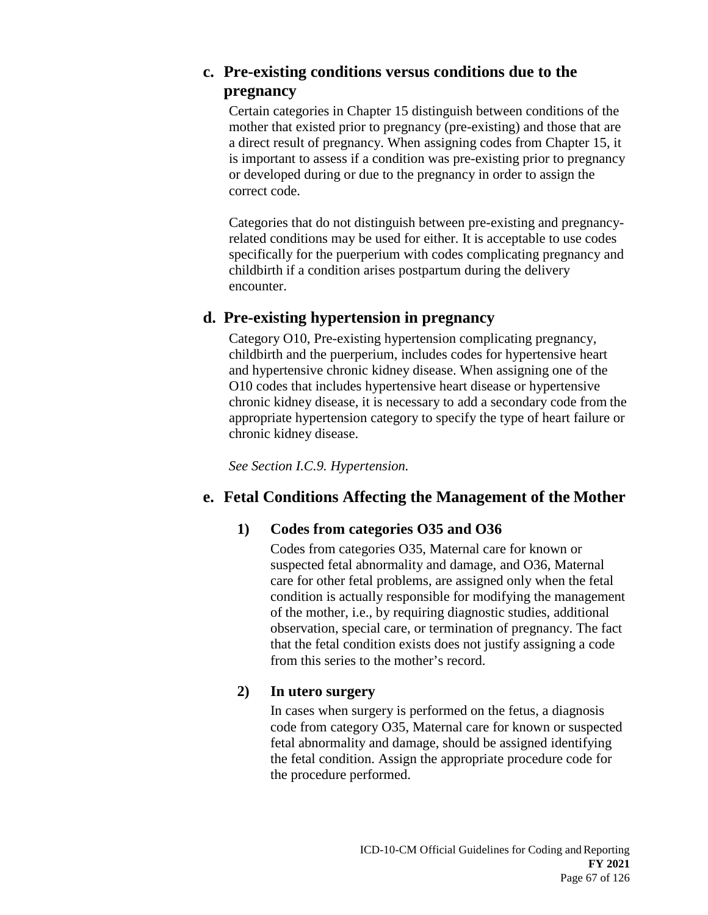### c. Pre-existing conditions versus conditions due to the pregnancy

Certain categories in Chapter 15 distinguish between conditions of the mother that existed prior to pregnancy (pre-existing) and those that are a direct result of pregnancy. When assigning codes from Chapter 15, it is important to assess if a condition was pre-existing prior to pregnancy or developed during or due to the pregnancy in order to assign the correct code.

Categories that do not distinguish between pre-existing and pregnancy-related conditions may be used for either. It is acceptable to use codes specifically for the puerperium with codes complicating pregnancy and childbirth if a condition arises postpartum during the delivery encounter.

### d. Pre-existing hypertension in pregnancy

Category O10, Pre-existing hypertension complicating pregnancy, childbirth and the puerperium, includes codes for hypertensive heart and hypertensive chronic kidney disease. When assigning one of the O10 codes that includes hypertensive heart disease or hypertensive chronic kidney disease, it is necessary to add a secondary code from the appropriate hypertension category to specify the type of heart failure or chronic kidney disease.

*See Section I.C.9. Hypertension.*

### e. Fetal Conditions Affecting the Management of the Mother

#### 1) Codes from categories O35 and O36

Codes from categories O35, Maternal care for known or suspected fetal abnormality and damage, and O36, Maternal care for other fetal problems, are assigned only when the fetal condition is actually responsible for modifying the management of the mother, i.e., by requiring diagnostic studies, additional observation, special care, or termination of pregnancy. The fact that the fetal condition exists does not justify assigning a code from this series to the mother's record.

#### 2) In utero surgery

In cases when surgery is performed on the fetus, a diagnosis code from category O35, Maternal care for known or suspected fetal abnormality and damage, should be assigned identifying the fetal condition. Assign the appropriate procedure code for the procedure performed.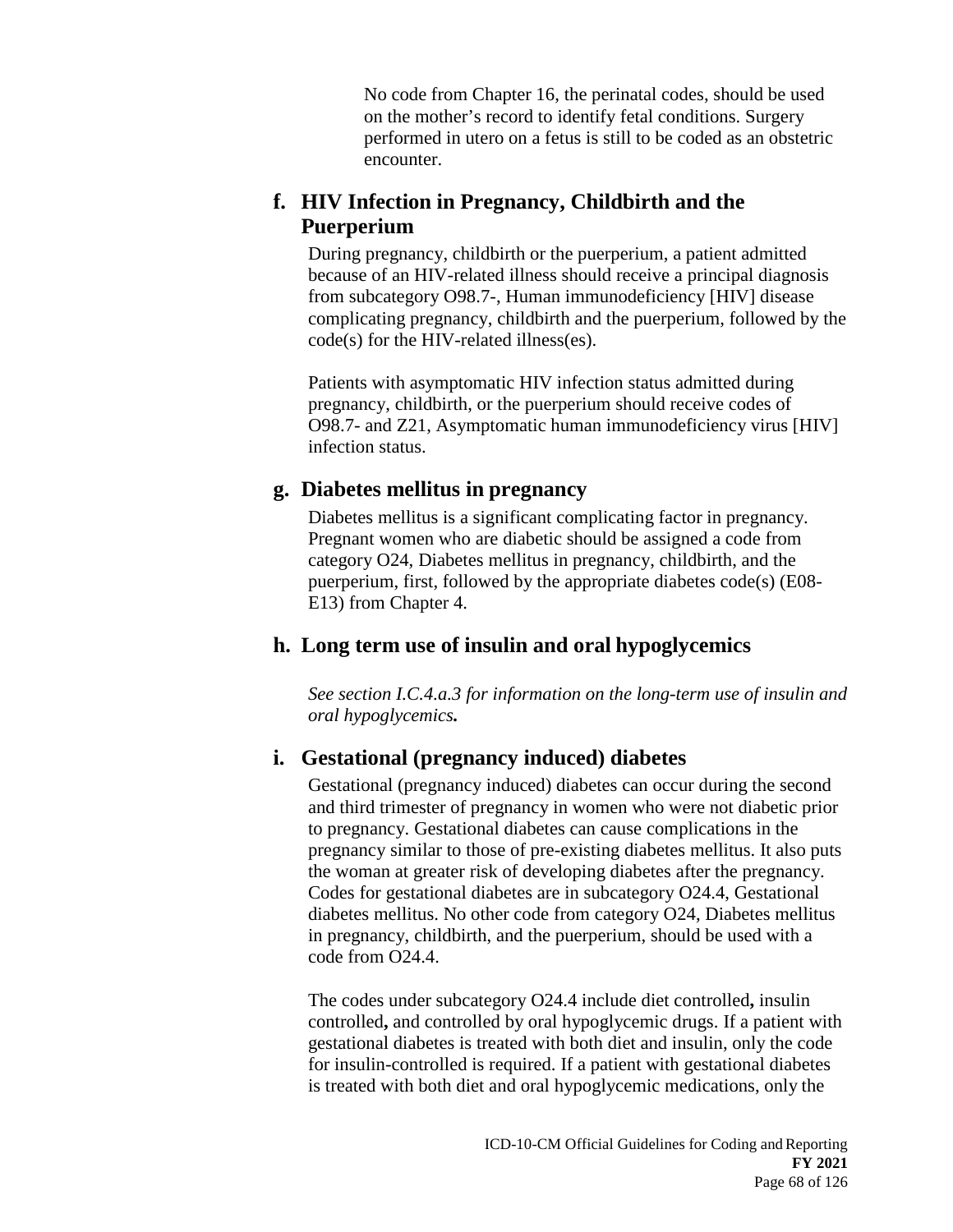No code from Chapter 16, the perinatal codes, should be used on the mother's record to identify fetal conditions. Surgery performed in utero on a fetus is still to be coded as an obstetric encounter.

### f. HIV Infection in Pregnancy, Childbirth and the Puerperium

During pregnancy, childbirth or the puerperium, a patient admitted because of an HIV-related illness should receive a principal diagnosis from subcategory O98.7-, Human immunodeficiency [HIV] disease complicating pregnancy, childbirth and the puerperium, followed by the code(s) for the HIV-related illness(es).

Patients with asymptomatic HIV infection status admitted during pregnancy, childbirth, or the puerperium should receive codes of O98.7- and Z21, Asymptomatic human immunodeficiency virus [HIV] infection status.

### g. Diabetes mellitus in pregnancy

Diabetes mellitus is a significant complicating factor in pregnancy. Pregnant women who are diabetic should be assigned a code from category O24, Diabetes mellitus in pregnancy, childbirth, and the puerperium, first, followed by the appropriate diabetes code(s) (E08-E13) from Chapter 4.

### h. Long term use of insulin and oral hypoglycemics

*See section I.C.4.a.3 for information on the long-term use of insulin and oral hypoglycemics.*

### i. Gestational (pregnancy induced) diabetes

Gestational (pregnancy induced) diabetes can occur during the second and third trimester of pregnancy in women who were not diabetic prior to pregnancy. Gestational diabetes can cause complications in the pregnancy similar to those of pre-existing diabetes mellitus. It also puts the woman at greater risk of developing diabetes after the pregnancy. Codes for gestational diabetes are in subcategory O24.4, Gestational diabetes mellitus. No other code from category O24, Diabetes mellitus in pregnancy, childbirth, and the puerperium, should be used with a code from O24.4.

The codes under subcategory O24.4 include diet controlled**,** insulin controlled**,** and controlled by oral hypoglycemic drugs. If a patient with gestational diabetes is treated with both diet and insulin, only the code for insulin-controlled is required. If a patient with gestational diabetes is treated with both diet and oral hypoglycemic medications, only the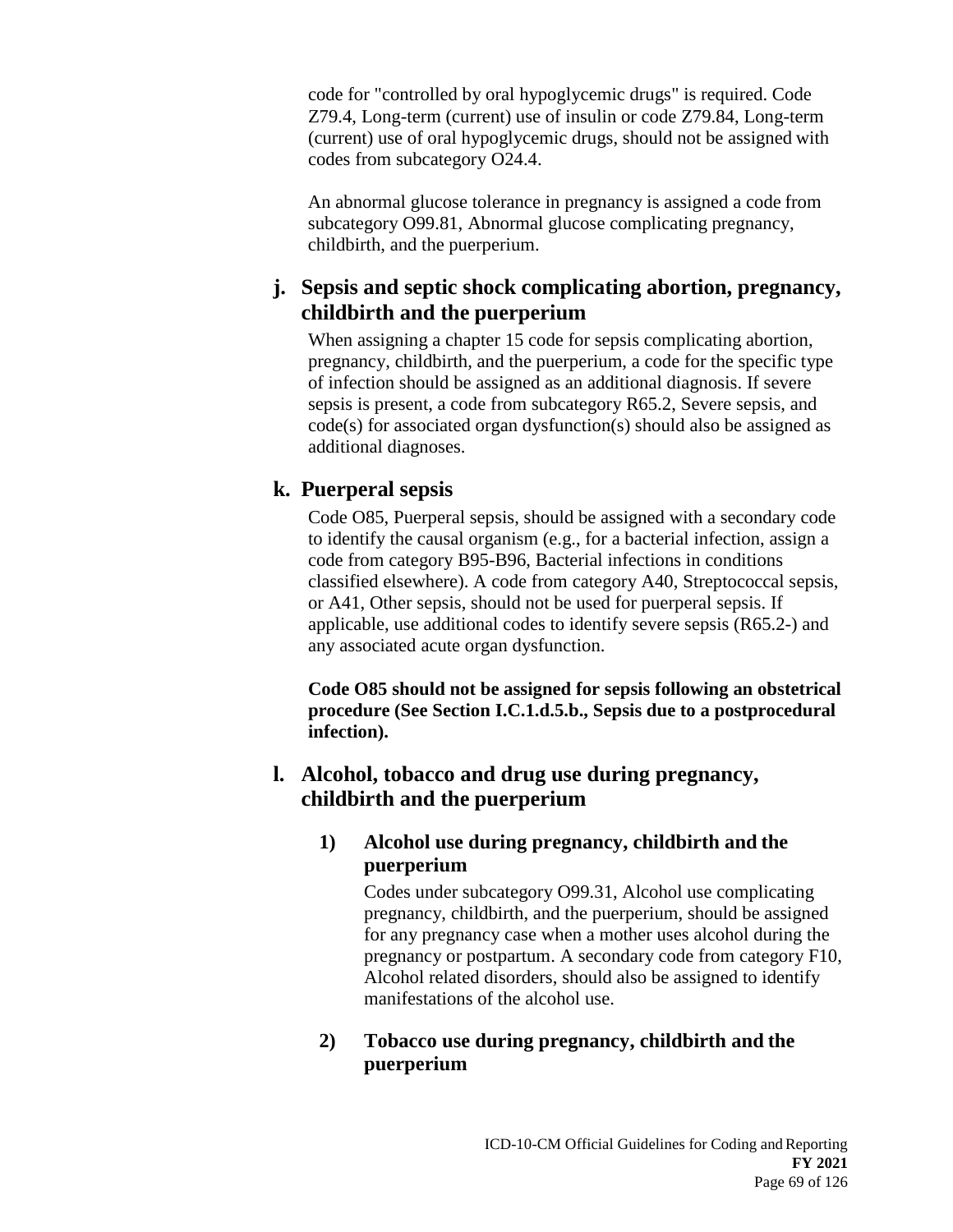code for "controlled by oral hypoglycemic drugs" is required. Code Z79.4, Long-term (current) use of insulin or code Z79.84, Long-term (current) use of oral hypoglycemic drugs, should not be assigned with codes from subcategory O24.4.

An abnormal glucose tolerance in pregnancy is assigned a code from subcategory O99.81, Abnormal glucose complicating pregnancy, childbirth, and the puerperium.

### j. Sepsis and septic shock complicating abortion, pregnancy, childbirth and the puerperium

When assigning a chapter 15 code for sepsis complicating abortion, pregnancy, childbirth, and the puerperium, a code for the specific type of infection should be assigned as an additional diagnosis. If severe sepsis is present, a code from subcategory R65.2, Severe sepsis, and code(s) for associated organ dysfunction(s) should also be assigned as additional diagnoses.

### k. Puerperal sepsis

Code O85, Puerperal sepsis, should be assigned with a secondary code to identify the causal organism (e.g., for a bacterial infection, assign a code from category B95-B96, Bacterial infections in conditions classified elsewhere). A code from category A40, Streptococcal sepsis, or A41, Other sepsis, should not be used for puerperal sepsis. If applicable, use additional codes to identify severe sepsis (R65.2-) and any associated acute organ dysfunction.

**Code O85 should not be assigned for sepsis following an obstetrical procedure (See Section I.C.1.d.5.b., Sepsis due to a postprocedural infection).**

### l. Alcohol, tobacco and drug use during pregnancy, childbirth and the puerperium

#### 1) Alcohol use during pregnancy, childbirth and the puerperium

Codes under subcategory O99.31, Alcohol use complicating pregnancy, childbirth, and the puerperium, should be assigned for any pregnancy case when a mother uses alcohol during the pregnancy or postpartum. A secondary code from category F10, Alcohol related disorders, should also be assigned to identify manifestations of the alcohol use.

#### 2) Tobacco use during pregnancy, childbirth and the puerperium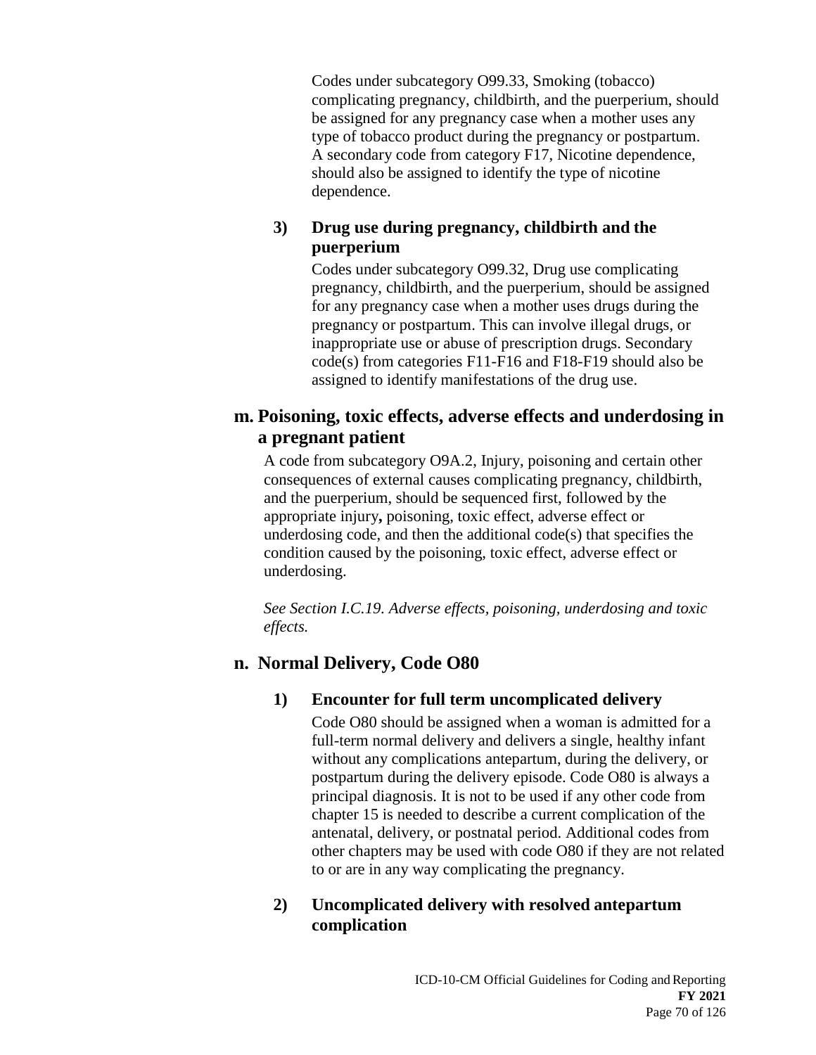Codes under subcategory O99.33, Smoking (tobacco) complicating pregnancy, childbirth, and the puerperium, should be assigned for any pregnancy case when a mother uses any type of tobacco product during the pregnancy or postpartum. A secondary code from category F17, Nicotine dependence, should also be assigned to identify the type of nicotine dependence.

#### 3) Drug use during pregnancy, childbirth and the puerperium

Codes under subcategory O99.32, Drug use complicating pregnancy, childbirth, and the puerperium, should be assigned for any pregnancy case when a mother uses drugs during the pregnancy or postpartum. This can involve illegal drugs, or inappropriate use or abuse of prescription drugs. Secondary code(s) from categories F11-F16 and F18-F19 should also be assigned to identify manifestations of the drug use.

### m. Poisoning, toxic effects, adverse effects and underdosing in a pregnant patient

A code from subcategory O9A.2, Injury, poisoning and certain other consequences of external causes complicating pregnancy, childbirth, and the puerperium, should be sequenced first, followed by the appropriate injury**,** poisoning, toxic effect, adverse effect or underdosing code, and then the additional code(s) that specifies the condition caused by the poisoning, toxic effect, adverse effect or underdosing.

*See Section I.C.19. Adverse effects, poisoning, underdosing and toxic effects.*

### n. Normal Delivery, Code O80

#### 1) Encounter for full term uncomplicated delivery

Code O80 should be assigned when a woman is admitted for a full-term normal delivery and delivers a single, healthy infant without any complications antepartum, during the delivery, or postpartum during the delivery episode. Code O80 is always a principal diagnosis. It is not to be used if any other code from chapter 15 is needed to describe a current complication of the antenatal, delivery, or postnatal period. Additional codes from other chapters may be used with code O80 if they are not related to or are in any way complicating the pregnancy.

#### 2) Uncomplicated delivery with resolved antepartum complication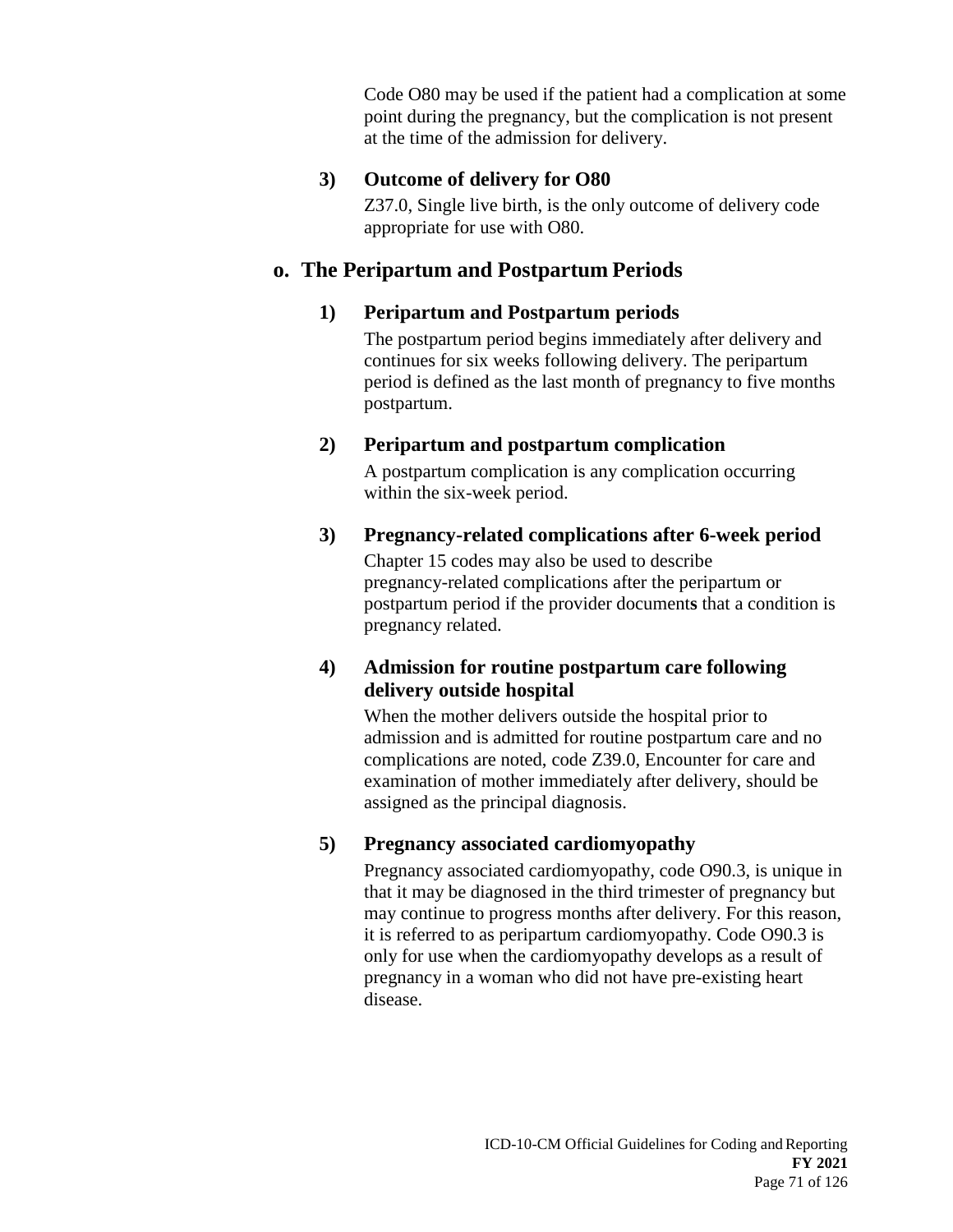Code O80 may be used if the patient had a complication at some point during the pregnancy, but the complication is not present at the time of the admission for delivery.

**3) Outcome of delivery for O80**

Z37.0, Single live birth, is the only outcome of delivery code appropriate for use with O80.

## o. The Peripartum and Postpartum Periods

**1) Peripartum and Postpartum periods**

The postpartum period begins immediately after delivery and continues for six weeks following delivery. The peripartum period is defined as the last month of pregnancy to five months postpartum.

**2) Peripartum and postpartum complication**

A postpartum complication is any complication occurring within the six-week period.

**3) Pregnancy-related complications after 6-week period**

Chapter 15 codes may also be used to describe pregnancy-related complications after the peripartum or postpartum period if the provider document**s** that a condition is pregnancy related.

**4) Admission for routine postpartum care following delivery outside hospital**

When the mother delivers outside the hospital prior to admission and is admitted for routine postpartum care and no complications are noted, code Z39.0, Encounter for care and examination of mother immediately after delivery, should be assigned as the principal diagnosis.

**5) Pregnancy associated cardiomyopathy**

Pregnancy associated cardiomyopathy, code O90.3, is unique in that it may be diagnosed in the third trimester of pregnancy but may continue to progress months after delivery. For this reason, it is referred to as peripartum cardiomyopathy. Code O90.3 is only for use when the cardiomyopathy develops as a result of pregnancy in a woman who did not have pre-existing heart disease.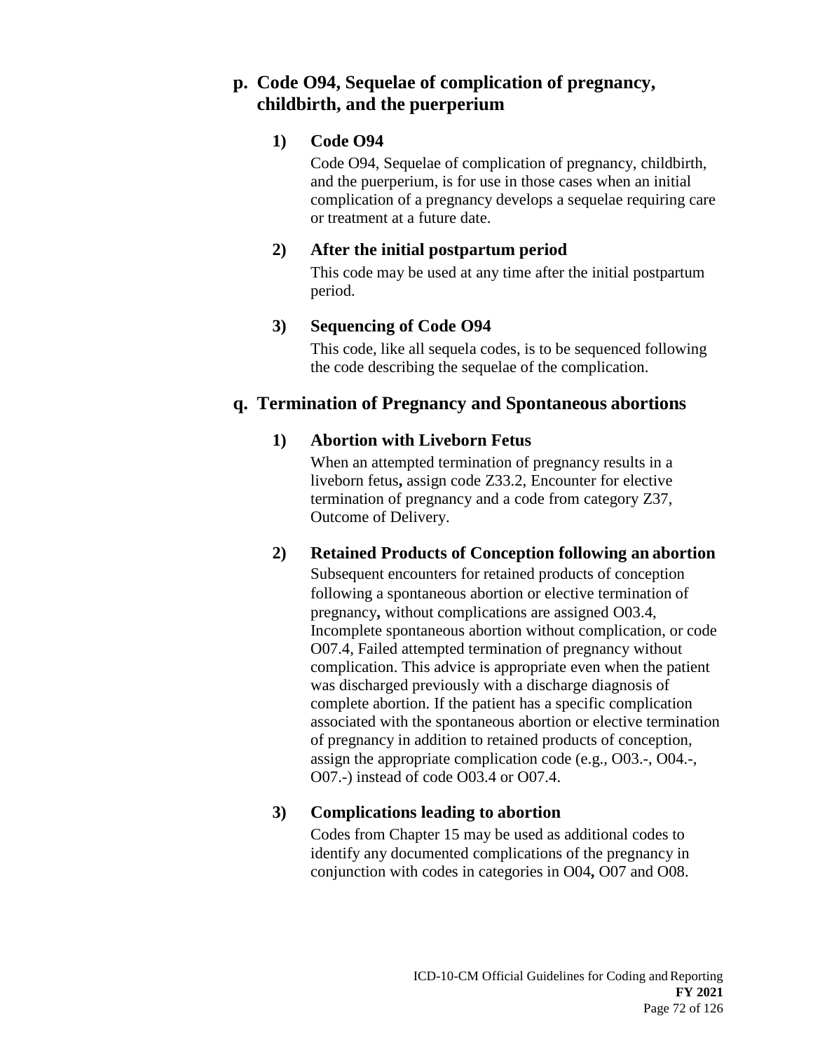## p. Code O94, Sequelae of complication of pregnancy, childbirth, and the puerperium

### 1) Code O94

Code O94, Sequelae of complication of pregnancy, childbirth, and the puerperium, is for use in those cases when an initial complication of a pregnancy develops a sequelae requiring care or treatment at a future date.

### 2) After the initial postpartum period

This code may be used at any time after the initial postpartum period.

### 3) Sequencing of Code O94

This code, like all sequela codes, is to be sequenced following the code describing the sequelae of the complication.

## q. Termination of Pregnancy and Spontaneous abortions

### 1) Abortion with Liveborn Fetus

When an attempted termination of pregnancy results in a liveborn fetus**,** assign code Z33.2, Encounter for elective termination of pregnancy and a code from category Z37, Outcome of Delivery.

### 2) Retained Products of Conception following an abortion

Subsequent encounters for retained products of conception following a spontaneous abortion or elective termination of pregnancy**,** without complications are assigned O03.4, Incomplete spontaneous abortion without complication, or code O07.4, Failed attempted termination of pregnancy without complication. This advice is appropriate even when the patient was discharged previously with a discharge diagnosis of complete abortion. If the patient has a specific complication associated with the spontaneous abortion or elective termination of pregnancy in addition to retained products of conception, assign the appropriate complication code (e.g., O03.-, O04.-, O07.-) instead of code O03.4 or O07.4.

### 3) Complications leading to abortion

Codes from Chapter 15 may be used as additional codes to identify any documented complications of the pregnancy in conjunction with codes in categories in O04**,** O07 and O08.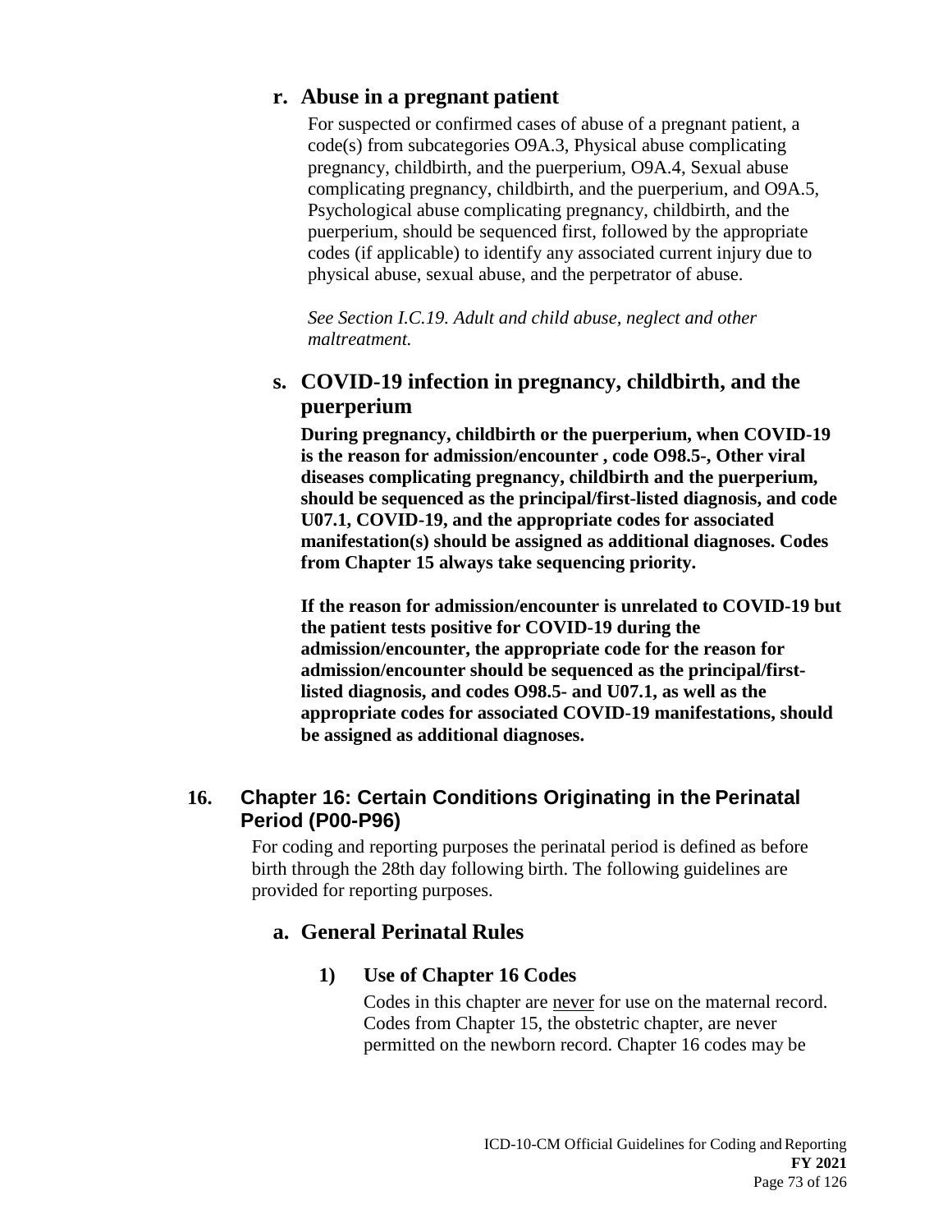### r. Abuse in a pregnant patient

For suspected or confirmed cases of abuse of a pregnant patient, a code(s) from subcategories O9A.3, Physical abuse complicating pregnancy, childbirth, and the puerperium, O9A.4, Sexual abuse complicating pregnancy, childbirth, and the puerperium, and O9A.5, Psychological abuse complicating pregnancy, childbirth, and the puerperium, should be sequenced first, followed by the appropriate codes (if applicable) to identify any associated current injury due to physical abuse, sexual abuse, and the perpetrator of abuse.

*See Section I.C.19. Adult and child abuse, neglect and other maltreatment.*

### s. COVID-19 infection in pregnancy, childbirth, and the puerperium

**During pregnancy, childbirth or the puerperium, when COVID-19 is the reason for admission/encounter , code O98.5-, Other viral diseases complicating pregnancy, childbirth and the puerperium, should be sequenced as the principal/first-listed diagnosis, and code U07.1, COVID-19, and the appropriate codes for associated manifestation(s) should be assigned as additional diagnoses. Codes from Chapter 15 always take sequencing priority.**

**If the reason for admission/encounter is unrelated to COVID-19 but the patient tests positive for COVID-19 during the admission/encounter, the appropriate code for the reason for admission/encounter should be sequenced as the principal/first-listed diagnosis, and codes O98.5- and U07.1, as well as the appropriate codes for associated COVID-19 manifestations, should be assigned as additional diagnoses.**

## 16. Chapter 16: Certain Conditions Originating in the Perinatal Period (P00-P96)

For coding and reporting purposes the perinatal period is defined as before birth through the 28th day following birth. The following guidelines are provided for reporting purposes.

### a. General Perinatal Rules

#### 1) Use of Chapter 16 Codes

Codes in this chapter are never for use on the maternal record. Codes from Chapter 15, the obstetric chapter, are never permitted on the newborn record. Chapter 16 codes may be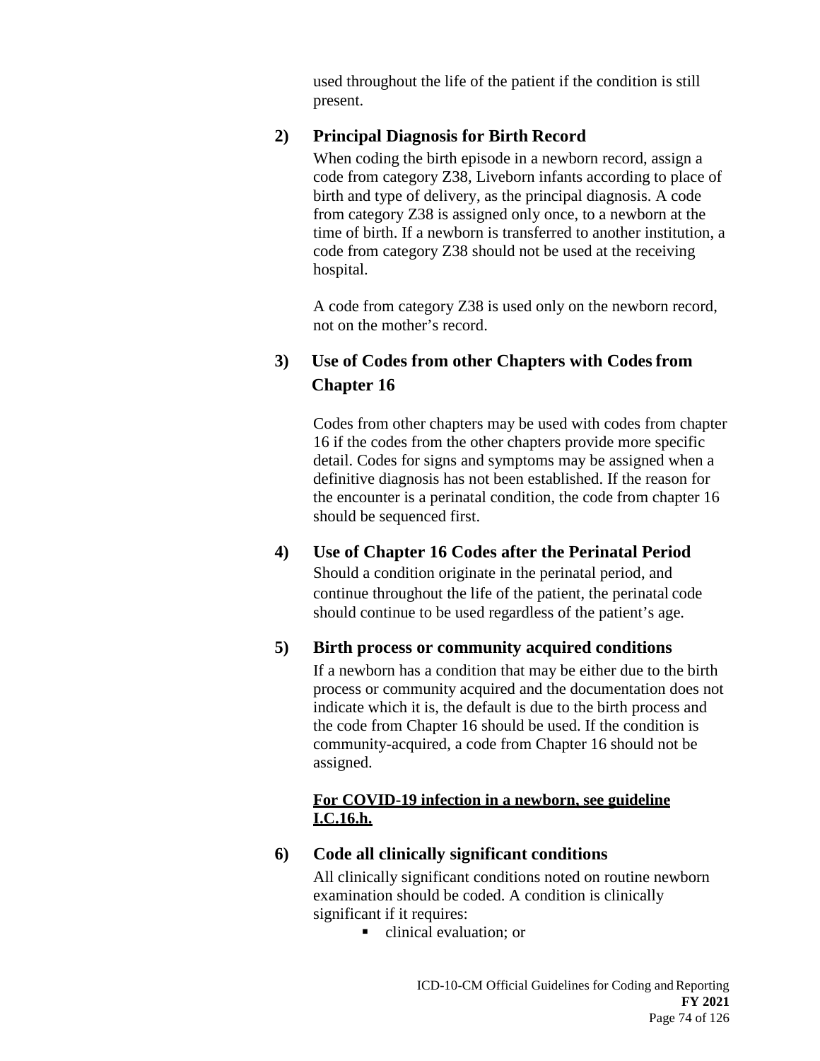used throughout the life of the patient if the condition is still present.

### 2) Principal Diagnosis for Birth Record

When coding the birth episode in a newborn record, assign a code from category Z38, Liveborn infants according to place of birth and type of delivery, as the principal diagnosis. A code from category Z38 is assigned only once, to a newborn at the time of birth. If a newborn is transferred to another institution, a code from category Z38 should not be used at the receiving hospital.

A code from category Z38 is used only on the newborn record, not on the mother's record.

### 3) Use of Codes from other Chapters with Codes from Chapter 16

Codes from other chapters may be used with codes from chapter 16 if the codes from the other chapters provide more specific detail. Codes for signs and symptoms may be assigned when a definitive diagnosis has not been established. If the reason for the encounter is a perinatal condition, the code from chapter 16 should be sequenced first.

### 4) Use of Chapter 16 Codes after the Perinatal Period

Should a condition originate in the perinatal period, and continue throughout the life of the patient, the perinatal code should continue to be used regardless of the patient's age.

### 5) Birth process or community acquired conditions

If a newborn has a condition that may be either due to the birth process or community acquired and the documentation does not indicate which it is, the default is due to the birth process and the code from Chapter 16 should be used. If the condition is community-acquired, a code from Chapter 16 should not be assigned.

**For COVID-19 infection in a newborn, see guideline I.C.16.h.**

### 6) Code all clinically significant conditions

All clinically significant conditions noted on routine newborn examination should be coded. A condition is clinically significant if it requires:

- clinical evaluation; or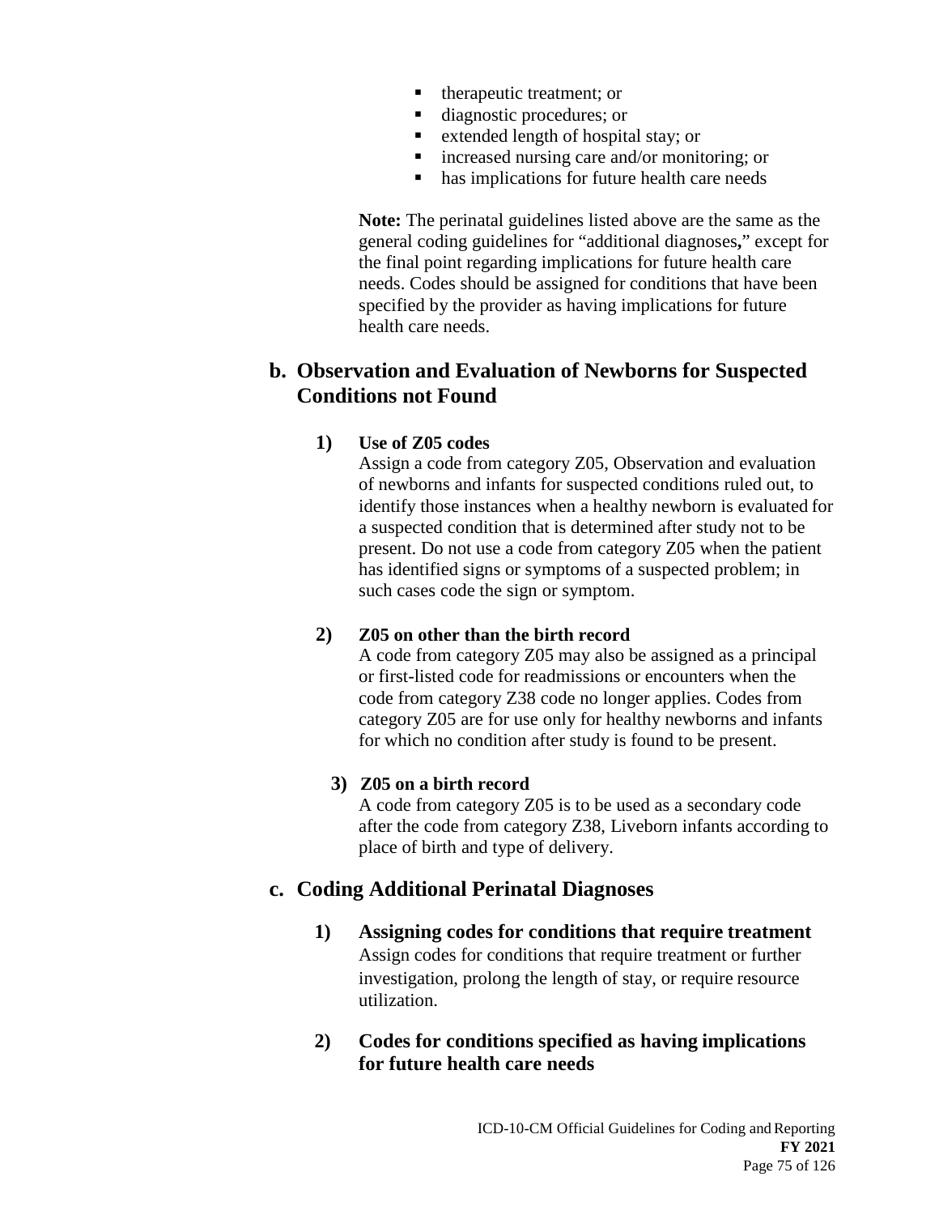- therapeutic treatment; or
- diagnostic procedures; or
- extended length of hospital stay; or
- increased nursing care and/or monitoring; or
- has implications for future health care needs

**Note:** The perinatal guidelines listed above are the same as the general coding guidelines for "additional diagnoses**,**" except for the final point regarding implications for future health care needs. Codes should be assigned for conditions that have been specified by the provider as having implications for future health care needs.

## b. Observation and Evaluation of Newborns for Suspected Conditions not Found

### 1) Use of Z05 codes

Assign a code from category Z05, Observation and evaluation of newborns and infants for suspected conditions ruled out, to identify those instances when a healthy newborn is evaluated for a suspected condition that is determined after study not to be present. Do not use a code from category Z05 when the patient has identified signs or symptoms of a suspected problem; in such cases code the sign or symptom.

### 2) Z05 on other than the birth record

A code from category Z05 may also be assigned as a principal or first-listed code for readmissions or encounters when the code from category Z38 code no longer applies. Codes from category Z05 are for use only for healthy newborns and infants for which no condition after study is found to be present.

### 3) Z05 on a birth record

A code from category Z05 is to be used as a secondary code after the code from category Z38, Liveborn infants according to place of birth and type of delivery.

## c. Coding Additional Perinatal Diagnoses

### 1) Assigning codes for conditions that require treatment

Assign codes for conditions that require treatment or further investigation, prolong the length of stay, or require resource utilization.

### 2) Codes for conditions specified as having implications for future health care needs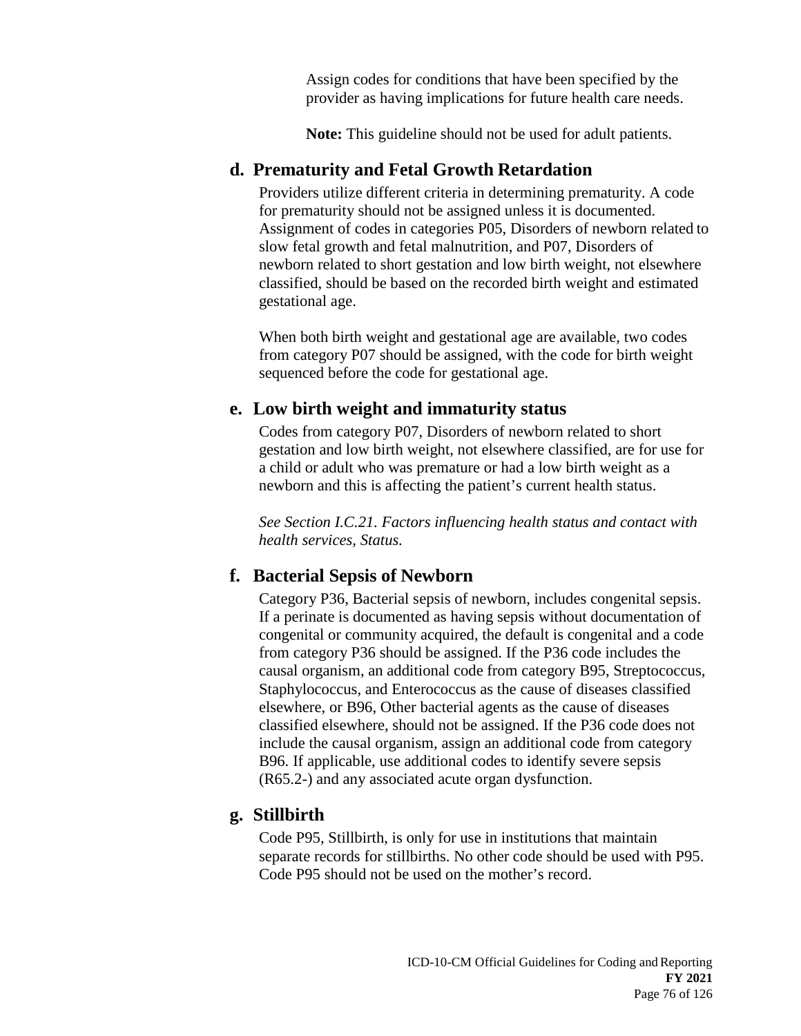Assign codes for conditions that have been specified by the provider as having implications for future health care needs.

**Note:** This guideline should not be used for adult patients.

### d. Prematurity and Fetal Growth Retardation

Providers utilize different criteria in determining prematurity. A code for prematurity should not be assigned unless it is documented. Assignment of codes in categories P05, Disorders of newborn related to slow fetal growth and fetal malnutrition, and P07, Disorders of newborn related to short gestation and low birth weight, not elsewhere classified, should be based on the recorded birth weight and estimated gestational age.

When both birth weight and gestational age are available, two codes from category P07 should be assigned, with the code for birth weight sequenced before the code for gestational age.

### e. Low birth weight and immaturity status

Codes from category P07, Disorders of newborn related to short gestation and low birth weight, not elsewhere classified, are for use for a child or adult who was premature or had a low birth weight as a newborn and this is affecting the patient's current health status.

*See Section I.C.21. Factors influencing health status and contact with health services, Status.*

### f. Bacterial Sepsis of Newborn

Category P36, Bacterial sepsis of newborn, includes congenital sepsis. If a perinate is documented as having sepsis without documentation of congenital or community acquired, the default is congenital and a code from category P36 should be assigned. If the P36 code includes the causal organism, an additional code from category B95, Streptococcus, Staphylococcus, and Enterococcus as the cause of diseases classified elsewhere, or B96, Other bacterial agents as the cause of diseases classified elsewhere, should not be assigned. If the P36 code does not include the causal organism, assign an additional code from category B96. If applicable, use additional codes to identify severe sepsis (R65.2-) and any associated acute organ dysfunction.

### g. Stillbirth

Code P95, Stillbirth, is only for use in institutions that maintain separate records for stillbirths. No other code should be used with P95. Code P95 should not be used on the mother's record.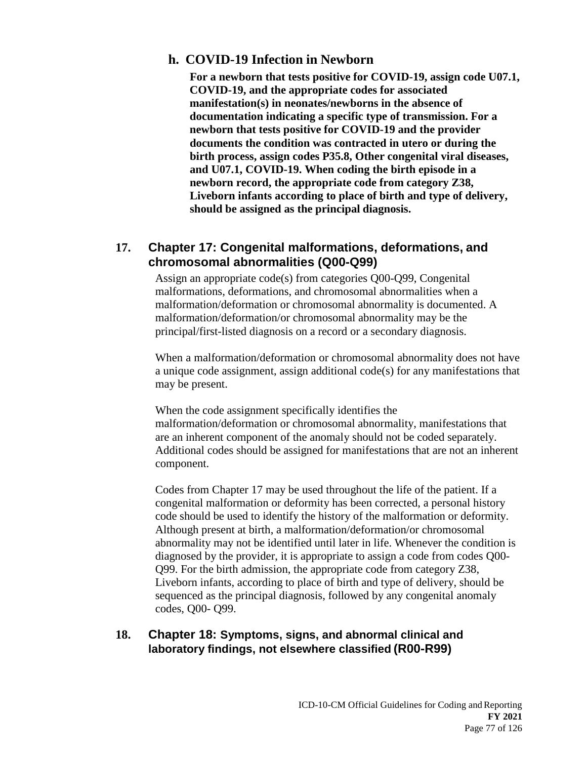### h. COVID-19 Infection in Newborn

**For a newborn that tests positive for COVID-19, assign code U07.1, COVID-19, and the appropriate codes for associated manifestation(s) in neonates/newborns in the absence of documentation indicating a specific type of transmission. For a newborn that tests positive for COVID-19 and the provider documents the condition was contracted in utero or during the birth process, assign codes P35.8, Other congenital viral diseases, and U07.1, COVID-19. When coding the birth episode in a newborn record, the appropriate code from category Z38, Liveborn infants according to place of birth and type of delivery, should be assigned as the principal diagnosis.**

## 17. Chapter 17: Congenital malformations, deformations, and chromosomal abnormalities (Q00-Q99)

Assign an appropriate code(s) from categories Q00-Q99, Congenital malformations, deformations, and chromosomal abnormalities when a malformation/deformation or chromosomal abnormality is documented. A malformation/deformation/or chromosomal abnormality may be the principal/first-listed diagnosis on a record or a secondary diagnosis.

When a malformation/deformation or chromosomal abnormality does not have a unique code assignment, assign additional code(s) for any manifestations that may be present.

When the code assignment specifically identifies the malformation/deformation or chromosomal abnormality, manifestations that are an inherent component of the anomaly should not be coded separately. Additional codes should be assigned for manifestations that are not an inherent component.

Codes from Chapter 17 may be used throughout the life of the patient. If a congenital malformation or deformity has been corrected, a personal history code should be used to identify the history of the malformation or deformity. Although present at birth, a malformation/deformation/or chromosomal abnormality may not be identified until later in life. Whenever the condition is diagnosed by the provider, it is appropriate to assign a code from codes Q00-Q99. For the birth admission, the appropriate code from category Z38, Liveborn infants, according to place of birth and type of delivery, should be sequenced as the principal diagnosis, followed by any congenital anomaly codes, Q00- Q99.

## 18. Chapter 18: Symptoms, signs, and abnormal clinical and laboratory findings, not elsewhere classified (R00-R99)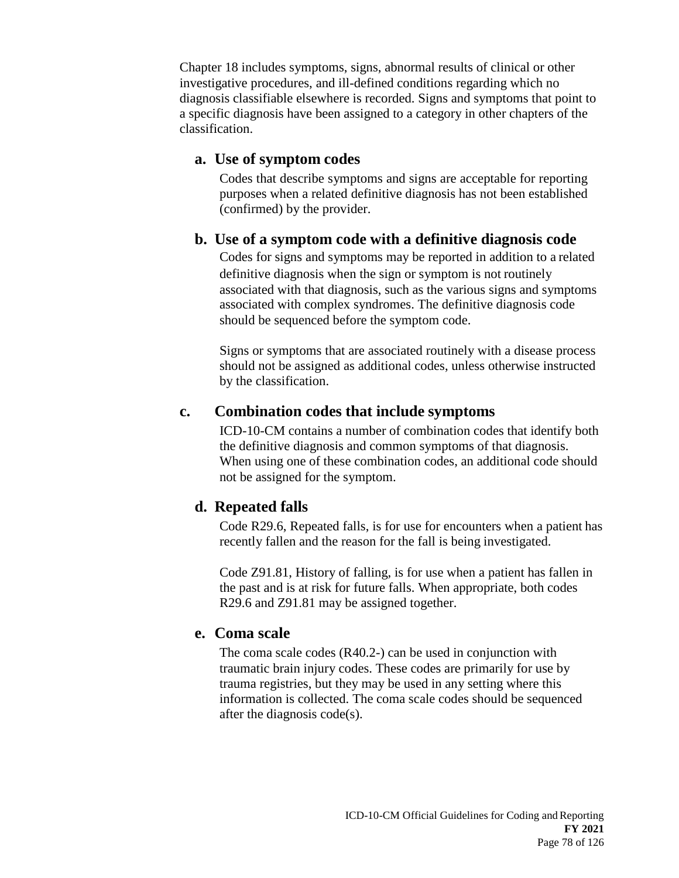Chapter 18 includes symptoms, signs, abnormal results of clinical or other investigative procedures, and ill-defined conditions regarding which no diagnosis classifiable elsewhere is recorded. Signs and symptoms that point to a specific diagnosis have been assigned to a category in other chapters of the classification.

### a. Use of symptom codes

Codes that describe symptoms and signs are acceptable for reporting purposes when a related definitive diagnosis has not been established (confirmed) by the provider.

### b. Use of a symptom code with a definitive diagnosis code

Codes for signs and symptoms may be reported in addition to a related definitive diagnosis when the sign or symptom is not routinely associated with that diagnosis, such as the various signs and symptoms associated with complex syndromes. The definitive diagnosis code should be sequenced before the symptom code.

Signs or symptoms that are associated routinely with a disease process should not be assigned as additional codes, unless otherwise instructed by the classification.

### c. Combination codes that include symptoms

ICD-10-CM contains a number of combination codes that identify both the definitive diagnosis and common symptoms of that diagnosis. When using one of these combination codes, an additional code should not be assigned for the symptom.

### d. Repeated falls

Code R29.6, Repeated falls, is for use for encounters when a patient has recently fallen and the reason for the fall is being investigated.

Code Z91.81, History of falling, is for use when a patient has fallen in the past and is at risk for future falls. When appropriate, both codes R29.6 and Z91.81 may be assigned together.

### e. Coma scale

The coma scale codes (R40.2-) can be used in conjunction with traumatic brain injury codes. These codes are primarily for use by trauma registries, but they may be used in any setting where this information is collected. The coma scale codes should be sequenced after the diagnosis code(s).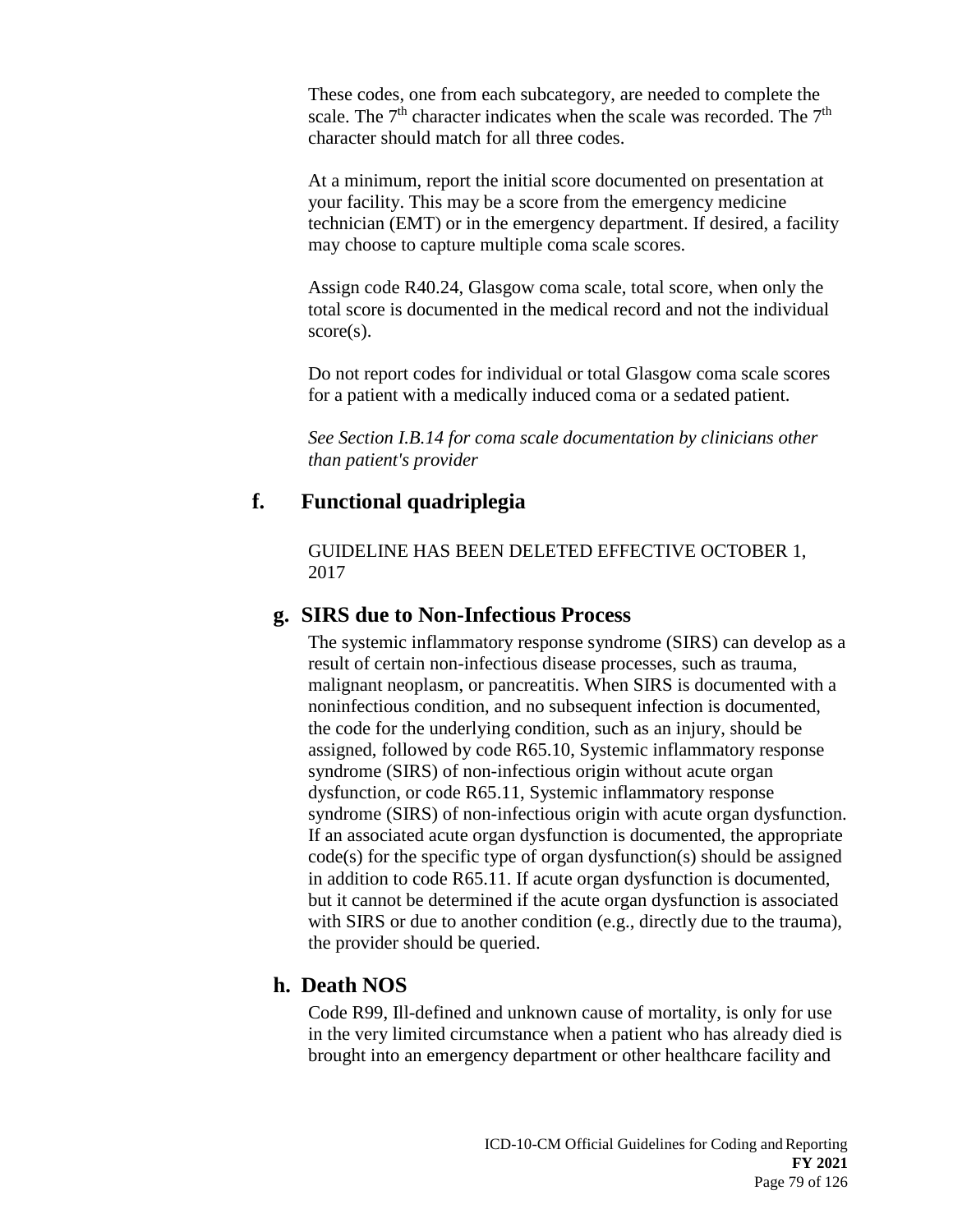These codes, one from each subcategory, are needed to complete the scale. The 7th character indicates when the scale was recorded. The 7th character should match for all three codes.

At a minimum, report the initial score documented on presentation at your facility. This may be a score from the emergency medicine technician (EMT) or in the emergency department. If desired, a facility may choose to capture multiple coma scale scores.

Assign code R40.24, Glasgow coma scale, total score, when only the total score is documented in the medical record and not the individual score(s).

Do not report codes for individual or total Glasgow coma scale scores for a patient with a medically induced coma or a sedated patient.

*See Section I.B.14 for coma scale documentation by clinicians other than patient's provider*

### f. Functional quadriplegia

GUIDELINE HAS BEEN DELETED EFFECTIVE OCTOBER 1, 2017

### g. SIRS due to Non-Infectious Process

The systemic inflammatory response syndrome (SIRS) can develop as a result of certain non-infectious disease processes, such as trauma, malignant neoplasm, or pancreatitis. When SIRS is documented with a noninfectious condition, and no subsequent infection is documented, the code for the underlying condition, such as an injury, should be assigned, followed by code R65.10, Systemic inflammatory response syndrome (SIRS) of non-infectious origin without acute organ dysfunction, or code R65.11, Systemic inflammatory response syndrome (SIRS) of non-infectious origin with acute organ dysfunction. If an associated acute organ dysfunction is documented, the appropriate code(s) for the specific type of organ dysfunction(s) should be assigned in addition to code R65.11. If acute organ dysfunction is documented, but it cannot be determined if the acute organ dysfunction is associated with SIRS or due to another condition (e.g., directly due to the trauma), the provider should be queried.

### h. Death NOS

Code R99, Ill-defined and unknown cause of mortality, is only for use in the very limited circumstance when a patient who has already died is brought into an emergency department or other healthcare facility and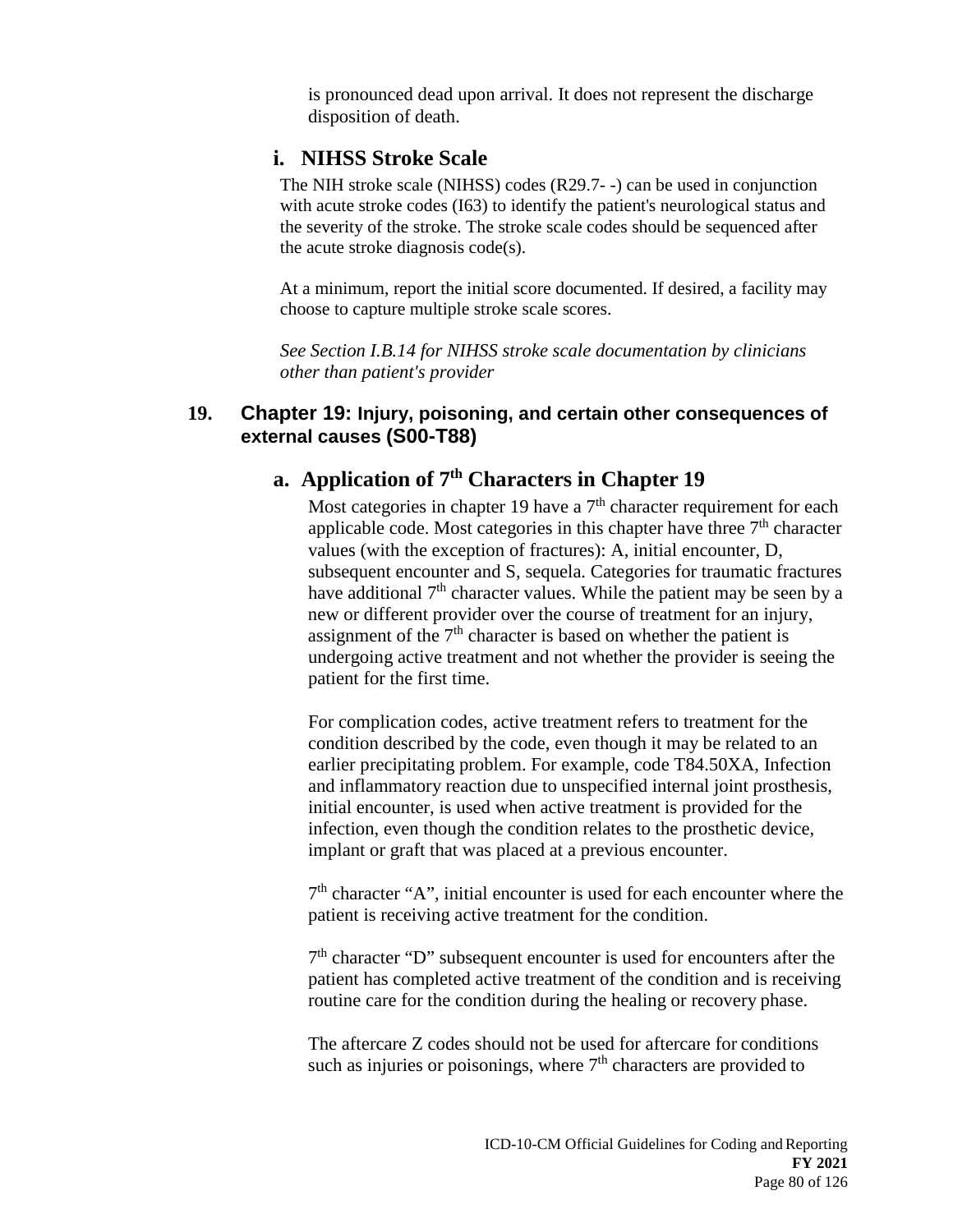is pronounced dead upon arrival. It does not represent the discharge disposition of death.

### i. NIHSS Stroke Scale

The NIH stroke scale (NIHSS) codes (R29.7- -) can be used in conjunction with acute stroke codes (I63) to identify the patient's neurological status and the severity of the stroke. The stroke scale codes should be sequenced after the acute stroke diagnosis code(s).

At a minimum, report the initial score documented. If desired, a facility may choose to capture multiple stroke scale scores.

*See Section I.B.14 for NIHSS stroke scale documentation by clinicians other than patient's provider*

## 19. Chapter 19: Injury, poisoning, and certain other consequences of external causes (S00-T88)

### a. Application of 7th Characters in Chapter 19

Most categories in chapter 19 have a 7th character requirement for each applicable code. Most categories in this chapter have three 7th character values (with the exception of fractures): A, initial encounter, D, subsequent encounter and S, sequela. Categories for traumatic fractures have additional 7th character values. While the patient may be seen by a new or different provider over the course of treatment for an injury, assignment of the 7th character is based on whether the patient is undergoing active treatment and not whether the provider is seeing the patient for the first time.

For complication codes, active treatment refers to treatment for the condition described by the code, even though it may be related to an earlier precipitating problem. For example, code T84.50XA, Infection and inflammatory reaction due to unspecified internal joint prosthesis, initial encounter, is used when active treatment is provided for the infection, even though the condition relates to the prosthetic device, implant or graft that was placed at a previous encounter.

7th character "A", initial encounter is used for each encounter where the patient is receiving active treatment for the condition.

7th character "D" subsequent encounter is used for encounters after the patient has completed active treatment of the condition and is receiving routine care for the condition during the healing or recovery phase.

The aftercare Z codes should not be used for aftercare for conditions such as injuries or poisonings, where 7th characters are provided to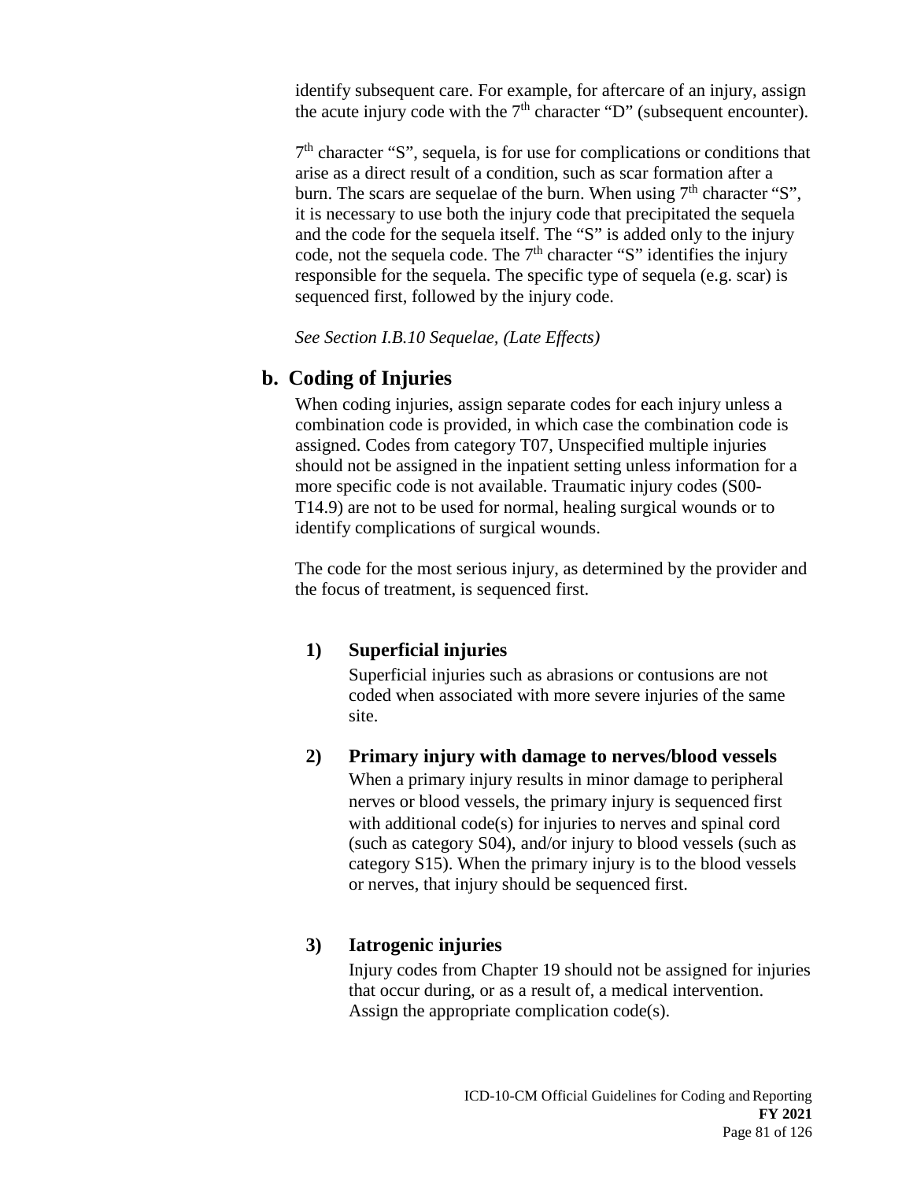identify subsequent care. For example, for aftercare of an injury, assign the acute injury code with the 7th character "D" (subsequent encounter).

7th character "S", sequela, is for use for complications or conditions that arise as a direct result of a condition, such as scar formation after a burn. The scars are sequelae of the burn. When using 7th character "S", it is necessary to use both the injury code that precipitated the sequela and the code for the sequela itself. The "S" is added only to the injury code, not the sequela code. The 7th character "S" identifies the injury responsible for the sequela. The specific type of sequela (e.g. scar) is sequenced first, followed by the injury code.

*See Section I.B.10 Sequelae, (Late Effects)*

## b. Coding of Injuries

When coding injuries, assign separate codes for each injury unless a combination code is provided, in which case the combination code is assigned. Codes from category T07, Unspecified multiple injuries should not be assigned in the inpatient setting unless information for a more specific code is not available. Traumatic injury codes (S00-T14.9) are not to be used for normal, healing surgical wounds or to identify complications of surgical wounds.

The code for the most serious injury, as determined by the provider and the focus of treatment, is sequenced first.

### 1) Superficial injuries

Superficial injuries such as abrasions or contusions are not coded when associated with more severe injuries of the same site.

### 2) Primary injury with damage to nerves/blood vessels

When a primary injury results in minor damage to peripheral nerves or blood vessels, the primary injury is sequenced first with additional code(s) for injuries to nerves and spinal cord (such as category S04), and/or injury to blood vessels (such as category S15). When the primary injury is to the blood vessels or nerves, that injury should be sequenced first.

### 3) Iatrogenic injuries

Injury codes from Chapter 19 should not be assigned for injuries that occur during, or as a result of, a medical intervention. Assign the appropriate complication code(s).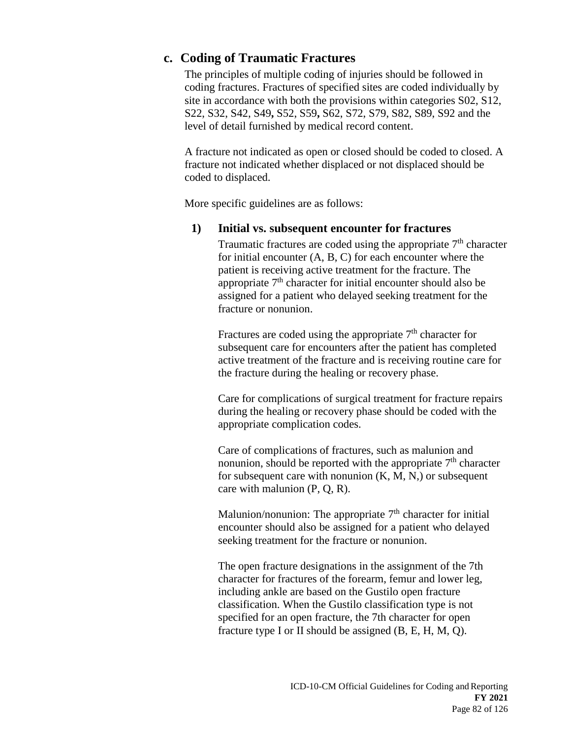### c. Coding of Traumatic Fractures

The principles of multiple coding of injuries should be followed in coding fractures. Fractures of specified sites are coded individually by site in accordance with both the provisions within categories S02, S12, S22, S32, S42, S49**,** S52, S59**,** S62, S72, S79, S82, S89, S92 and the level of detail furnished by medical record content.

A fracture not indicated as open or closed should be coded to closed. A fracture not indicated whether displaced or not displaced should be coded to displaced.

More specific guidelines are as follows:

#### 1) Initial vs. subsequent encounter for fractures

Traumatic fractures are coded using the appropriate 7th character for initial encounter (A, B, C) for each encounter where the patient is receiving active treatment for the fracture. The appropriate 7th character for initial encounter should also be assigned for a patient who delayed seeking treatment for the fracture or nonunion.

Fractures are coded using the appropriate 7th character for subsequent care for encounters after the patient has completed active treatment of the fracture and is receiving routine care for the fracture during the healing or recovery phase.

Care for complications of surgical treatment for fracture repairs during the healing or recovery phase should be coded with the appropriate complication codes.

Care of complications of fractures, such as malunion and nonunion, should be reported with the appropriate 7th character for subsequent care with nonunion (K, M, N,) or subsequent care with malunion (P, Q, R).

Malunion/nonunion: The appropriate 7th character for initial encounter should also be assigned for a patient who delayed seeking treatment for the fracture or nonunion.

The open fracture designations in the assignment of the 7th character for fractures of the forearm, femur and lower leg, including ankle are based on the Gustilo open fracture classification. When the Gustilo classification type is not specified for an open fracture, the 7th character for open fracture type I or II should be assigned (B, E, H, M, Q).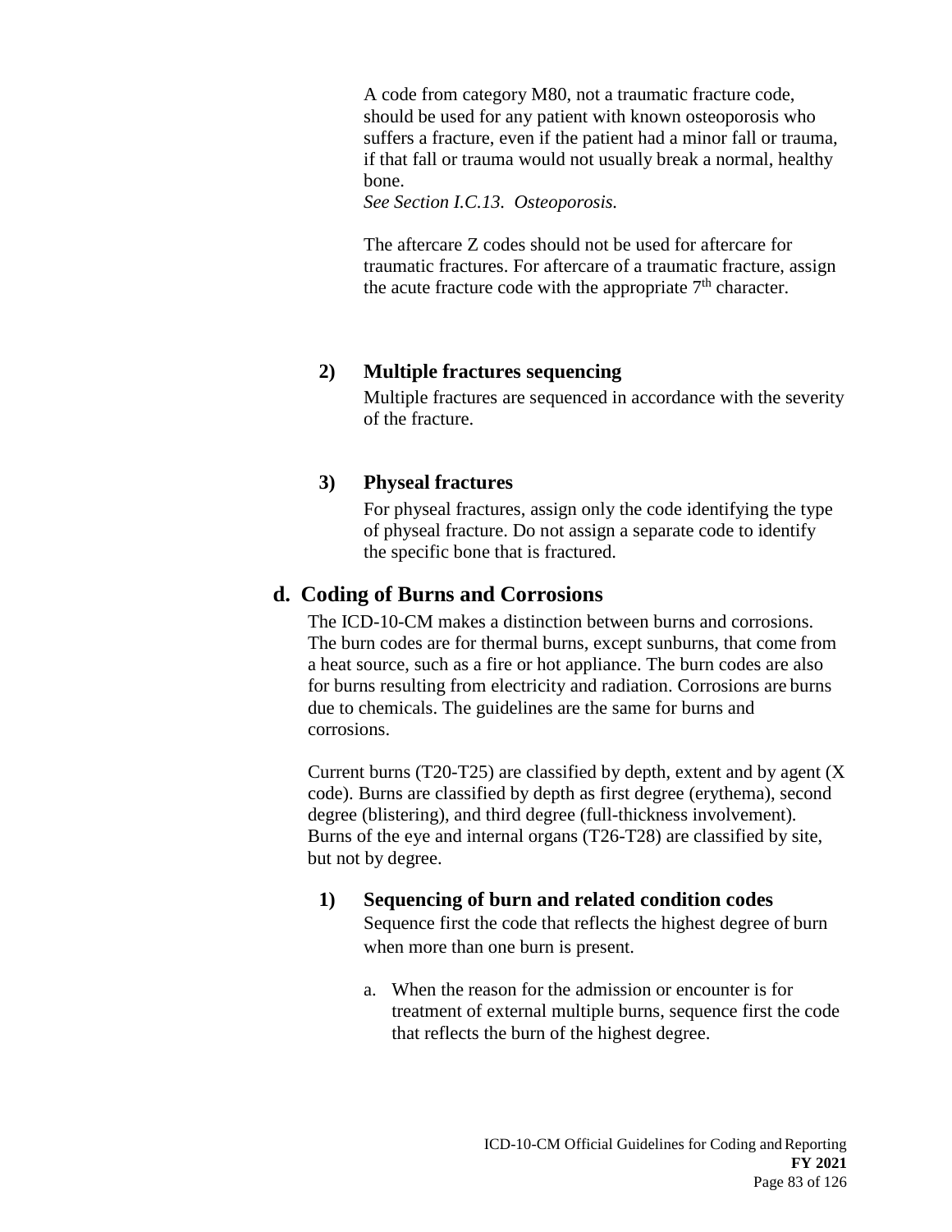A code from category M80, not a traumatic fracture code, should be used for any patient with known osteoporosis who suffers a fracture, even if the patient had a minor fall or trauma, if that fall or trauma would not usually break a normal, healthy bone.
*See Section I.C.13. Osteoporosis.*

The aftercare Z codes should not be used for aftercare for traumatic fractures. For aftercare of a traumatic fracture, assign the acute fracture code with the appropriate 7th character.

**2) Multiple fractures sequencing**

Multiple fractures are sequenced in accordance with the severity of the fracture.

**3) Physeal fractures**

For physeal fractures, assign only the code identifying the type of physeal fracture. Do not assign a separate code to identify the specific bone that is fractured.

## d. Coding of Burns and Corrosions

The ICD-10-CM makes a distinction between burns and corrosions. The burn codes are for thermal burns, except sunburns, that come from a heat source, such as a fire or hot appliance. The burn codes are also for burns resulting from electricity and radiation. Corrosions are burns due to chemicals. The guidelines are the same for burns and corrosions.

Current burns (T20-T25) are classified by depth, extent and by agent (X code). Burns are classified by depth as first degree (erythema), second degree (blistering), and third degree (full-thickness involvement). Burns of the eye and internal organs (T26-T28) are classified by site, but not by degree.

**1) Sequencing of burn and related condition codes**

Sequence first the code that reflects the highest degree of burn when more than one burn is present.

a. When the reason for the admission or encounter is for treatment of external multiple burns, sequence first the code that reflects the burn of the highest degree.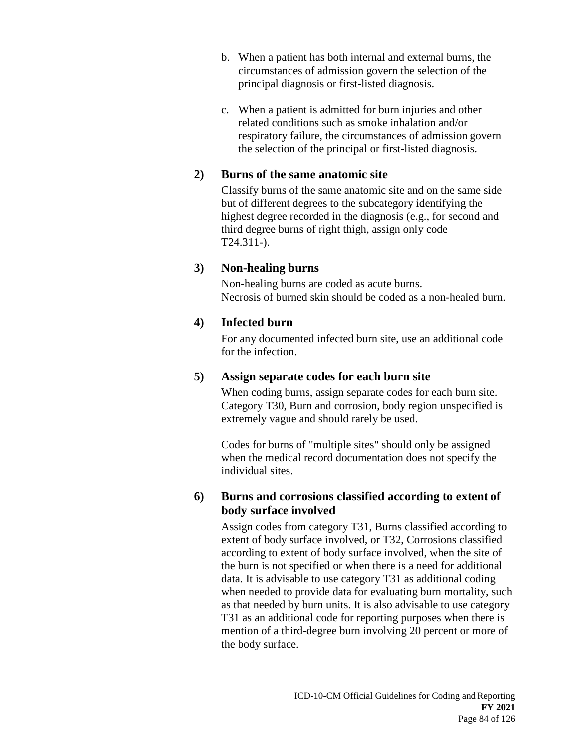b. When a patient has both internal and external burns, the circumstances of admission govern the selection of the principal diagnosis or first-listed diagnosis.

c. When a patient is admitted for burn injuries and other related conditions such as smoke inhalation and/or respiratory failure, the circumstances of admission govern the selection of the principal or first-listed diagnosis.

**2) Burns of the same anatomic site**

Classify burns of the same anatomic site and on the same side but of different degrees to the subcategory identifying the highest degree recorded in the diagnosis (e.g., for second and third degree burns of right thigh, assign only code T24.311-).

**3) Non-healing burns**

Non-healing burns are coded as acute burns.
Necrosis of burned skin should be coded as a non-healed burn.

**4) Infected burn**

For any documented infected burn site, use an additional code for the infection.

**5) Assign separate codes for each burn site**

When coding burns, assign separate codes for each burn site. Category T30, Burn and corrosion, body region unspecified is extremely vague and should rarely be used.

Codes for burns of "multiple sites" should only be assigned when the medical record documentation does not specify the individual sites.

**6) Burns and corrosions classified according to extent of body surface involved**

Assign codes from category T31, Burns classified according to extent of body surface involved, or T32, Corrosions classified according to extent of body surface involved, when the site of the burn is not specified or when there is a need for additional data. It is advisable to use category T31 as additional coding when needed to provide data for evaluating burn mortality, such as that needed by burn units. It is also advisable to use category T31 as an additional code for reporting purposes when there is mention of a third-degree burn involving 20 percent or more of the body surface.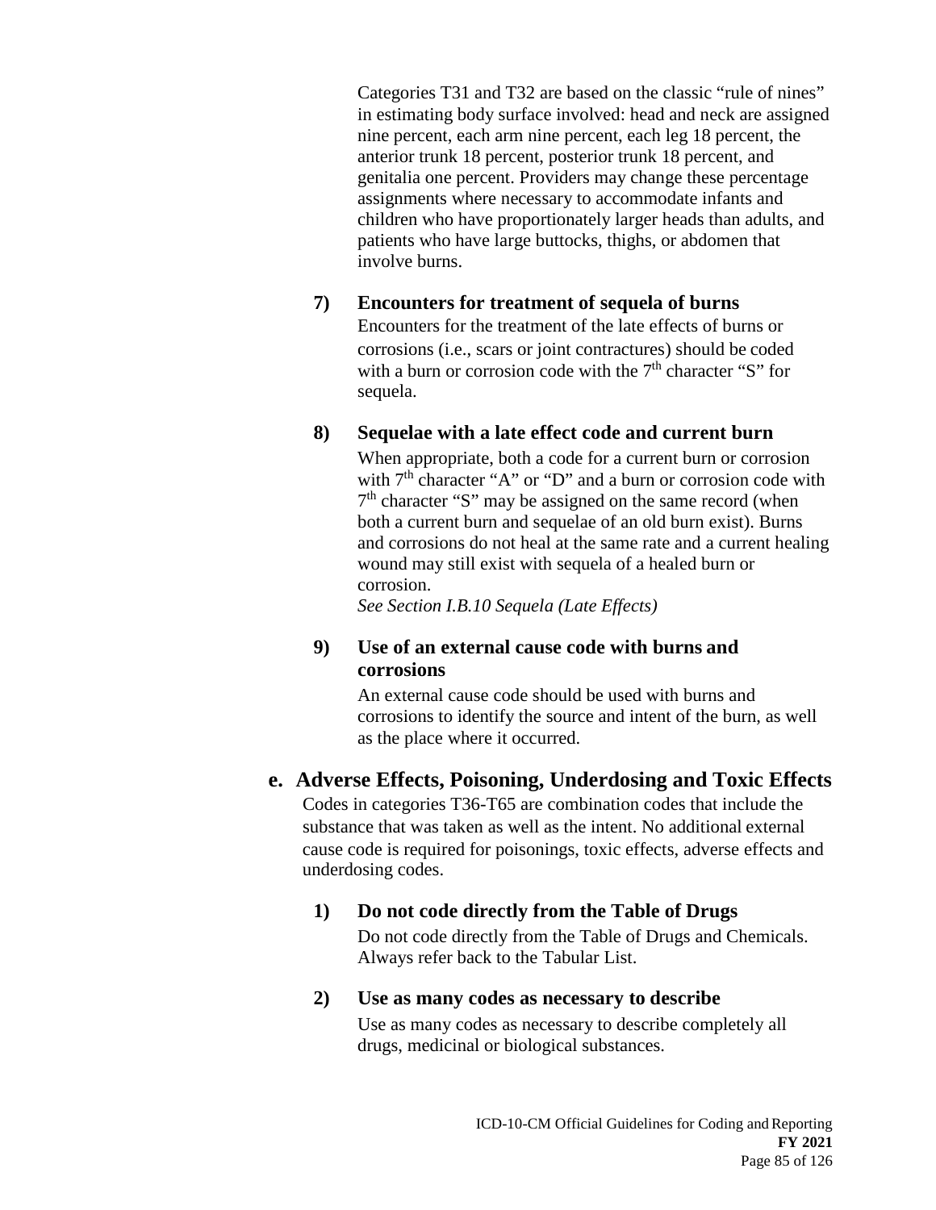Categories T31 and T32 are based on the classic "rule of nines" in estimating body surface involved: head and neck are assigned nine percent, each arm nine percent, each leg 18 percent, the anterior trunk 18 percent, posterior trunk 18 percent, and genitalia one percent. Providers may change these percentage assignments where necessary to accommodate infants and children who have proportionately larger heads than adults, and patients who have large buttocks, thighs, or abdomen that involve burns.

**7) Encounters for treatment of sequela of burns**

Encounters for the treatment of the late effects of burns or corrosions (i.e., scars or joint contractures) should be coded with a burn or corrosion code with the 7th character "S" for sequela.

**8) Sequelae with a late effect code and current burn**

When appropriate, both a code for a current burn or corrosion with 7th character "A" or "D" and a burn or corrosion code with 7th character "S" may be assigned on the same record (when both a current burn and sequelae of an old burn exist). Burns and corrosions do not heal at the same rate and a current healing wound may still exist with sequela of a healed burn or corrosion.
*See Section I.B.10 Sequela (Late Effects)*

**9) Use of an external cause code with burns and corrosions**

An external cause code should be used with burns and corrosions to identify the source and intent of the burn, as well as the place where it occurred.

## e. Adverse Effects, Poisoning, Underdosing and Toxic Effects

Codes in categories T36-T65 are combination codes that include the substance that was taken as well as the intent. No additional external cause code is required for poisonings, toxic effects, adverse effects and underdosing codes.

**1) Do not code directly from the Table of Drugs**

Do not code directly from the Table of Drugs and Chemicals. Always refer back to the Tabular List.

**2) Use as many codes as necessary to describe**

Use as many codes as necessary to describe completely all drugs, medicinal or biological substances.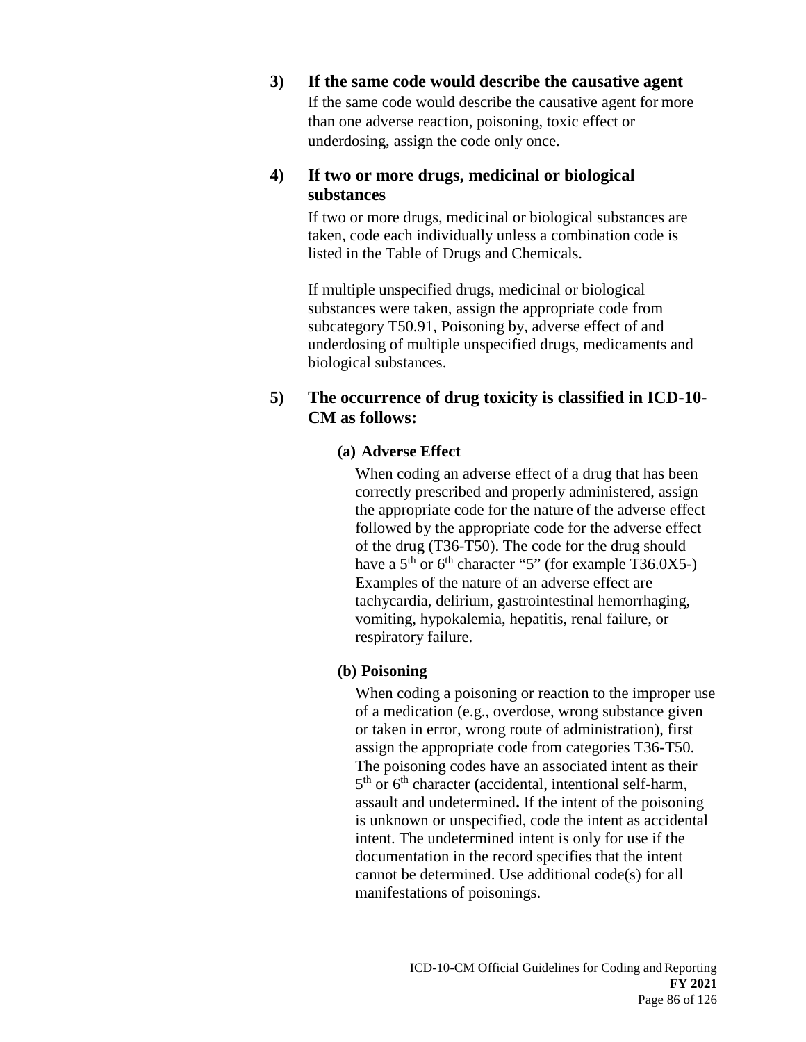### 3) If the same code would describe the causative agent

If the same code would describe the causative agent for more than one adverse reaction, poisoning, toxic effect or underdosing, assign the code only once.

### 4) If two or more drugs, medicinal or biological substances

If two or more drugs, medicinal or biological substances are taken, code each individually unless a combination code is listed in the Table of Drugs and Chemicals.

If multiple unspecified drugs, medicinal or biological substances were taken, assign the appropriate code from subcategory T50.91, Poisoning by, adverse effect of and underdosing of multiple unspecified drugs, medicaments and biological substances.

### 5) The occurrence of drug toxicity is classified in ICD-10-CM as follows:

#### (a) Adverse Effect

When coding an adverse effect of a drug that has been correctly prescribed and properly administered, assign the appropriate code for the nature of the adverse effect followed by the appropriate code for the adverse effect of the drug (T36-T50). The code for the drug should have a 5th or 6th character "5" (for example T36.0X5-) Examples of the nature of an adverse effect are tachycardia, delirium, gastrointestinal hemorrhaging, vomiting, hypokalemia, hepatitis, renal failure, or respiratory failure.

#### (b) Poisoning

When coding a poisoning or reaction to the improper use of a medication (e.g., overdose, wrong substance given or taken in error, wrong route of administration), first assign the appropriate code from categories T36-T50. The poisoning codes have an associated intent as their 5th or 6th character **(**accidental, intentional self-harm, assault and undetermined**.** If the intent of the poisoning is unknown or unspecified, code the intent as accidental intent. The undetermined intent is only for use if the documentation in the record specifies that the intent cannot be determined. Use additional code(s) for all manifestations of poisonings.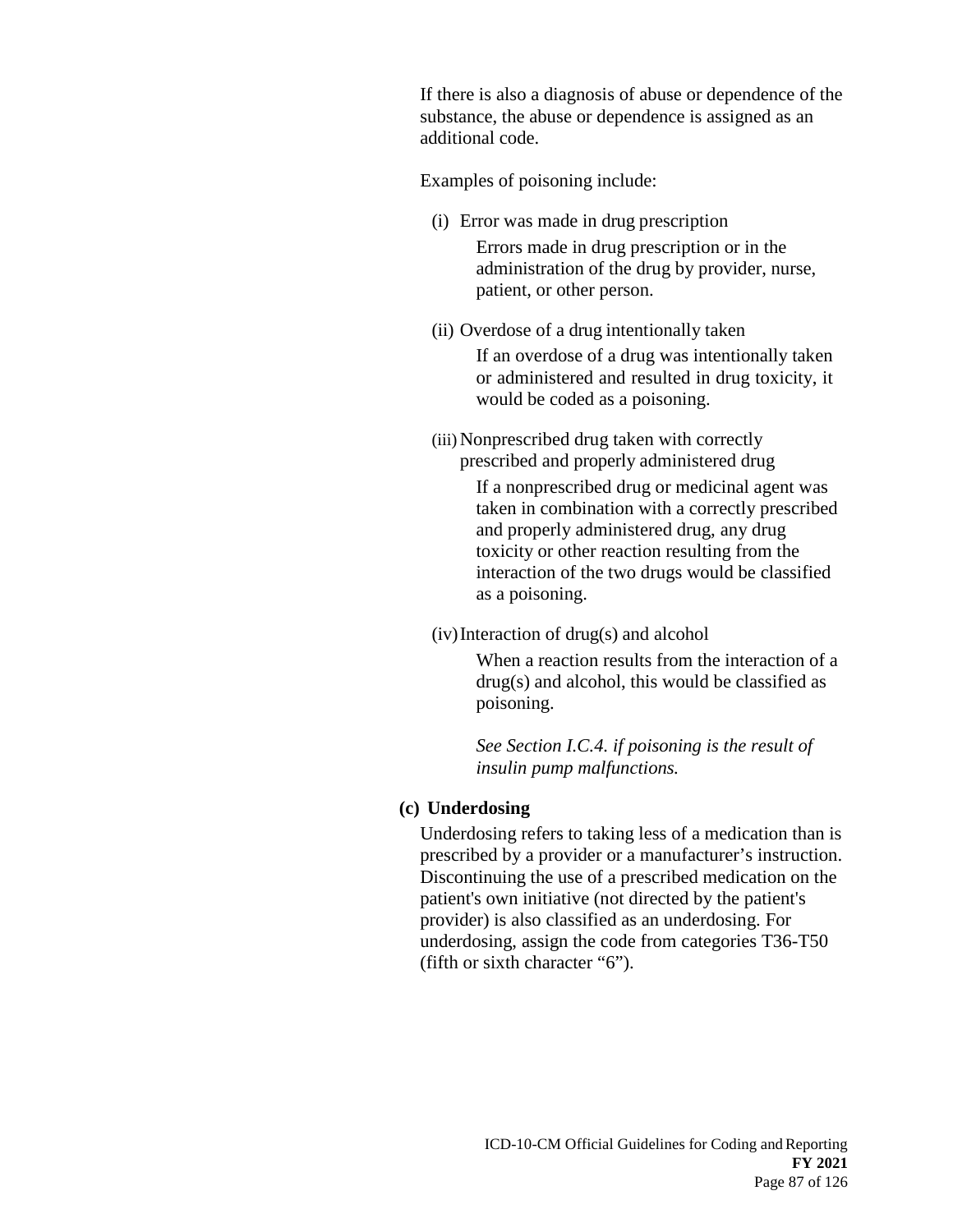If there is also a diagnosis of abuse or dependence of the substance, the abuse or dependence is assigned as an additional code.

Examples of poisoning include:

(i) Error was made in drug prescription

Errors made in drug prescription or in the administration of the drug by provider, nurse, patient, or other person.

(ii) Overdose of a drug intentionally taken

If an overdose of a drug was intentionally taken or administered and resulted in drug toxicity, it would be coded as a poisoning.

(iii) Nonprescribed drug taken with correctly prescribed and properly administered drug

If a nonprescribed drug or medicinal agent was taken in combination with a correctly prescribed and properly administered drug, any drug toxicity or other reaction resulting from the interaction of the two drugs would be classified as a poisoning.

(iv) Interaction of drug(s) and alcohol

When a reaction results from the interaction of a drug(s) and alcohol, this would be classified as poisoning.

*See Section I.C.4. if poisoning is the result of insulin pump malfunctions.*

**(c) Underdosing**

Underdosing refers to taking less of a medication than is prescribed by a provider or a manufacturer's instruction. Discontinuing the use of a prescribed medication on the patient's own initiative (not directed by the patient's provider) is also classified as an underdosing. For underdosing, assign the code from categories T36-T50 (fifth or sixth character "6").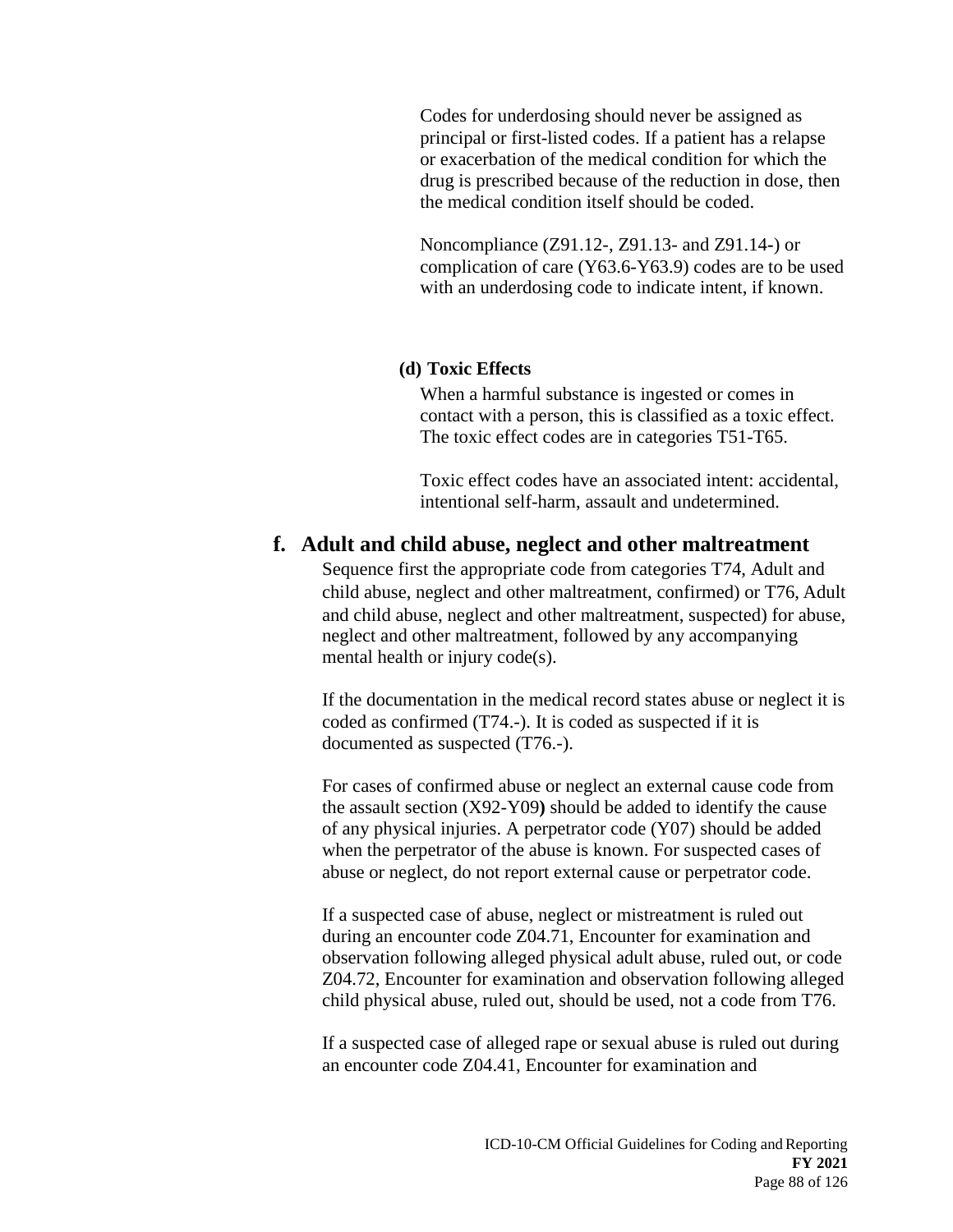Codes for underdosing should never be assigned as principal or first-listed codes. If a patient has a relapse or exacerbation of the medical condition for which the drug is prescribed because of the reduction in dose, then the medical condition itself should be coded.

Noncompliance (Z91.12-, Z91.13- and Z91.14-) or complication of care (Y63.6-Y63.9) codes are to be used with an underdosing code to indicate intent, if known.

**(d) Toxic Effects**

When a harmful substance is ingested or comes in contact with a person, this is classified as a toxic effect. The toxic effect codes are in categories T51-T65.

Toxic effect codes have an associated intent: accidental, intentional self-harm, assault and undetermined.

## f. Adult and child abuse, neglect and other maltreatment

Sequence first the appropriate code from categories T74, Adult and child abuse, neglect and other maltreatment, confirmed) or T76, Adult and child abuse, neglect and other maltreatment, suspected) for abuse, neglect and other maltreatment, followed by any accompanying mental health or injury code(s).

If the documentation in the medical record states abuse or neglect it is coded as confirmed (T74.-). It is coded as suspected if it is documented as suspected (T76.-).

For cases of confirmed abuse or neglect an external cause code from the assault section (X92-Y09**)** should be added to identify the cause of any physical injuries. A perpetrator code (Y07) should be added when the perpetrator of the abuse is known. For suspected cases of abuse or neglect, do not report external cause or perpetrator code.

If a suspected case of abuse, neglect or mistreatment is ruled out during an encounter code Z04.71, Encounter for examination and observation following alleged physical adult abuse, ruled out, or code Z04.72, Encounter for examination and observation following alleged child physical abuse, ruled out, should be used, not a code from T76.

If a suspected case of alleged rape or sexual abuse is ruled out during an encounter code Z04.41, Encounter for examination and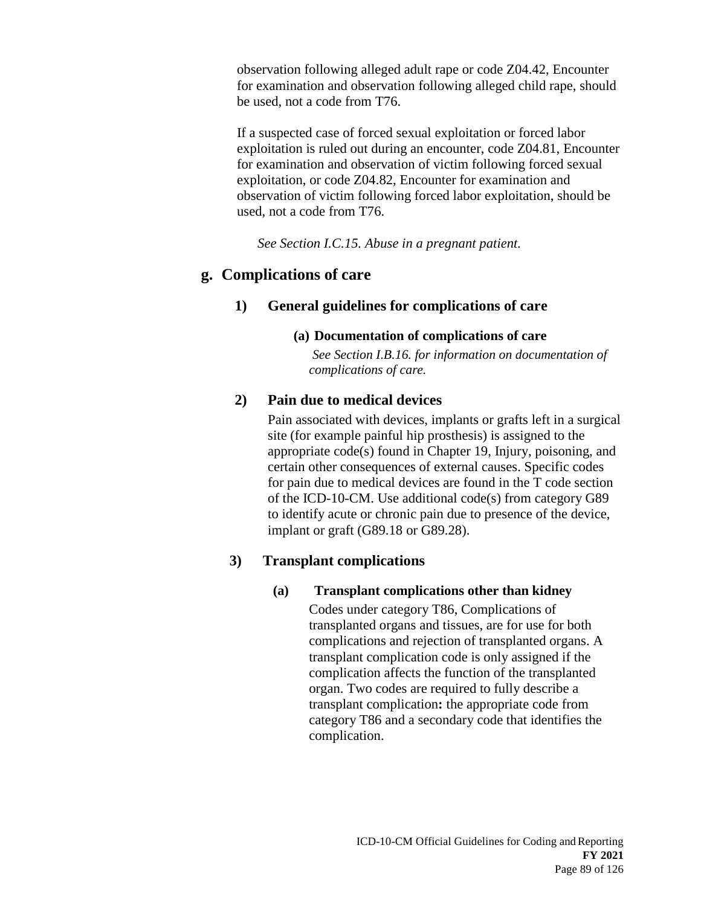observation following alleged adult rape or code Z04.42, Encounter for examination and observation following alleged child rape, should be used, not a code from T76.

If a suspected case of forced sexual exploitation or forced labor exploitation is ruled out during an encounter, code Z04.81, Encounter for examination and observation of victim following forced sexual exploitation, or code Z04.82, Encounter for examination and observation of victim following forced labor exploitation, should be used, not a code from T76.

*See Section I.C.15. Abuse in a pregnant patient.*

## g. Complications of care

### 1) General guidelines for complications of care

#### (a) Documentation of complications of care

*See Section I.B.16. for information on documentation of complications of care.*

### 2) Pain due to medical devices

Pain associated with devices, implants or grafts left in a surgical site (for example painful hip prosthesis) is assigned to the appropriate code(s) found in Chapter 19, Injury, poisoning, and certain other consequences of external causes. Specific codes for pain due to medical devices are found in the T code section of the ICD-10-CM. Use additional code(s) from category G89 to identify acute or chronic pain due to presence of the device, implant or graft (G89.18 or G89.28).

### 3) Transplant complications

#### (a) Transplant complications other than kidney

Codes under category T86, Complications of transplanted organs and tissues, are for use for both complications and rejection of transplanted organs. A transplant complication code is only assigned if the complication affects the function of the transplanted organ. Two codes are required to fully describe a transplant complication**:** the appropriate code from category T86 and a secondary code that identifies the complication.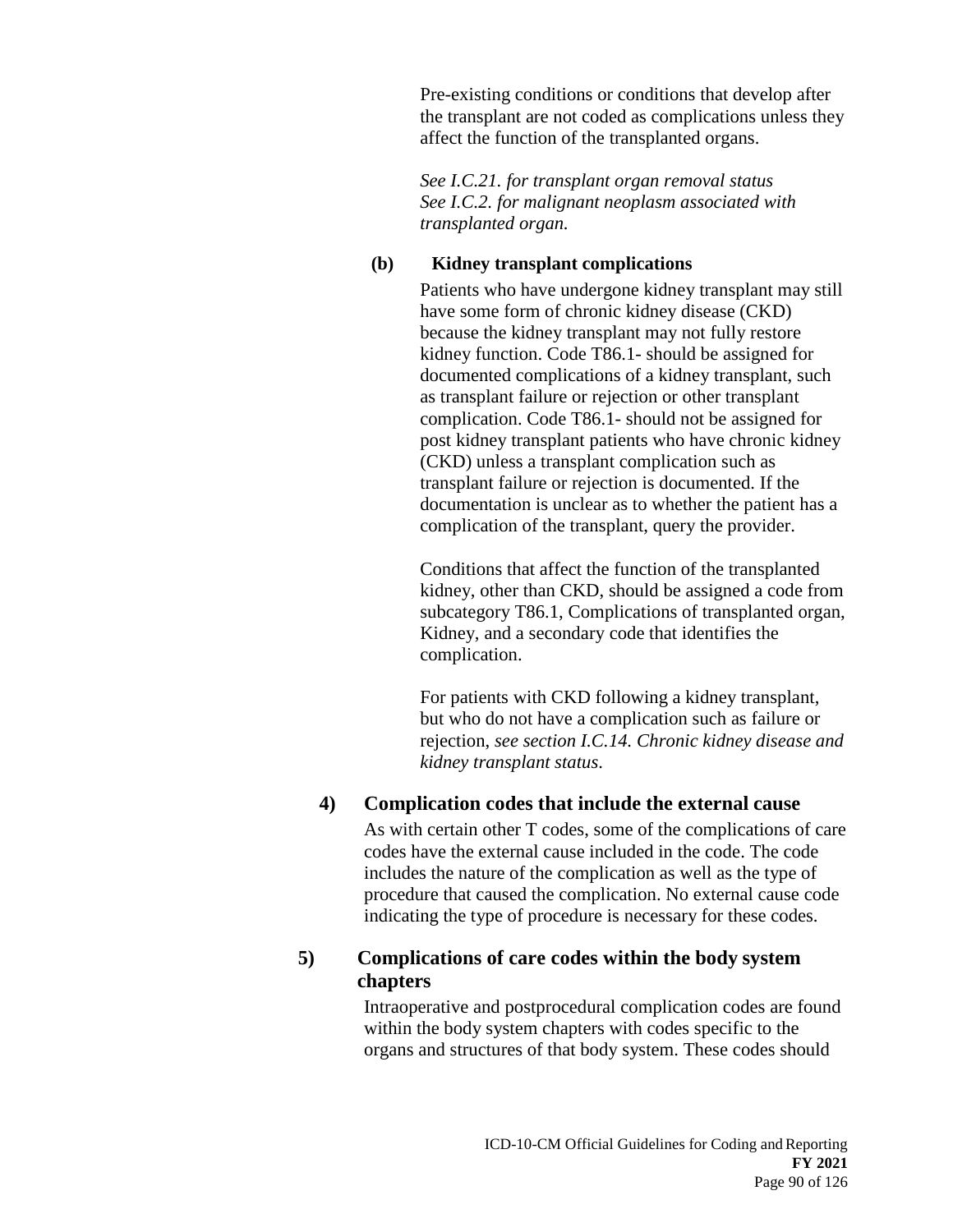Pre-existing conditions or conditions that develop after the transplant are not coded as complications unless they affect the function of the transplanted organs.

*See I.C.21. for transplant organ removal status*
*See I.C.2. for malignant neoplasm associated with transplanted organ.*

**(b) Kidney transplant complications**

Patients who have undergone kidney transplant may still have some form of chronic kidney disease (CKD) because the kidney transplant may not fully restore kidney function. Code T86.1- should be assigned for documented complications of a kidney transplant, such as transplant failure or rejection or other transplant complication. Code T86.1- should not be assigned for post kidney transplant patients who have chronic kidney (CKD) unless a transplant complication such as transplant failure or rejection is documented. If the documentation is unclear as to whether the patient has a complication of the transplant, query the provider.

Conditions that affect the function of the transplanted kidney, other than CKD, should be assigned a code from subcategory T86.1, Complications of transplanted organ, Kidney, and a secondary code that identifies the complication.

For patients with CKD following a kidney transplant, but who do not have a complication such as failure or rejection, *see section I.C.14. Chronic kidney disease and kidney transplant status*.

**4) Complication codes that include the external cause**

As with certain other T codes, some of the complications of care codes have the external cause included in the code. The code includes the nature of the complication as well as the type of procedure that caused the complication. No external cause code indicating the type of procedure is necessary for these codes.

**5) Complications of care codes within the body system chapters**

Intraoperative and postprocedural complication codes are found within the body system chapters with codes specific to the organs and structures of that body system. These codes should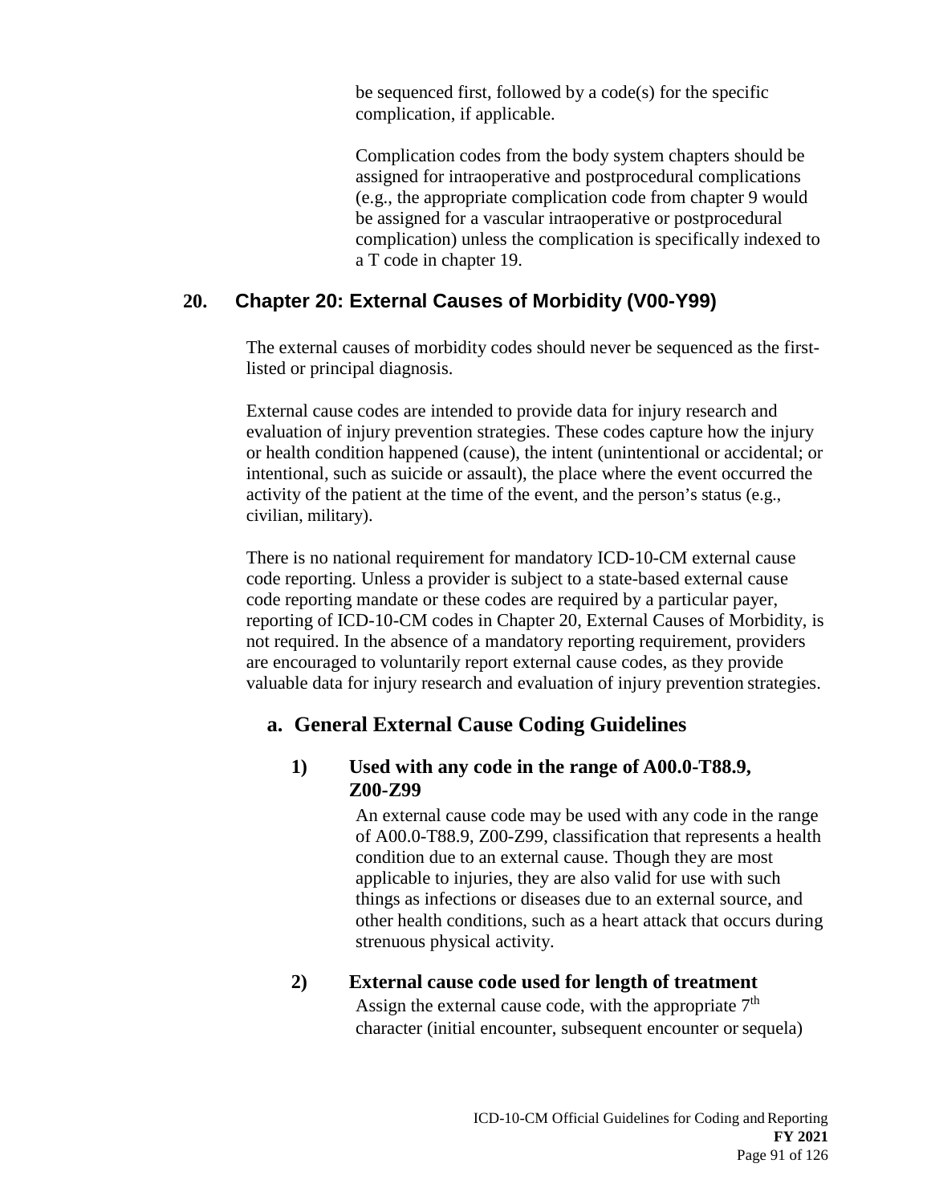be sequenced first, followed by a code(s) for the specific complication, if applicable.

Complication codes from the body system chapters should be assigned for intraoperative and postprocedural complications (e.g., the appropriate complication code from chapter 9 would be assigned for a vascular intraoperative or postprocedural complication) unless the complication is specifically indexed to a T code in chapter 19.

## 20. Chapter 20: External Causes of Morbidity (V00-Y99)

The external causes of morbidity codes should never be sequenced as the first-listed or principal diagnosis.

External cause codes are intended to provide data for injury research and evaluation of injury prevention strategies. These codes capture how the injury or health condition happened (cause), the intent (unintentional or accidental; or intentional, such as suicide or assault), the place where the event occurred the activity of the patient at the time of the event, and the person's status (e.g., civilian, military).

There is no national requirement for mandatory ICD-10-CM external cause code reporting. Unless a provider is subject to a state-based external cause code reporting mandate or these codes are required by a particular payer, reporting of ICD-10-CM codes in Chapter 20, External Causes of Morbidity, is not required. In the absence of a mandatory reporting requirement, providers are encouraged to voluntarily report external cause codes, as they provide valuable data for injury research and evaluation of injury prevention strategies.

### a. General External Cause Coding Guidelines

#### 1) Used with any code in the range of A00.0-T88.9, Z00-Z99

An external cause code may be used with any code in the range of A00.0-T88.9, Z00-Z99, classification that represents a health condition due to an external cause. Though they are most applicable to injuries, they are also valid for use with such things as infections or diseases due to an external source, and other health conditions, such as a heart attack that occurs during strenuous physical activity.

#### 2) External cause code used for length of treatment

Assign the external cause code, with the appropriate $7^{th}$ character (initial encounter, subsequent encounter or sequela)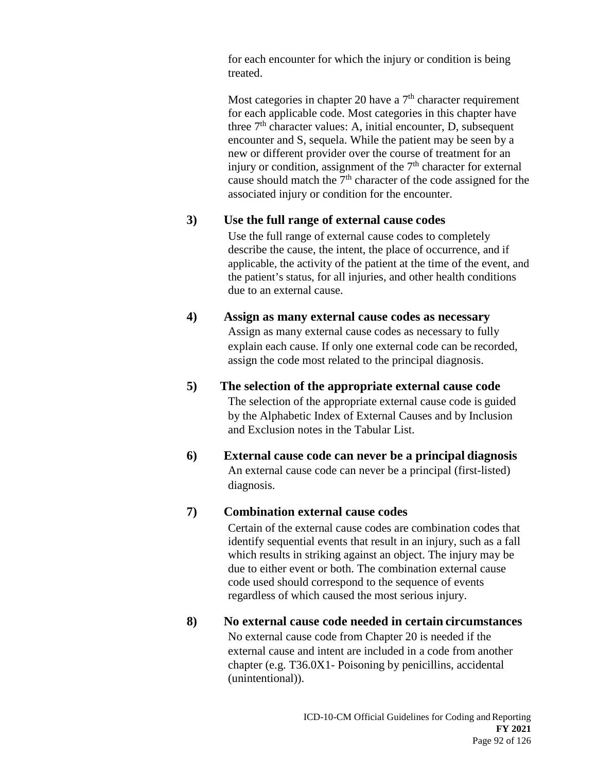for each encounter for which the injury or condition is being treated.

Most categories in chapter 20 have a 7th character requirement for each applicable code. Most categories in this chapter have three 7th character values: A, initial encounter, D, subsequent encounter and S, sequela. While the patient may be seen by a new or different provider over the course of treatment for an injury or condition, assignment of the 7th character for external cause should match the 7th character of the code assigned for the associated injury or condition for the encounter.

**3) Use the full range of external cause codes**

Use the full range of external cause codes to completely describe the cause, the intent, the place of occurrence, and if applicable, the activity of the patient at the time of the event, and the patient's status, for all injuries, and other health conditions due to an external cause.

**4) Assign as many external cause codes as necessary**

Assign as many external cause codes as necessary to fully explain each cause. If only one external code can be recorded, assign the code most related to the principal diagnosis.

**5) The selection of the appropriate external cause code**

The selection of the appropriate external cause code is guided by the Alphabetic Index of External Causes and by Inclusion and Exclusion notes in the Tabular List.

**6) External cause code can never be a principal diagnosis**

An external cause code can never be a principal (first-listed) diagnosis.

**7) Combination external cause codes**

Certain of the external cause codes are combination codes that identify sequential events that result in an injury, such as a fall which results in striking against an object. The injury may be due to either event or both. The combination external cause code used should correspond to the sequence of events regardless of which caused the most serious injury.

**8) No external cause code needed in certain circumstances**

No external cause code from Chapter 20 is needed if the external cause and intent are included in a code from another chapter (e.g. T36.0X1- Poisoning by penicillins, accidental (unintentional)).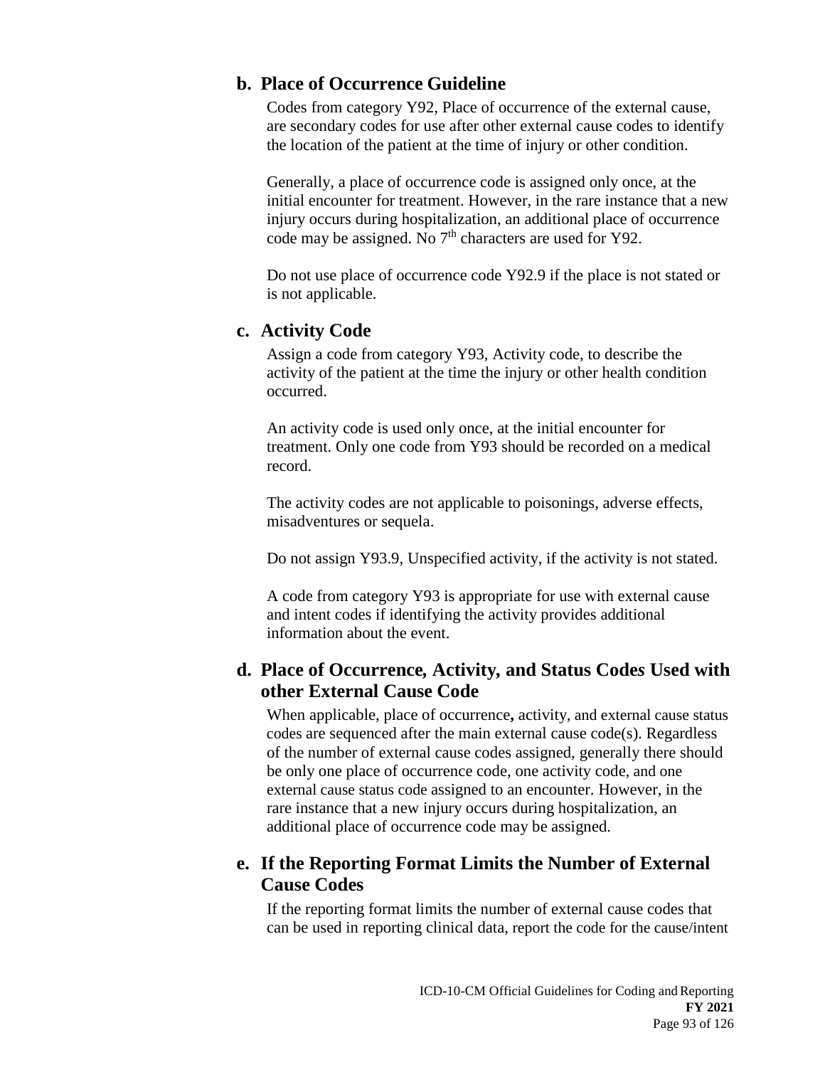## b. Place of Occurrence Guideline

Codes from category Y92, Place of occurrence of the external cause, are secondary codes for use after other external cause codes to identify the location of the patient at the time of injury or other condition.

Generally, a place of occurrence code is assigned only once, at the initial encounter for treatment. However, in the rare instance that a new injury occurs during hospitalization, an additional place of occurrence code may be assigned. No 7th characters are used for Y92.

Do not use place of occurrence code Y92.9 if the place is not stated or is not applicable.

## c. Activity Code

Assign a code from category Y93, Activity code, to describe the activity of the patient at the time the injury or other health condition occurred.

An activity code is used only once, at the initial encounter for treatment. Only one code from Y93 should be recorded on a medical record.

The activity codes are not applicable to poisonings, adverse effects, misadventures or sequela.

Do not assign Y93.9, Unspecified activity, if the activity is not stated.

A code from category Y93 is appropriate for use with external cause and intent codes if identifying the activity provides additional information about the event.

## d. Place of Occurrence, Activity, and Status Codes Used with other External Cause Code

When applicable, place of occurrence**,** activity, and external cause status codes are sequenced after the main external cause code(s). Regardless of the number of external cause codes assigned, generally there should be only one place of occurrence code, one activity code, and one external cause status code assigned to an encounter. However, in the rare instance that a new injury occurs during hospitalization, an additional place of occurrence code may be assigned.

## e. If the Reporting Format Limits the Number of External Cause Codes

If the reporting format limits the number of external cause codes that can be used in reporting clinical data, report the code for the cause/intent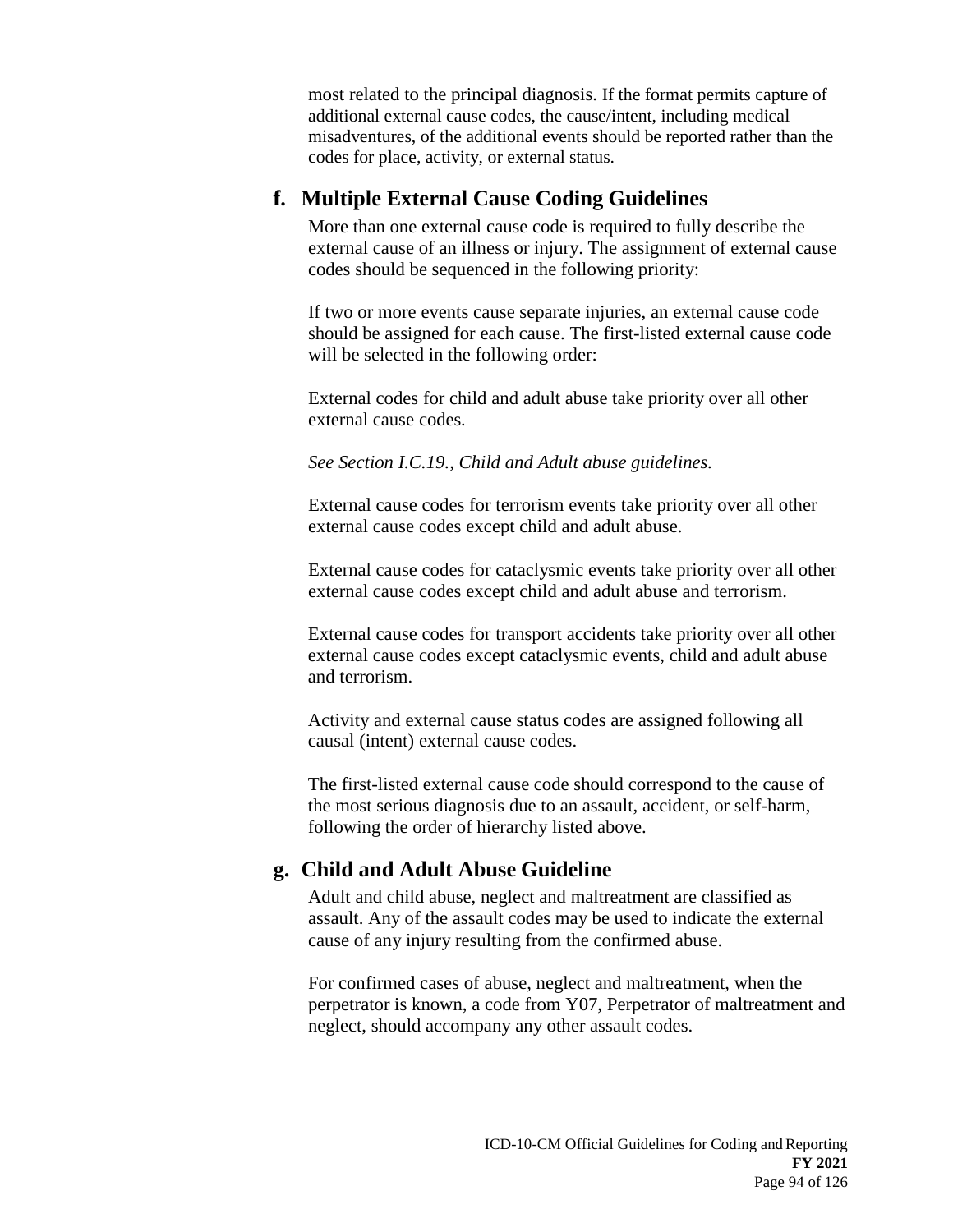most related to the principal diagnosis. If the format permits capture of additional external cause codes, the cause/intent, including medical misadventures, of the additional events should be reported rather than the codes for place, activity, or external status.

## f. Multiple External Cause Coding Guidelines

More than one external cause code is required to fully describe the external cause of an illness or injury. The assignment of external cause codes should be sequenced in the following priority:

If two or more events cause separate injuries, an external cause code should be assigned for each cause. The first-listed external cause code will be selected in the following order:

External codes for child and adult abuse take priority over all other external cause codes.

*See Section I.C.19., Child and Adult abuse guidelines.*

External cause codes for terrorism events take priority over all other external cause codes except child and adult abuse.

External cause codes for cataclysmic events take priority over all other external cause codes except child and adult abuse and terrorism.

External cause codes for transport accidents take priority over all other external cause codes except cataclysmic events, child and adult abuse and terrorism.

Activity and external cause status codes are assigned following all causal (intent) external cause codes.

The first-listed external cause code should correspond to the cause of the most serious diagnosis due to an assault, accident, or self-harm, following the order of hierarchy listed above.

## g. Child and Adult Abuse Guideline

Adult and child abuse, neglect and maltreatment are classified as assault. Any of the assault codes may be used to indicate the external cause of any injury resulting from the confirmed abuse.

For confirmed cases of abuse, neglect and maltreatment, when the perpetrator is known, a code from Y07, Perpetrator of maltreatment and neglect, should accompany any other assault codes.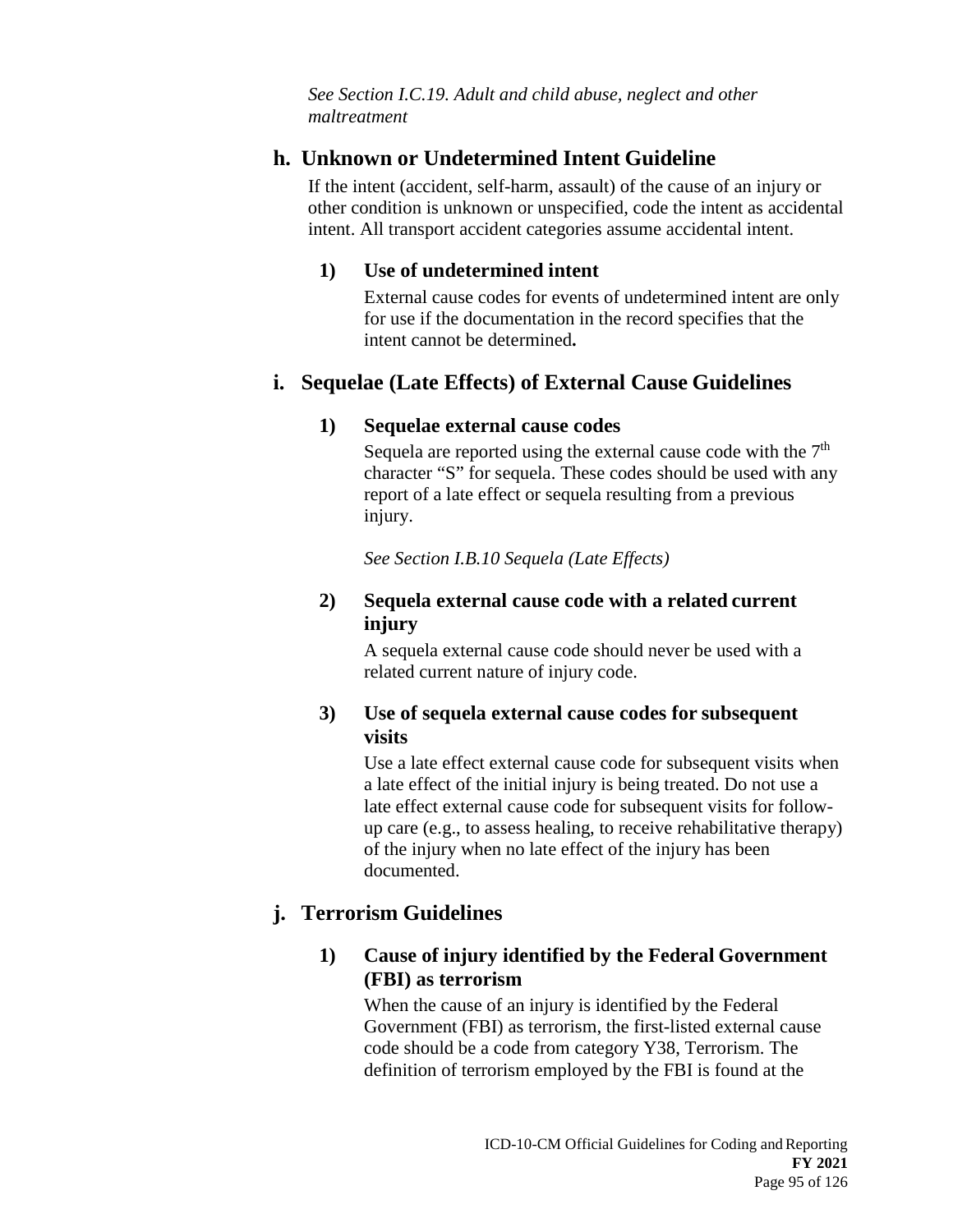*See Section I.C.19. Adult and child abuse, neglect and other maltreatment*

## h. Unknown or Undetermined Intent Guideline

If the intent (accident, self-harm, assault) of the cause of an injury or other condition is unknown or unspecified, code the intent as accidental intent. All transport accident categories assume accidental intent.

### 1) Use of undetermined intent

External cause codes for events of undetermined intent are only for use if the documentation in the record specifies that the intent cannot be determined**.**

## i. Sequelae (Late Effects) of External Cause Guidelines

### 1) Sequelae external cause codes

Sequela are reported using the external cause code with the 7th character "S" for sequela. These codes should be used with any report of a late effect or sequela resulting from a previous injury.

*See Section I.B.10 Sequela (Late Effects)*

### 2) Sequela external cause code with a related current injury

A sequela external cause code should never be used with a related current nature of injury code.

### 3) Use of sequela external cause codes for subsequent visits

Use a late effect external cause code for subsequent visits when a late effect of the initial injury is being treated. Do not use a late effect external cause code for subsequent visits for follow-up care (e.g., to assess healing, to receive rehabilitative therapy) of the injury when no late effect of the injury has been documented.

## j. Terrorism Guidelines

### 1) Cause of injury identified by the Federal Government (FBI) as terrorism

When the cause of an injury is identified by the Federal Government (FBI) as terrorism, the first-listed external cause code should be a code from category Y38, Terrorism. The definition of terrorism employed by the FBI is found at the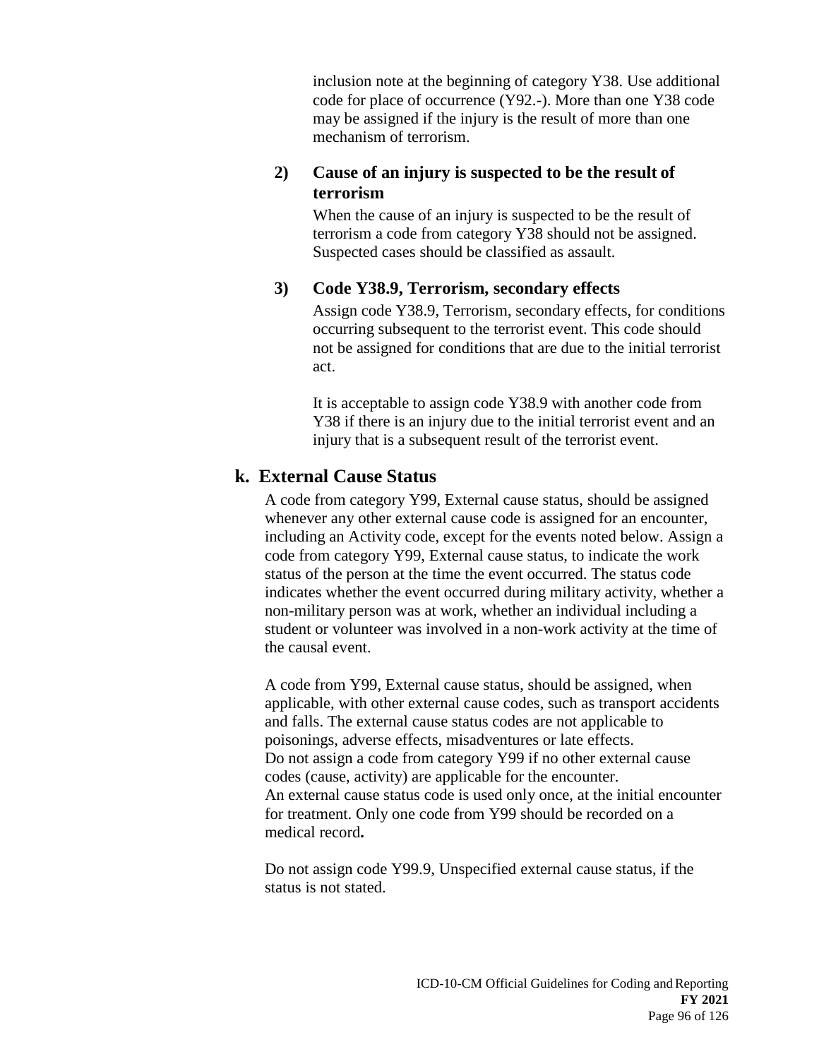inclusion note at the beginning of category Y38. Use additional code for place of occurrence (Y92.-). More than one Y38 code may be assigned if the injury is the result of more than one mechanism of terrorism.

**2) Cause of an injury is suspected to be the result of terrorism**

When the cause of an injury is suspected to be the result of terrorism a code from category Y38 should not be assigned. Suspected cases should be classified as assault.

**3) Code Y38.9, Terrorism, secondary effects**

Assign code Y38.9, Terrorism, secondary effects, for conditions occurring subsequent to the terrorist event. This code should not be assigned for conditions that are due to the initial terrorist act.

It is acceptable to assign code Y38.9 with another code from Y38 if there is an injury due to the initial terrorist event and an injury that is a subsequent result of the terrorist event.

## k. External Cause Status

A code from category Y99, External cause status, should be assigned whenever any other external cause code is assigned for an encounter, including an Activity code, except for the events noted below. Assign a code from category Y99, External cause status, to indicate the work status of the person at the time the event occurred. The status code indicates whether the event occurred during military activity, whether a non-military person was at work, whether an individual including a student or volunteer was involved in a non-work activity at the time of the causal event.

A code from Y99, External cause status, should be assigned, when applicable, with other external cause codes, such as transport accidents and falls. The external cause status codes are not applicable to poisonings, adverse effects, misadventures or late effects.
Do not assign a code from category Y99 if no other external cause codes (cause, activity) are applicable for the encounter.
An external cause status code is used only once, at the initial encounter for treatment. Only one code from Y99 should be recorded on a medical record**.**

Do not assign code Y99.9, Unspecified external cause status, if the status is not stated.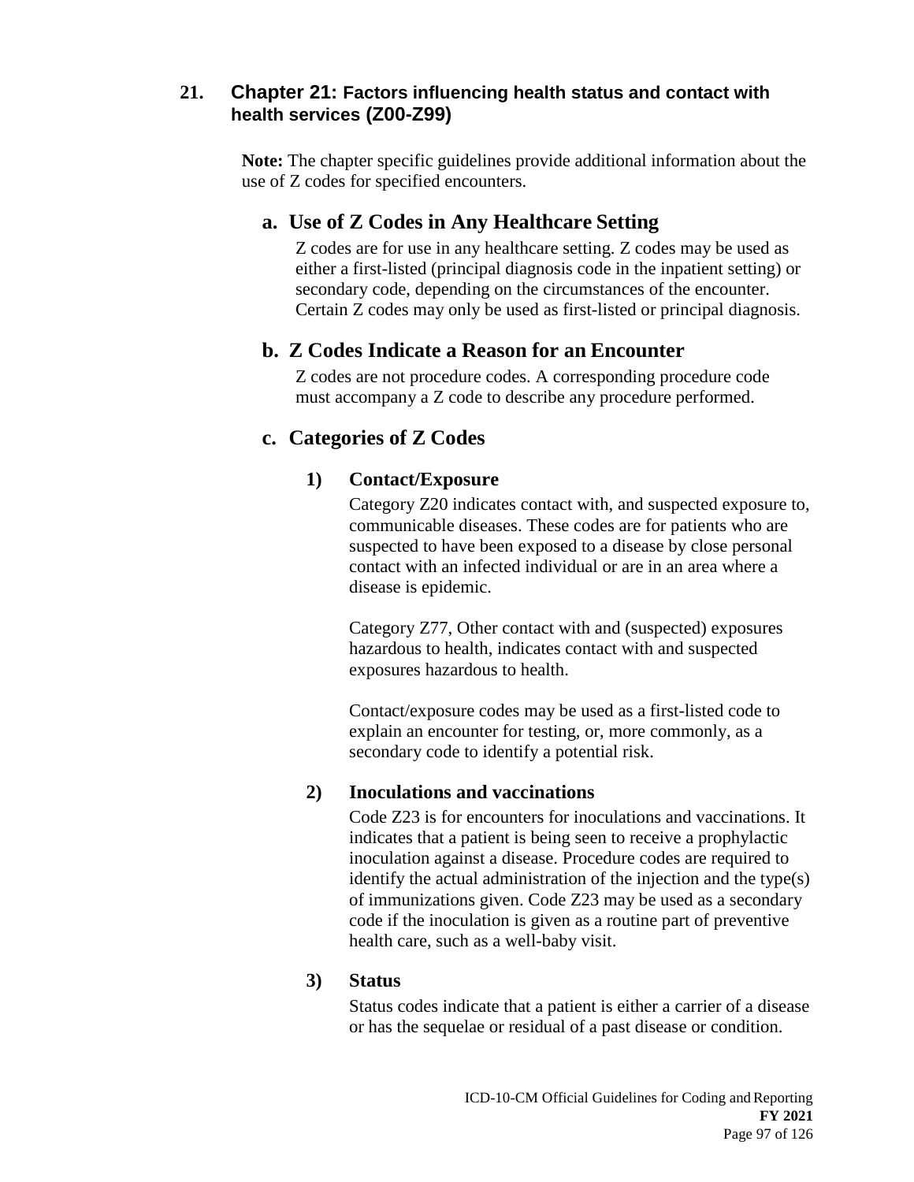## 21. Chapter 21: Factors influencing health status and contact with health services (Z00-Z99)

**Note:** The chapter specific guidelines provide additional information about the use of Z codes for specified encounters.

### a. Use of Z Codes in Any Healthcare Setting

Z codes are for use in any healthcare setting. Z codes may be used as either a first-listed (principal diagnosis code in the inpatient setting) or secondary code, depending on the circumstances of the encounter. Certain Z codes may only be used as first-listed or principal diagnosis.

### b. Z Codes Indicate a Reason for an Encounter

Z codes are not procedure codes. A corresponding procedure code must accompany a Z code to describe any procedure performed.

### c. Categories of Z Codes

#### 1) Contact/Exposure

Category Z20 indicates contact with, and suspected exposure to, communicable diseases. These codes are for patients who are suspected to have been exposed to a disease by close personal contact with an infected individual or are in an area where a disease is epidemic.

Category Z77, Other contact with and (suspected) exposures hazardous to health, indicates contact with and suspected exposures hazardous to health.

Contact/exposure codes may be used as a first-listed code to explain an encounter for testing, or, more commonly, as a secondary code to identify a potential risk.

#### 2) Inoculations and vaccinations

Code Z23 is for encounters for inoculations and vaccinations. It indicates that a patient is being seen to receive a prophylactic inoculation against a disease. Procedure codes are required to identify the actual administration of the injection and the type(s) of immunizations given. Code Z23 may be used as a secondary code if the inoculation is given as a routine part of preventive health care, such as a well-baby visit.

#### 3) Status

Status codes indicate that a patient is either a carrier of a disease or has the sequelae or residual of a past disease or condition.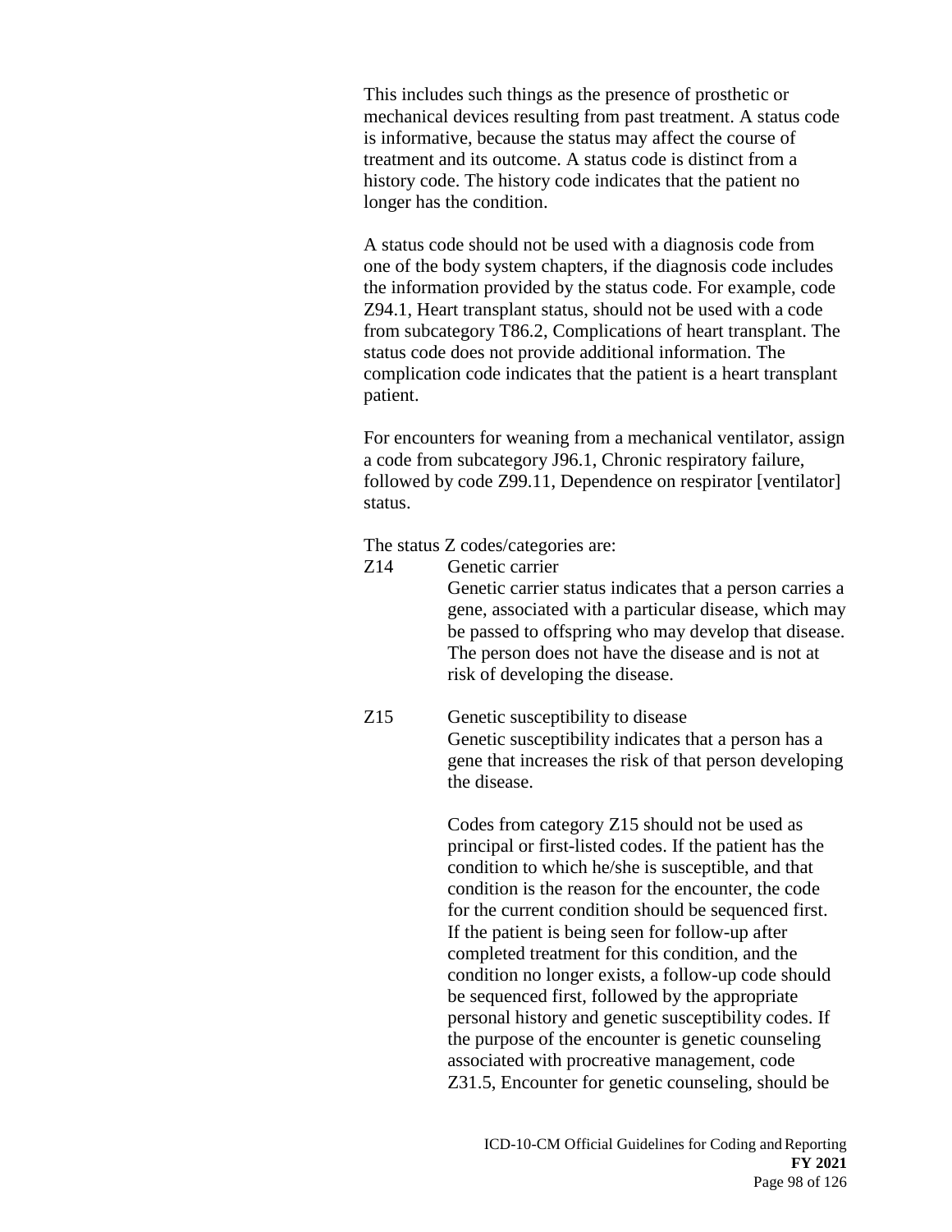This includes such things as the presence of prosthetic or mechanical devices resulting from past treatment. A status code is informative, because the status may affect the course of treatment and its outcome. A status code is distinct from a history code. The history code indicates that the patient no longer has the condition.

A status code should not be used with a diagnosis code from one of the body system chapters, if the diagnosis code includes the information provided by the status code. For example, code Z94.1, Heart transplant status, should not be used with a code from subcategory T86.2, Complications of heart transplant. The status code does not provide additional information. The complication code indicates that the patient is a heart transplant patient.

For encounters for weaning from a mechanical ventilator, assign a code from subcategory J96.1, Chronic respiratory failure, followed by code Z99.11, Dependence on respirator [ventilator] status.

The status Z codes/categories are:

Z14 Genetic carrier

Genetic carrier status indicates that a person carries a gene, associated with a particular disease, which may be passed to offspring who may develop that disease. The person does not have the disease and is not at risk of developing the disease.

Z15 Genetic susceptibility to disease

Genetic susceptibility indicates that a person has a gene that increases the risk of that person developing the disease.

Codes from category Z15 should not be used as principal or first-listed codes. If the patient has the condition to which he/she is susceptible, and that condition is the reason for the encounter, the code for the current condition should be sequenced first. If the patient is being seen for follow-up after completed treatment for this condition, and the condition no longer exists, a follow-up code should be sequenced first, followed by the appropriate personal history and genetic susceptibility codes. If the purpose of the encounter is genetic counseling associated with procreative management, code Z31.5, Encounter for genetic counseling, should be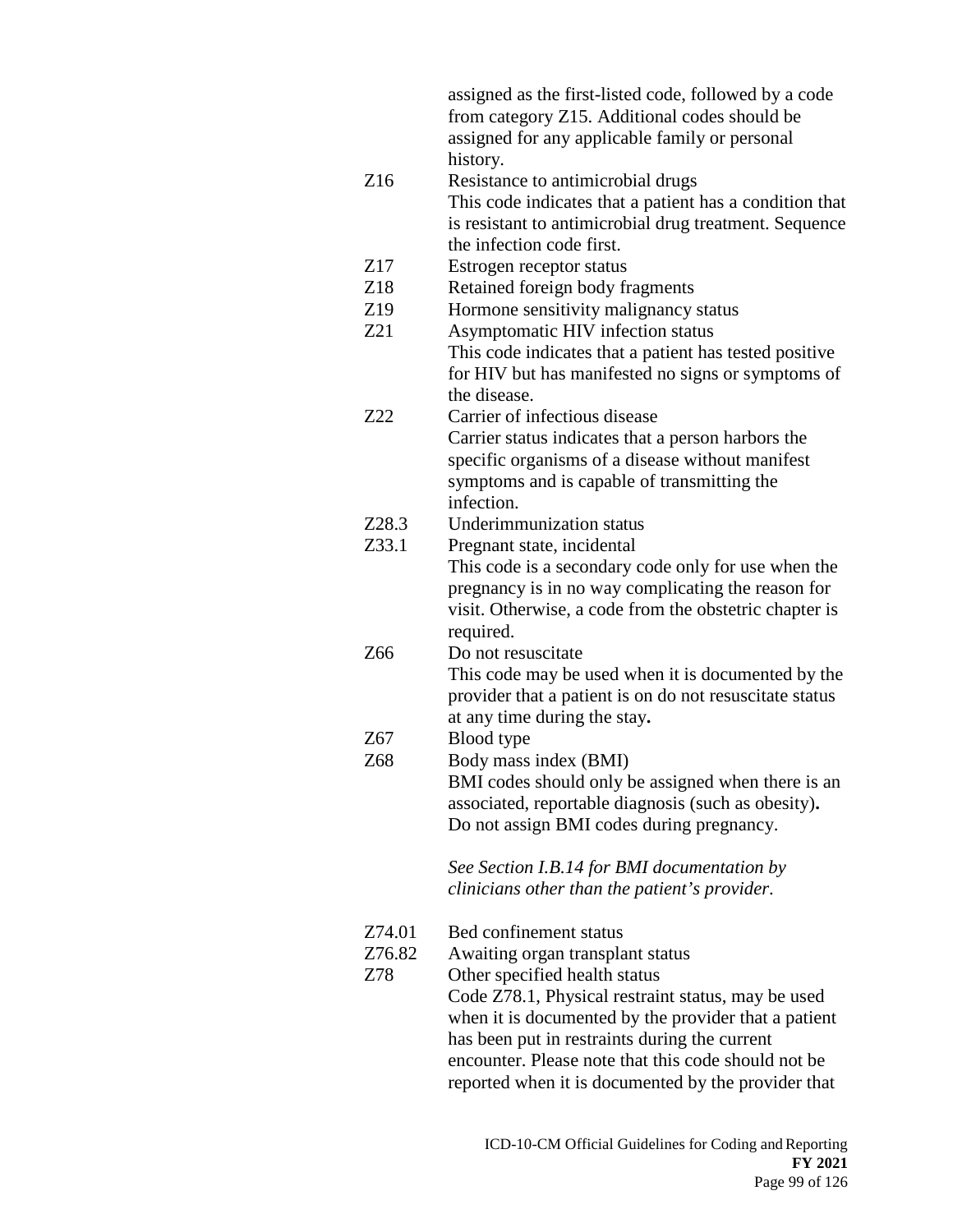assigned as the first-listed code, followed by a code from category Z15. Additional codes should be assigned for any applicable family or personal history.

Z16 Resistance to antimicrobial drugs
This code indicates that a patient has a condition that is resistant to antimicrobial drug treatment. Sequence the infection code first.

Z17 Estrogen receptor status

Z18 Retained foreign body fragments

Z19 Hormone sensitivity malignancy status

Z21 Asymptomatic HIV infection status
This code indicates that a patient has tested positive for HIV but has manifested no signs or symptoms of the disease.

Z22 Carrier of infectious disease
Carrier status indicates that a person harbors the specific organisms of a disease without manifest symptoms and is capable of transmitting the infection.

Z28.3 Underimmunization status

Z33.1 Pregnant state, incidental
This code is a secondary code only for use when the pregnancy is in no way complicating the reason for visit. Otherwise, a code from the obstetric chapter is required.

Z66 Do not resuscitate
This code may be used when it is documented by the provider that a patient is on do not resuscitate status at any time during the stay**.**

Z67 Blood type

Z68 Body mass index (BMI)
BMI codes should only be assigned when there is an associated, reportable diagnosis (such as obesity)**.** Do not assign BMI codes during pregnancy.

*See Section I.B.14 for BMI documentation by clinicians other than the patient's provider.*

Z74.01 Bed confinement status

Z76.82 Awaiting organ transplant status

Z78 Other specified health status
Code Z78.1, Physical restraint status, may be used when it is documented by the provider that a patient has been put in restraints during the current encounter. Please note that this code should not be reported when it is documented by the provider that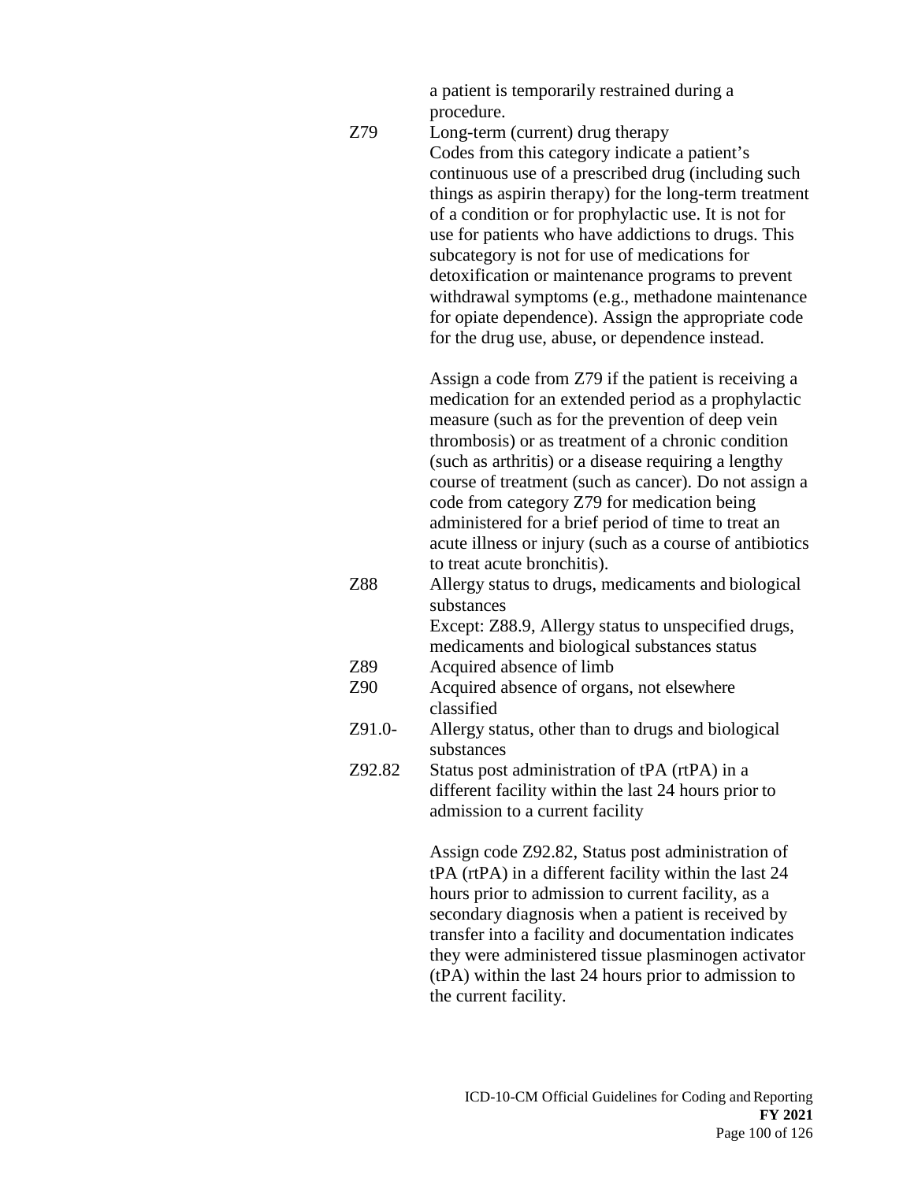a patient is temporarily restrained during a procedure.

Z79 Long-term (current) drug therapy
Codes from this category indicate a patient's continuous use of a prescribed drug (including such things as aspirin therapy) for the long-term treatment of a condition or for prophylactic use. It is not for use for patients who have addictions to drugs. This subcategory is not for use of medications for detoxification or maintenance programs to prevent withdrawal symptoms (e.g., methadone maintenance for opiate dependence). Assign the appropriate code for the drug use, abuse, or dependence instead.

Assign a code from Z79 if the patient is receiving a medication for an extended period as a prophylactic measure (such as for the prevention of deep vein thrombosis) or as treatment of a chronic condition (such as arthritis) or a disease requiring a lengthy course of treatment (such as cancer). Do not assign a code from category Z79 for medication being administered for a brief period of time to treat an acute illness or injury (such as a course of antibiotics to treat acute bronchitis).

Z88 Allergy status to drugs, medicaments and biological substances
Except: Z88.9, Allergy status to unspecified drugs, medicaments and biological substances status

Z89 Acquired absence of limb

Z90 Acquired absence of organs, not elsewhere classified

Z91.0- Allergy status, other than to drugs and biological substances

Z92.82 Status post administration of tPA (rtPA) in a different facility within the last 24 hours prior to admission to a current facility

Assign code Z92.82, Status post administration of tPA (rtPA) in a different facility within the last 24 hours prior to admission to current facility, as a secondary diagnosis when a patient is received by transfer into a facility and documentation indicates they were administered tissue plasminogen activator (tPA) within the last 24 hours prior to admission to the current facility.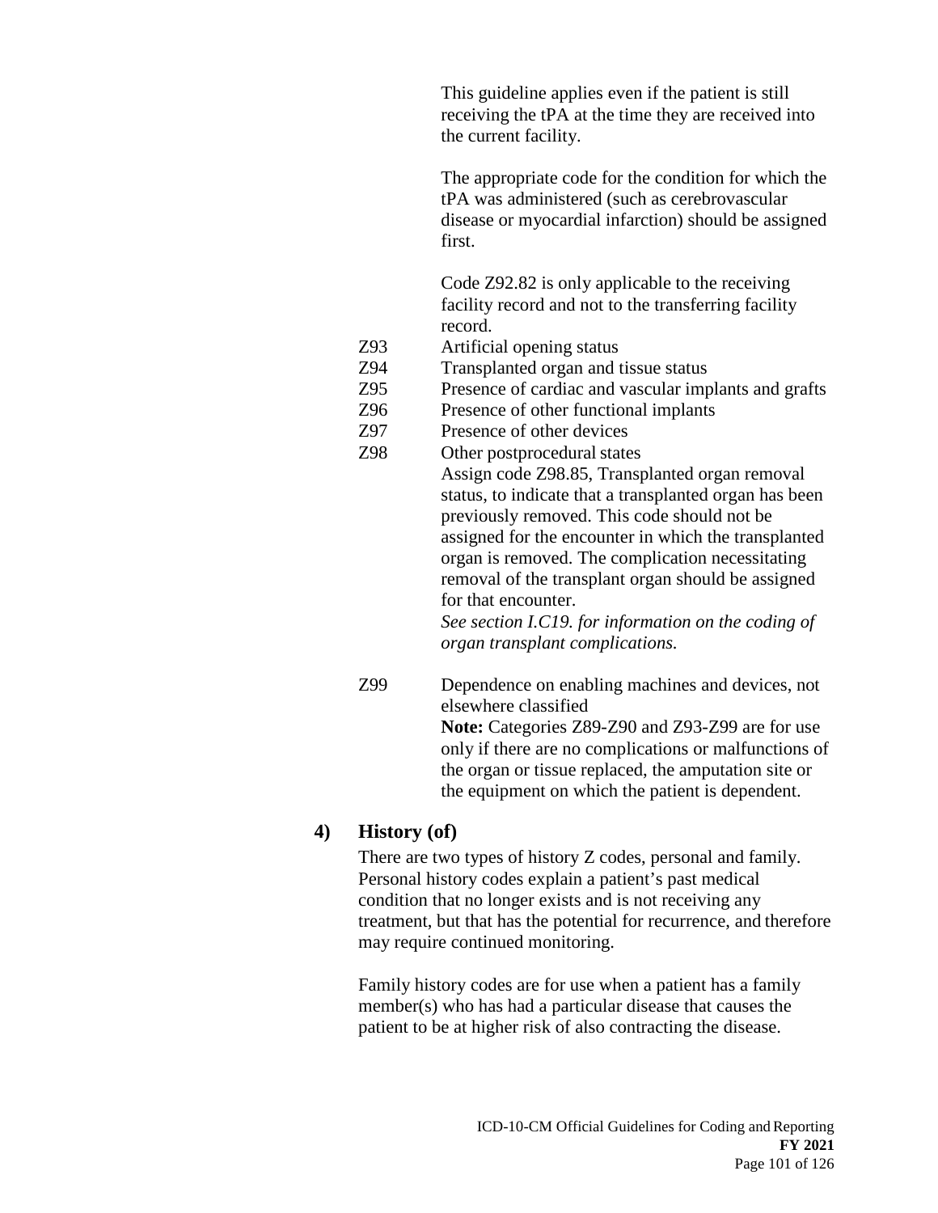This guideline applies even if the patient is still receiving the tPA at the time they are received into the current facility.

The appropriate code for the condition for which the tPA was administered (such as cerebrovascular disease or myocardial infarction) should be assigned first.

Code Z92.82 is only applicable to the receiving facility record and not to the transferring facility record.

Z93 Artificial opening status

Z94 Transplanted organ and tissue status

Z95 Presence of cardiac and vascular implants and grafts

Z96 Presence of other functional implants

Z97 Presence of other devices

Z98 Other postprocedural states

Assign code Z98.85, Transplanted organ removal status, to indicate that a transplanted organ has been previously removed. This code should not be assigned for the encounter in which the transplanted organ is removed. The complication necessitating removal of the transplant organ should be assigned for that encounter.

*See section I.C19. for information on the coding of organ transplant complications.*

Z99 Dependence on enabling machines and devices, not elsewhere classified

**Note:** Categories Z89-Z90 and Z93-Z99 are for use only if there are no complications or malfunctions of the organ or tissue replaced, the amputation site or the equipment on which the patient is dependent.

#### 4) History (of)

There are two types of history Z codes, personal and family. Personal history codes explain a patient's past medical condition that no longer exists and is not receiving any treatment, but that has the potential for recurrence, and therefore may require continued monitoring.

Family history codes are for use when a patient has a family member(s) who has had a particular disease that causes the patient to be at higher risk of also contracting the disease.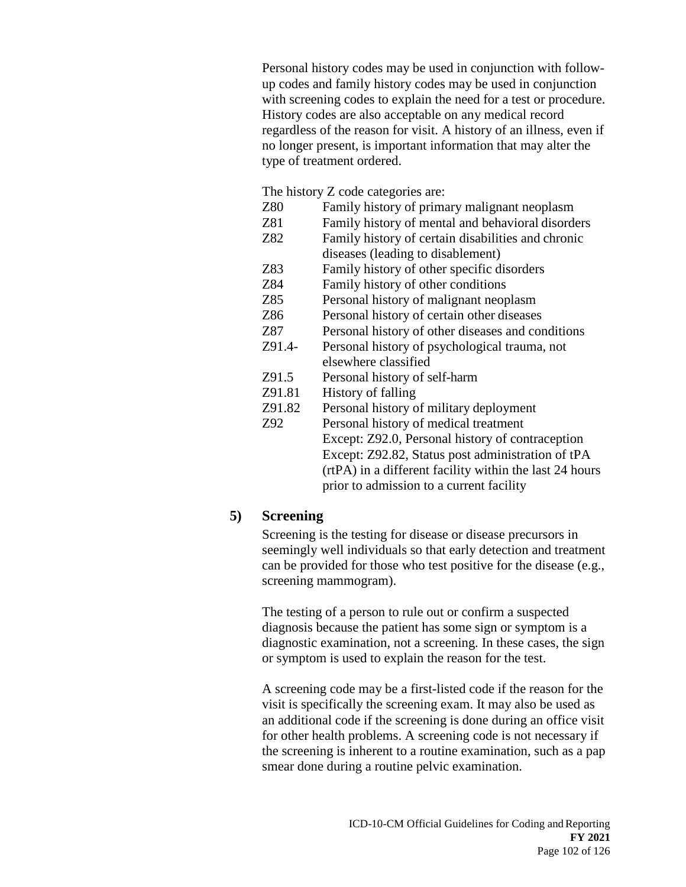Personal history codes may be used in conjunction with follow-up codes and family history codes may be used in conjunction with screening codes to explain the need for a test or procedure. History codes are also acceptable on any medical record regardless of the reason for visit. A history of an illness, even if no longer present, is important information that may alter the type of treatment ordered.

The history Z code categories are:

| | |
|---|---|
| Z80 | Family history of primary malignant neoplasm |
| Z81 | Family history of mental and behavioral disorders |
| Z82 | Family history of certain disabilities and chronic diseases (leading to disablement) |
| Z83 | Family history of other specific disorders |
| Z84 | Family history of other conditions |
| Z85 | Personal history of malignant neoplasm |
| Z86 | Personal history of certain other diseases |
| Z87 | Personal history of other diseases and conditions |
| Z91.4- | Personal history of psychological trauma, not elsewhere classified |
| Z91.5 | Personal history of self-harm |
| Z91.81 | History of falling |
| Z91.82 | Personal history of military deployment |
| Z92 | Personal history of medical treatment<br>Except: Z92.0, Personal history of contraception<br>Except: Z92.82, Status post administration of tPA (rtPA) in a different facility within the last 24 hours prior to admission to a current facility |

**5) Screening**

Screening is the testing for disease or disease precursors in seemingly well individuals so that early detection and treatment can be provided for those who test positive for the disease (e.g., screening mammogram).

The testing of a person to rule out or confirm a suspected diagnosis because the patient has some sign or symptom is a diagnostic examination, not a screening. In these cases, the sign or symptom is used to explain the reason for the test.

A screening code may be a first-listed code if the reason for the visit is specifically the screening exam. It may also be used as an additional code if the screening is done during an office visit for other health problems. A screening code is not necessary if the screening is inherent to a routine examination, such as a pap smear done during a routine pelvic examination.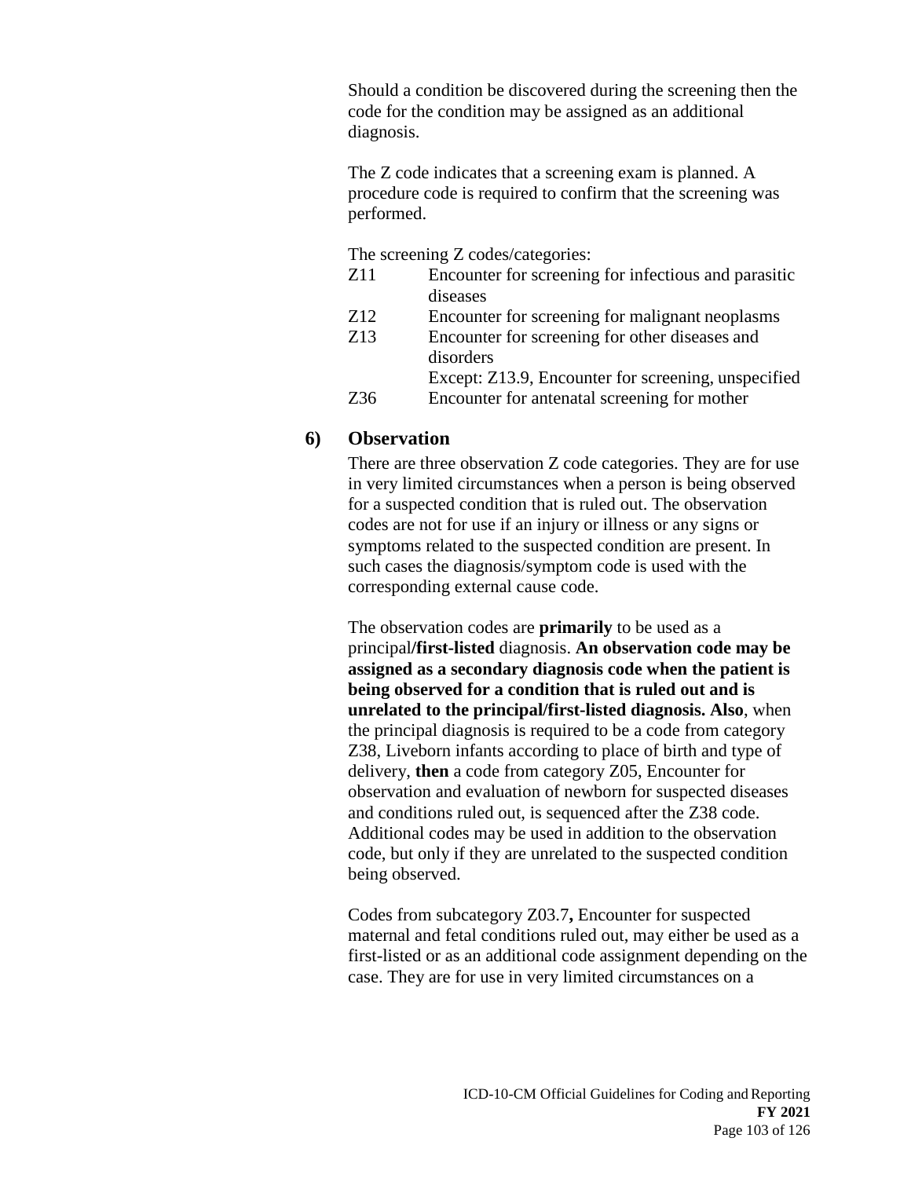Should a condition be discovered during the screening then the code for the condition may be assigned as an additional diagnosis.

The Z code indicates that a screening exam is planned. A procedure code is required to confirm that the screening was performed.

The screening Z codes/categories:

| | |
|---|---|
| Z11 | Encounter for screening for infectious and parasitic diseases |
| Z12 | Encounter for screening for malignant neoplasms |
| Z13 | Encounter for screening for other diseases and disorders<br>Except: Z13.9, Encounter for screening, unspecified |
| Z36 | Encounter for antenatal screening for mother |

### 6) Observation

There are three observation Z code categories. They are for use in very limited circumstances when a person is being observed for a suspected condition that is ruled out. The observation codes are not for use if an injury or illness or any signs or symptoms related to the suspected condition are present. In such cases the diagnosis/symptom code is used with the corresponding external cause code.

The observation codes are **primarily** to be used as a principal**/first-listed** diagnosis. **An observation code may be assigned as a secondary diagnosis code when the patient is being observed for a condition that is ruled out and is unrelated to the principal/first-listed diagnosis. Also**, when the principal diagnosis is required to be a code from category Z38, Liveborn infants according to place of birth and type of delivery, **then** a code from category Z05, Encounter for observation and evaluation of newborn for suspected diseases and conditions ruled out, is sequenced after the Z38 code. Additional codes may be used in addition to the observation code, but only if they are unrelated to the suspected condition being observed.

Codes from subcategory Z03.7**,** Encounter for suspected maternal and fetal conditions ruled out, may either be used as a first-listed or as an additional code assignment depending on the case. They are for use in very limited circumstances on a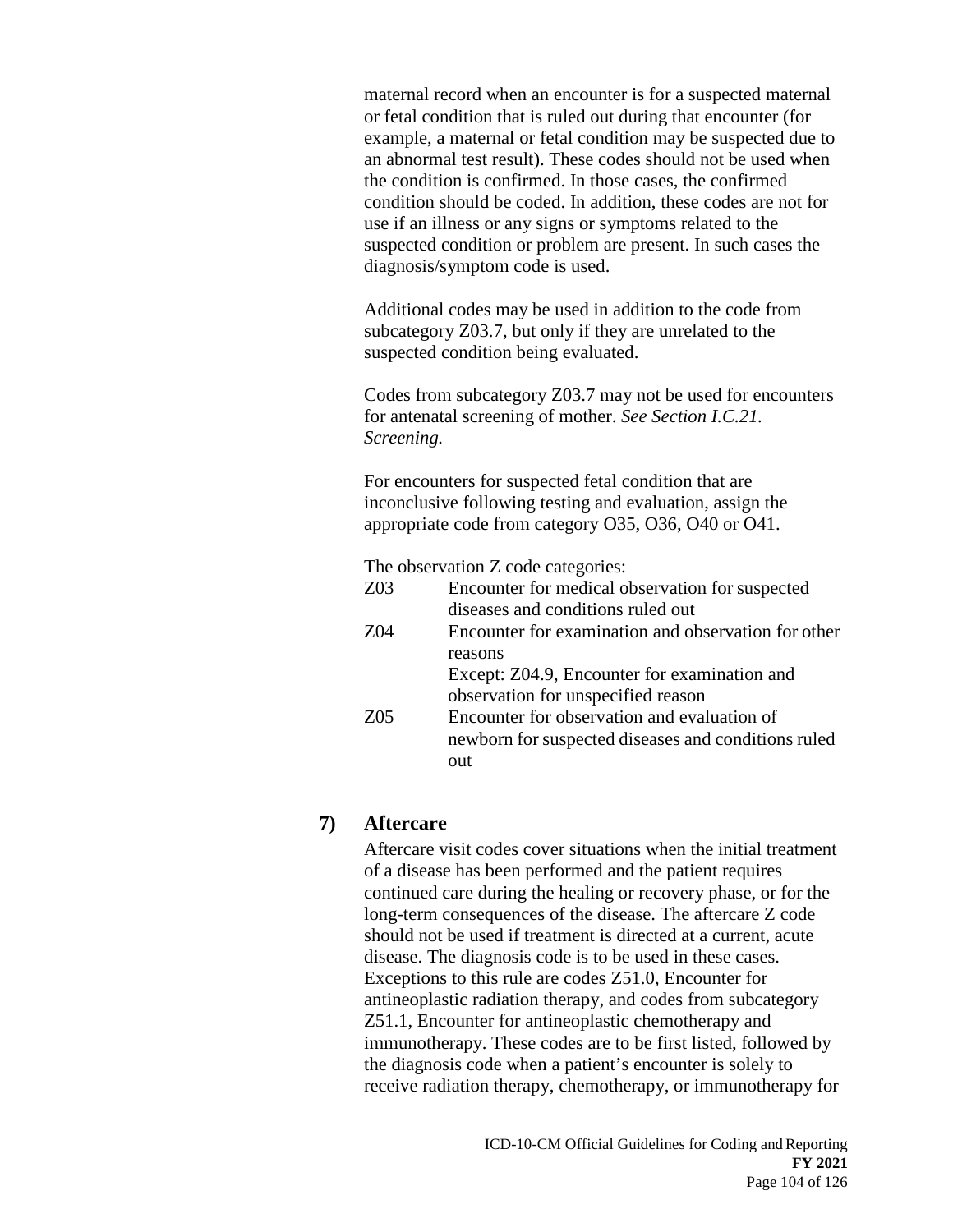maternal record when an encounter is for a suspected maternal or fetal condition that is ruled out during that encounter (for example, a maternal or fetal condition may be suspected due to an abnormal test result). These codes should not be used when the condition is confirmed. In those cases, the confirmed condition should be coded. In addition, these codes are not for use if an illness or any signs or symptoms related to the suspected condition or problem are present. In such cases the diagnosis/symptom code is used.

Additional codes may be used in addition to the code from subcategory Z03.7, but only if they are unrelated to the suspected condition being evaluated.

Codes from subcategory Z03.7 may not be used for encounters for antenatal screening of mother. *See Section I.C.21. Screening.*

For encounters for suspected fetal condition that are inconclusive following testing and evaluation, assign the appropriate code from category O35, O36, O40 or O41.

The observation Z code categories:

| | |
|---|---|
| Z03 | Encounter for medical observation for suspected diseases and conditions ruled out |
| Z04 | Encounter for examination and observation for other reasons<br>Except: Z04.9, Encounter for examination and observation for unspecified reason |
| Z05 | Encounter for observation and evaluation of newborn for suspected diseases and conditions ruled out |

#### 7) Aftercare

Aftercare visit codes cover situations when the initial treatment of a disease has been performed and the patient requires continued care during the healing or recovery phase, or for the long-term consequences of the disease. The aftercare Z code should not be used if treatment is directed at a current, acute disease. The diagnosis code is to be used in these cases. Exceptions to this rule are codes Z51.0, Encounter for antineoplastic radiation therapy, and codes from subcategory Z51.1, Encounter for antineoplastic chemotherapy and immunotherapy. These codes are to be first listed, followed by the diagnosis code when a patient's encounter is solely to receive radiation therapy, chemotherapy, or immunotherapy for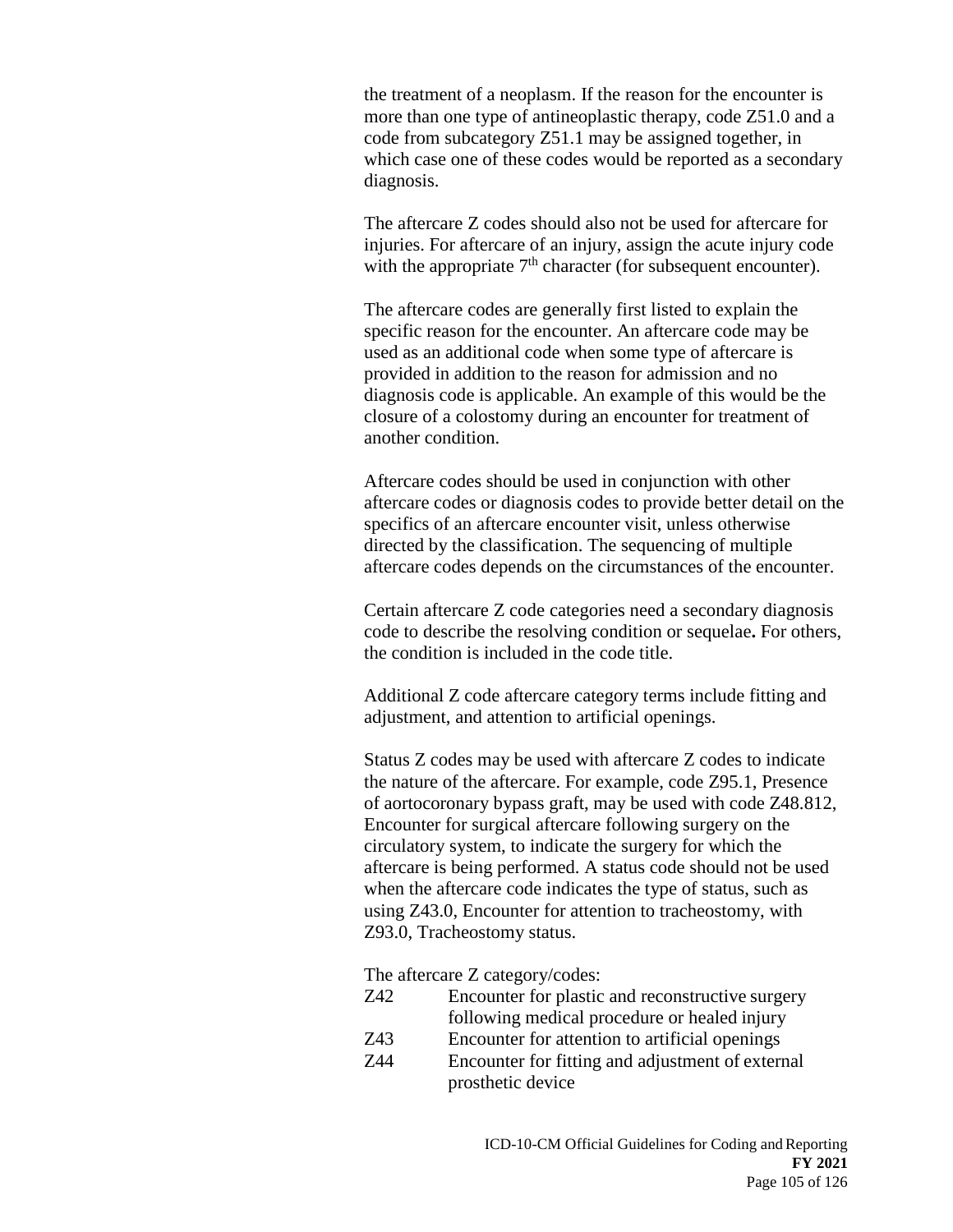the treatment of a neoplasm. If the reason for the encounter is more than one type of antineoplastic therapy, code Z51.0 and a code from subcategory Z51.1 may be assigned together, in which case one of these codes would be reported as a secondary diagnosis.

The aftercare Z codes should also not be used for aftercare for injuries. For aftercare of an injury, assign the acute injury code with the appropriate 7th character (for subsequent encounter).

The aftercare codes are generally first listed to explain the specific reason for the encounter. An aftercare code may be used as an additional code when some type of aftercare is provided in addition to the reason for admission and no diagnosis code is applicable. An example of this would be the closure of a colostomy during an encounter for treatment of another condition.

Aftercare codes should be used in conjunction with other aftercare codes or diagnosis codes to provide better detail on the specifics of an aftercare encounter visit, unless otherwise directed by the classification. The sequencing of multiple aftercare codes depends on the circumstances of the encounter.

Certain aftercare Z code categories need a secondary diagnosis code to describe the resolving condition or sequelae**.** For others, the condition is included in the code title.

Additional Z code aftercare category terms include fitting and adjustment, and attention to artificial openings.

Status Z codes may be used with aftercare Z codes to indicate the nature of the aftercare. For example, code Z95.1, Presence of aortocoronary bypass graft, may be used with code Z48.812, Encounter for surgical aftercare following surgery on the circulatory system, to indicate the surgery for which the aftercare is being performed. A status code should not be used when the aftercare code indicates the type of status, such as using Z43.0, Encounter for attention to tracheostomy, with Z93.0, Tracheostomy status.

The aftercare Z category/codes:

| | |
|---|---|
| Z42 | Encounter for plastic and reconstructive surgery following medical procedure or healed injury |
| Z43 | Encounter for attention to artificial openings |
| Z44 | Encounter for fitting and adjustment of external prosthetic device |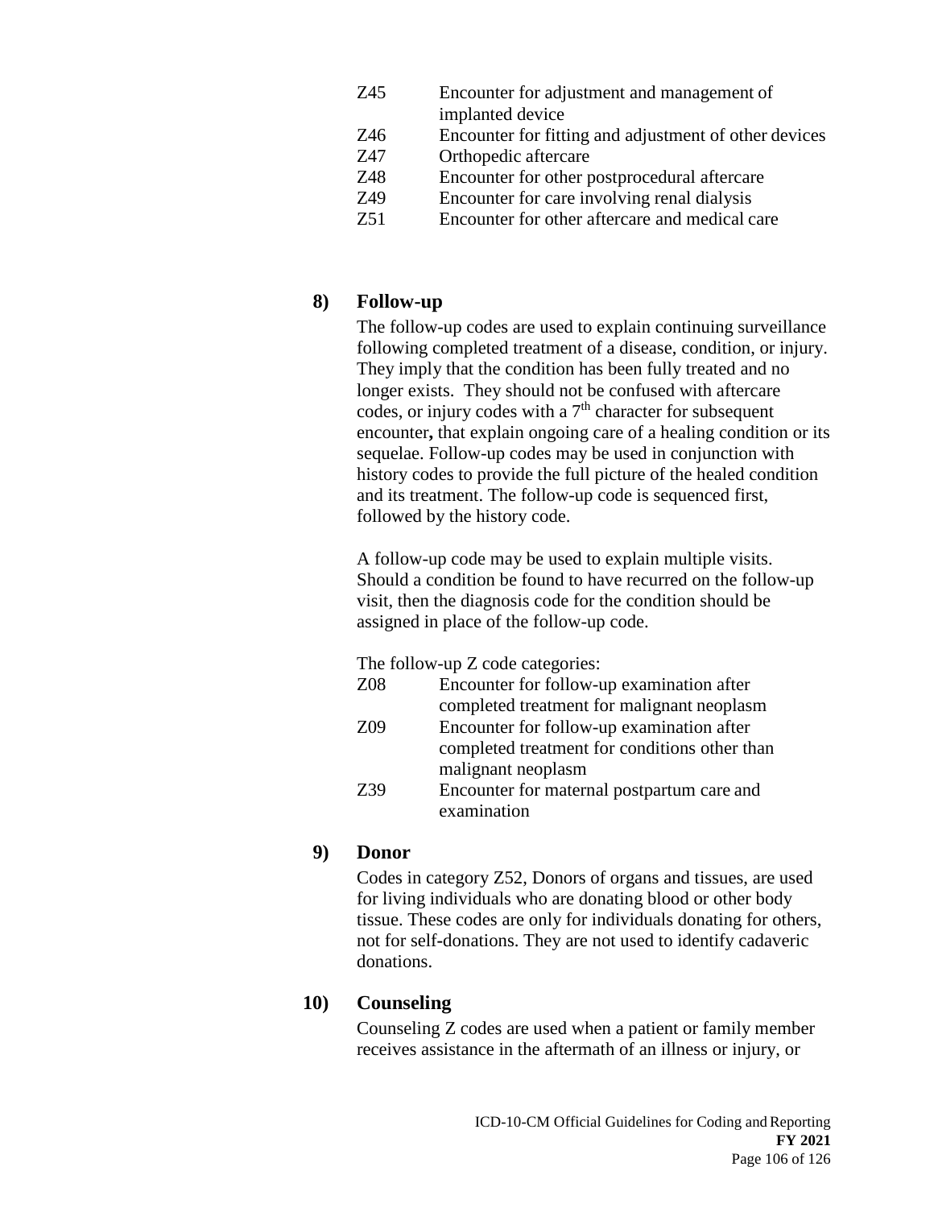| | |
|---|---|
| Z45 | Encounter for adjustment and management of implanted device |
| Z46 | Encounter for fitting and adjustment of other devices |
| Z47 | Orthopedic aftercare |
| Z48 | Encounter for other postprocedural aftercare |
| Z49 | Encounter for care involving renal dialysis |
| Z51 | Encounter for other aftercare and medical care |

**8) Follow-up**

The follow-up codes are used to explain continuing surveillance following completed treatment of a disease, condition, or injury. They imply that the condition has been fully treated and no longer exists. They should not be confused with aftercare codes, or injury codes with a 7th character for subsequent encounter**,** that explain ongoing care of a healing condition or its sequelae. Follow-up codes may be used in conjunction with history codes to provide the full picture of the healed condition and its treatment. The follow-up code is sequenced first, followed by the history code.

A follow-up code may be used to explain multiple visits. Should a condition be found to have recurred on the follow-up visit, then the diagnosis code for the condition should be assigned in place of the follow-up code.

The follow-up Z code categories:

| | |
|---|---|
| Z08 | Encounter for follow-up examination after completed treatment for malignant neoplasm |
| Z09 | Encounter for follow-up examination after completed treatment for conditions other than malignant neoplasm |
| Z39 | Encounter for maternal postpartum care and examination |

**9) Donor**

Codes in category Z52, Donors of organs and tissues, are used for living individuals who are donating blood or other body tissue. These codes are only for individuals donating for others, not for self-donations. They are not used to identify cadaveric donations.

**10) Counseling**

Counseling Z codes are used when a patient or family member receives assistance in the aftermath of an illness or injury, or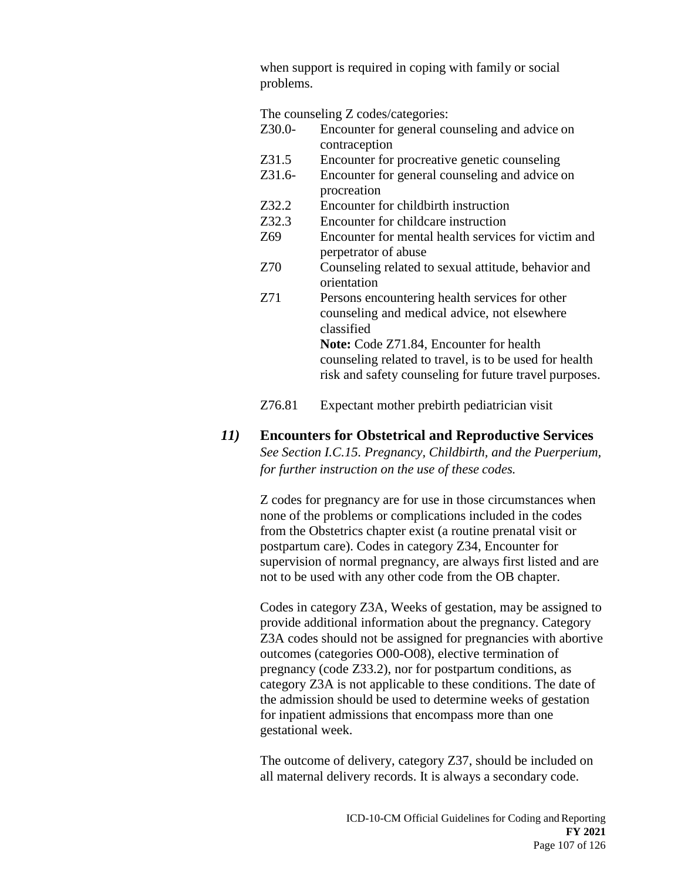when support is required in coping with family or social problems.

The counseling Z codes/categories:

| | |
|---|---|
| Z30.0- | Encounter for general counseling and advice on contraception |
| Z31.5 | Encounter for procreative genetic counseling |
| Z31.6- | Encounter for general counseling and advice on procreation |
| Z32.2 | Encounter for childbirth instruction |
| Z32.3 | Encounter for childcare instruction |
| Z69 | Encounter for mental health services for victim and perpetrator of abuse |
| Z70 | Counseling related to sexual attitude, behavior and orientation |
| Z71 | Persons encountering health services for other counseling and medical advice, not elsewhere classified<br>**Note:** Code Z71.84, Encounter for health counseling related to travel, is to be used for health risk and safety counseling for future travel purposes. |
| Z76.81 | Expectant mother prebirth pediatrician visit |

### *11)* Encounters for Obstetrical and Reproductive Services

*See Section I.C.15. Pregnancy, Childbirth, and the Puerperium, for further instruction on the use of these codes.*

Z codes for pregnancy are for use in those circumstances when none of the problems or complications included in the codes from the Obstetrics chapter exist (a routine prenatal visit or postpartum care). Codes in category Z34, Encounter for supervision of normal pregnancy, are always first listed and are not to be used with any other code from the OB chapter.

Codes in category Z3A, Weeks of gestation, may be assigned to provide additional information about the pregnancy. Category Z3A codes should not be assigned for pregnancies with abortive outcomes (categories O00-O08), elective termination of pregnancy (code Z33.2), nor for postpartum conditions, as category Z3A is not applicable to these conditions. The date of the admission should be used to determine weeks of gestation for inpatient admissions that encompass more than one gestational week.

The outcome of delivery, category Z37, should be included on all maternal delivery records. It is always a secondary code.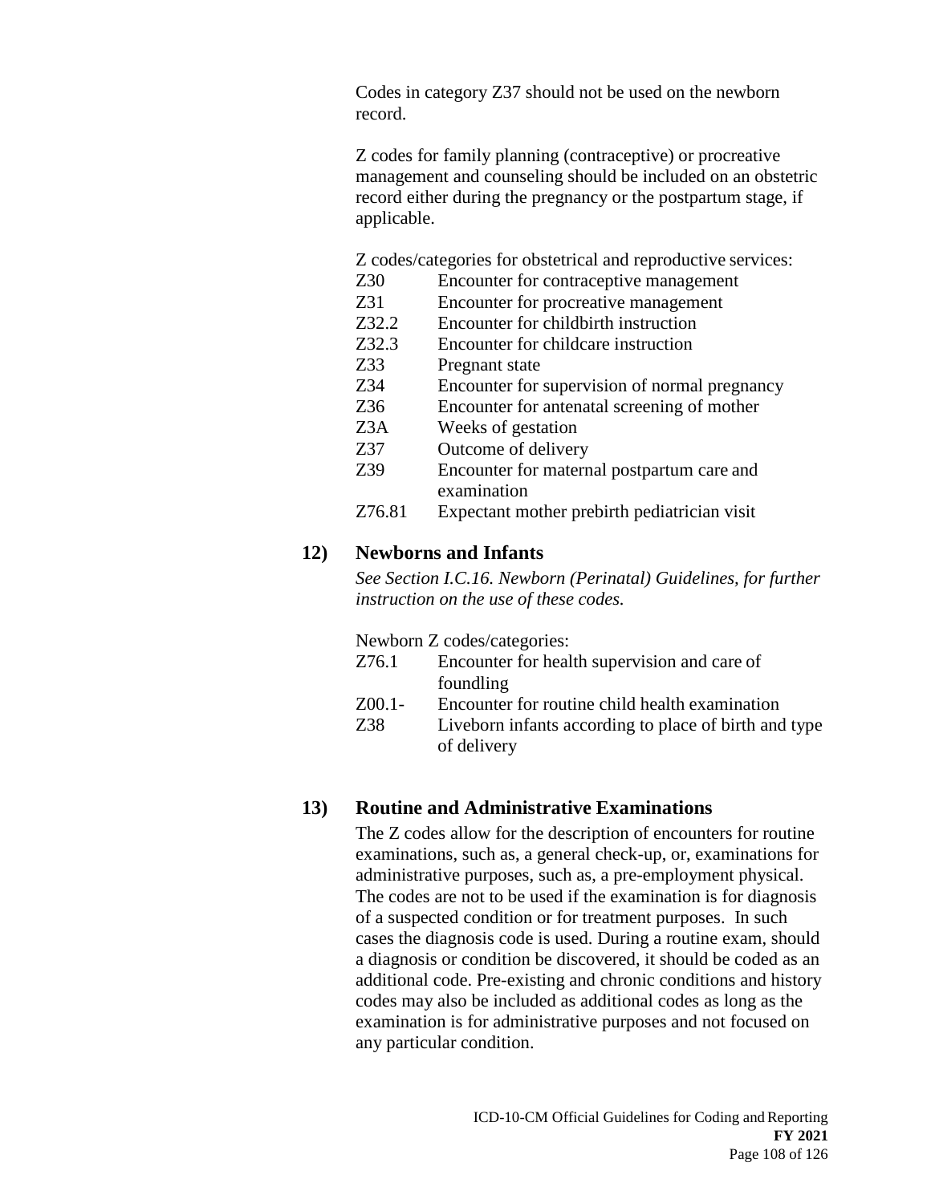Codes in category Z37 should not be used on the newborn record.

Z codes for family planning (contraceptive) or procreative management and counseling should be included on an obstetric record either during the pregnancy or the postpartum stage, if applicable.

Z codes/categories for obstetrical and reproductive services:

| | |
|---|---|
| Z30 | Encounter for contraceptive management |
| Z31 | Encounter for procreative management |
| Z32.2 | Encounter for childbirth instruction |
| Z32.3 | Encounter for childcare instruction |
| Z33 | Pregnant state |
| Z34 | Encounter for supervision of normal pregnancy |
| Z36 | Encounter for antenatal screening of mother |
| Z3A | Weeks of gestation |
| Z37 | Outcome of delivery |
| Z39 | Encounter for maternal postpartum care and examination |
| Z76.81 | Expectant mother prebirth pediatrician visit |

### 12) Newborns and Infants

*See Section I.C.16. Newborn (Perinatal) Guidelines, for further instruction on the use of these codes.*

Newborn Z codes/categories:

| | |
|---|---|
| Z76.1 | Encounter for health supervision and care of foundling |
| Z00.1- | Encounter for routine child health examination |
| Z38 | Liveborn infants according to place of birth and type of delivery |

### 13) Routine and Administrative Examinations

The Z codes allow for the description of encounters for routine examinations, such as, a general check-up, or, examinations for administrative purposes, such as, a pre-employment physical. The codes are not to be used if the examination is for diagnosis of a suspected condition or for treatment purposes. In such cases the diagnosis code is used. During a routine exam, should a diagnosis or condition be discovered, it should be coded as an additional code. Pre-existing and chronic conditions and history codes may also be included as additional codes as long as the examination is for administrative purposes and not focused on any particular condition.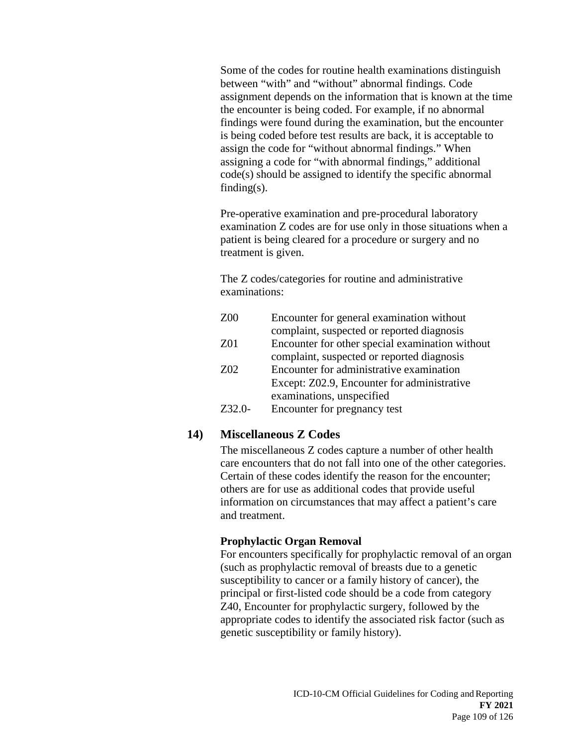Some of the codes for routine health examinations distinguish between "with" and "without" abnormal findings. Code assignment depends on the information that is known at the time the encounter is being coded. For example, if no abnormal findings were found during the examination, but the encounter is being coded before test results are back, it is acceptable to assign the code for "without abnormal findings." When assigning a code for "with abnormal findings," additional code(s) should be assigned to identify the specific abnormal finding(s).

Pre-operative examination and pre-procedural laboratory examination Z codes are for use only in those situations when a patient is being cleared for a procedure or surgery and no treatment is given.

The Z codes/categories for routine and administrative examinations:

| | |
|---|---|
| Z00 | Encounter for general examination without complaint, suspected or reported diagnosis |
| Z01 | Encounter for other special examination without complaint, suspected or reported diagnosis |
| Z02 | Encounter for administrative examination<br>Except: Z02.9, Encounter for administrative examinations, unspecified |
| Z32.0- | Encounter for pregnancy test |

### 14) Miscellaneous Z Codes

The miscellaneous Z codes capture a number of other health care encounters that do not fall into one of the other categories. Certain of these codes identify the reason for the encounter; others are for use as additional codes that provide useful information on circumstances that may affect a patient's care and treatment.

**Prophylactic Organ Removal**

For encounters specifically for prophylactic removal of an organ (such as prophylactic removal of breasts due to a genetic susceptibility to cancer or a family history of cancer), the principal or first-listed code should be a code from category Z40, Encounter for prophylactic surgery, followed by the appropriate codes to identify the associated risk factor (such as genetic susceptibility or family history).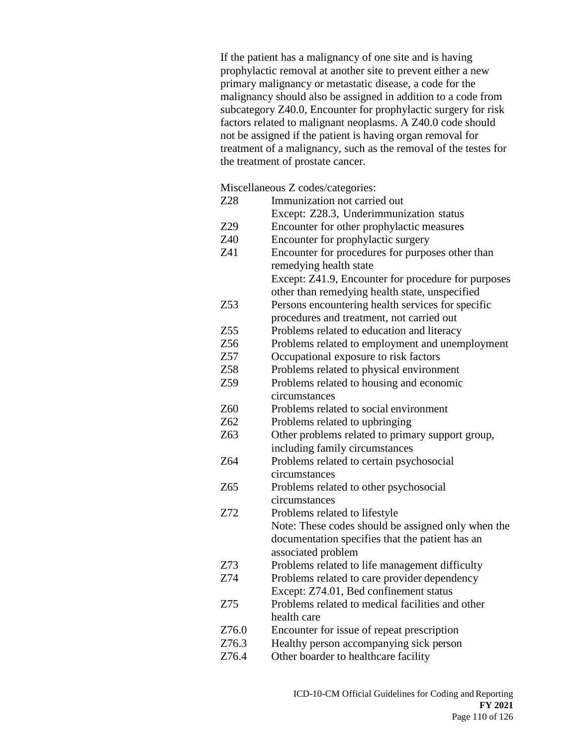If the patient has a malignancy of one site and is having prophylactic removal at another site to prevent either a new primary malignancy or metastatic disease, a code for the malignancy should also be assigned in addition to a code from subcategory Z40.0, Encounter for prophylactic surgery for risk factors related to malignant neoplasms. A Z40.0 code should not be assigned if the patient is having organ removal for treatment of a malignancy, such as the removal of the testes for the treatment of prostate cancer.

Miscellaneous Z codes/categories:

| | |
|---|---|
| Z28 | Immunization not carried out<br>Except: Z28.3, Underimmunization status |
| Z29 | Encounter for other prophylactic measures |
| Z40 | Encounter for prophylactic surgery |
| Z41 | Encounter for procedures for purposes other than remedying health state<br>Except: Z41.9, Encounter for procedure for purposes other than remedying health state, unspecified |
| Z53 | Persons encountering health services for specific procedures and treatment, not carried out |
| Z55 | Problems related to education and literacy |
| Z56 | Problems related to employment and unemployment |
| Z57 | Occupational exposure to risk factors |
| Z58 | Problems related to physical environment |
| Z59 | Problems related to housing and economic circumstances |
| Z60 | Problems related to social environment |
| Z62 | Problems related to upbringing |
| Z63 | Other problems related to primary support group, including family circumstances |
| Z64 | Problems related to certain psychosocial circumstances |
| Z65 | Problems related to other psychosocial circumstances |
| Z72 | Problems related to lifestyle<br>Note: These codes should be assigned only when the documentation specifies that the patient has an associated problem |
| Z73 | Problems related to life management difficulty |
| Z74 | Problems related to care provider dependency<br>Except: Z74.01, Bed confinement status |
| Z75 | Problems related to medical facilities and other health care |
| Z76.0 | Encounter for issue of repeat prescription |
| Z76.3 | Healthy person accompanying sick person |
| Z76.4 | Other boarder to healthcare facility |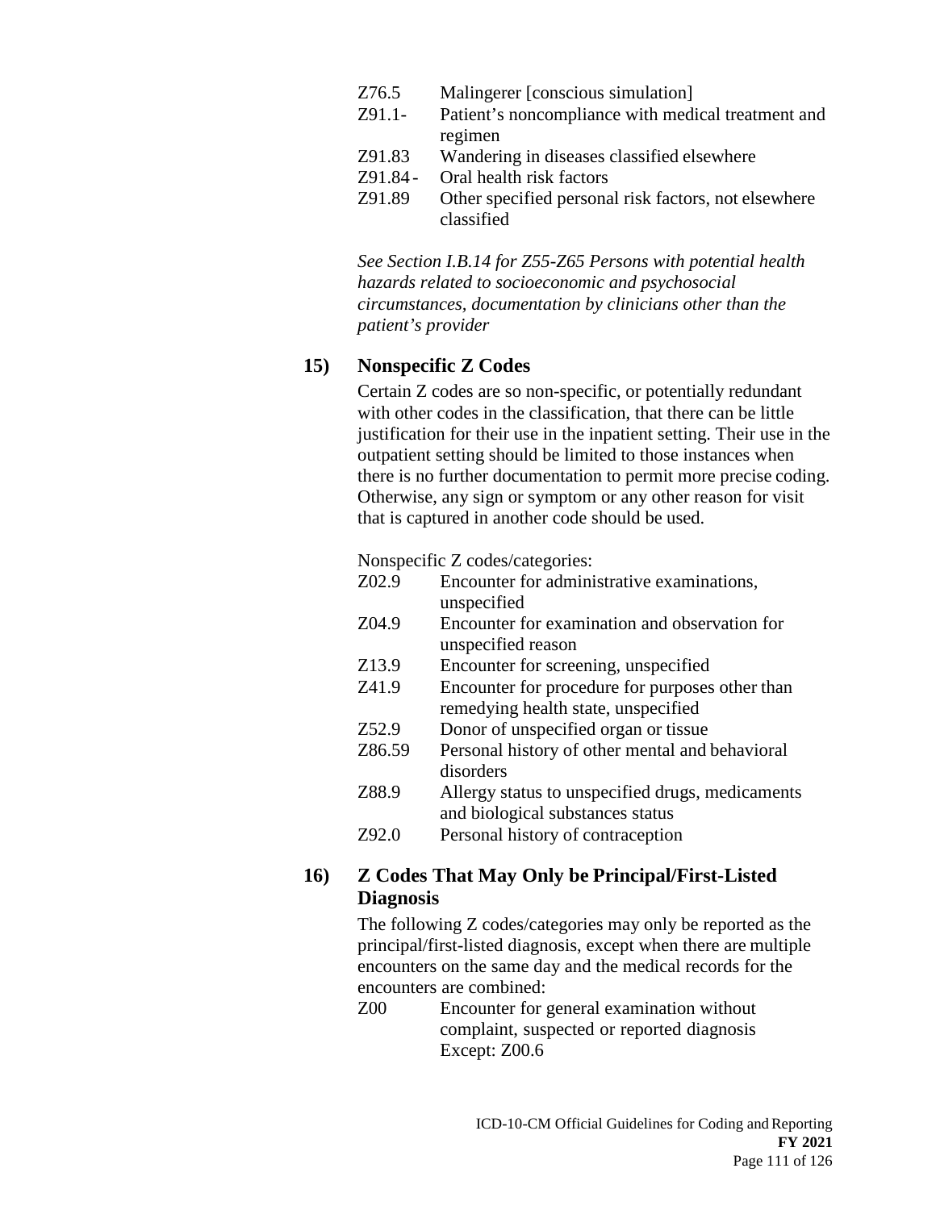Z76.5 Malingerer [conscious simulation]
Z91.1- Patient's noncompliance with medical treatment and regimen
Z91.83 Wandering in diseases classified elsewhere
Z91.84- Oral health risk factors
Z91.89 Other specified personal risk factors, not elsewhere classified

*See Section I.B.14 for Z55-Z65 Persons with potential health hazards related to socioeconomic and psychosocial circumstances, documentation by clinicians other than the patient's provider*

### 15) Nonspecific Z Codes

Certain Z codes are so non-specific, or potentially redundant with other codes in the classification, that there can be little justification for their use in the inpatient setting. Their use in the outpatient setting should be limited to those instances when there is no further documentation to permit more precise coding. Otherwise, any sign or symptom or any other reason for visit that is captured in another code should be used.

Nonspecific Z codes/categories:

Z02.9 Encounter for administrative examinations, unspecified
Z04.9 Encounter for examination and observation for unspecified reason
Z13.9 Encounter for screening, unspecified
Z41.9 Encounter for procedure for purposes other than remedying health state, unspecified
Z52.9 Donor of unspecified organ or tissue
Z86.59 Personal history of other mental and behavioral disorders
Z88.9 Allergy status to unspecified drugs, medicaments and biological substances status
Z92.0 Personal history of contraception

### 16) Z Codes That May Only be Principal/First-Listed Diagnosis

The following Z codes/categories may only be reported as the principal/first-listed diagnosis, except when there are multiple encounters on the same day and the medical records for the encounters are combined:

Z00 Encounter for general examination without complaint, suspected or reported diagnosis
Except: Z00.6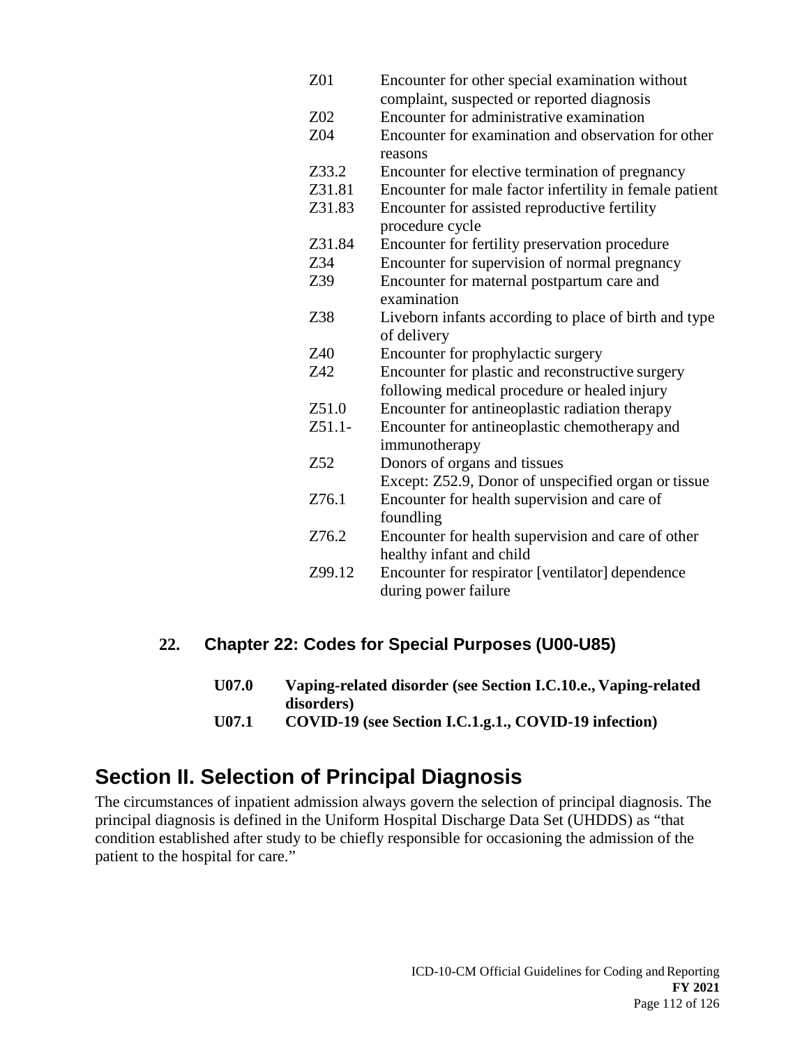| | |
|---|---|
| Z01 | Encounter for other special examination without complaint, suspected or reported diagnosis |
| Z02 | Encounter for administrative examination |
| Z04 | Encounter for examination and observation for other reasons |
| Z33.2 | Encounter for elective termination of pregnancy |
| Z31.81 | Encounter for male factor infertility in female patient |
| Z31.83 | Encounter for assisted reproductive fertility procedure cycle |
| Z31.84 | Encounter for fertility preservation procedure |
| Z34 | Encounter for supervision of normal pregnancy |
| Z39 | Encounter for maternal postpartum care and examination |
| Z38 | Liveborn infants according to place of birth and type of delivery |
| Z40 | Encounter for prophylactic surgery |
| Z42 | Encounter for plastic and reconstructive surgery following medical procedure or healed injury |
| Z51.0 | Encounter for antineoplastic radiation therapy |
| Z51.1- | Encounter for antineoplastic chemotherapy and immunotherapy |
| Z52 | Donors of organs and tissues<br>Except: Z52.9, Donor of unspecified organ or tissue |
| Z76.1 | Encounter for health supervision and care of foundling |
| Z76.2 | Encounter for health supervision and care of other healthy infant and child |
| Z99.12 | Encounter for respirator [ventilator] dependence during power failure |

### 22. Chapter 22: Codes for Special Purposes (U00-U85)

**U07.0 Vaping-related disorder (see Section I.C.10.e., Vaping-related disorders)**

**U07.1 COVID-19 (see Section I.C.1.g.1., COVID-19 infection)**

# Section II. Selection of Principal Diagnosis

The circumstances of inpatient admission always govern the selection of principal diagnosis. The principal diagnosis is defined in the Uniform Hospital Discharge Data Set (UHDDS) as "that condition established after study to be chiefly responsible for occasioning the admission of the patient to the hospital for care."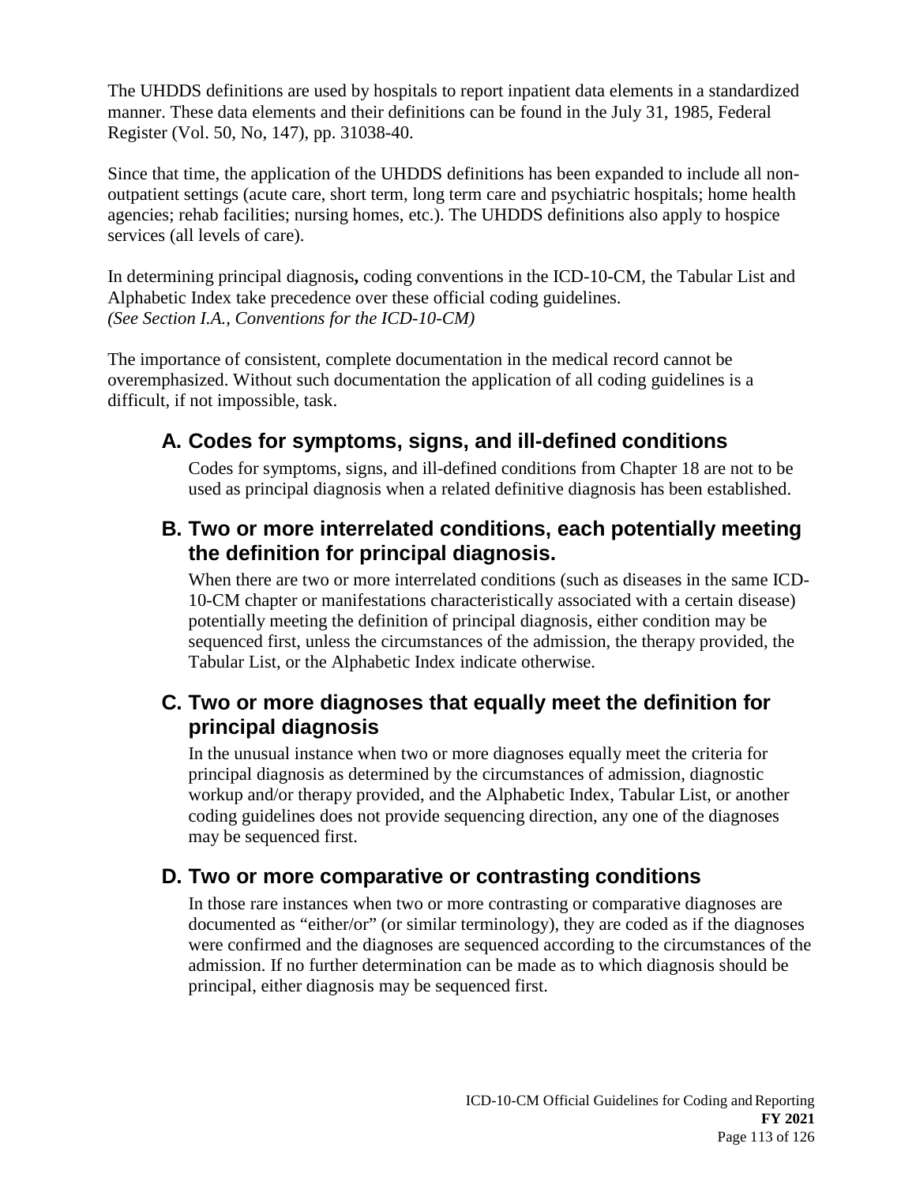The UHDDS definitions are used by hospitals to report inpatient data elements in a standardized manner. These data elements and their definitions can be found in the July 31, 1985, Federal Register (Vol. 50, No, 147), pp. 31038-40.

Since that time, the application of the UHDDS definitions has been expanded to include all non-outpatient settings (acute care, short term, long term care and psychiatric hospitals; home health agencies; rehab facilities; nursing homes, etc.). The UHDDS definitions also apply to hospice services (all levels of care).

In determining principal diagnosis**,** coding conventions in the ICD-10-CM, the Tabular List and Alphabetic Index take precedence over these official coding guidelines.
*(See Section I.A., Conventions for the ICD-10-CM)*

The importance of consistent, complete documentation in the medical record cannot be overemphasized. Without such documentation the application of all coding guidelines is a difficult, if not impossible, task.

## A. Codes for symptoms, signs, and ill-defined conditions

Codes for symptoms, signs, and ill-defined conditions from Chapter 18 are not to be used as principal diagnosis when a related definitive diagnosis has been established.

## B. Two or more interrelated conditions, each potentially meeting the definition for principal diagnosis.

When there are two or more interrelated conditions (such as diseases in the same ICD-10-CM chapter or manifestations characteristically associated with a certain disease) potentially meeting the definition of principal diagnosis, either condition may be sequenced first, unless the circumstances of the admission, the therapy provided, the Tabular List, or the Alphabetic Index indicate otherwise.

## C. Two or more diagnoses that equally meet the definition for principal diagnosis

In the unusual instance when two or more diagnoses equally meet the criteria for principal diagnosis as determined by the circumstances of admission, diagnostic workup and/or therapy provided, and the Alphabetic Index, Tabular List, or another coding guidelines does not provide sequencing direction, any one of the diagnoses may be sequenced first.

## D. Two or more comparative or contrasting conditions

In those rare instances when two or more contrasting or comparative diagnoses are documented as "either/or" (or similar terminology), they are coded as if the diagnoses were confirmed and the diagnoses are sequenced according to the circumstances of the admission. If no further determination can be made as to which diagnosis should be principal, either diagnosis may be sequenced first.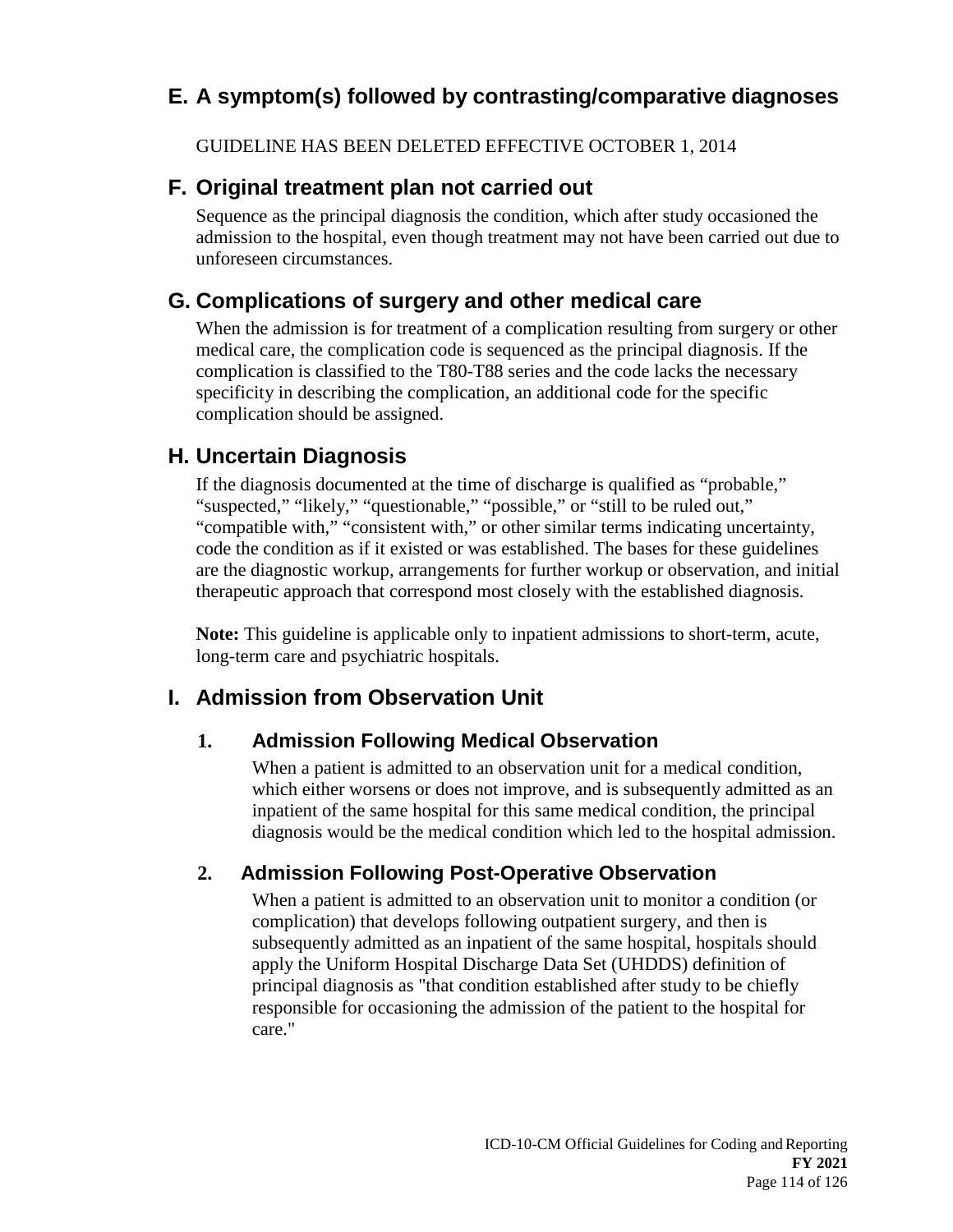## E. A symptom(s) followed by contrasting/comparative diagnoses

GUIDELINE HAS BEEN DELETED EFFECTIVE OCTOBER 1, 2014

## F. Original treatment plan not carried out

Sequence as the principal diagnosis the condition, which after study occasioned the admission to the hospital, even though treatment may not have been carried out due to unforeseen circumstances.

## G. Complications of surgery and other medical care

When the admission is for treatment of a complication resulting from surgery or other medical care, the complication code is sequenced as the principal diagnosis. If the complication is classified to the T80-T88 series and the code lacks the necessary specificity in describing the complication, an additional code for the specific complication should be assigned.

## H. Uncertain Diagnosis

If the diagnosis documented at the time of discharge is qualified as “probable,” “suspected,” “likely,” “questionable,” “possible,” or “still to be ruled out,” “compatible with,” “consistent with,” or other similar terms indicating uncertainty, code the condition as if it existed or was established. The bases for these guidelines are the diagnostic workup, arrangements for further workup or observation, and initial therapeutic approach that correspond most closely with the established diagnosis.

**Note:** This guideline is applicable only to inpatient admissions to short-term, acute, long-term care and psychiatric hospitals.

## I. Admission from Observation Unit

### 1. Admission Following Medical Observation

When a patient is admitted to an observation unit for a medical condition, which either worsens or does not improve, and is subsequently admitted as an inpatient of the same hospital for this same medical condition, the principal diagnosis would be the medical condition which led to the hospital admission.

### 2. Admission Following Post-Operative Observation

When a patient is admitted to an observation unit to monitor a condition (or complication) that develops following outpatient surgery, and then is subsequently admitted as an inpatient of the same hospital, hospitals should apply the Uniform Hospital Discharge Data Set (UHDDS) definition of principal diagnosis as "that condition established after study to be chiefly responsible for occasioning the admission of the patient to the hospital for care."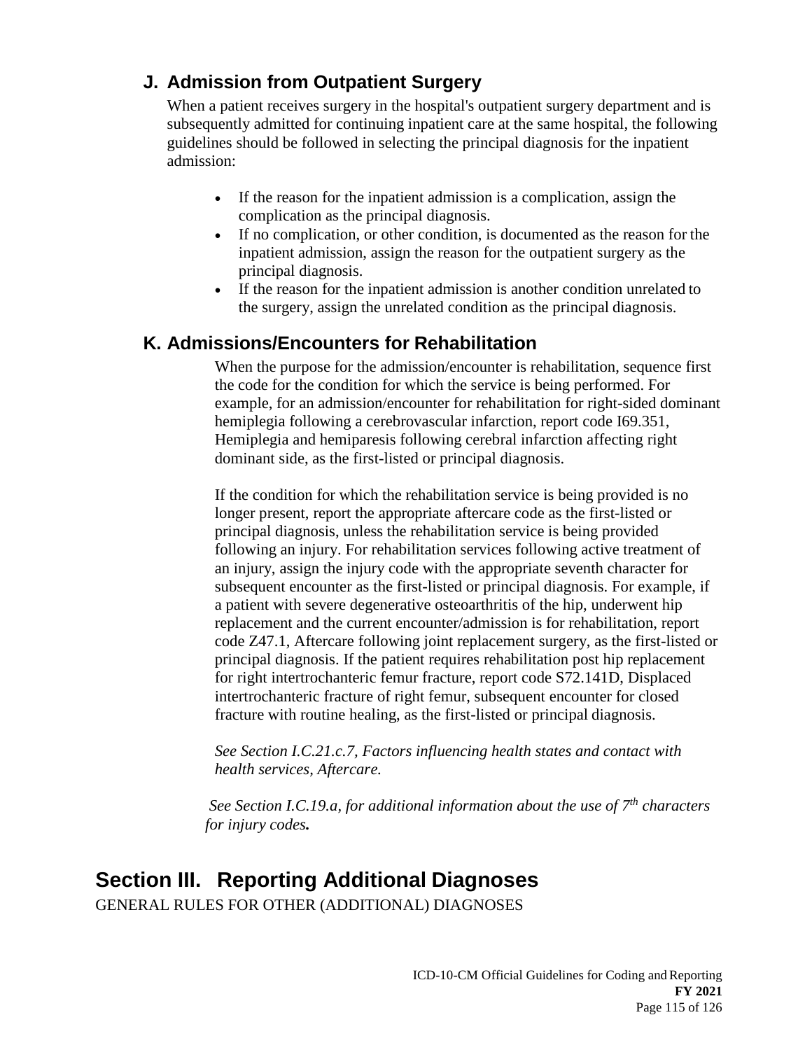## J. Admission from Outpatient Surgery

When a patient receives surgery in the hospital's outpatient surgery department and is subsequently admitted for continuing inpatient care at the same hospital, the following guidelines should be followed in selecting the principal diagnosis for the inpatient admission:

- If the reason for the inpatient admission is a complication, assign the complication as the principal diagnosis.
- If no complication, or other condition, is documented as the reason for the inpatient admission, assign the reason for the outpatient surgery as the principal diagnosis.
- If the reason for the inpatient admission is another condition unrelated to the surgery, assign the unrelated condition as the principal diagnosis.

## K. Admissions/Encounters for Rehabilitation

When the purpose for the admission/encounter is rehabilitation, sequence first the code for the condition for which the service is being performed. For example, for an admission/encounter for rehabilitation for right-sided dominant hemiplegia following a cerebrovascular infarction, report code I69.351, Hemiplegia and hemiparesis following cerebral infarction affecting right dominant side, as the first-listed or principal diagnosis.

If the condition for which the rehabilitation service is being provided is no longer present, report the appropriate aftercare code as the first-listed or principal diagnosis, unless the rehabilitation service is being provided following an injury. For rehabilitation services following active treatment of an injury, assign the injury code with the appropriate seventh character for subsequent encounter as the first-listed or principal diagnosis. For example, if a patient with severe degenerative osteoarthritis of the hip, underwent hip replacement and the current encounter/admission is for rehabilitation, report code Z47.1, Aftercare following joint replacement surgery, as the first-listed or principal diagnosis. If the patient requires rehabilitation post hip replacement for right intertrochanteric femur fracture, report code S72.141D, Displaced intertrochanteric fracture of right femur, subsequent encounter for closed fracture with routine healing, as the first-listed or principal diagnosis.

*See Section I.C.21.c.7, Factors influencing health states and contact with health services, Aftercare.*

*See Section I.C.19.a, for additional information about the use of 7th characters for injury codes.*

# Section III. Reporting Additional Diagnoses

GENERAL RULES FOR OTHER (ADDITIONAL) DIAGNOSES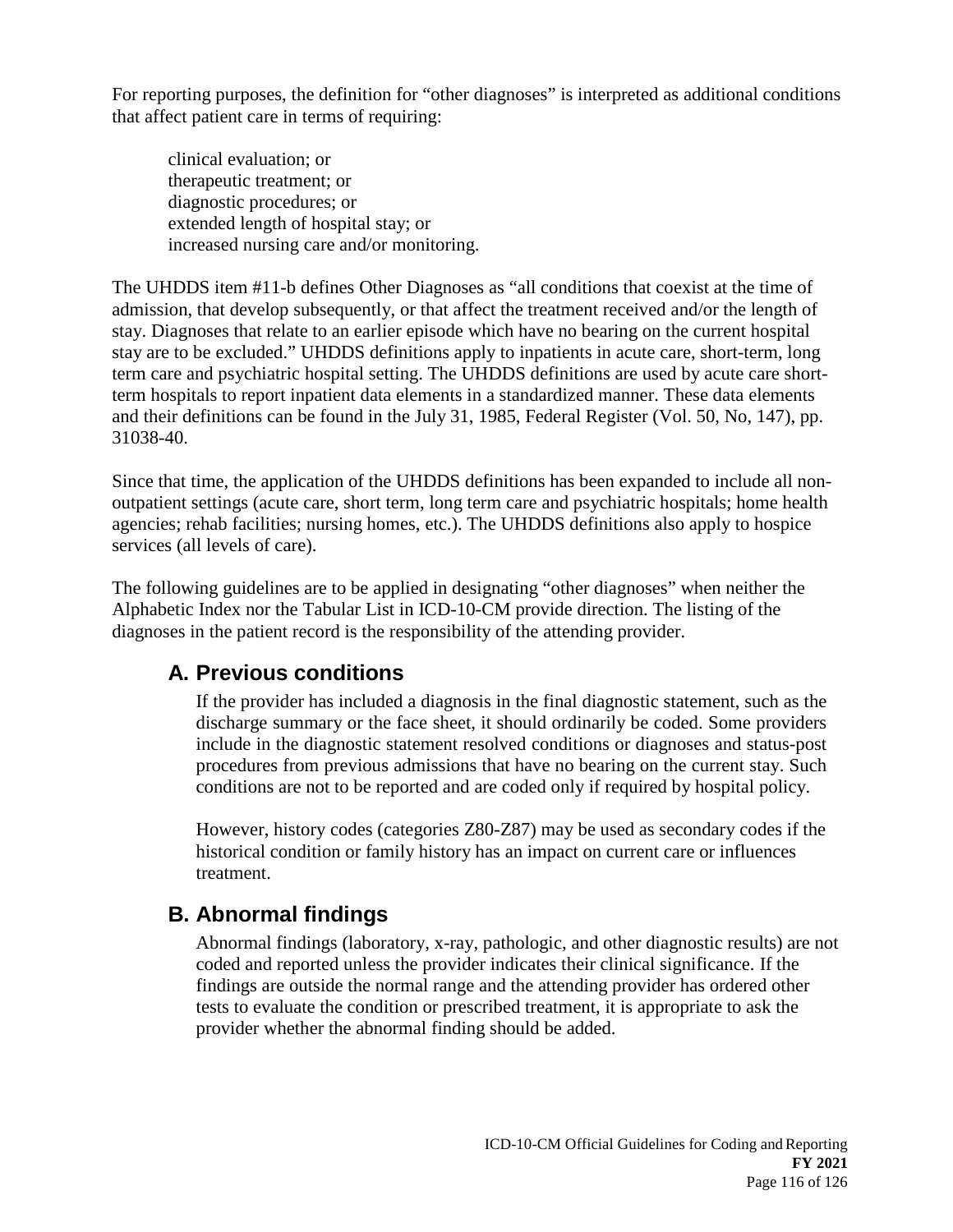For reporting purposes, the definition for "other diagnoses" is interpreted as additional conditions that affect patient care in terms of requiring:

clinical evaluation; or  
therapeutic treatment; or  
diagnostic procedures; or  
extended length of hospital stay; or  
increased nursing care and/or monitoring.

The UHDDS item #11-b defines Other Diagnoses as "all conditions that coexist at the time of admission, that develop subsequently, or that affect the treatment received and/or the length of stay. Diagnoses that relate to an earlier episode which have no bearing on the current hospital stay are to be excluded." UHDDS definitions apply to inpatients in acute care, short-term, long term care and psychiatric hospital setting. The UHDDS definitions are used by acute care short-term hospitals to report inpatient data elements in a standardized manner. These data elements and their definitions can be found in the July 31, 1985, Federal Register (Vol. 50, No, 147), pp. 31038-40.

Since that time, the application of the UHDDS definitions has been expanded to include all non-outpatient settings (acute care, short term, long term care and psychiatric hospitals; home health agencies; rehab facilities; nursing homes, etc.). The UHDDS definitions also apply to hospice services (all levels of care).

The following guidelines are to be applied in designating "other diagnoses" when neither the Alphabetic Index nor the Tabular List in ICD-10-CM provide direction. The listing of the diagnoses in the patient record is the responsibility of the attending provider.

## A. Previous conditions

If the provider has included a diagnosis in the final diagnostic statement, such as the discharge summary or the face sheet, it should ordinarily be coded. Some providers include in the diagnostic statement resolved conditions or diagnoses and status-post procedures from previous admissions that have no bearing on the current stay. Such conditions are not to be reported and are coded only if required by hospital policy.

However, history codes (categories Z80-Z87) may be used as secondary codes if the historical condition or family history has an impact on current care or influences treatment.

## B. Abnormal findings

Abnormal findings (laboratory, x-ray, pathologic, and other diagnostic results) are not coded and reported unless the provider indicates their clinical significance. If the findings are outside the normal range and the attending provider has ordered other tests to evaluate the condition or prescribed treatment, it is appropriate to ask the provider whether the abnormal finding should be added.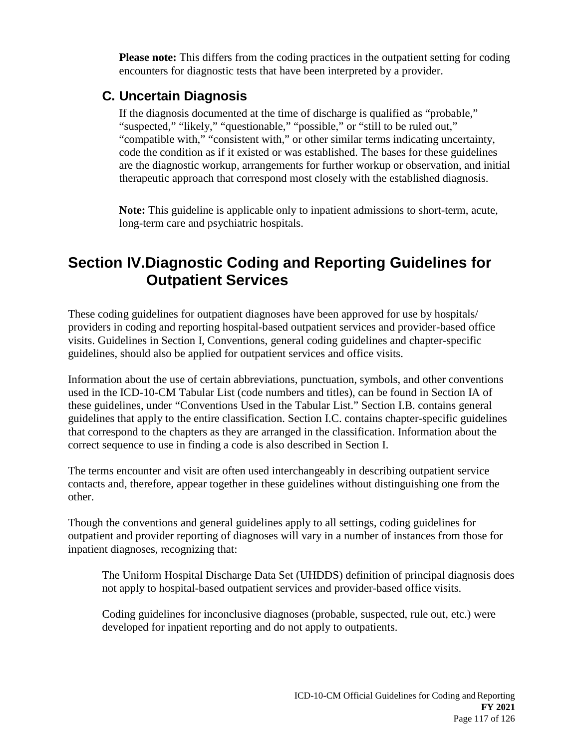**Please note:** This differs from the coding practices in the outpatient setting for coding encounters for diagnostic tests that have been interpreted by a provider.

### C. Uncertain Diagnosis

If the diagnosis documented at the time of discharge is qualified as "probable," "suspected," "likely," "questionable," "possible," or "still to be ruled out," "compatible with," "consistent with," or other similar terms indicating uncertainty, code the condition as if it existed or was established. The bases for these guidelines are the diagnostic workup, arrangements for further workup or observation, and initial therapeutic approach that correspond most closely with the established diagnosis.

**Note:** This guideline is applicable only to inpatient admissions to short-term, acute, long-term care and psychiatric hospitals.

## Section IV. Diagnostic Coding and Reporting Guidelines for Outpatient Services

These coding guidelines for outpatient diagnoses have been approved for use by hospitals/ providers in coding and reporting hospital-based outpatient services and provider-based office visits. Guidelines in Section I, Conventions, general coding guidelines and chapter-specific guidelines, should also be applied for outpatient services and office visits.

Information about the use of certain abbreviations, punctuation, symbols, and other conventions used in the ICD-10-CM Tabular List (code numbers and titles), can be found in Section IA of these guidelines, under "Conventions Used in the Tabular List." Section I.B. contains general guidelines that apply to the entire classification. Section I.C. contains chapter-specific guidelines that correspond to the chapters as they are arranged in the classification. Information about the correct sequence to use in finding a code is also described in Section I.

The terms encounter and visit are often used interchangeably in describing outpatient service contacts and, therefore, appear together in these guidelines without distinguishing one from the other.

Though the conventions and general guidelines apply to all settings, coding guidelines for outpatient and provider reporting of diagnoses will vary in a number of instances from those for inpatient diagnoses, recognizing that:

The Uniform Hospital Discharge Data Set (UHDDS) definition of principal diagnosis does not apply to hospital-based outpatient services and provider-based office visits.

Coding guidelines for inconclusive diagnoses (probable, suspected, rule out, etc.) were developed for inpatient reporting and do not apply to outpatients.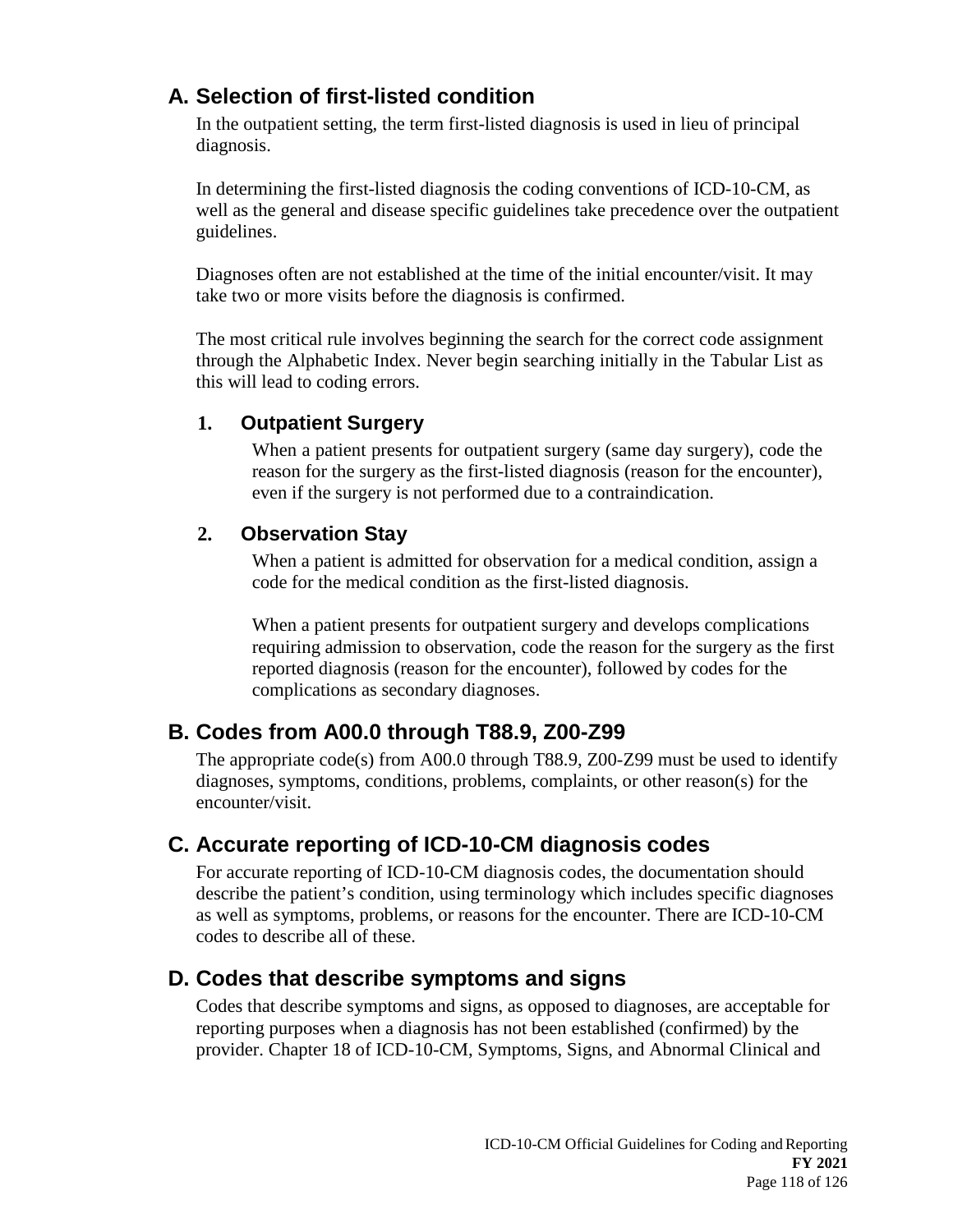## A. Selection of first-listed condition

In the outpatient setting, the term first-listed diagnosis is used in lieu of principal diagnosis.

In determining the first-listed diagnosis the coding conventions of ICD-10-CM, as well as the general and disease specific guidelines take precedence over the outpatient guidelines.

Diagnoses often are not established at the time of the initial encounter/visit. It may take two or more visits before the diagnosis is confirmed.

The most critical rule involves beginning the search for the correct code assignment through the Alphabetic Index. Never begin searching initially in the Tabular List as this will lead to coding errors.

### 1. Outpatient Surgery

When a patient presents for outpatient surgery (same day surgery), code the reason for the surgery as the first-listed diagnosis (reason for the encounter), even if the surgery is not performed due to a contraindication.

### 2. Observation Stay

When a patient is admitted for observation for a medical condition, assign a code for the medical condition as the first-listed diagnosis.

When a patient presents for outpatient surgery and develops complications requiring admission to observation, code the reason for the surgery as the first reported diagnosis (reason for the encounter), followed by codes for the complications as secondary diagnoses.

## B. Codes from A00.0 through T88.9, Z00-Z99

The appropriate code(s) from A00.0 through T88.9, Z00-Z99 must be used to identify diagnoses, symptoms, conditions, problems, complaints, or other reason(s) for the encounter/visit.

## C. Accurate reporting of ICD-10-CM diagnosis codes

For accurate reporting of ICD-10-CM diagnosis codes, the documentation should describe the patient's condition, using terminology which includes specific diagnoses as well as symptoms, problems, or reasons for the encounter. There are ICD-10-CM codes to describe all of these.

## D. Codes that describe symptoms and signs

Codes that describe symptoms and signs, as opposed to diagnoses, are acceptable for reporting purposes when a diagnosis has not been established (confirmed) by the provider. Chapter 18 of ICD-10-CM, Symptoms, Signs, and Abnormal Clinical and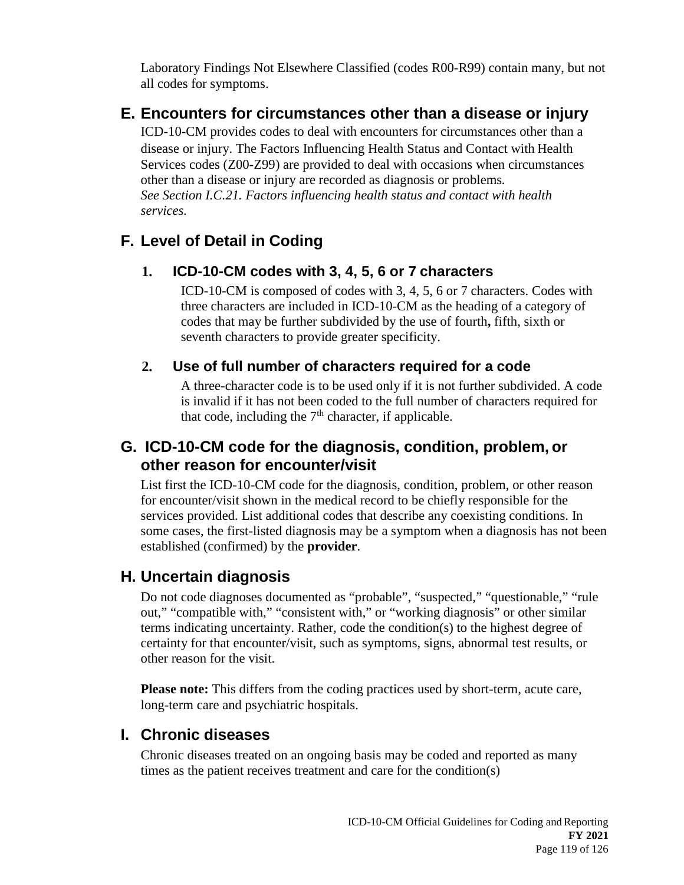Laboratory Findings Not Elsewhere Classified (codes R00-R99) contain many, but not all codes for symptoms.

## E. Encounters for circumstances other than a disease or injury

ICD-10-CM provides codes to deal with encounters for circumstances other than a disease or injury. The Factors Influencing Health Status and Contact with Health Services codes (Z00-Z99) are provided to deal with occasions when circumstances other than a disease or injury are recorded as diagnosis or problems.
*See Section I.C.21. Factors influencing health status and contact with health services.*

## F. Level of Detail in Coding

### 1. ICD-10-CM codes with 3, 4, 5, 6 or 7 characters

ICD-10-CM is composed of codes with 3, 4, 5, 6 or 7 characters. Codes with three characters are included in ICD-10-CM as the heading of a category of codes that may be further subdivided by the use of fourth**,** fifth, sixth or seventh characters to provide greater specificity.

### 2. Use of full number of characters required for a code

A three-character code is to be used only if it is not further subdivided. A code is invalid if it has not been coded to the full number of characters required for that code, including the 7th character, if applicable.

## G. ICD-10-CM code for the diagnosis, condition, problem, or other reason for encounter/visit

List first the ICD-10-CM code for the diagnosis, condition, problem, or other reason for encounter/visit shown in the medical record to be chiefly responsible for the services provided. List additional codes that describe any coexisting conditions. In some cases, the first-listed diagnosis may be a symptom when a diagnosis has not been established (confirmed) by the **provider**.

## H. Uncertain diagnosis

Do not code diagnoses documented as "probable", "suspected," "questionable," "rule out," "compatible with," "consistent with," or "working diagnosis" or other similar terms indicating uncertainty. Rather, code the condition(s) to the highest degree of certainty for that encounter/visit, such as symptoms, signs, abnormal test results, or other reason for the visit.

**Please note:** This differs from the coding practices used by short-term, acute care, long-term care and psychiatric hospitals.

## I. Chronic diseases

Chronic diseases treated on an ongoing basis may be coded and reported as many times as the patient receives treatment and care for the condition(s)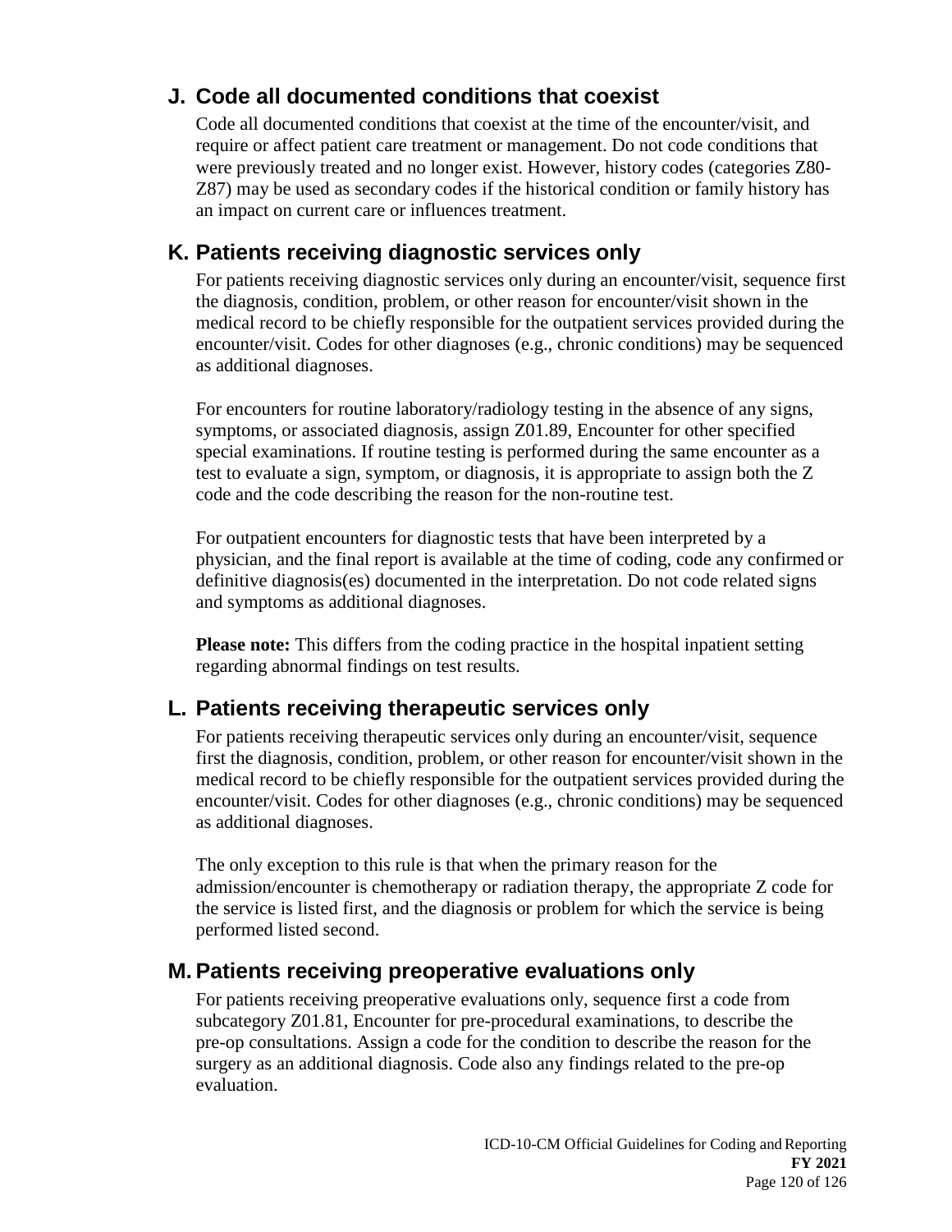## J. Code all documented conditions that coexist

Code all documented conditions that coexist at the time of the encounter/visit, and require or affect patient care treatment or management. Do not code conditions that were previously treated and no longer exist. However, history codes (categories Z80-Z87) may be used as secondary codes if the historical condition or family history has an impact on current care or influences treatment.

## K. Patients receiving diagnostic services only

For patients receiving diagnostic services only during an encounter/visit, sequence first the diagnosis, condition, problem, or other reason for encounter/visit shown in the medical record to be chiefly responsible for the outpatient services provided during the encounter/visit. Codes for other diagnoses (e.g., chronic conditions) may be sequenced as additional diagnoses.

For encounters for routine laboratory/radiology testing in the absence of any signs, symptoms, or associated diagnosis, assign Z01.89, Encounter for other specified special examinations. If routine testing is performed during the same encounter as a test to evaluate a sign, symptom, or diagnosis, it is appropriate to assign both the Z code and the code describing the reason for the non-routine test.

For outpatient encounters for diagnostic tests that have been interpreted by a physician, and the final report is available at the time of coding, code any confirmed or definitive diagnosis(es) documented in the interpretation. Do not code related signs and symptoms as additional diagnoses.

**Please note:** This differs from the coding practice in the hospital inpatient setting regarding abnormal findings on test results.

## L. Patients receiving therapeutic services only

For patients receiving therapeutic services only during an encounter/visit, sequence first the diagnosis, condition, problem, or other reason for encounter/visit shown in the medical record to be chiefly responsible for the outpatient services provided during the encounter/visit. Codes for other diagnoses (e.g., chronic conditions) may be sequenced as additional diagnoses.

The only exception to this rule is that when the primary reason for the admission/encounter is chemotherapy or radiation therapy, the appropriate Z code for the service is listed first, and the diagnosis or problem for which the service is being performed listed second.

## M. Patients receiving preoperative evaluations only

For patients receiving preoperative evaluations only, sequence first a code from subcategory Z01.81, Encounter for pre-procedural examinations, to describe the pre-op consultations. Assign a code for the condition to describe the reason for the surgery as an additional diagnosis. Code also any findings related to the pre-op evaluation.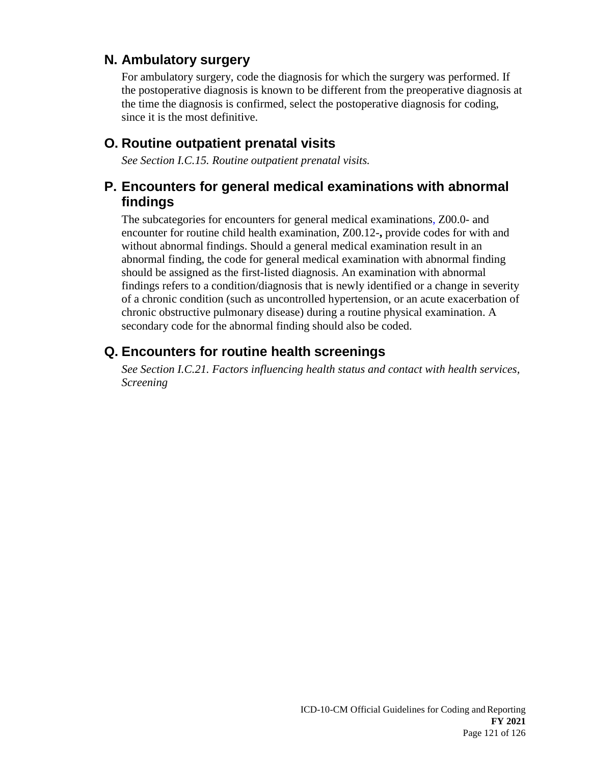## N. Ambulatory surgery

For ambulatory surgery, code the diagnosis for which the surgery was performed. If the postoperative diagnosis is known to be different from the preoperative diagnosis at the time the diagnosis is confirmed, select the postoperative diagnosis for coding, since it is the most definitive.

## O. Routine outpatient prenatal visits

*See Section I.C.15. Routine outpatient prenatal visits.*

## P. Encounters for general medical examinations with abnormal findings

The subcategories for encounters for general medical examinations, Z00.0- and encounter for routine child health examination, Z00.12-**,** provide codes for with and without abnormal findings. Should a general medical examination result in an abnormal finding, the code for general medical examination with abnormal finding should be assigned as the first-listed diagnosis. An examination with abnormal findings refers to a condition/diagnosis that is newly identified or a change in severity of a chronic condition (such as uncontrolled hypertension, or an acute exacerbation of chronic obstructive pulmonary disease) during a routine physical examination. A secondary code for the abnormal finding should also be coded.

## Q. Encounters for routine health screenings

*See Section I.C.21. Factors influencing health status and contact with health services, Screening*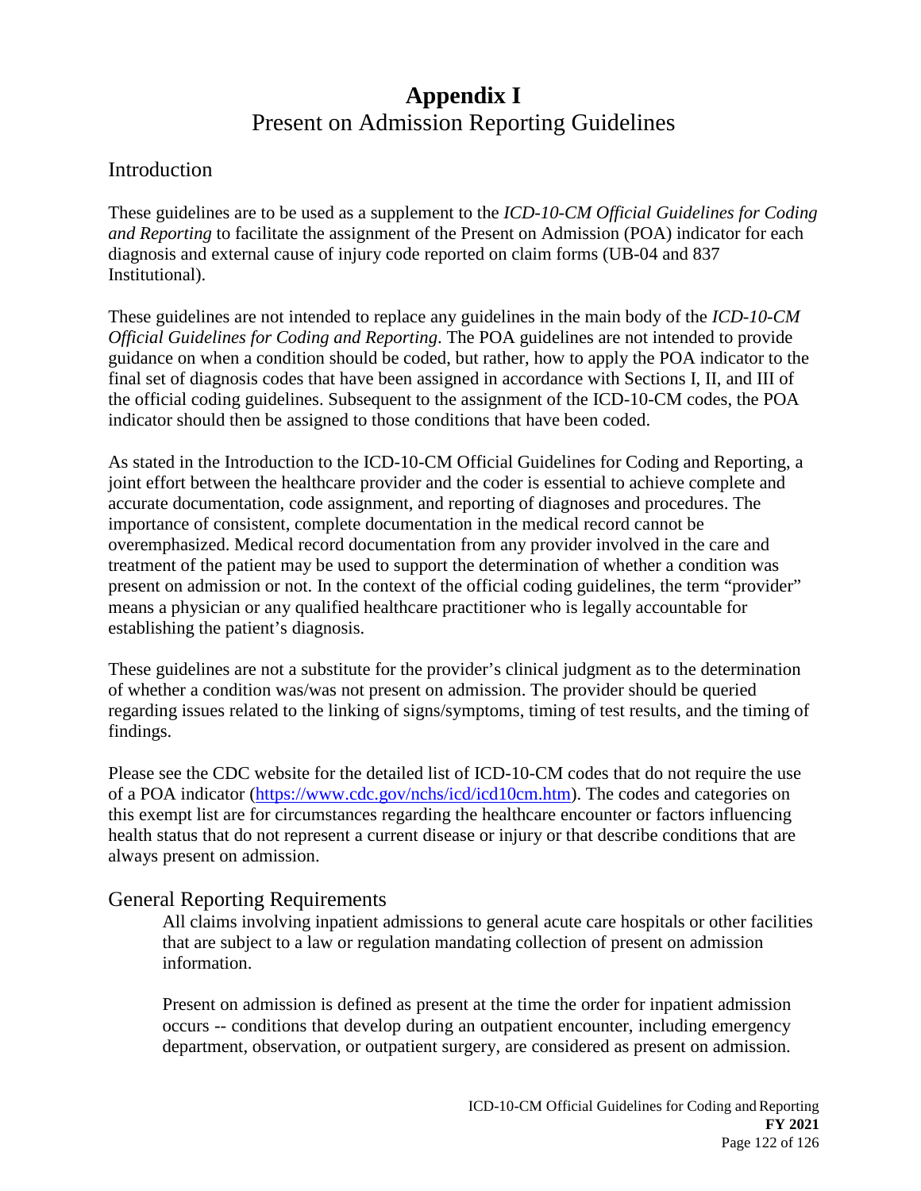# **Appendix I**
# Present on Admission Reporting Guidelines

## Introduction

These guidelines are to be used as a supplement to the *ICD-10-CM Official Guidelines for Coding and Reporting* to facilitate the assignment of the Present on Admission (POA) indicator for each diagnosis and external cause of injury code reported on claim forms (UB-04 and 837 Institutional).

These guidelines are not intended to replace any guidelines in the main body of the *ICD-10-CM Official Guidelines for Coding and Reporting*. The POA guidelines are not intended to provide guidance on when a condition should be coded, but rather, how to apply the POA indicator to the final set of diagnosis codes that have been assigned in accordance with Sections I, II, and III of the official coding guidelines. Subsequent to the assignment of the ICD-10-CM codes, the POA indicator should then be assigned to those conditions that have been coded.

As stated in the Introduction to the ICD-10-CM Official Guidelines for Coding and Reporting, a joint effort between the healthcare provider and the coder is essential to achieve complete and accurate documentation, code assignment, and reporting of diagnoses and procedures. The importance of consistent, complete documentation in the medical record cannot be overemphasized. Medical record documentation from any provider involved in the care and treatment of the patient may be used to support the determination of whether a condition was present on admission or not. In the context of the official coding guidelines, the term "provider" means a physician or any qualified healthcare practitioner who is legally accountable for establishing the patient's diagnosis.

These guidelines are not a substitute for the provider's clinical judgment as to the determination of whether a condition was/was not present on admission. The provider should be queried regarding issues related to the linking of signs/symptoms, timing of test results, and the timing of findings.

Please see the CDC website for the detailed list of ICD-10-CM codes that do not require the use of a POA indicator (https://www.cdc.gov/nchs/icd/icd10cm.htm). The codes and categories on this exempt list are for circumstances regarding the healthcare encounter or factors influencing health status that do not represent a current disease or injury or that describe conditions that are always present on admission.

## General Reporting Requirements

All claims involving inpatient admissions to general acute care hospitals or other facilities that are subject to a law or regulation mandating collection of present on admission information.

Present on admission is defined as present at the time the order for inpatient admission occurs -- conditions that develop during an outpatient encounter, including emergency department, observation, or outpatient surgery, are considered as present on admission.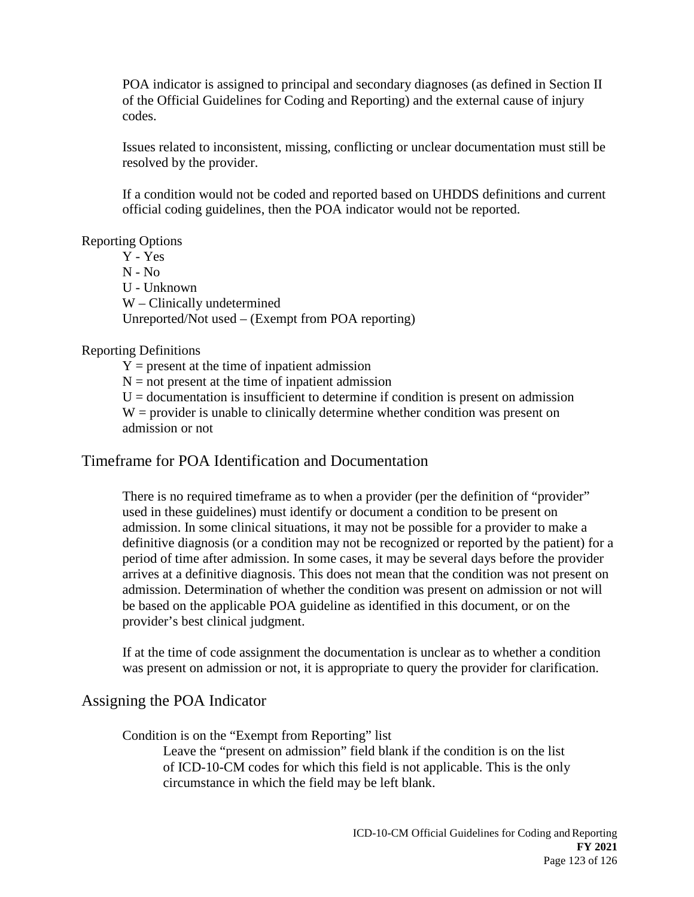POA indicator is assigned to principal and secondary diagnoses (as defined in Section II of the Official Guidelines for Coding and Reporting) and the external cause of injury codes.

Issues related to inconsistent, missing, conflicting or unclear documentation must still be resolved by the provider.

If a condition would not be coded and reported based on UHDDS definitions and current official coding guidelines, then the POA indicator would not be reported.

Reporting Options

Y - Yes
N - No
U - Unknown
W – Clinically undetermined
Unreported/Not used – (Exempt from POA reporting)

Reporting Definitions

Y = present at the time of inpatient admission
N = not present at the time of inpatient admission
U = documentation is insufficient to determine if condition is present on admission
W = provider is unable to clinically determine whether condition was present on admission or not

## Timeframe for POA Identification and Documentation

There is no required timeframe as to when a provider (per the definition of "provider" used in these guidelines) must identify or document a condition to be present on admission. In some clinical situations, it may not be possible for a provider to make a definitive diagnosis (or a condition may not be recognized or reported by the patient) for a period of time after admission. In some cases, it may be several days before the provider arrives at a definitive diagnosis. This does not mean that the condition was not present on admission. Determination of whether the condition was present on admission or not will be based on the applicable POA guideline as identified in this document, or on the provider's best clinical judgment.

If at the time of code assignment the documentation is unclear as to whether a condition was present on admission or not, it is appropriate to query the provider for clarification.

## Assigning the POA Indicator

Condition is on the "Exempt from Reporting" list

Leave the "present on admission" field blank if the condition is on the list of ICD-10-CM codes for which this field is not applicable. This is the only circumstance in which the field may be left blank.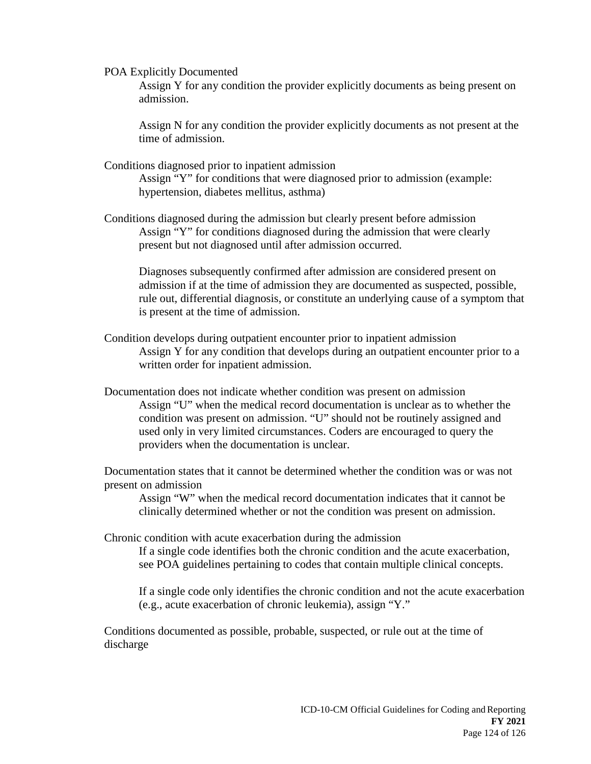POA Explicitly Documented

Assign Y for any condition the provider explicitly documents as being present on admission.

Assign N for any condition the provider explicitly documents as not present at the time of admission.

Conditions diagnosed prior to inpatient admission

Assign "Y" for conditions that were diagnosed prior to admission (example: hypertension, diabetes mellitus, asthma)

Conditions diagnosed during the admission but clearly present before admission

Assign "Y" for conditions diagnosed during the admission that were clearly present but not diagnosed until after admission occurred.

Diagnoses subsequently confirmed after admission are considered present on admission if at the time of admission they are documented as suspected, possible, rule out, differential diagnosis, or constitute an underlying cause of a symptom that is present at the time of admission.

Condition develops during outpatient encounter prior to inpatient admission

Assign Y for any condition that develops during an outpatient encounter prior to a written order for inpatient admission.

Documentation does not indicate whether condition was present on admission

Assign "U" when the medical record documentation is unclear as to whether the condition was present on admission. "U" should not be routinely assigned and used only in very limited circumstances. Coders are encouraged to query the providers when the documentation is unclear.

Documentation states that it cannot be determined whether the condition was or was not present on admission

Assign "W" when the medical record documentation indicates that it cannot be clinically determined whether or not the condition was present on admission.

Chronic condition with acute exacerbation during the admission

If a single code identifies both the chronic condition and the acute exacerbation, see POA guidelines pertaining to codes that contain multiple clinical concepts.

If a single code only identifies the chronic condition and not the acute exacerbation (e.g., acute exacerbation of chronic leukemia), assign "Y."

Conditions documented as possible, probable, suspected, or rule out at the time of discharge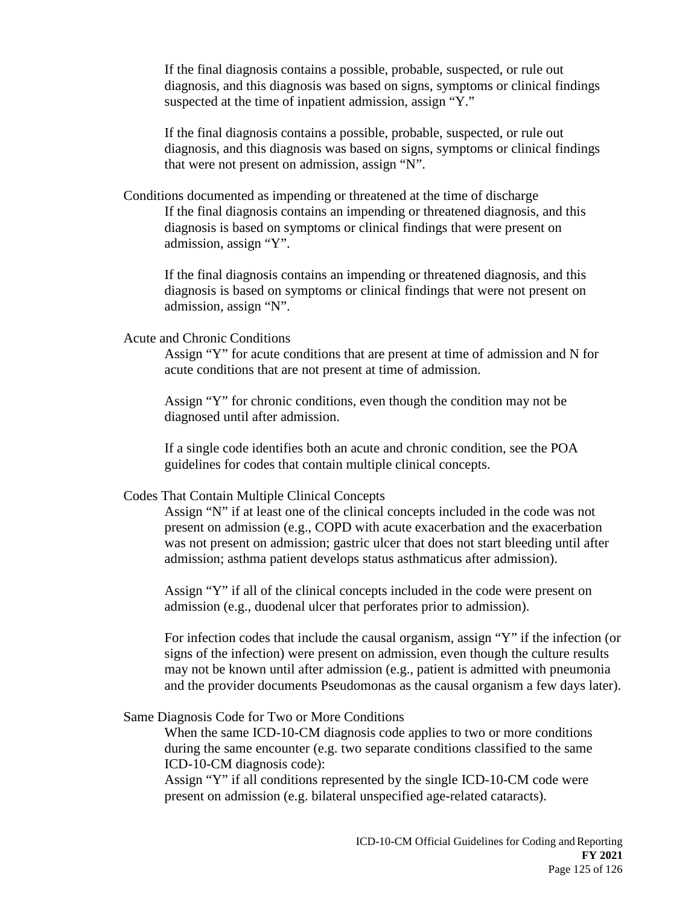If the final diagnosis contains a possible, probable, suspected, or rule out diagnosis, and this diagnosis was based on signs, symptoms or clinical findings suspected at the time of inpatient admission, assign "Y."

If the final diagnosis contains a possible, probable, suspected, or rule out diagnosis, and this diagnosis was based on signs, symptoms or clinical findings that were not present on admission, assign "N".

Conditions documented as impending or threatened at the time of discharge

If the final diagnosis contains an impending or threatened diagnosis, and this diagnosis is based on symptoms or clinical findings that were present on admission, assign "Y".

If the final diagnosis contains an impending or threatened diagnosis, and this diagnosis is based on symptoms or clinical findings that were not present on admission, assign "N".

Acute and Chronic Conditions

Assign "Y" for acute conditions that are present at time of admission and N for acute conditions that are not present at time of admission.

Assign "Y" for chronic conditions, even though the condition may not be diagnosed until after admission.

If a single code identifies both an acute and chronic condition, see the POA guidelines for codes that contain multiple clinical concepts.

Codes That Contain Multiple Clinical Concepts

Assign "N" if at least one of the clinical concepts included in the code was not present on admission (e.g., COPD with acute exacerbation and the exacerbation was not present on admission; gastric ulcer that does not start bleeding until after admission; asthma patient develops status asthmaticus after admission).

Assign "Y" if all of the clinical concepts included in the code were present on admission (e.g., duodenal ulcer that perforates prior to admission).

For infection codes that include the causal organism, assign "Y" if the infection (or signs of the infection) were present on admission, even though the culture results may not be known until after admission (e.g., patient is admitted with pneumonia and the provider documents Pseudomonas as the causal organism a few days later).

Same Diagnosis Code for Two or More Conditions

When the same ICD-10-CM diagnosis code applies to two or more conditions during the same encounter (e.g. two separate conditions classified to the same ICD-10-CM diagnosis code):

Assign "Y" if all conditions represented by the single ICD-10-CM code were present on admission (e.g. bilateral unspecified age-related cataracts).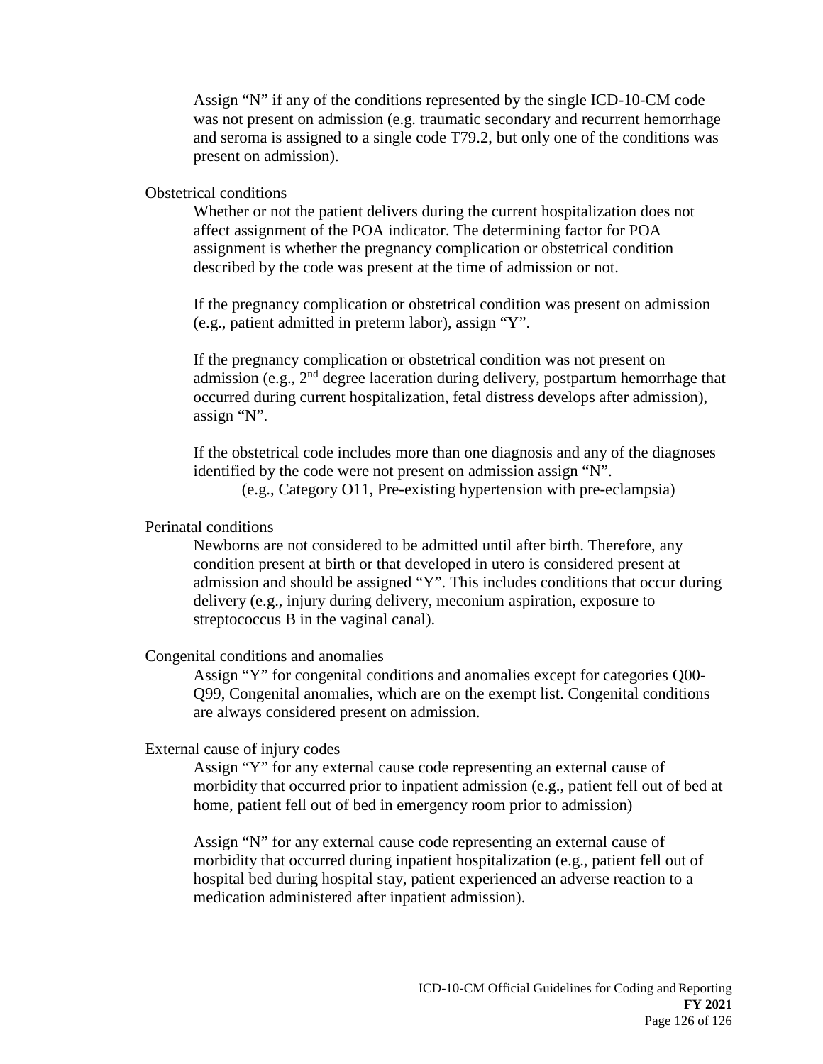Assign "N" if any of the conditions represented by the single ICD-10-CM code was not present on admission (e.g. traumatic secondary and recurrent hemorrhage and seroma is assigned to a single code T79.2, but only one of the conditions was present on admission).

Obstetrical conditions

Whether or not the patient delivers during the current hospitalization does not affect assignment of the POA indicator. The determining factor for POA assignment is whether the pregnancy complication or obstetrical condition described by the code was present at the time of admission or not.

If the pregnancy complication or obstetrical condition was present on admission (e.g., patient admitted in preterm labor), assign "Y".

If the pregnancy complication or obstetrical condition was not present on admission (e.g., 2nd degree laceration during delivery, postpartum hemorrhage that occurred during current hospitalization, fetal distress develops after admission), assign "N".

If the obstetrical code includes more than one diagnosis and any of the diagnoses identified by the code were not present on admission assign "N".

(e.g., Category O11, Pre-existing hypertension with pre-eclampsia)

Perinatal conditions

Newborns are not considered to be admitted until after birth. Therefore, any condition present at birth or that developed in utero is considered present at admission and should be assigned "Y". This includes conditions that occur during delivery (e.g., injury during delivery, meconium aspiration, exposure to streptococcus B in the vaginal canal).

Congenital conditions and anomalies

Assign "Y" for congenital conditions and anomalies except for categories Q00-Q99, Congenital anomalies, which are on the exempt list. Congenital conditions are always considered present on admission.

External cause of injury codes

Assign "Y" for any external cause code representing an external cause of morbidity that occurred prior to inpatient admission (e.g., patient fell out of bed at home, patient fell out of bed in emergency room prior to admission)

Assign "N" for any external cause code representing an external cause of morbidity that occurred during inpatient hospitalization (e.g., patient fell out of hospital bed during hospital stay, patient experienced an adverse reaction to a medication administered after inpatient admission).